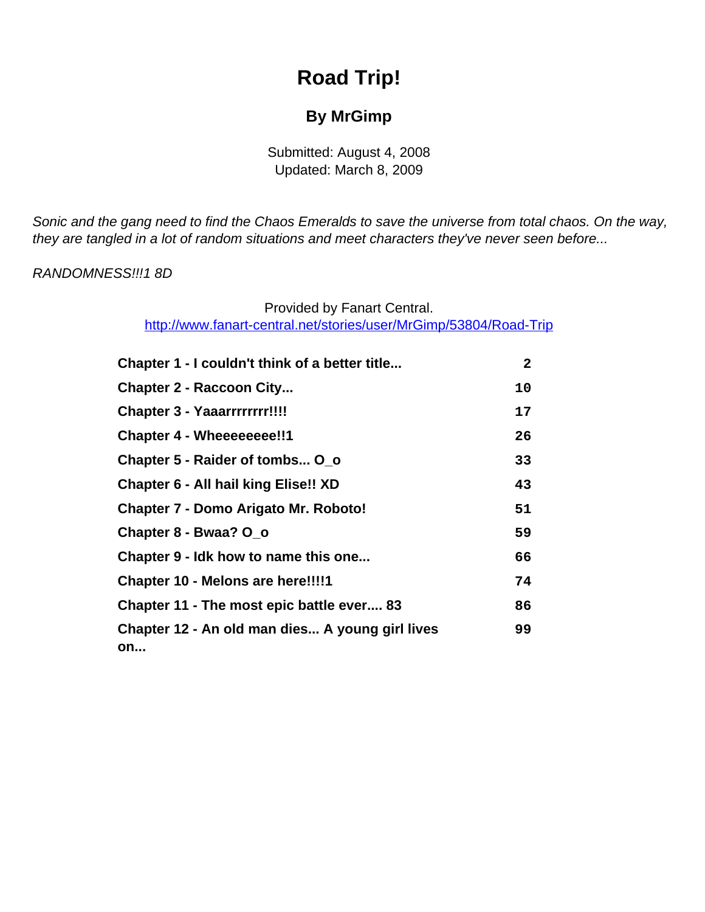# Road Trip!

## By MrGimp

Submitted: August 4, 2008
Updated: March 8, 2009

*Sonic and the gang need to find the Chaos Emeralds to save the universe from total chaos. On the way, they are tangled in a lot of random situations and meet characters they've never seen before...*

*RANDOMNESS!!!1 8D*

Provided by Fanart Central.
http://www.fanart-central.net/stories/user/MrGimp/53804/Road-Trip

| | |
|---|---|
| **Chapter 1 - I couldn't think of a better title...** | 2 |
| **Chapter 2 - Raccoon City...** | 10 |
| **Chapter 3 - Yaaarrrrrrrr!!!!** | 17 |
| **Chapter 4 - Wheeeeeeee!!1** | 26 |
| **Chapter 5 - Raider of tombs... O_o** | 33 |
| **Chapter 6 - All hail king Elise!! XD** | 43 |
| **Chapter 7 - Domo Arigato Mr. Roboto!** | 51 |
| **Chapter 8 - Bwaa? O_o** | 59 |
| **Chapter 9 - Idk how to name this one...** | 66 |
| **Chapter 10 - Melons are here!!!!1** | 74 |
| **Chapter 11 - The most epic battle ever.... 83** | 86 |
| **Chapter 12 - An old man dies... A young girl lives on...** | 99 |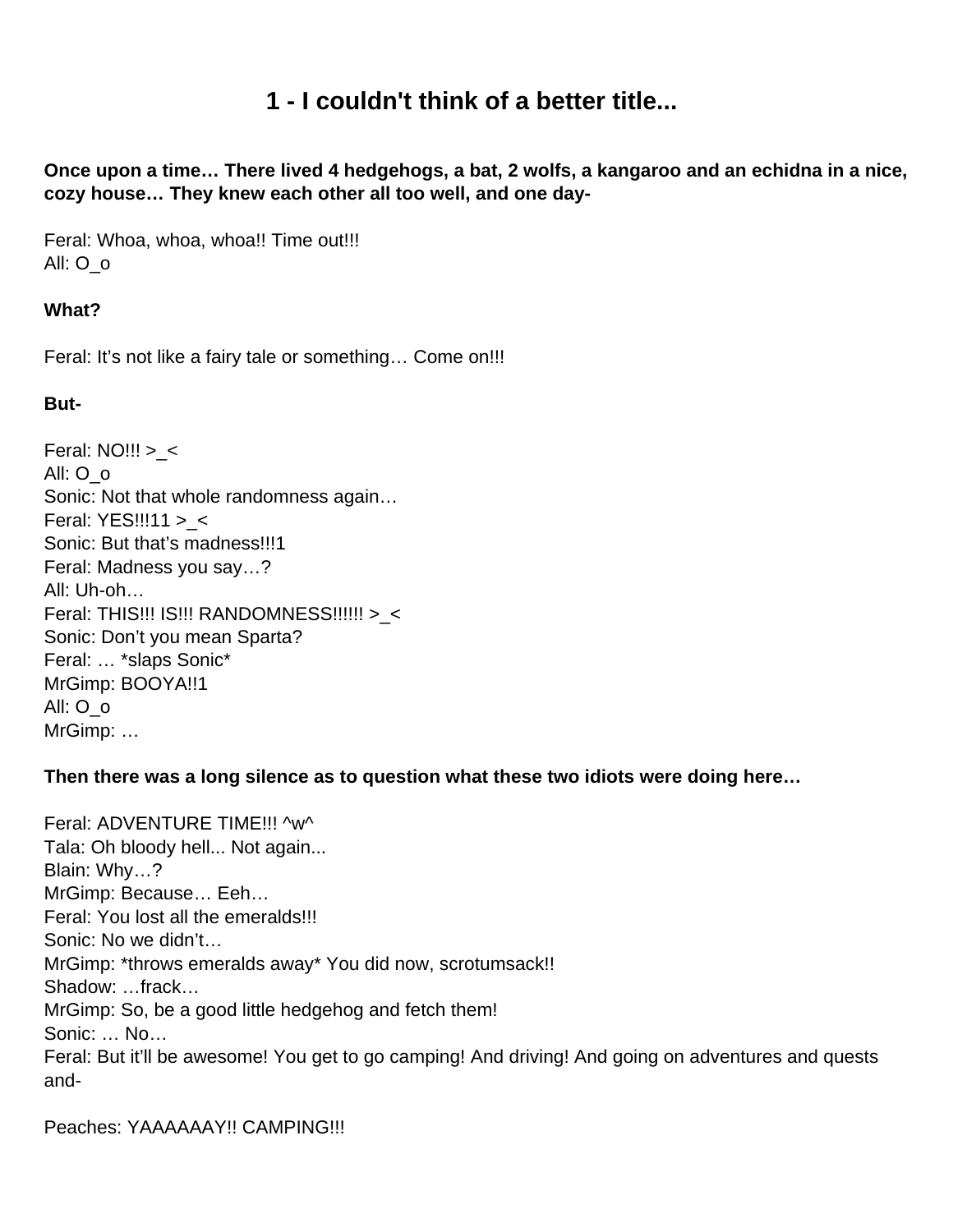# 1 - I couldn't think of a better title...

**Once upon a time… There lived 4 hedgehogs, a bat, 2 wolfs, a kangaroo and an echidna in a nice, cozy house… They knew each other all too well, and one day-**

Feral: Whoa, whoa, whoa!! Time out!!!
All: O_o

**What?**

Feral: It's not like a fairy tale or something… Come on!!!

**But-**

Feral: NO!!! >_<
All: O_o
Sonic: Not that whole randomness again…
Feral: YES!!!11 >_<
Sonic: But that's madness!!!1
Feral: Madness you say…?
All: Uh-oh…
Feral: THIS!!! IS!!! RANDOMNESS!!!!!! >_<
Sonic: Don't you mean Sparta?
Feral: … *slaps Sonic*
MrGimp: BOOYA!!1
All: O_o
MrGimp: …

**Then there was a long silence as to question what these two idiots were doing here…**

Feral: ADVENTURE TIME!!! ^w^
Tala: Oh bloody hell... Not again...
Blain: Why…?
MrGimp: Because… Eeh…
Feral: You lost all the emeralds!!!
Sonic: No we didn't…
MrGimp: *throws emeralds away* You did now, scrotumsack!!
Shadow: …frack…
MrGimp: So, be a good little hedgehog and fetch them!
Sonic: … No…
Feral: But it'll be awesome! You get to go camping! And driving! And going on adventures and quests and-

Peaches: YAAAAAAY!! CAMPING!!!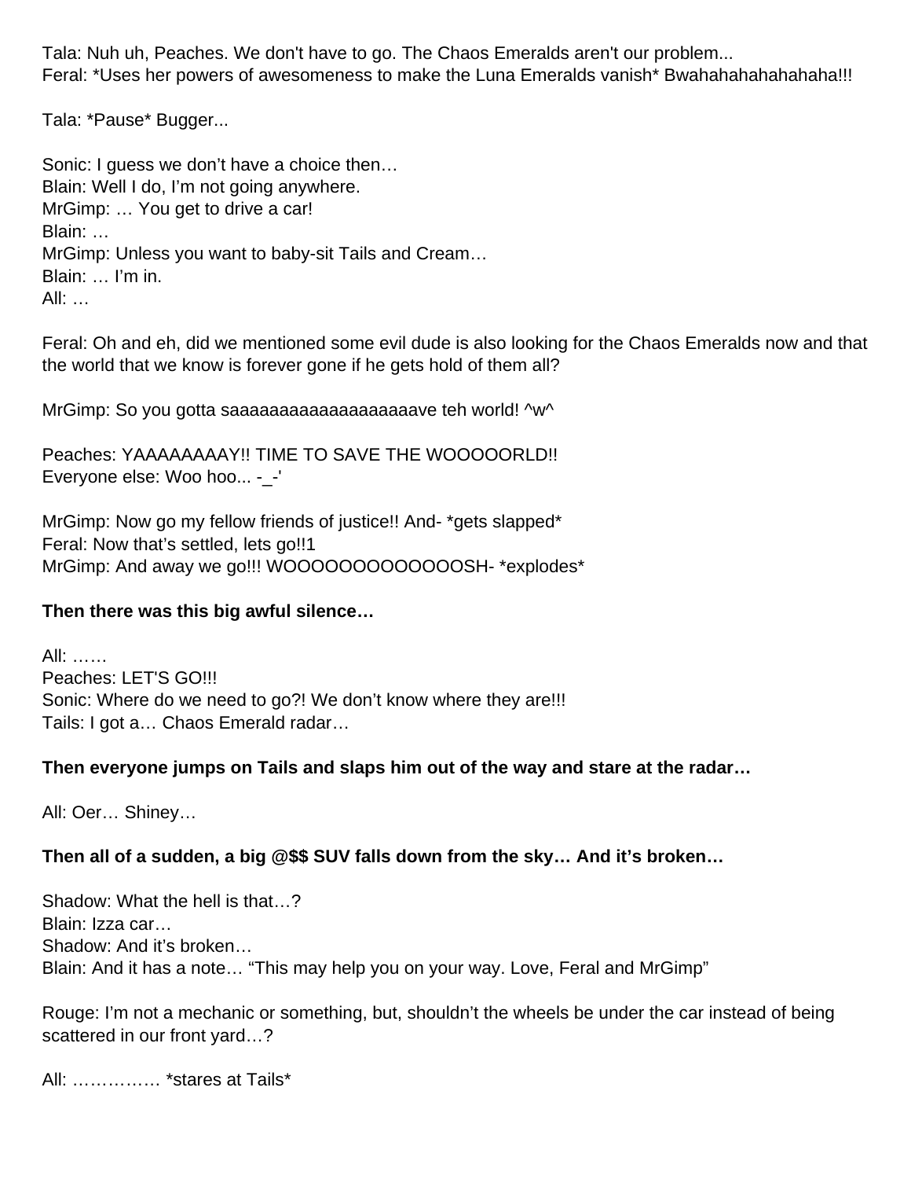Tala: Nuh uh, Peaches. We don't have to go. The Chaos Emeralds aren't our problem...
Feral: *Uses her powers of awesomeness to make the Luna Emeralds vanish* Bwahahahahahahaha!!!

Tala: *Pause* Bugger...

Sonic: I guess we don't have a choice then…
Blain: Well I do, I'm not going anywhere.
MrGimp: … You get to drive a car!
Blain: …
MrGimp: Unless you want to baby-sit Tails and Cream…
Blain: … I'm in.
All: …

Feral: Oh and eh, did we mentioned some evil dude is also looking for the Chaos Emeralds now and that the world that we know is forever gone if he gets hold of them all?

MrGimp: So you gotta saaaaaaaaaaaaaaaaaaave teh world! ^w^

Peaches: YAAAAAAAAY!! TIME TO SAVE THE WOOOOORLD!!
Everyone else: Woo hoo... -_-'

MrGimp: Now go my fellow friends of justice!! And- *gets slapped*
Feral: Now that's settled, lets go!!1
MrGimp: And away we go!!! WOOOOOOOOOOOOOSH- *explodes*

**Then there was this big awful silence…**

All: ……
Peaches: LET'S GO!!!
Sonic: Where do we need to go?! We don't know where they are!!!
Tails: I got a… Chaos Emerald radar…

**Then everyone jumps on Tails and slaps him out of the way and stare at the radar…**

All: Oer… Shiney…

**Then all of a sudden, a big @$$ SUV falls down from the sky… And it's broken…**

Shadow: What the hell is that…?
Blain: Izza car…
Shadow: And it's broken…
Blain: And it has a note… "This may help you on your way. Love, Feral and MrGimp"

Rouge: I'm not a mechanic or something, but, shouldn't the wheels be under the car instead of being scattered in our front yard…?

All: …………… *stares at Tails*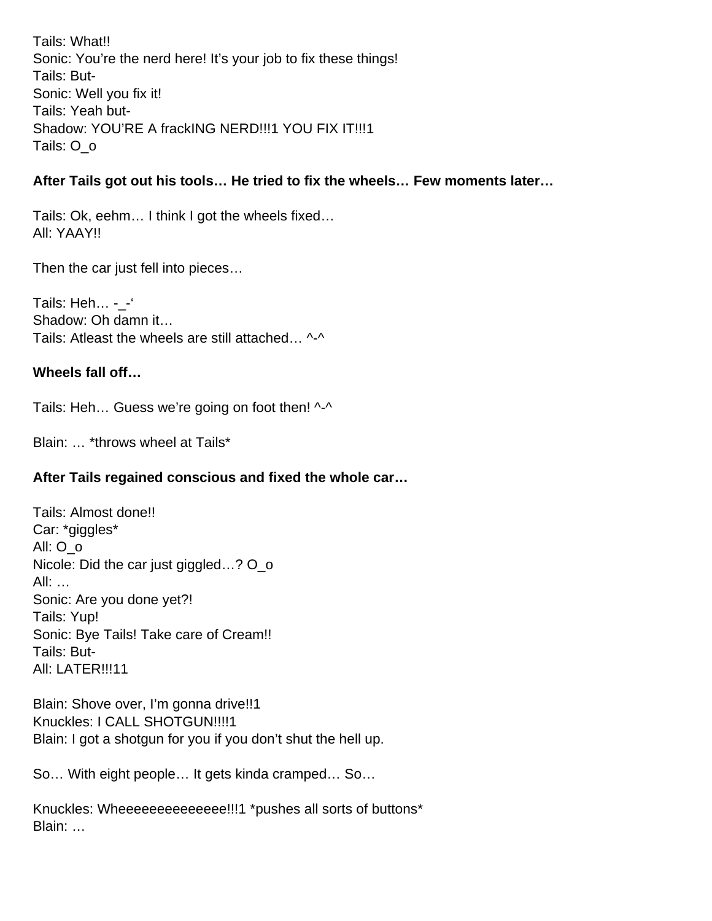Tails: What!!
Sonic: You’re the nerd here! It’s your job to fix these things!
Tails: But-
Sonic: Well you fix it!
Tails: Yeah but-
Shadow: YOU’RE A frackING NERD!!!1 YOU FIX IT!!!1
Tails: O_o

**After Tails got out his tools… He tried to fix the wheels… Few moments later…**

Tails: Ok, eehm… I think I got the wheels fixed…
All: YAAY!!

Then the car just fell into pieces…

Tails: Heh… -_-‘
Shadow: Oh damn it…
Tails: Atleast the wheels are still attached… ^-^

**Wheels fall off…**

Tails: Heh… Guess we’re going on foot then! ^-^

Blain: … *throws wheel at Tails*

**After Tails regained conscious and fixed the whole car…**

Tails: Almost done!!
Car: *giggles*
All: O_o
Nicole: Did the car just giggled…? O_o
All: …
Sonic: Are you done yet?!
Tails: Yup!
Sonic: Bye Tails! Take care of Cream!!
Tails: But-
All: LATER!!!11

Blain: Shove over, I’m gonna drive!!1
Knuckles: I CALL SHOTGUN!!!!1
Blain: I got a shotgun for you if you don’t shut the hell up.

So… With eight people… It gets kinda cramped… So…

Knuckles: Wheeeeeeeeeeeeee!!!1 *pushes all sorts of buttons*
Blain: …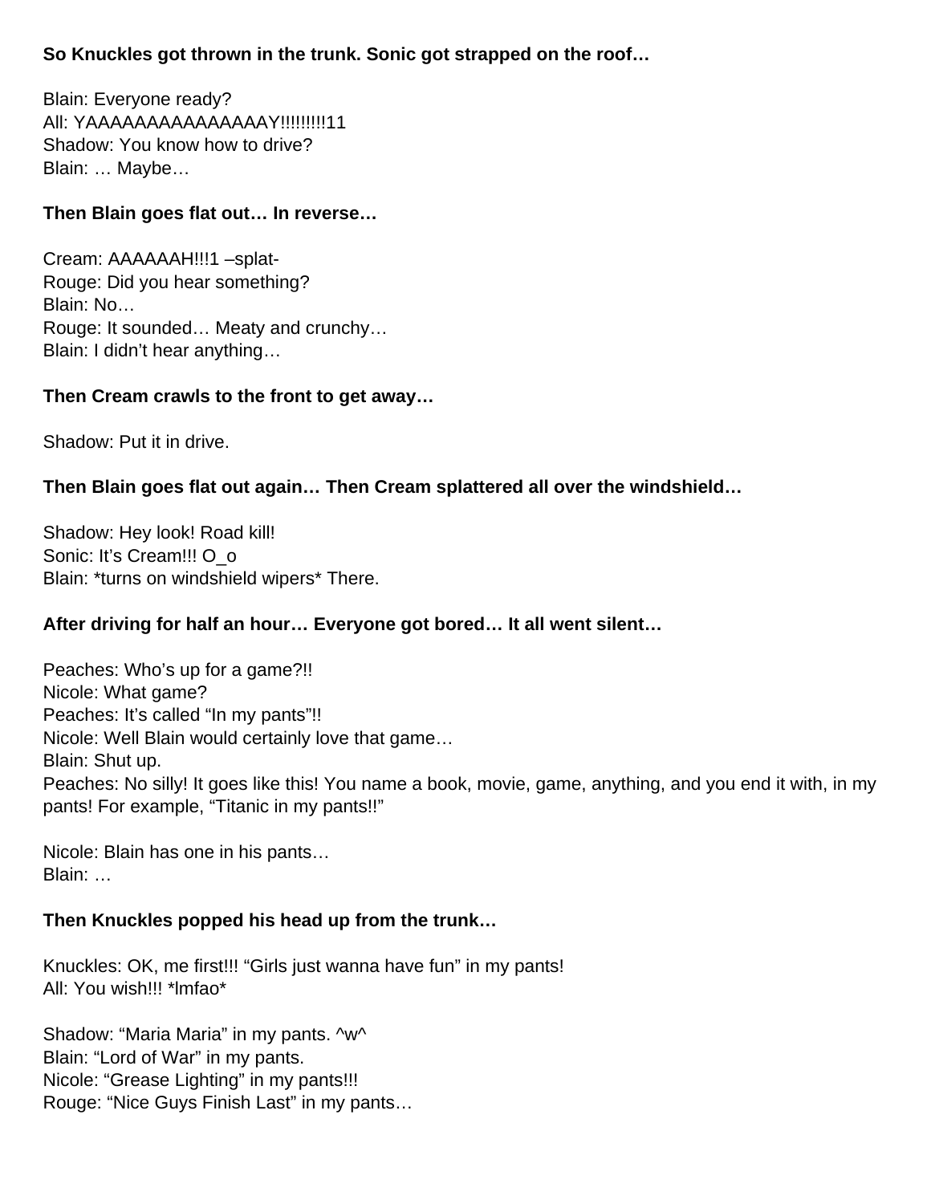**So Knuckles got thrown in the trunk. Sonic got strapped on the roof…**

Blain: Everyone ready?
All: YAAAAAAAAAAAAAAAY!!!!!!!!!11
Shadow: You know how to drive?
Blain: … Maybe…

**Then Blain goes flat out… In reverse…**

Cream: AAAAAAH!!!1 –splat-
Rouge: Did you hear something?
Blain: No…
Rouge: It sounded… Meaty and crunchy…
Blain: I didn't hear anything…

**Then Cream crawls to the front to get away…**

Shadow: Put it in drive.

**Then Blain goes flat out again… Then Cream splattered all over the windshield…**

Shadow: Hey look! Road kill!
Sonic: It's Cream!!! O_o
Blain: *turns on windshield wipers* There.

**After driving for half an hour… Everyone got bored… It all went silent…**

Peaches: Who's up for a game?!!
Nicole: What game?
Peaches: It's called "In my pants"!!
Nicole: Well Blain would certainly love that game…
Blain: Shut up.
Peaches: No silly! It goes like this! You name a book, movie, game, anything, and you end it with, in my pants! For example, "Titanic in my pants!!"

Nicole: Blain has one in his pants…
Blain: …

**Then Knuckles popped his head up from the trunk…**

Knuckles: OK, me first!!! "Girls just wanna have fun" in my pants!
All: You wish!!! *lmfao*

Shadow: "Maria Maria" in my pants. ^w^
Blain: "Lord of War" in my pants.
Nicole: "Grease Lighting" in my pants!!!
Rouge: "Nice Guys Finish Last" in my pants…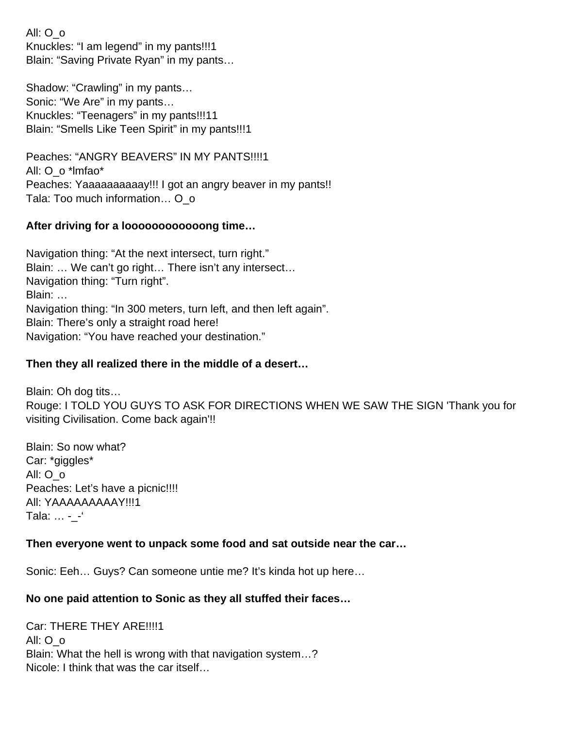All: O_o
Knuckles: “I am legend” in my pants!!!1
Blain: “Saving Private Ryan” in my pants…

Shadow: “Crawling” in my pants…
Sonic: “We Are” in my pants…
Knuckles: “Teenagers” in my pants!!!11
Blain: “Smells Like Teen Spirit” in my pants!!!1

Peaches: “ANGRY BEAVERS” IN MY PANTS!!!!1
All: O_o *lmfao*
Peaches: Yaaaaaaaaaay!!! I got an angry beaver in my pants!!
Tala: Too much information… O_o

**After driving for a looooooooooong time…**

Navigation thing: “At the next intersect, turn right.”
Blain: … We can’t go right… There isn’t any intersect…
Navigation thing: “Turn right”.
Blain: …
Navigation thing: “In 300 meters, turn left, and then left again”.
Blain: There’s only a straight road here!
Navigation: “You have reached your destination.”

**Then they all realized there in the middle of a desert…**

Blain: Oh dog tits…
Rouge: I TOLD YOU GUYS TO ASK FOR DIRECTIONS WHEN WE SAW THE SIGN 'Thank you for visiting Civilisation. Come back again'!!

Blain: So now what?
Car: *giggles*
All: O_o
Peaches: Let’s have a picnic!!!!
All: YAAAAAAAAAY!!!1
Tala: … -_-‘

**Then everyone went to unpack some food and sat outside near the car…**

Sonic: Eeh… Guys? Can someone untie me? It’s kinda hot up here…

**No one paid attention to Sonic as they all stuffed their faces…**

Car: THERE THEY ARE!!!!1
All: O_o
Blain: What the hell is wrong with that navigation system…?
Nicole: I think that was the car itself…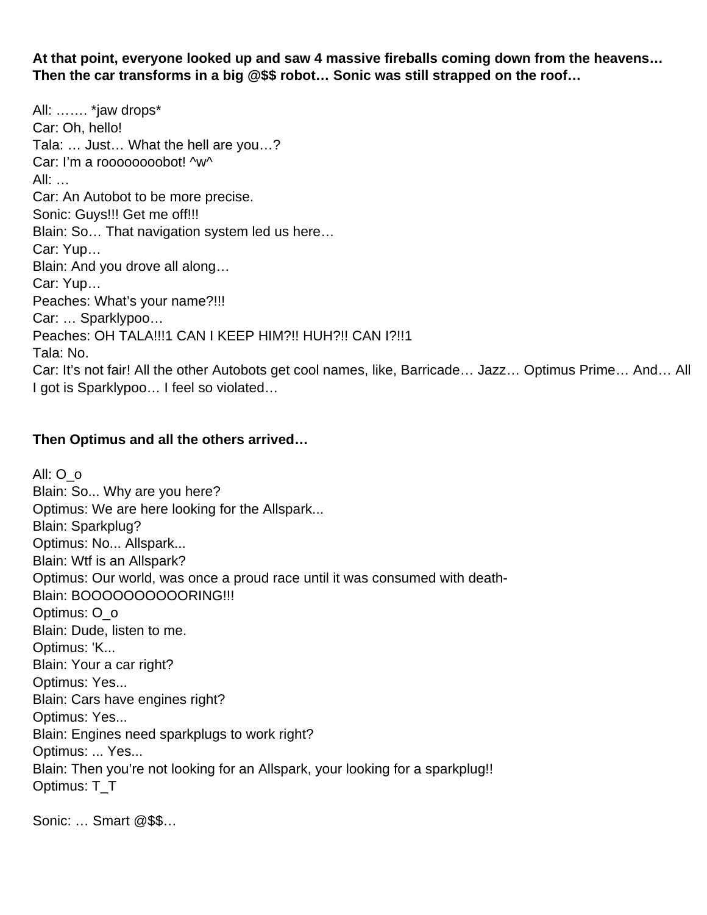**At that point, everyone looked up and saw 4 massive fireballs coming down from the heavens… Then the car transforms in a big @$$ robot… Sonic was still strapped on the roof…**

All: ……. *jaw drops*
Car: Oh, hello!
Tala: … Just… What the hell are you…?
Car: I'm rooooooooobot! ^w^
All: …
Car: An Autobot to be more precise.
Sonic: Guys!!! Get me off!!!
Blain: So… That navigation system led us here…
Car: Yup…
Blain: And you drove all along…
Car: Yup…
Peaches: What's your name?!!!
Car: … Sparklypoo…
Peaches: OH TALA!!!1 CAN I KEEP HIM?!! HUH?!! CAN I?!!1
Tala: No.
Car: It's not fair! All the other Autobots get cool names, like, Barricade… Jazz… Optimus Prime… And… All I got is Sparklypoo… I feel so violated…

**Then Optimus and all the others arrived…**

All: O_o
Blain: So... Why are you here?
Optimus: We are here looking for the Allspark...
Blain: Sparkplug?
Optimus: No... Allspark...
Blain: Wtf is an Allspark?
Optimus: Our world, was once a proud race until it was consumed with death-
Blain: BOOOOOOOOOORING!!!
Optimus: O_o
Blain: Dude, listen to me.
Optimus: 'K...
Blain: Your a car right?
Optimus: Yes...
Blain: Cars have engines right?
Optimus: Yes...
Blain: Engines need sparkplugs to work right?
Optimus: ... Yes...
Blain: Then you're not looking for an Allspark, your looking for a sparkplug!!
Optimus: T_T

Sonic: … Smart @$$…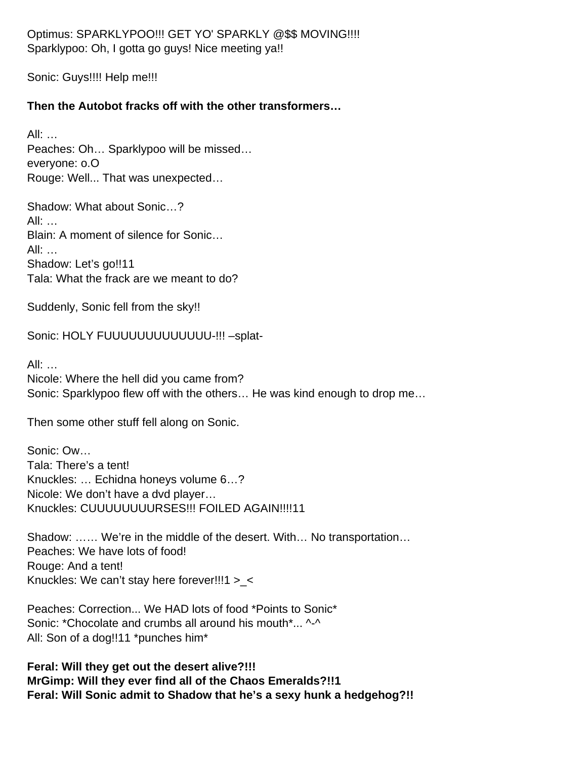Optimus: SPARKLYPOO!!! GET YO' SPARKLY @$$ MOVING!!!!
Sparklypoo: Oh, I gotta go guys! Nice meeting ya!!

Sonic: Guys!!!! Help me!!!

**Then the Autobot fracks off with the other transformers…**

All: …
Peaches: Oh… Sparklypoo will be missed…
everyone: o.O
Rouge: Well... That was unexpected…

Shadow: What about Sonic…?
All: …
Blain: A moment of silence for Sonic…
All: …
Shadow: Let's go!!11
Tala: What the frack are we meant to do?

Suddenly, Sonic fell from the sky!!

Sonic: HOLY FUUUUUUUUUUUUU-!!! –splat-

All: …
Nicole: Where the hell did you came from?
Sonic: Sparklypoo flew off with the others… He was kind enough to drop me…

Then some other stuff fell along on Sonic.

Sonic: Ow…
Tala: There's a tent!
Knuckles: … Echidna honeys volume 6…?
Nicole: We don't have a dvd player…
Knuckles: CUUUUUUUURSES!!! FOILED AGAIN!!!!11

Shadow: …… We're in the middle of the desert. With… No transportation…
Peaches: We have lots of food!
Rouge: And a tent!
Knuckles: We can't stay here forever!!!1 >_<

Peaches: Correction... We HAD lots of food *Points to Sonic*
Sonic: *Chocolate and crumbs all around his mouth*... ^-^
All: Son of a dog!!11 *punches him*

**Feral: Will they get out the desert alive?!!!**
**MrGimp: Will they ever find all of the Chaos Emeralds?!!1**
**Feral: Will Sonic admit to Shadow that he's a sexy hunk a hedgehog?!!**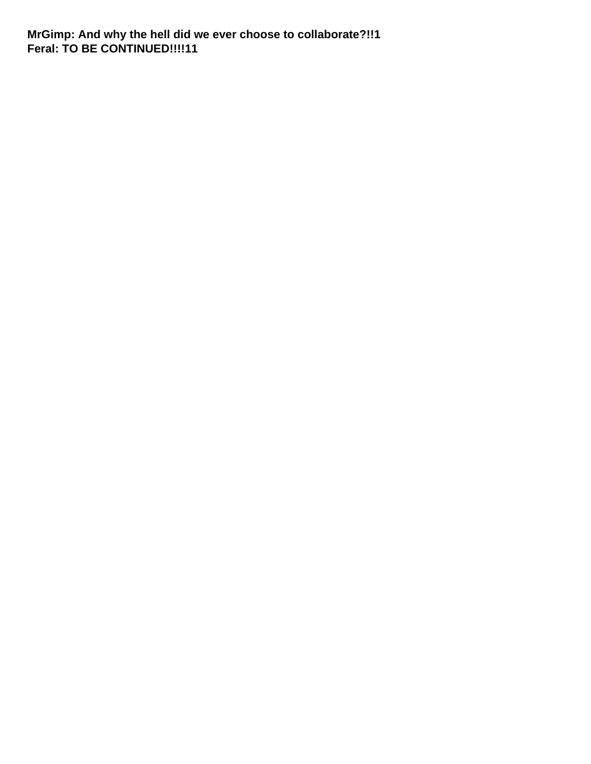**MrGimp: And why the hell did we ever choose to collaborate?!!1**
**Feral: TO BE CONTINUED!!!!11**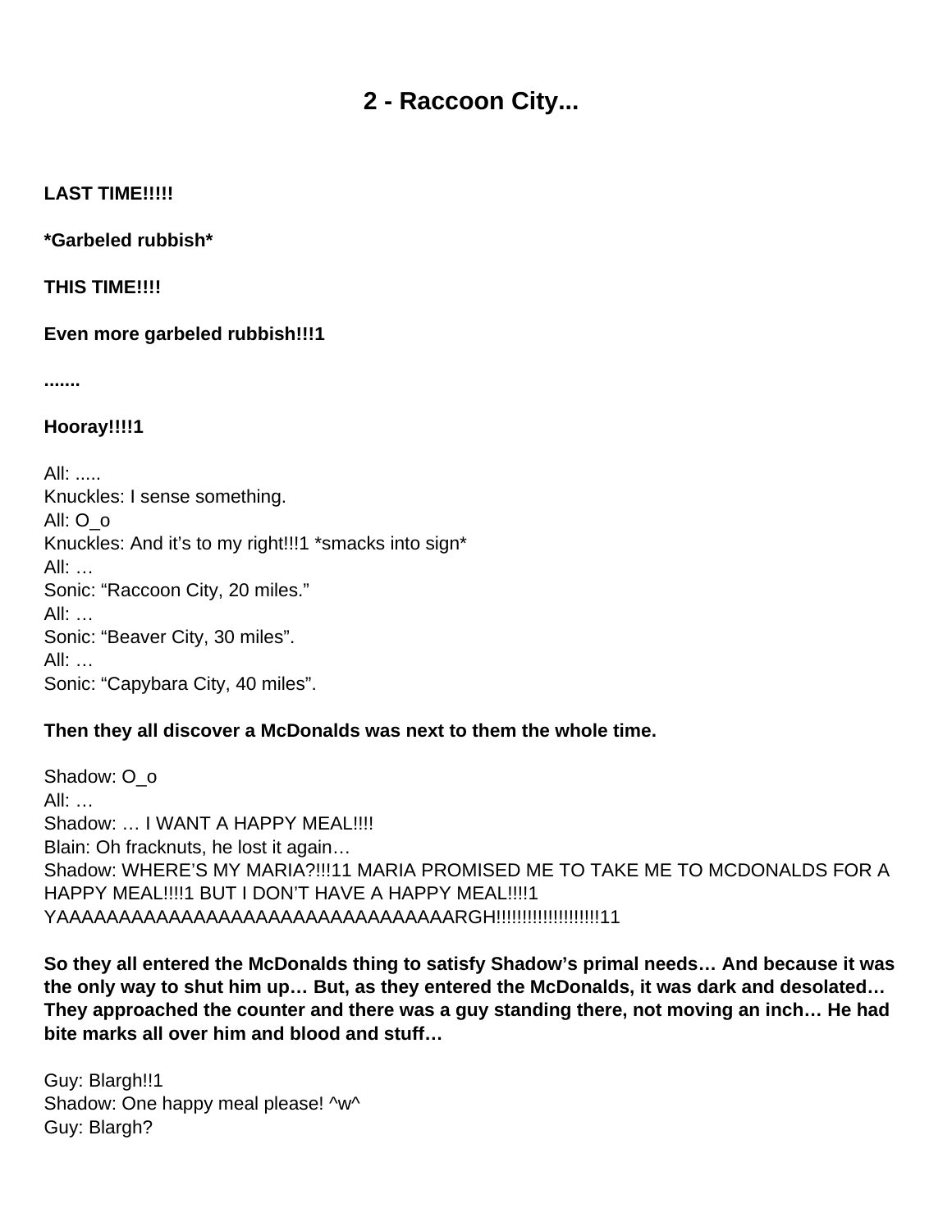# 2 - Raccoon City...

**LAST TIME!!!!!**

***Garbeled rubbish***

**THIS TIME!!!!**

**Even more garbeled rubbish!!!1**

**.......**

**Hooray!!!!1**

All: .....
Knuckles: I sense something.
All: O_o
Knuckles: And it's to my right!!!1 *smacks into sign*
All: …
Sonic: "Raccoon City, 20 miles."
All: …
Sonic: "Beaver City, 30 miles".
All: …
Sonic: "Capybara City, 40 miles".

**Then they all discover a McDonalds was next to them the whole time.**

Shadow: O_o
All: …
Shadow: … I WANT A HAPPY MEAL!!!!
Blain: Oh fracknuts, he lost it again…
Shadow: WHERE'S MY MARIA?!!!11 MARIA PROMISED ME TO TAKE ME TO MCDONALDS FOR A HAPPY MEAL!!!!1 BUT I DON'T HAVE A HAPPY MEAL!!!!1 YAAAAAAAAAAAAAAAAAAAAAAAAAAAAAAAAARGH!!!!!!!!!!!!!!!!!!!!11

**So they all entered the McDonalds thing to satisfy Shadow's primal needs… And because it was the only way to shut him up… But, as they entered the McDonalds, it was dark and desolated… They approached the counter and there was a guy standing there, not moving an inch… He had bite marks all over him and blood and stuff…**

Guy: Blargh!!1
Shadow: One happy meal please! ^w^
Guy: Blargh?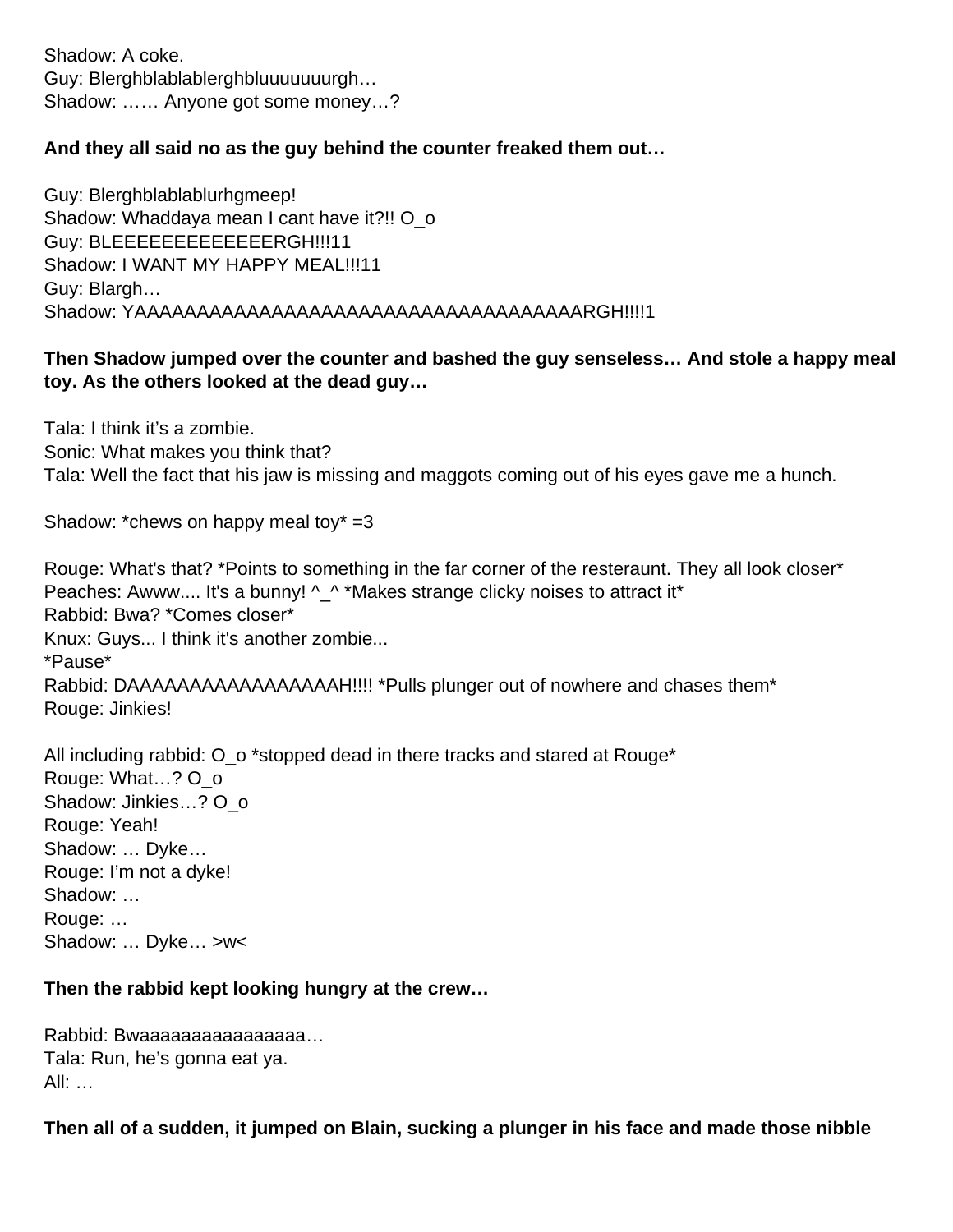Shadow: A coke.
Guy: Blerghblablablerghbluuuuuuurgh…
Shadow: …… Anyone got some money…?

**And they all said no as the guy behind the counter freaked them out…**

Guy: Blerghblablablurhgmeep!
Shadow: Whaddaya mean I cant have it?!! O_o
Guy: BLEEEEEEEEEEEEEERGH!!!11
Shadow: I WANT MY HAPPY MEAL!!!11
Guy: Blargh…
Shadow: YAAAAAAAAAAAAAAAAAAAAAAAAAAAAAAAAAAAARGH!!!!1

**Then Shadow jumped over the counter and bashed the guy senseless… And stole a happy meal toy. As the others looked at the dead guy…**

Tala: I think it's a zombie.
Sonic: What makes you think that?
Tala: Well the fact that his jaw is missing and maggots coming out of his eyes gave me a hunch.

Shadow: *chews on happy meal toy* =3

Rouge: What's that? *Points to something in the far corner of the resteraunt. They all look closer*
Peaches: Awww.... It's a bunny! ^_^ *Makes strange clicky noises to attract it*
Rabbid: Bwa? *Comes closer*
Knux: Guys... I think it's another zombie...
*Pause*
Rabbid: DAAAAAAAAAAAAAAAAAH!!!! *Pulls plunger out of nowhere and chases them*
Rouge: Jinkies!

All including rabbid: O_o *stopped dead in there tracks and stared at Rouge*
Rouge: What…? O_o
Shadow: Jinkies…? O_o
Rouge: Yeah!
Shadow: … Dyke…
Rouge: I'm not a dyke!
Shadow: …
Rouge: …
Shadow: … Dyke… >w<

**Then the rabbid kept looking hungry at the crew…**

Rabbid: Bwaaaaaaaaaaaaaaaa…
Tala: Run, he's gonna eat ya.
All: …

**Then all of a sudden, it jumped on Blain, sucking a plunger in his face and made those nibble**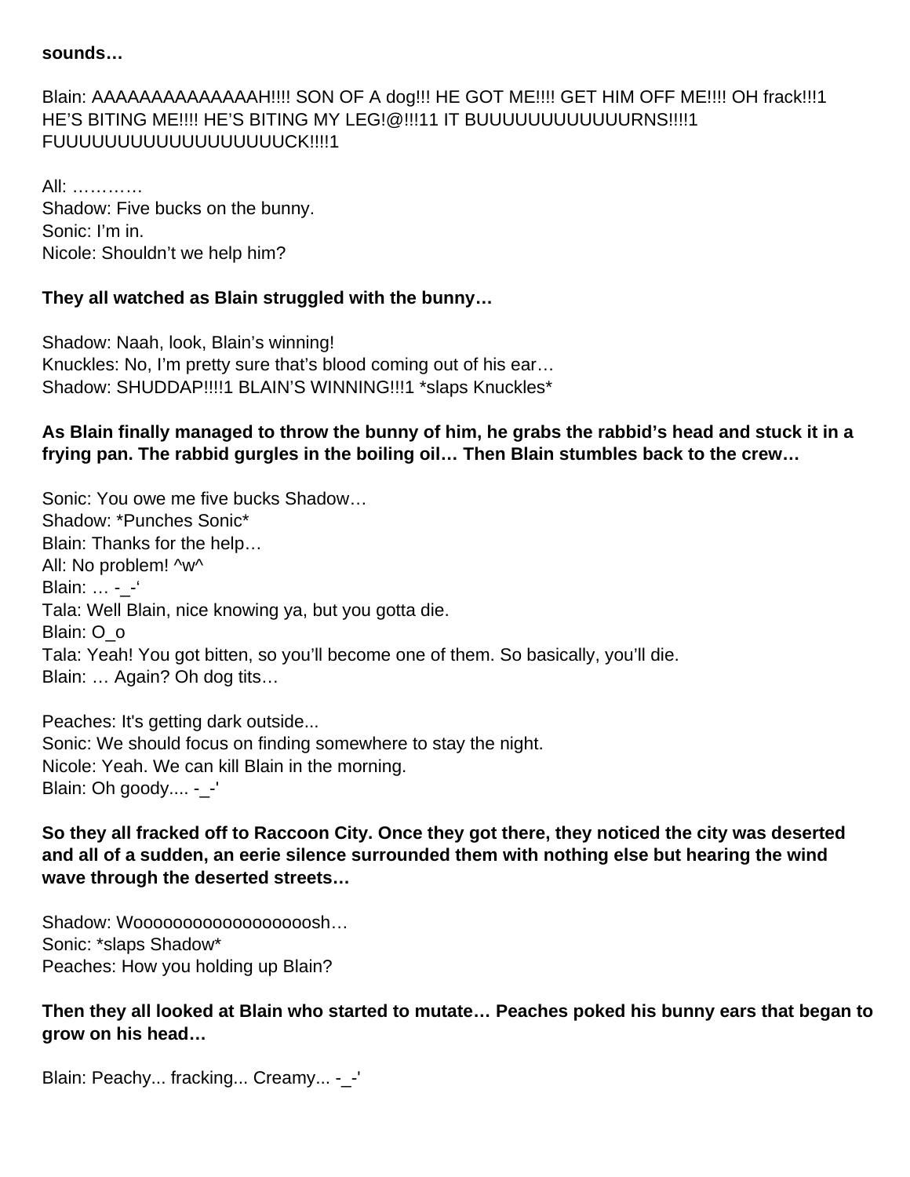**sounds…**

Blain: AAAAAAAAAAAAAAH!!!! SON OF A dog!!! HE GOT ME!!!! GET HIM OFF ME!!!! OH frack!!!1 HE'S BITING ME!!!! HE'S BITING MY LEG!@!!!11 IT BUUUUUUUUUUUURNS!!!!1 FUUUUUUUUUUUUUUUUUUCK!!!!1

All: …………
Shadow: Five bucks on the bunny.
Sonic: I'm in.
Nicole: Shouldn't we help him?

**They all watched as Blain struggled with the bunny…**

Shadow: Naah, look, Blain's winning!
Knuckles: No, I'm pretty sure that's blood coming out of his ear…
Shadow: SHUDDAP!!!!1 BLAIN'S WINNING!!!1 *slaps Knuckles*

**As Blain finally managed to throw the bunny of him, he grabs the rabbid's head and stuck it in a frying pan. The rabbid gurgles in the boiling oil… Then Blain stumbles back to the crew…**

Sonic: You owe me five bucks Shadow…
Shadow: *Punches Sonic*
Blain: Thanks for the help…
All: No problem! ^w^
Blain: … -_-'
Tala: Well Blain, nice knowing ya, but you gotta die.
Blain: O_o
Tala: Yeah! You got bitten, so you'll become one of them. So basically, you'll die.
Blain: … Again? Oh dog tits…

Peaches: It's getting dark outside...
Sonic: We should focus on finding somewhere to stay the night.
Nicole: Yeah. We can kill Blain in the morning.
Blain: Oh goody.... -_-'

**So they all fracked off to Raccoon City. Once they got there, they noticed the city was deserted and all of a sudden, an eerie silence surrounded them with nothing else but hearing the wind wave through the deserted streets…**

Shadow: Wooooooooooooooooooosh…
Sonic: *slaps Shadow*
Peaches: How you holding up Blain?

**Then they all looked at Blain who started to mutate… Peaches poked his bunny ears that began to grow on his head…**

Blain: Peachy... fracking... Creamy... -_-'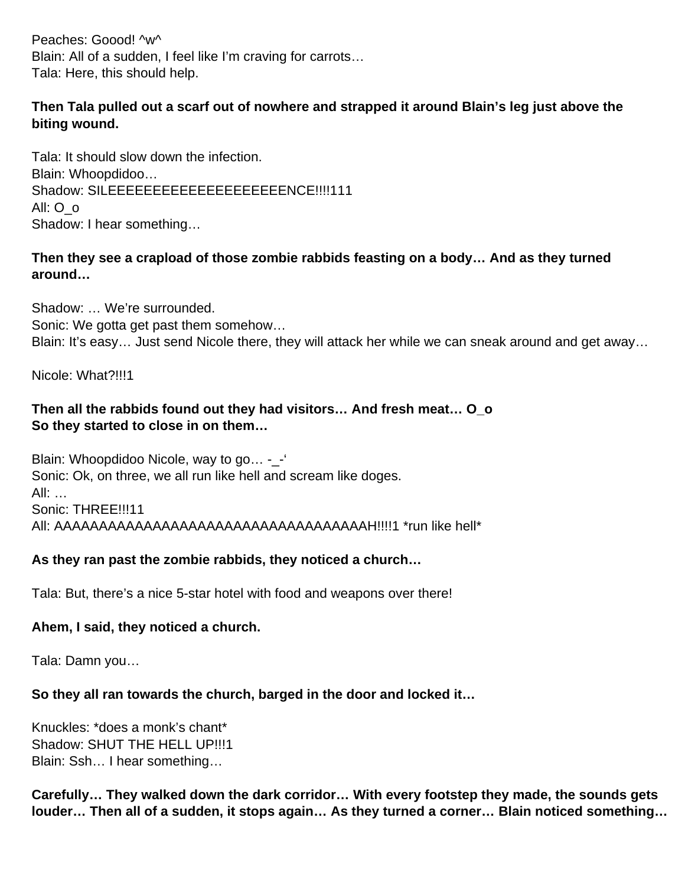Peaches: Goood! ^w^
Blain: All of a sudden, I feel like I'm craving for carrots…
Tala: Here, this should help.

**Then Tala pulled out a scarf out of nowhere and strapped it around Blain's leg just above the biting wound.**

Tala: It should slow down the infection.
Blain: Whoopdidoo…
Shadow: SILEEEEEEEEEEEEEEEEEEEEENCE!!!!111
All: O_o
Shadow: I hear something…

**Then they see a crapload of those zombie rabbids feasting on a body… And as they turned around…**

Shadow: … We're surrounded.
Sonic: We gotta get past them somehow…
Blain: It's easy… Just send Nicole there, they will attack her while we can sneak around and get away…

Nicole: What?!!!1

**Then all the rabbids found out they had visitors… And fresh meat… O_o**
**So they started to close in on them…**

Blain: Whoopdidoo Nicole, way to go… -_-'
Sonic: Ok, on three, we all run like hell and scream like doges.
All: …
Sonic: THREE!!!11
All: AAAAAAAAAAAAAAAAAAAAAAAAAAAAAAAAAAAAH!!!!1 *run like hell*

**As they ran past the zombie rabbids, they noticed a church…**

Tala: But, there's a nice 5-star hotel with food and weapons over there!

**Ahem, I said, they noticed a church.**

Tala: Damn you…

**So they all ran towards the church, barged in the door and locked it…**

Knuckles: *does a monk's chant*
Shadow: SHUT THE HELL UP!!!1
Blain: Ssh… I hear something…

**Carefully… They walked down the dark corridor… With every footstep they made, the sounds gets louder… Then all of a sudden, it stops again… As they turned a corner… Blain noticed something…**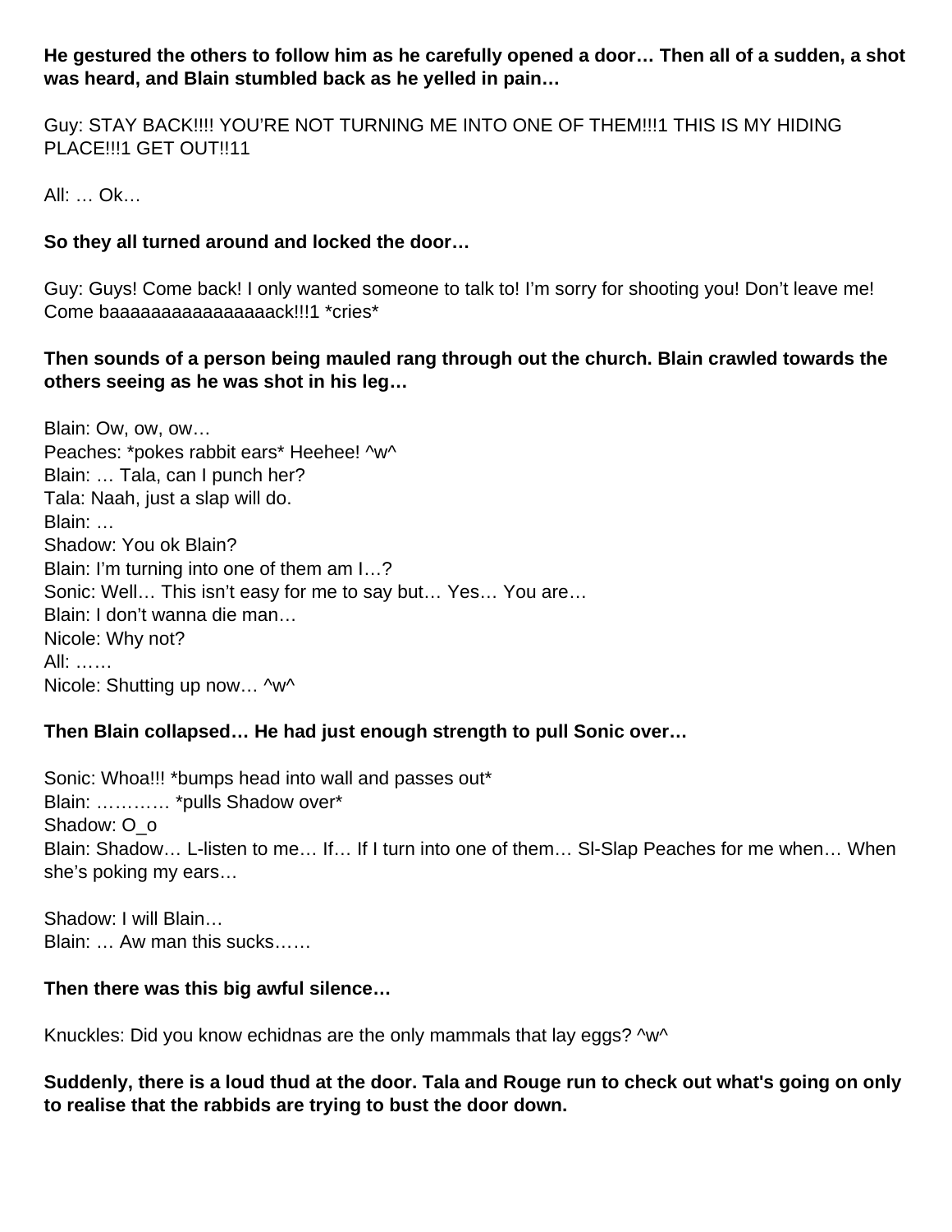**He gestured the others to follow him as he carefully opened a door… Then all of a sudden, a shot was heard, and Blain stumbled back as he yelled in pain…**

Guy: STAY BACK!!!! YOU'RE NOT TURNING ME INTO ONE OF THEM!!!1 THIS IS MY HIDING PLACE!!!1 GET OUT!!11

All: … Ok…

**So they all turned around and locked the door…**

Guy: Guys! Come back! I only wanted someone to talk to! I'm sorry for shooting you! Don't leave me! Come baaaaaaaaaaaaaaaack!!!1 *cries*

**Then sounds of a person being mauled rang through out the church. Blain crawled towards the others seeing as he was shot in his leg…**

Blain: Ow, ow, ow…
Peaches: *pokes rabbit ears* Heehee! ^w^
Blain: … Tala, can I punch her?
Tala: Naah, just a slap will do.
Blain: …
Shadow: You ok Blain?
Blain: I'm turning into one of them am I…?
Sonic: Well… This isn't easy for me to say but… Yes… You are…
Blain: I don't wanna die man…
Nicole: Why not?
All: ……
Nicole: Shutting up now… ^w^

**Then Blain collapsed… He had just enough strength to pull Sonic over…**

Sonic: Whoa!!! *bumps head into wall and passes out*
Blain: ………… *pulls Shadow over*
Shadow: O_o
Blain: Shadow… L-listen to me… If… If I turn into one of them… Sl-Slap Peaches for me when… When she's poking my ears…

Shadow: I will Blain…
Blain: … Aw man this sucks……

**Then there was this big awful silence…**

Knuckles: Did you know echidnas are the only mammals that lay eggs? ^w^

**Suddenly, there is a loud thud at the door. Tala and Rouge run to check out what's going on only to realise that the rabbids are trying to bust the door down.**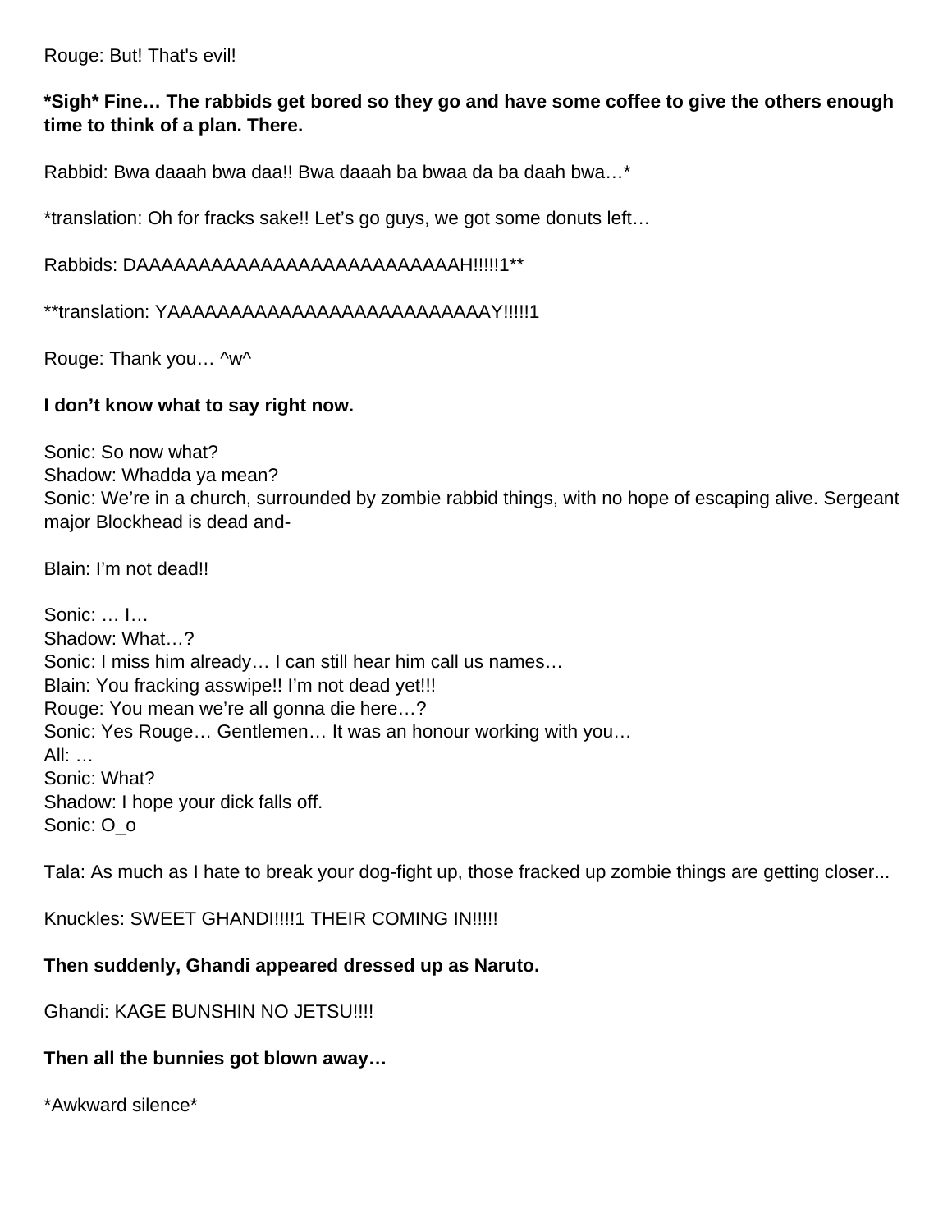Rouge: But! That's evil!

**\*Sigh\* Fine… The rabbids get bored so they go and have some coffee to give the others enough time to think of a plan. There.**

Rabbid: Bwa daaah bwa daa!! Bwa daaah ba bwaa da ba daah bwa…*

*translation: Oh for fracks sake!! Let's go guys, we got some donuts left…

Rabbids: DAAAAAAAAAAAAAAAAAAAAAAAAAAH!!!!!1**

**translation: YAAAAAAAAAAAAAAAAAAAAAAAAAAY!!!!!1

Rouge: Thank you… ^w^

**I don't know what to say right now.**

Sonic: So now what?
Shadow: Whadda ya mean?
Sonic: We're in a church, surrounded by zombie rabbid things, with no hope of escaping alive. Sergeant major Blockhead is dead and-

Blain: I'm not dead!!

Sonic: … I…
Shadow: What…?
Sonic: I miss him already… I can still hear him call us names…
Blain: You fracking asswipe!! I'm not dead yet!!!
Rouge: You mean we're all gonna die here…?
Sonic: Yes Rouge… Gentlemen… It was an honour working with you…
All: …
Sonic: What?
Shadow: I hope your dick falls off.
Sonic: O_o

Tala: As much as I hate to break your dog-fight up, those fracked up zombie things are getting closer...

Knuckles: SWEET GHANDI!!!!1 THEIR COMING IN!!!!!

**Then suddenly, Ghandi appeared dressed up as Naruto.**

Ghandi: KAGE BUNSHIN NO JETSU!!!!

**Then all the bunnies got blown away…**

*Awkward silence*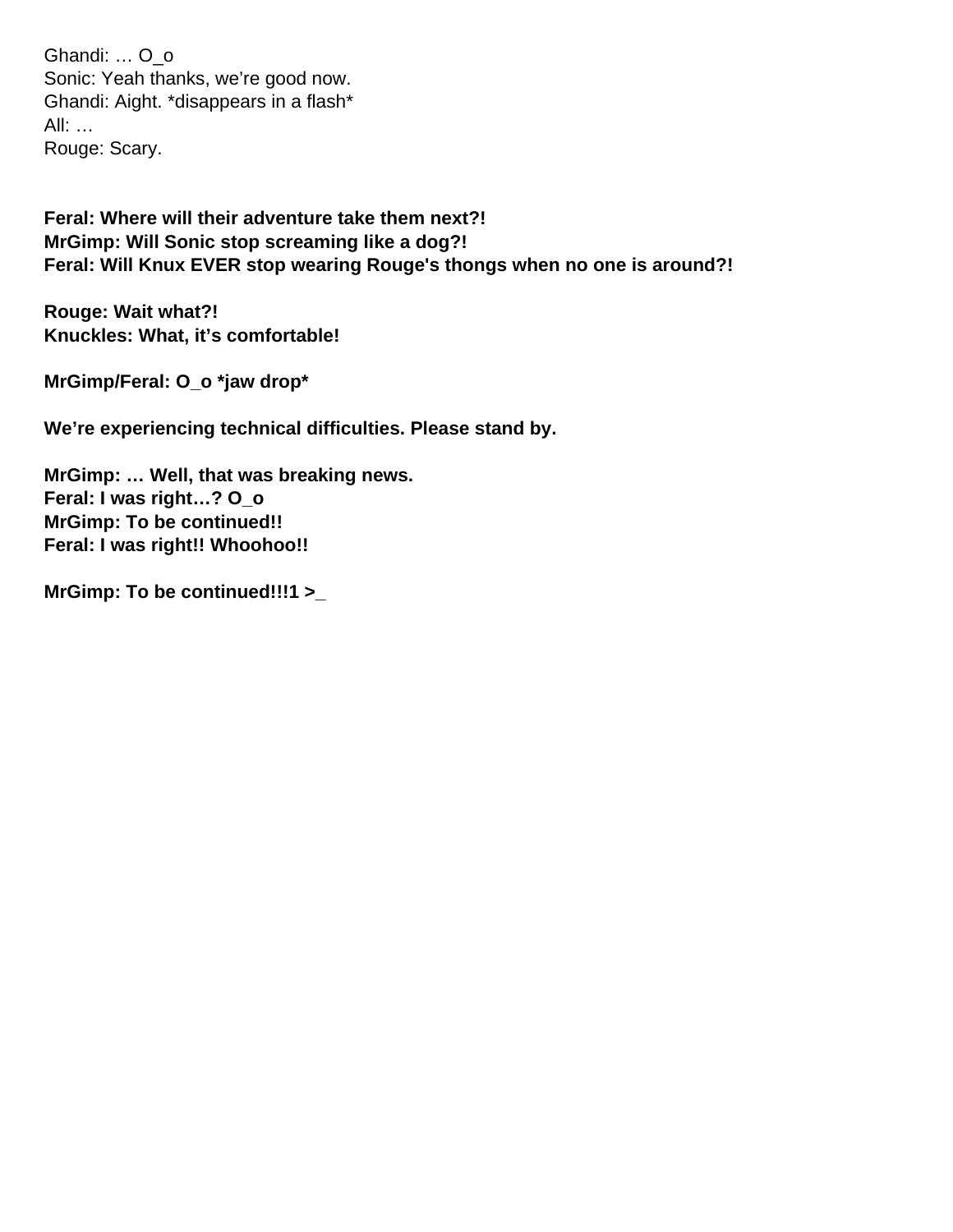Ghandi: … O_o
Sonic: Yeah thanks, we're good now.
Ghandi: Aight. *disappears in a flash*
All: …
Rouge: Scary.

**Feral: Where will their adventure take them next?!**
**MrGimp: Will Sonic stop screaming like a dog?!**
**Feral: Will Knux EVER stop wearing Rouge's thongs when no one is around?!**

**Rouge: Wait what?!**
**Knuckles: What, it's comfortable!**

**MrGimp/Feral: O_o *jaw drop***

**We're experiencing technical difficulties. Please stand by.**

**MrGimp: … Well, that was breaking news.**
**Feral: I was right…? O_o**
**MrGimp: To be continued!!**
**Feral: I was right!! Whoohoo!!**

**MrGimp: To be continued!!!1 >_**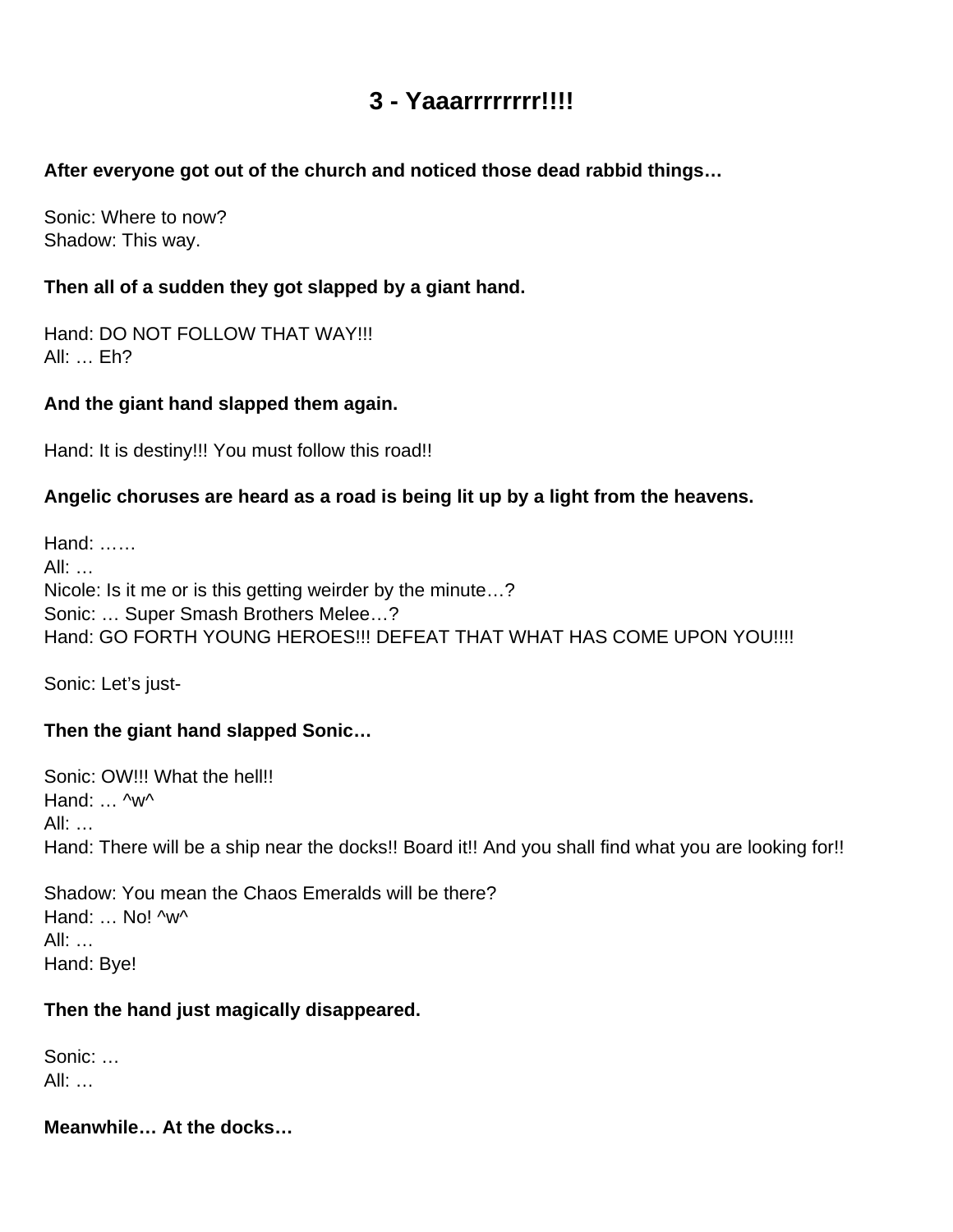# 3 - Yaaarrrrrrrr!!!!

**After everyone got out of the church and noticed those dead rabbid things…**

Sonic: Where to now?
Shadow: This way.

**Then all of a sudden they got slapped by a giant hand.**

Hand: DO NOT FOLLOW THAT WAY!!!
All: … Eh?

**And the giant hand slapped them again.**

Hand: It is destiny!!! You must follow this road!!

**Angelic choruses are heard as a road is being lit up by a light from the heavens.**

Hand: ……
All: …
Nicole: Is it me or is this getting weirder by the minute…?
Sonic: … Super Smash Brothers Melee…?
Hand: GO FORTH YOUNG HEROES!!! DEFEAT THAT WHAT HAS COME UPON YOU!!!!

Sonic: Let's just-

**Then the giant hand slapped Sonic…**

Sonic: OW!!! What the hell!!
Hand: … ^w^
All: …
Hand: There will be a ship near the docks!! Board it!! And you shall find what you are looking for!!

Shadow: You mean the Chaos Emeralds will be there?
Hand: … No! ^w^
All: …
Hand: Bye!

**Then the hand just magically disappeared.**

Sonic: …
All: …

**Meanwhile… At the docks…**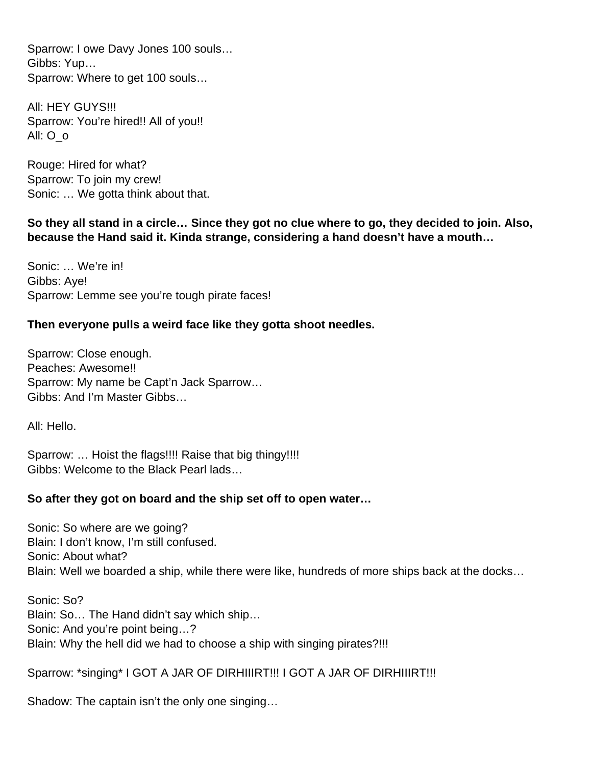Sparrow: I owe Davy Jones 100 souls…
Gibbs: Yup…
Sparrow: Where to get 100 souls…

All: HEY GUYS!!!
Sparrow: You're hired!! All of you!!
All: O_o

Rouge: Hired for what?
Sparrow: To join my crew!
Sonic: … We gotta think about that.

**So they all stand in a circle… Since they got no clue where to go, they decided to join. Also, because the Hand said it. Kinda strange, considering a hand doesn't have a mouth…**

Sonic: … We're in!
Gibbs: Aye!
Sparrow: Lemme see you're tough pirate faces!

**Then everyone pulls a weird face like they gotta shoot needles.**

Sparrow: Close enough.
Peaches: Awesome!!
Sparrow: My name be Capt'n Jack Sparrow…
Gibbs: And I'm Master Gibbs…

All: Hello.

Sparrow: … Hoist the flags!!!! Raise that big thingy!!!!
Gibbs: Welcome to the Black Pearl lads…

**So after they got on board and the ship set off to open water…**

Sonic: So where are we going?
Blain: I don't know, I'm still confused.
Sonic: About what?
Blain: Well we boarded a ship, while there were like, hundreds of more ships back at the docks…

Sonic: So?
Blain: So… The Hand didn't say which ship…
Sonic: And you're point being…?
Blain: Why the hell did we had to choose a ship with singing pirates?!!!

Sparrow: *singing* I GOT A JAR OF DIRHIIIRT!!! I GOT A JAR OF DIRHIIIRT!!!

Shadow: The captain isn't the only one singing…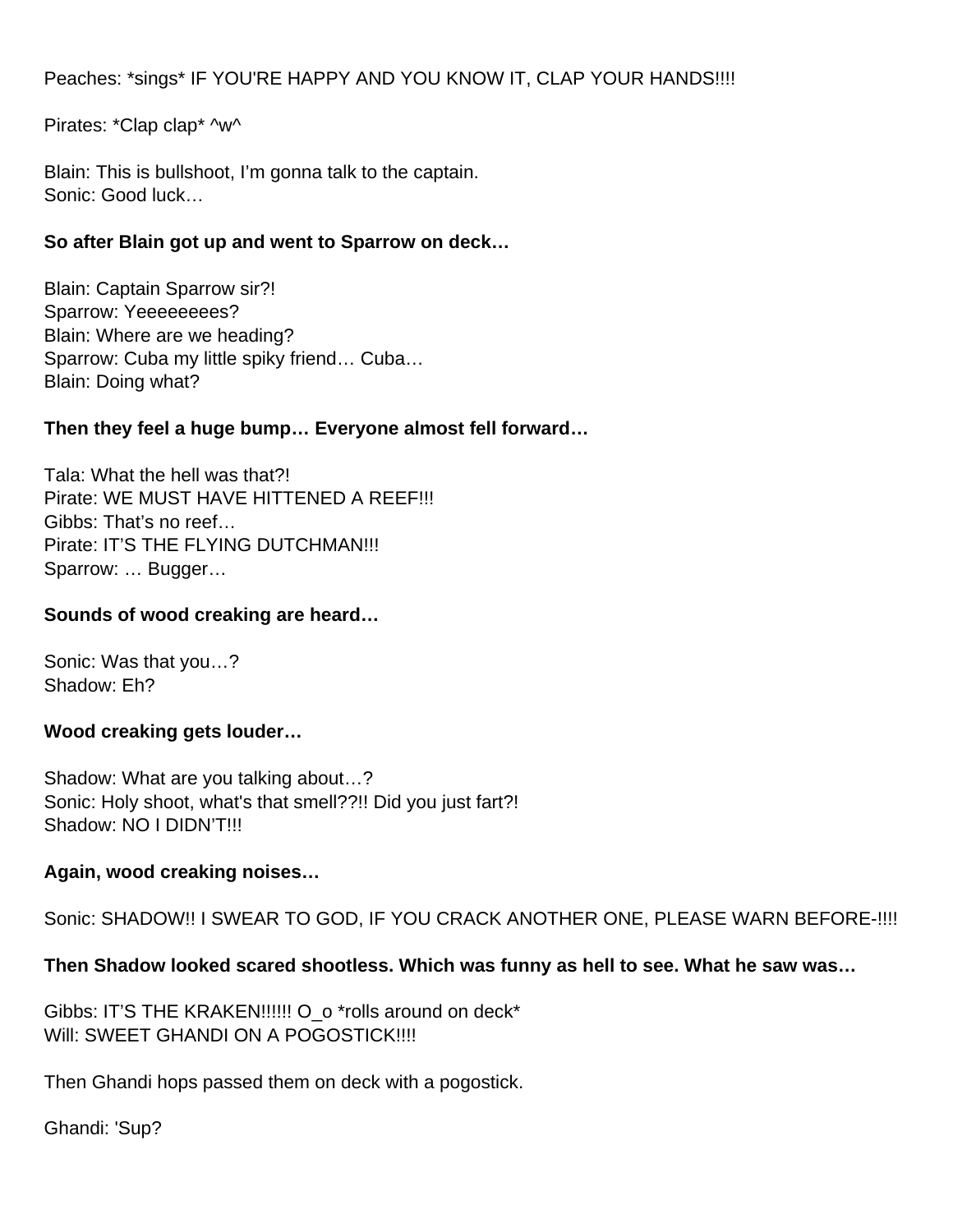Peaches: *sings* IF YOU'RE HAPPY AND YOU KNOW IT, CLAP YOUR HANDS!!!!

Pirates: *Clap clap* ^w^

Blain: This is bullshoot, I'm gonna talk to the captain.
Sonic: Good luck…

**So after Blain got up and went to Sparrow on deck…**

Blain: Captain Sparrow sir?!
Sparrow: Yeeeeeeees?
Blain: Where are we heading?
Sparrow: Cuba my little spiky friend… Cuba…
Blain: Doing what?

**Then they feel a huge bump… Everyone almost fell forward…**

Tala: What the hell was that?!
Pirate: WE MUST HAVE HITTENED A REEF!!!
Gibbs: That's no reef…
Pirate: IT'S THE FLYING DUTCHMAN!!!
Sparrow: … Bugger…

**Sounds of wood creaking are heard…**

Sonic: Was that you…?
Shadow: Eh?

**Wood creaking gets louder…**

Shadow: What are you talking about…?
Sonic: Holy shoot, what's that smell??!! Did you just fart?!
Shadow: NO I DIDN'T!!!

**Again, wood creaking noises…**

Sonic: SHADOW!! I SWEAR TO GOD, IF YOU CRACK ANOTHER ONE, PLEASE WARN BEFORE-!!!!

**Then Shadow looked scared shootless. Which was funny as hell to see. What he saw was…**

Gibbs: IT'S THE KRAKEN!!!!!! O_o *rolls around on deck*
Will: SWEET GHANDI ON A POGOSTICK!!!!

Then Ghandi hops passed them on deck with a pogostick.

Ghandi: 'Sup?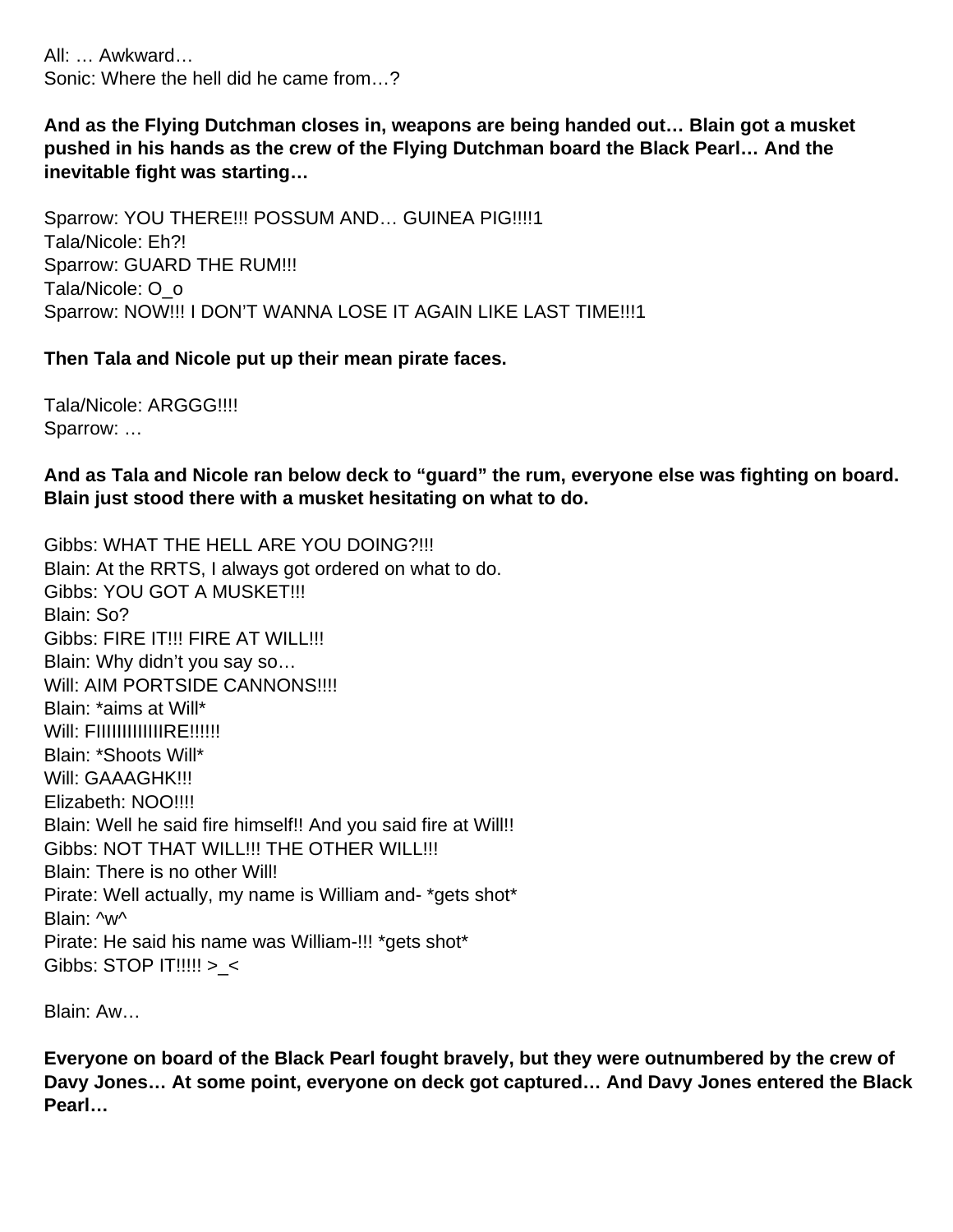All: … Awkward…
Sonic: Where the hell did he came from…?

**And as the Flying Dutchman closes in, weapons are being handed out… Blain got a musket pushed in his hands as the crew of the Flying Dutchman board the Black Pearl… And the inevitable fight was starting…**

Sparrow: YOU THERE!!! POSSUM AND… GUINEA PIG!!!!1
Tala/Nicole: Eh?!
Sparrow: GUARD THE RUM!!!
Tala/Nicole: O_o
Sparrow: NOW!!! I DON'T WANNA LOSE IT AGAIN LIKE LAST TIME!!!1

**Then Tala and Nicole put up their mean pirate faces.**

Tala/Nicole: ARGGG!!!!
Sparrow: …

**And as Tala and Nicole ran below deck to "guard" the rum, everyone else was fighting on board. Blain just stood there with a musket hesitating on what to do.**

Gibbs: WHAT THE HELL ARE YOU DOING?!!!
Blain: At the RRTS, I always got ordered on what to do.
Gibbs: YOU GOT A MUSKET!!!
Blain: So?
Gibbs: FIRE IT!!! FIRE AT WILL!!!
Blain: Why didn't you say so…
Will: AIM PORTSIDE CANNONS!!!!
Blain: *aims at Will*
Will: FIIIIIIIIIIIIIRE!!!!!!
Blain: *Shoots Will*
Will: GAAAGHK!!!
Elizabeth: NOO!!!!
Blain: Well he said fire himself!! And you said fire at Will!!
Gibbs: NOT THAT WILL!!! THE OTHER WILL!!!
Blain: There is no other Will!
Pirate: Well actually, my name is William and- *gets shot*
Blain: ^w^
Pirate: He said his name was William-!!! *gets shot*
Gibbs: STOP IT!!!!! >_<

Blain: Aw…

**Everyone on board of the Black Pearl fought bravely, but they were outnumbered by the crew of Davy Jones… At some point, everyone on deck got captured… And Davy Jones entered the Black Pearl…**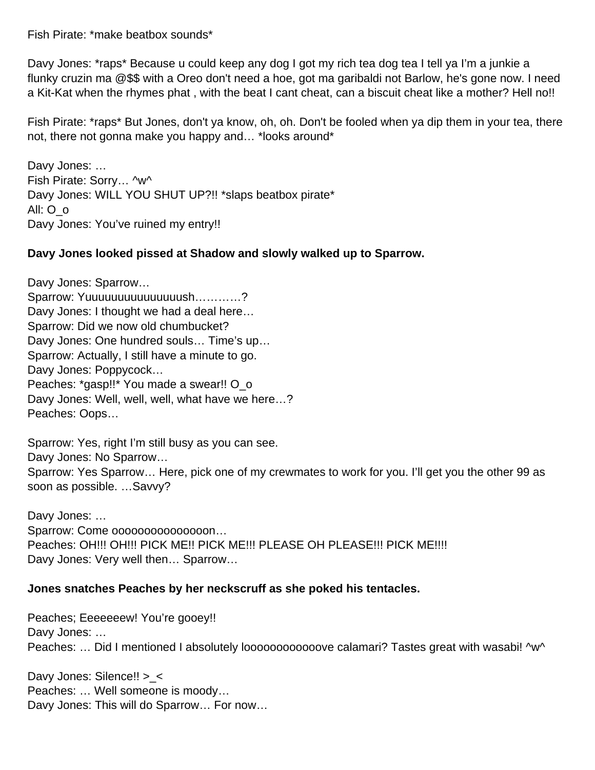Fish Pirate: *make beatbox sounds*

Davy Jones: *raps* Because u could keep any dog I got my rich tea dog tea I tell ya I'm a junkie a flunky cruzin ma @$$ with a Oreo don't need a hoe, got ma garibaldi not Barlow, he's gone now. I need a Kit-Kat when the rhymes phat , with the beat I cant cheat, can a biscuit cheat like a mother? Hell no!!

Fish Pirate: *raps* But Jones, don't ya know, oh, oh. Don't be fooled when ya dip them in your tea, there not, there not gonna make you happy and… *looks around*

Davy Jones: …
Fish Pirate: Sorry… ^w^
Davy Jones: WILL YOU SHUT UP?!! *slaps beatbox pirate*
All: O_o
Davy Jones: You've ruined my entry!!

**Davy Jones looked pissed at Shadow and slowly walked up to Sparrow.**

Davy Jones: Sparrow…
Sparrow: Yuuuuuuuuuuuuuuush…………?
Davy Jones: I thought we had a deal here…
Sparrow: Did we now old chumbucket?
Davy Jones: One hundred souls… Time's up…
Sparrow: Actually, I still have a minute to go.
Davy Jones: Poppycock…
Peaches: *gasp!!* You made a swear!! O_o
Davy Jones: Well, well, well, what have we here…?
Peaches: Oops…

Sparrow: Yes, right I'm still busy as you can see.
Davy Jones: No Sparrow…
Sparrow: Yes Sparrow… Here, pick one of my crewmates to work for you. I'll get you the other 99 as soon as possible. …Savvy?

Davy Jones: …
Sparrow: Come ooooooooooooooon…
Peaches: OH!!! OH!!! PICK ME!! PICK ME!!! PLEASE OH PLEASE!!! PICK ME!!!!
Davy Jones: Very well then… Sparrow…

**Jones snatches Peaches by her neckscruff as she poked his tentacles.**

Peaches; Eeeeeeew! You're gooey!!
Davy Jones: …
Peaches: … Did I mentioned I absolutely loooooooooooove calamari? Tastes great with wasabi! ^w^

Davy Jones: Silence!! >_<
Peaches: … Well someone is moody…
Davy Jones: This will do Sparrow… For now…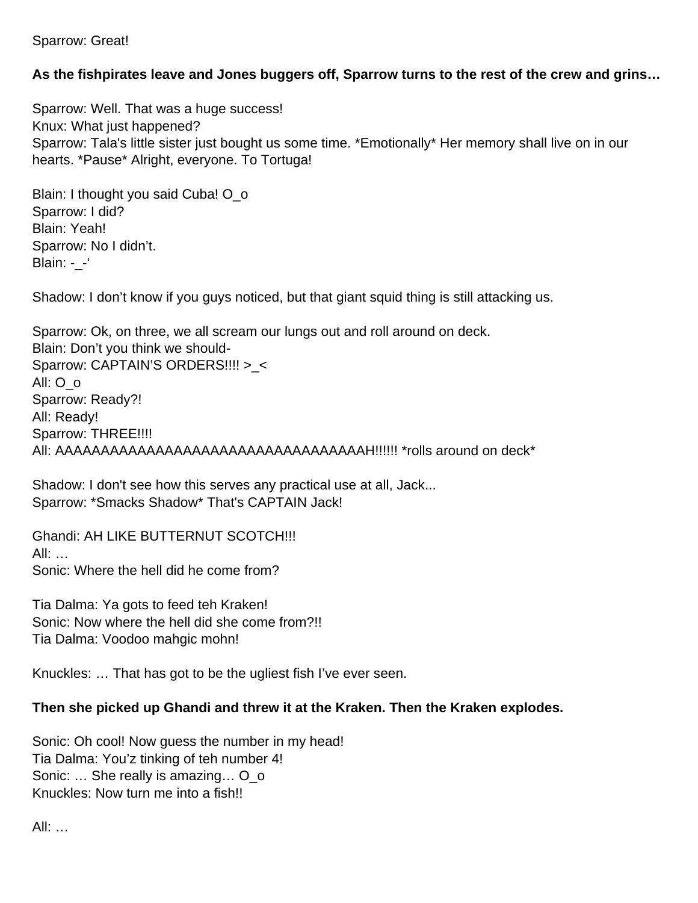Sparrow: Great!

**As the fishpirates leave and Jones buggers off, Sparrow turns to the rest of the crew and grins…**

Sparrow: Well. That was a huge success!
Knux: What just happened?
Sparrow: Tala's little sister just bought us some time. *Emotionally* Her memory shall live on in our hearts. *Pause* Alright, everyone. To Tortuga!

Blain: I thought you said Cuba! O_o
Sparrow: I did?
Blain: Yeah!
Sparrow: No I didn't.
Blain: -_-'

Shadow: I don't know if you guys noticed, but that giant squid thing is still attacking us.

Sparrow: Ok, on three, we all scream our lungs out and roll around on deck.
Blain: Don't you think we should-
Sparrow: CAPTAIN'S ORDERS!!!! >_<
All: O_o
Sparrow: Ready?!
All: Ready!
Sparrow: THREE!!!!
All: AAAAAAAAAAAAAAAAAAAAAAAAAAAAAAAAAAH!!!!!! *rolls around on deck*

Shadow: I don't see how this serves any practical use at all, Jack...
Sparrow: *Smacks Shadow* That's CAPTAIN Jack!

Ghandi: AH LIKE BUTTERNUT SCOTCH!!!
All: …
Sonic: Where the hell did he come from?

Tia Dalma: Ya gots to feed teh Kraken!
Sonic: Now where the hell did she come from?!!
Tia Dalma: Voodoo mahgic mohn!

Knuckles: … That has got to be the ugliest fish I've ever seen.

**Then she picked up Ghandi and threw it at the Kraken. Then the Kraken explodes.**

Sonic: Oh cool! Now guess the number in my head!
Tia Dalma: You'z tinking of teh number 4!
Sonic: … She really is amazing… O_o
Knuckles: Now turn me into a fish!!

All: …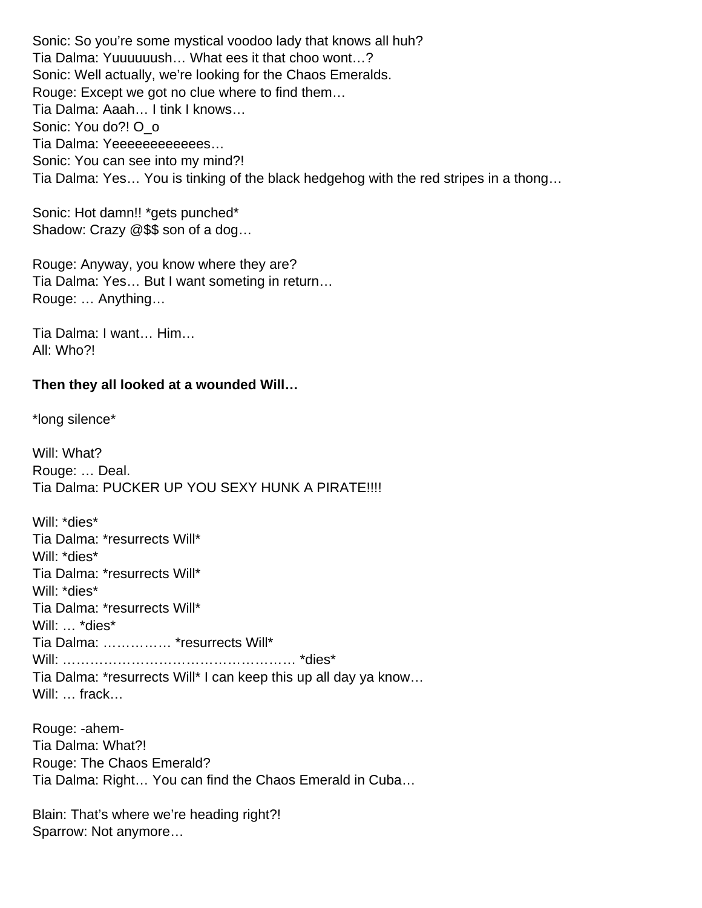Sonic: So you're some mystical voodoo lady that knows all huh?
Tia Dalma: Yuuuuuush… What ees it that choo wont…?
Sonic: Well actually, we're looking for the Chaos Emeralds.
Rouge: Except we got no clue where to find them…
Tia Dalma: Aaah… I tink I knows…
Sonic: You do?! O_o
Tia Dalma: Yeeeeeeeeeees…
Sonic: You can see into my mind?!
Tia Dalma: Yes… You is tinking of the black hedgehog with the red stripes in a thong…

Sonic: Hot damn!! *gets punched*
Shadow: Crazy @$$ son of a dog…

Rouge: Anyway, you know where they are?
Tia Dalma: Yes… But I want someting in return…
Rouge: … Anything…

Tia Dalma: I want… Him…
All: Who?!

**Then they all looked at a wounded Will…**

*long silence*

Will: What?
Rouge: … Deal.
Tia Dalma: PUCKER UP YOU SEXY HUNK A PIRATE!!!!

Will: *dies*
Tia Dalma: *resurrects Will*
Will: *dies*
Tia Dalma: *resurrects Will*
Will: *dies*
Tia Dalma: *resurrects Will*
Will: … *dies*
Tia Dalma: …………… *resurrects Will*
Will: …………………………………………. *dies*
Tia Dalma: *resurrects Will* I can keep this up all day ya know…
Will: … frack…

Rouge: -ahem-
Tia Dalma: What?!
Rouge: The Chaos Emerald?
Tia Dalma: Right… You can find the Chaos Emerald in Cuba…

Blain: That's where we're heading right?!
Sparrow: Not anymore…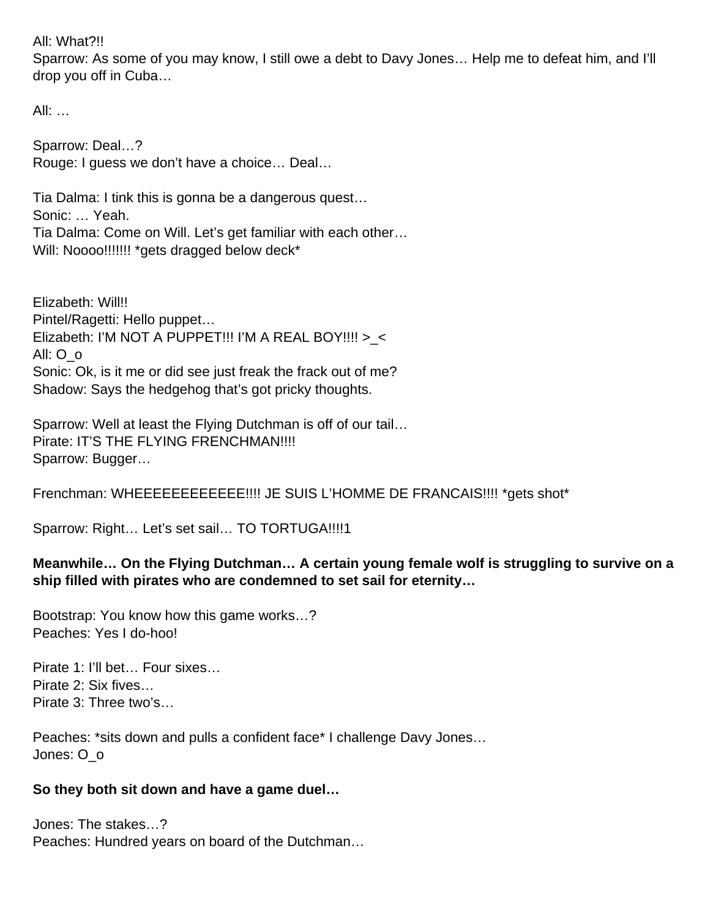All: What?!!
Sparrow: As some of you may know, I still owe a debt to Davy Jones… Help me to defeat him, and I'll drop you off in Cuba…

All: …

Sparrow: Deal…?
Rouge: I guess we don't have a choice… Deal…

Tia Dalma: I tink this is gonna be a dangerous quest…
Sonic: … Yeah.
Tia Dalma: Come on Will. Let's get familiar with each other…
Will: Noooo!!!!!!! *gets dragged below deck*

Elizabeth: Will!!
Pintel/Ragetti: Hello puppet…
Elizabeth: I'M NOT A PUPPET!!! I'M A REAL BOY!!!! >_<
All: O_o
Sonic: Ok, is it me or did see just freak the frack out of me?
Shadow: Says the hedgehog that's got pricky thoughts.

Sparrow: Well at least the Flying Dutchman is off of our tail…
Pirate: IT'S THE FLYING FRENCHMAN!!!!
Sparrow: Bugger…

Frenchman: WHEEEEEEEEEEEE!!!! JE SUIS L'HOMME DE FRANCAIS!!!! *gets shot*

Sparrow: Right… Let's set sail… TO TORTUGA!!!!1

**Meanwhile… On the Flying Dutchman… A certain young female wolf is struggling to survive on a ship filled with pirates who are condemned to set sail for eternity…**

Bootstrap: You know how this game works…?
Peaches: Yes I do-hoo!

Pirate 1: I'll bet… Four sixes…
Pirate 2: Six fives…
Pirate 3: Three two's…

Peaches: *sits down and pulls a confident face* I challenge Davy Jones…
Jones: O_o

**So they both sit down and have a game duel…**

Jones: The stakes…?
Peaches: Hundred years on board of the Dutchman…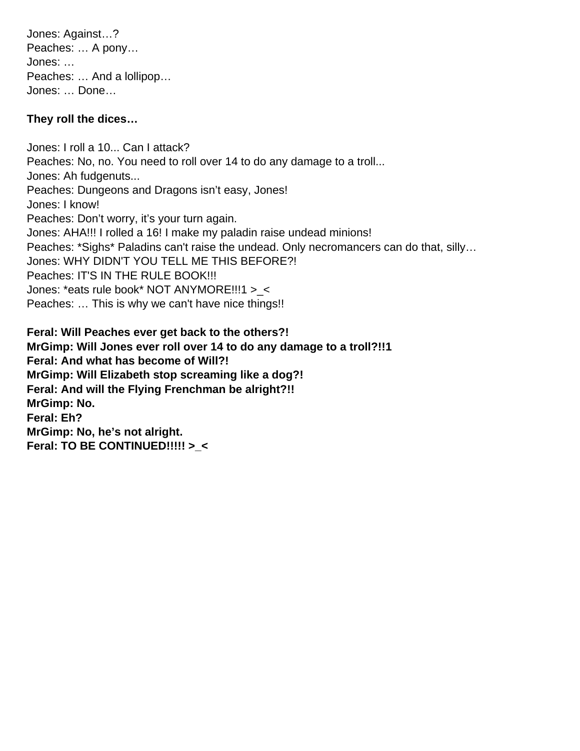Jones: Against…?
Peaches: … A pony…
Jones: …
Peaches: … And a lollipop…
Jones: … Done…

**They roll the dices…**

Jones: I roll a 10... Can I attack?
Peaches: No, no. You need to roll over 14 to do any damage to a troll...
Jones: Ah fudgenuts...
Peaches: Dungeons and Dragons isn't easy, Jones!
Jones: I know!
Peaches: Don't worry, it's your turn again.
Jones: AHA!!! I rolled a 16! I make my paladin raise undead minions!
Peaches: *Sighs* Paladins can't raise the undead. Only necromancers can do that, silly…
Jones: WHY DIDN'T YOU TELL ME THIS BEFORE?!
Peaches: IT'S IN THE RULE BOOK!!!
Jones: *eats rule book* NOT ANYMORE!!!1 >_<
Peaches: … This is why we can't have nice things!!

**Feral: Will Peaches ever get back to the others?!**
**MrGimp: Will Jones ever roll over 14 to do any damage to a troll?!!1**
**Feral: And what has become of Will?!**
**MrGimp: Will Elizabeth stop screaming like a dog?!**
**Feral: And will the Flying Frenchman be alright?!!**
**MrGimp: No.**
**Feral: Eh?**
**MrGimp: No, he's not alright.**
**Feral: TO BE CONTINUED!!!!! >_<**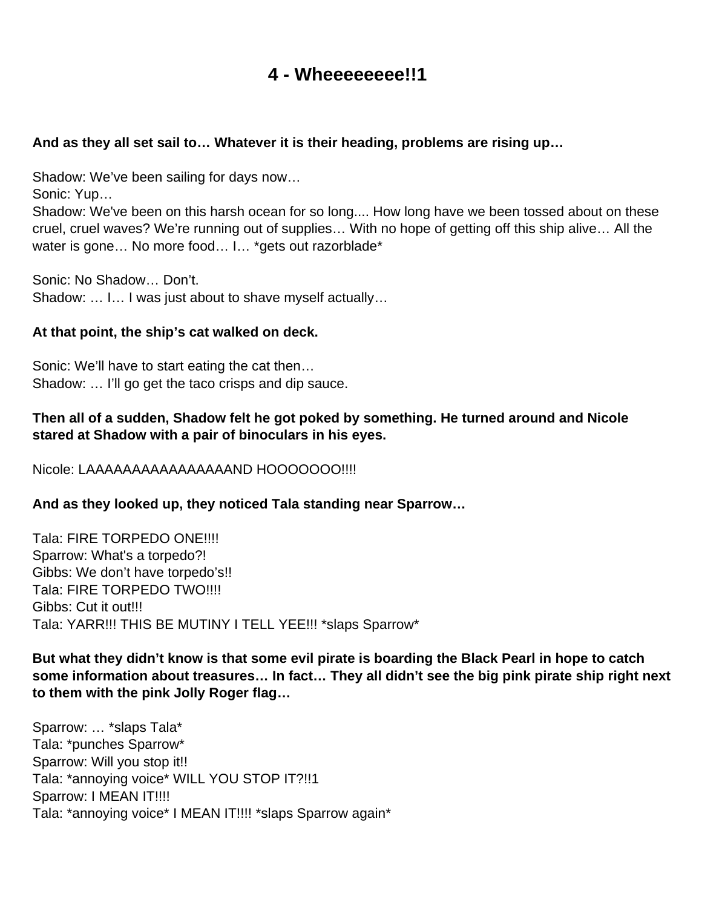# 4 - Wheeeeeeee!!1

**And as they all set sail to… Whatever it is their heading, problems are rising up…**

Shadow: We've been sailing for days now…
Sonic: Yup…
Shadow: We've been on this harsh ocean for so long.... How long have we been tossed about on these cruel, cruel waves? We're running out of supplies… With no hope of getting off this ship alive… All the water is gone… No more food… I… *gets out razorblade*

Sonic: No Shadow… Don't.
Shadow: … I… I was just about to shave myself actually…

**At that point, the ship's cat walked on deck.**

Sonic: We'll have to start eating the cat then…
Shadow: … I'll go get the taco crisps and dip sauce.

**Then all of a sudden, Shadow felt he got poked by something. He turned around and Nicole stared at Shadow with a pair of binoculars in his eyes.**

Nicole: LAAAAAAAAAAAAAAAAND HOOOOOOO!!!!

**And as they looked up, they noticed Tala standing near Sparrow…**

Tala: FIRE TORPEDO ONE!!!!
Sparrow: What's a torpedo?!
Gibbs: We don't have torpedo's!!
Tala: FIRE TORPEDO TWO!!!!
Gibbs: Cut it out!!!
Tala: YARR!!! THIS BE MUTINY I TELL YEE!!! *slaps Sparrow*

**But what they didn't know is that some evil pirate is boarding the Black Pearl in hope to catch some information about treasures… In fact… They all didn't see the big pink pirate ship right next to them with the pink Jolly Roger flag…**

Sparrow: … *slaps Tala*
Tala: *punches Sparrow*
Sparrow: Will you stop it!!
Tala: *annoying voice* WILL YOU STOP IT?!!1
Sparrow: I MEAN IT!!!!
Tala: *annoying voice* I MEAN IT!!!! *slaps Sparrow again*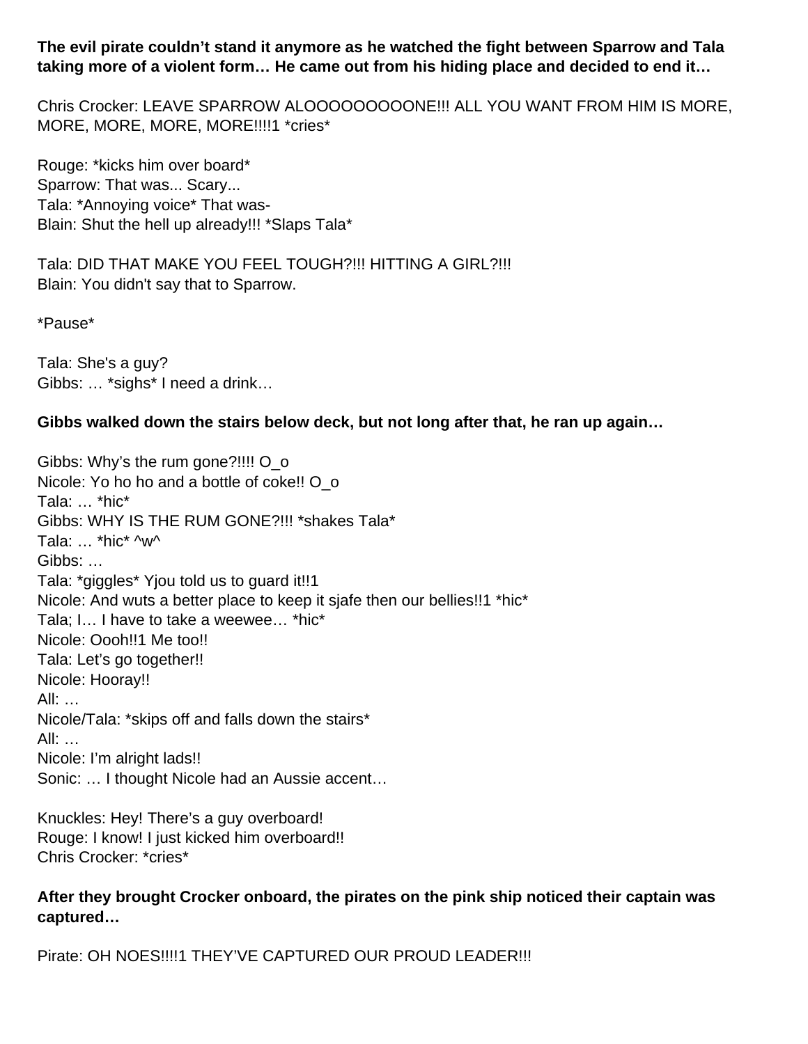**The evil pirate couldn't stand it anymore as he watched the fight between Sparrow and Tala taking more of a violent form… He came out from his hiding place and decided to end it…**

Chris Crocker: LEAVE SPARROW ALOOOOOOOOONE!!! ALL YOU WANT FROM HIM IS MORE, MORE, MORE, MORE, MORE!!!!1 *cries*

Rouge: *kicks him over board*
Sparrow: That was... Scary...
Tala: *Annoying voice* That was-
Blain: Shut the hell up already!!! *Slaps Tala*

Tala: DID THAT MAKE YOU FEEL TOUGH?!!! HITTING A GIRL?!!!
Blain: You didn't say that to Sparrow.

*Pause*

Tala: She's a guy?
Gibbs: … *sighs* I need a drink…

**Gibbs walked down the stairs below deck, but not long after that, he ran up again…**

Gibbs: Why's the rum gone?!!!! O_o
Nicole: Yo ho ho and a bottle of coke!! O_o
Tala: … *hic*
Gibbs: WHY IS THE RUM GONE?!!! *shakes Tala*
Tala: … *hic* ^w^
Gibbs: …
Tala: *giggles* Yjou told us to guard it!!1
Nicole: And wuts a better place to keep it sjafe then our bellies!!1 *hic*
Tala; I… I have to take a weewee… *hic*
Nicole: Oooh!!1 Me too!!
Tala: Let's go together!!
Nicole: Hooray!!
All: …
Nicole/Tala: *skips off and falls down the stairs*
All: …
Nicole: I'm alright lads!!
Sonic: … I thought Nicole had an Aussie accent…

Knuckles: Hey! There's a guy overboard!
Rouge: I know! I just kicked him overboard!!
Chris Crocker: *cries*

**After they brought Crocker onboard, the pirates on the pink ship noticed their captain was captured…**

Pirate: OH NOES!!!!1 THEY'VE CAPTURED OUR PROUD LEADER!!!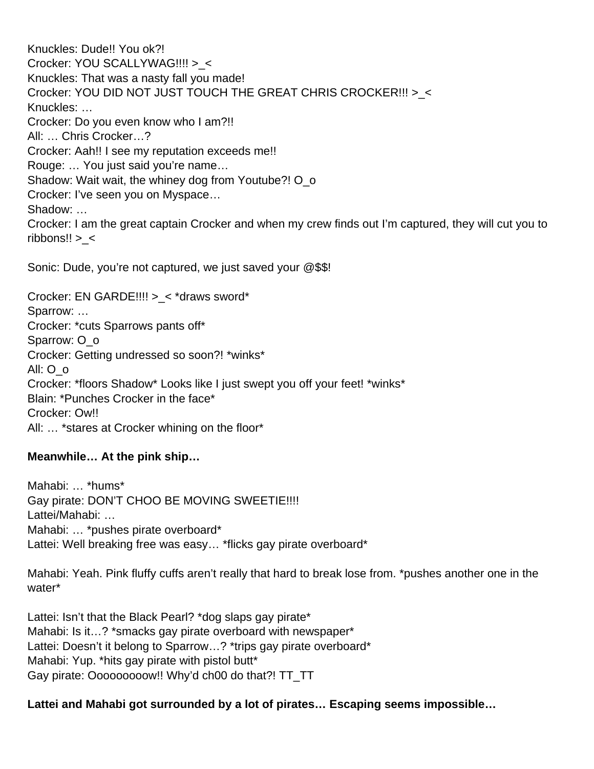Knuckles: Dude!! You ok?!
Crocker: YOU SCALLYWAG!!!! >_<
Knuckles: That was a nasty fall you made!
Crocker: YOU DID NOT JUST TOUCH THE GREAT CHRIS CROCKER!!! >_<
Knuckles: …
Crocker: Do you even know who I am?!!
All: … Chris Crocker…?
Crocker: Aah!! I see my reputation exceeds me!!
Rouge: … You just said you're name…
Shadow: Wait wait, the whiney dog from Youtube?! O_o
Crocker: I've seen you on Myspace…
Shadow: …
Crocker: I am the great captain Crocker and when my crew finds out I'm captured, they will cut you to ribbons!! >_<

Sonic: Dude, you're not captured, we just saved your @$$!

Crocker: EN GARDE!!!! >_< *draws sword*
Sparrow: …
Crocker: *cuts Sparrows pants off*
Sparrow: O_o
Crocker: Getting undressed so soon?! *winks*
All: O_o
Crocker: *floors Shadow* Looks like I just swept you off your feet! *winks*
Blain: *Punches Crocker in the face*
Crocker: Ow!!
All: … *stares at Crocker whining on the floor*

**Meanwhile… At the pink ship…**

Mahabi: … *hums*
Gay pirate: DON'T CHOO BE MOVING SWEETIE!!!!
Lattei/Mahabi: …
Mahabi: … *pushes pirate overboard*
Lattei: Well breaking free was easy… *flicks gay pirate overboard*

Mahabi: Yeah. Pink fluffy cuffs aren't really that hard to break lose from. *pushes another one in the water*

Lattei: Isn't that the Black Pearl? *dog slaps gay pirate*
Mahabi: Is it…? *smacks gay pirate overboard with newspaper*
Lattei: Doesn't it belong to Sparrow…? *trips gay pirate overboard*
Mahabi: Yup. *hits gay pirate with pistol butt*
Gay pirate: Ooooooooow!! Why'd ch00 do that?! TT_TT

**Lattei and Mahabi got surrounded by a lot of pirates… Escaping seems impossible…**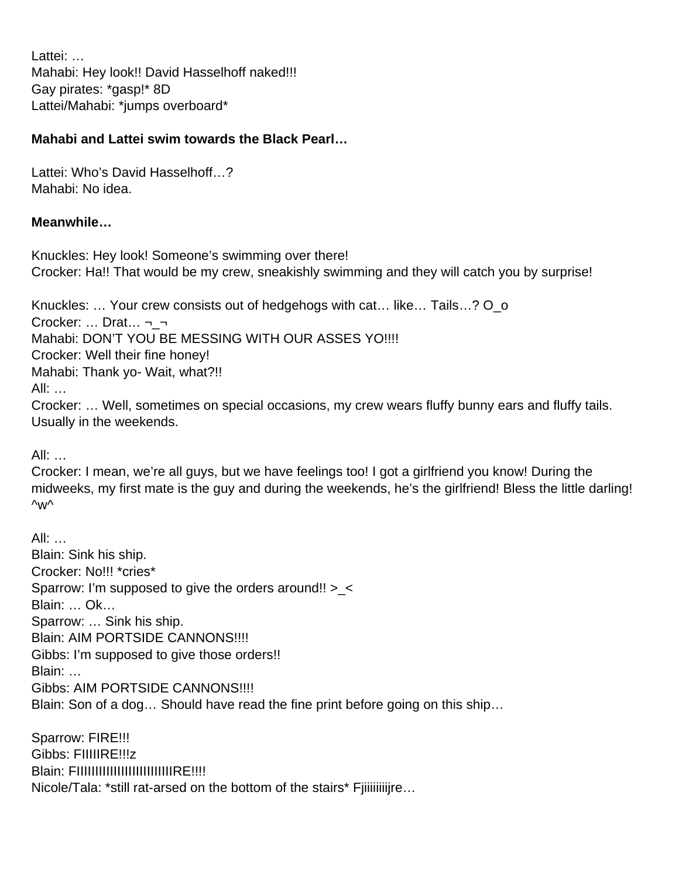Lattei: …
Mahabi: Hey look!! David Hasselhoff naked!!!
Gay pirates: *gasp!* 8D
Lattei/Mahabi: *jumps overboard*

**Mahabi and Lattei swim towards the Black Pearl…**

Lattei: Who's David Hasselhoff…?
Mahabi: No idea.

**Meanwhile…**

Knuckles: Hey look! Someone's swimming over there!
Crocker: Ha!! That would be my crew, sneakishly swimming and they will catch you by surprise!

Knuckles: … Your crew consists out of hedgehogs with cat… like… Tails…? O_o
Crocker: … Drat… ¬_¬
Mahabi: DON'T YOU BE MESSING WITH OUR ASSES YO!!!!
Crocker: Well their fine honey!
Mahabi: Thank yo- Wait, what?!!
All: …
Crocker: … Well, sometimes on special occasions, my crew wears fluffy bunny ears and fluffy tails. Usually in the weekends.

All: …
Crocker: I mean, we're all guys, but we have feelings too! I got a girlfriend you know! During the midweeks, my first mate is the guy and during the weekends, he's the girlfriend! Bless the little darling! ^w^

All: …
Blain: Sink his ship.
Crocker: No!!! *cries*
Sparrow: I'm supposed to give the orders around!! >_<
Blain: … Ok…
Sparrow: … Sink his ship.
Blain: AIM PORTSIDE CANNONS!!!!
Gibbs: I'm supposed to give those orders!!
Blain: …
Gibbs: AIM PORTSIDE CANNONS!!!!
Blain: Son of a dog… Should have read the fine print before going on this ship…

Sparrow: FIRE!!!
Gibbs: FIIIIIRE!!!z
Blain: FIIIIIIIIIIIIIIIIIIIIIIIIIIRE!!!!
Nicole/Tala: *still rat-arsed on the bottom of the stairs* Fjiiiiiiiijre…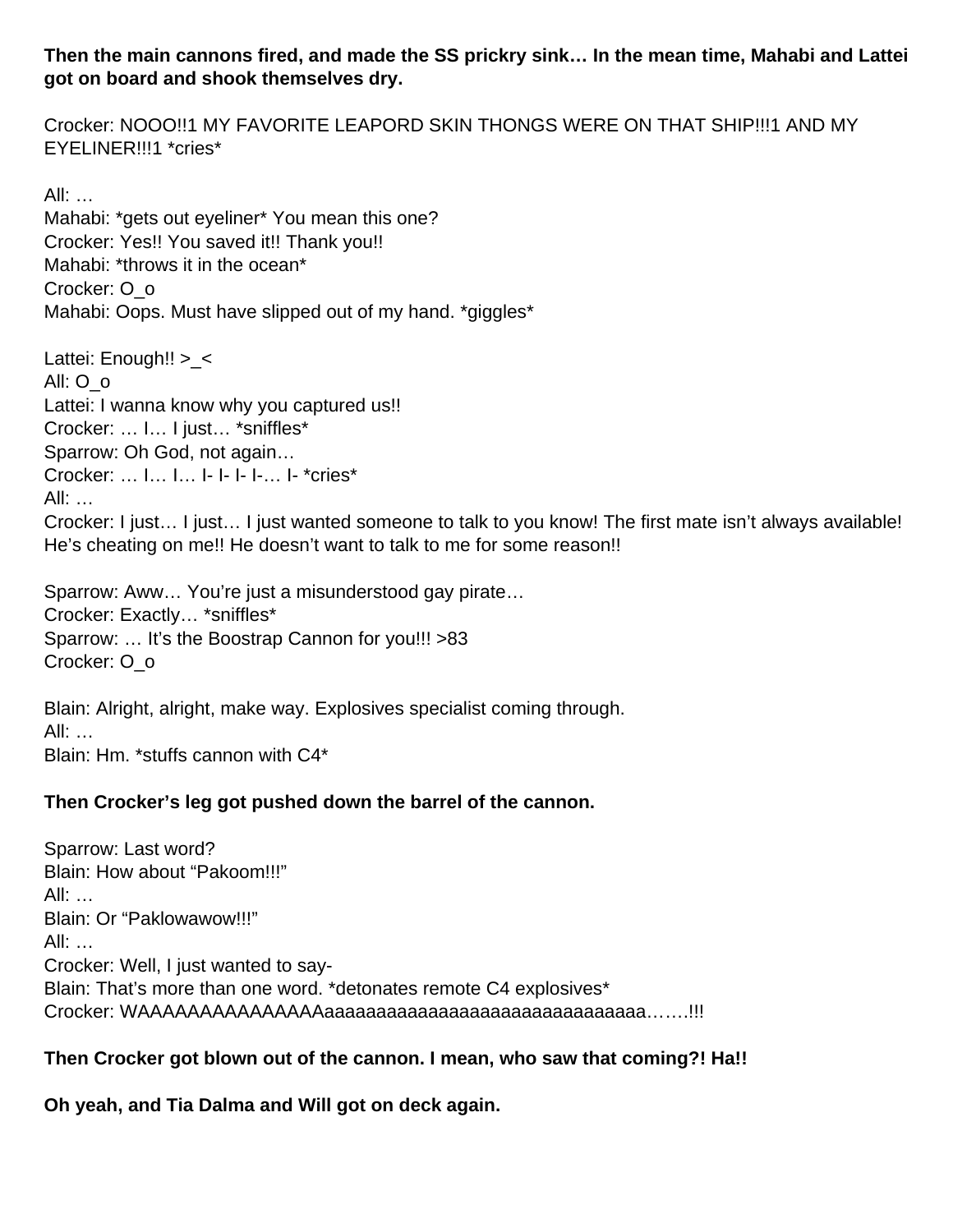**Then the main cannons fired, and made the SS prickry sink… In the mean time, Mahabi and Lattei got on board and shook themselves dry.**

Crocker: NOOO!!1 MY FAVORITE LEAPORD SKIN THONGS WERE ON THAT SHIP!!!1 AND MY EYELINER!!!1 *cries*

All: …
Mahabi: *gets out eyeliner* You mean this one?
Crocker: Yes!! You saved it!! Thank you!!
Mahabi: *throws it in the ocean*
Crocker: O_o
Mahabi: Oops. Must have slipped out of my hand. *giggles*

Lattei: Enough!! >_<
All: O_o
Lattei: I wanna know why you captured us!!
Crocker: … I… I just… *sniffles*
Sparrow: Oh God, not again…
Crocker: … I… I… I- I- I- I-… I- *cries*
All: …
Crocker: I just… I just… I just wanted someone to talk to you know! The first mate isn't always available! He's cheating on me!! He doesn't want to talk to me for some reason!!

Sparrow: Aww… You're just a misunderstood gay pirate…
Crocker: Exactly… *sniffles*
Sparrow: … It's the Boostrap Cannon for you!!! >83
Crocker: O_o

Blain: Alright, alright, make way. Explosives specialist coming through.
All: …
Blain: Hm. *stuffs cannon with C4*

**Then Crocker's leg got pushed down the barrel of the cannon.**

Sparrow: Last word?
Blain: How about "Pakoom!!!"
All: …
Blain: Or "Paklowawow!!!"
All: …
Crocker: Well, I just wanted to say-
Blain: That's more than one word. *detonates remote C4 explosives*
Crocker: WAAAAAAAAAAAAAAAaaaaaaaaaaaaaaaaaaaaaaaaaaaaaaaa…….!!!

**Then Crocker got blown out of the cannon. I mean, who saw that coming?! Ha!!**

**Oh yeah, and Tia Dalma and Will got on deck again.**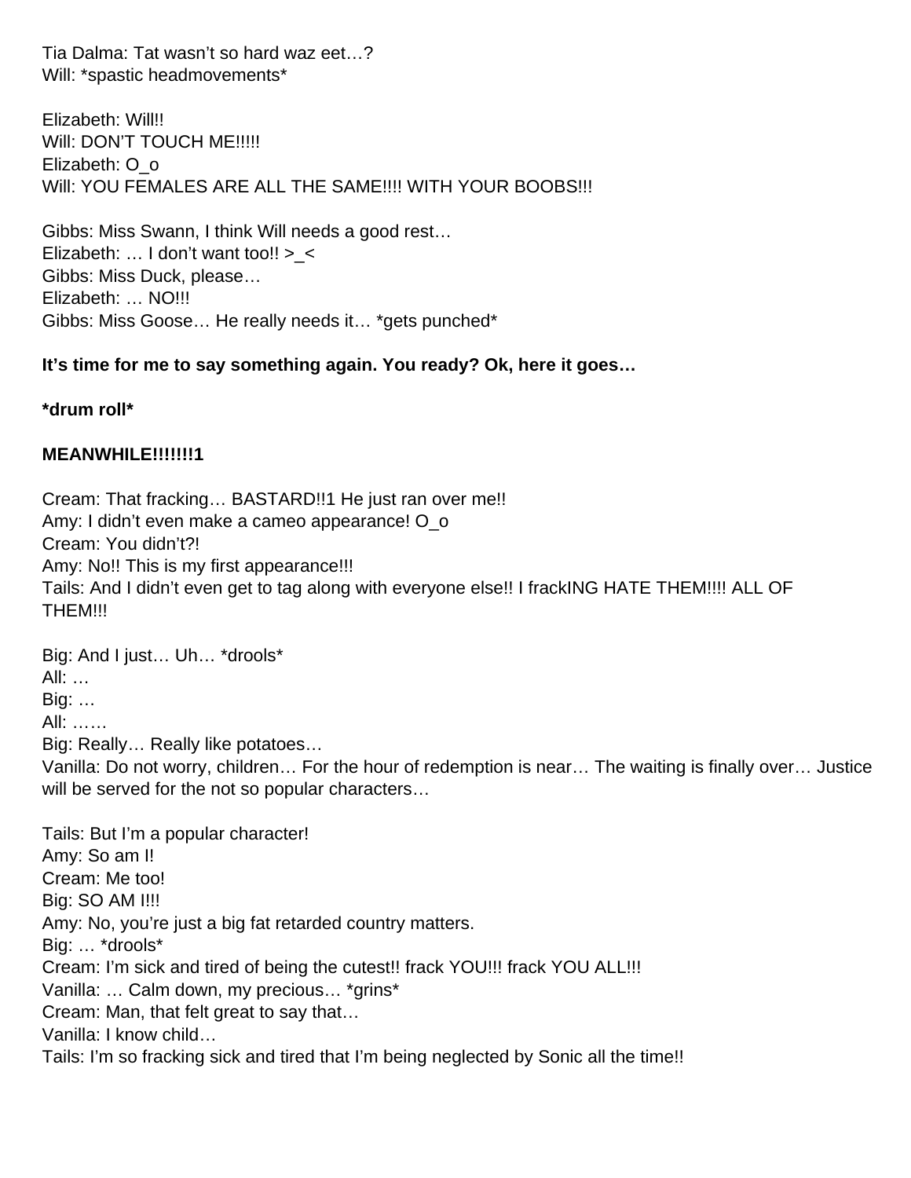Tia Dalma: Tat wasn't so hard waz eet…?
Will: *spastic headmovements*

Elizabeth: Will!!
Will: DON'T TOUCH ME!!!!!
Elizabeth: O_o
Will: YOU FEMALES ARE ALL THE SAME!!!! WITH YOUR BOOBS!!!

Gibbs: Miss Swann, I think Will needs a good rest…
Elizabeth: … I don't want too!! >_<
Gibbs: Miss Duck, please…
Elizabeth: … NO!!!
Gibbs: Miss Goose… He really needs it… *gets punched*

**It's time for me to say something again. You ready? Ok, here it goes…**

***drum roll***

**MEANWHILE!!!!!!!1**

Cream: That fracking… BASTARD!!1 He just ran over me!!
Amy: I didn't even make a cameo appearance! O_o
Cream: You didn't?!
Amy: No!! This is my first appearance!!!
Tails: And I didn't even get to tag along with everyone else!! I frackING HATE THEM!!!! ALL OF THEM!!!

Big: And I just… Uh… *drools*
All: …
Big: …
All: ……
Big: Really… Really like potatoes…
Vanilla: Do not worry, children… For the hour of redemption is near… The waiting is finally over… Justice will be served for the not so popular characters…

Tails: But I'm a popular character!
Amy: So am I!
Cream: Me too!
Big: SO AM I!!!
Amy: No, you're just a big fat retarded country matters.
Big: … *drools*
Cream: I'm sick and tired of being the cutest!! frack YOU!!! frack YOU ALL!!!
Vanilla: … Calm down, my precious… *grins*
Cream: Man, that felt great to say that…
Vanilla: I know child…
Tails: I'm so fracking sick and tired that I'm being neglected by Sonic all the time!!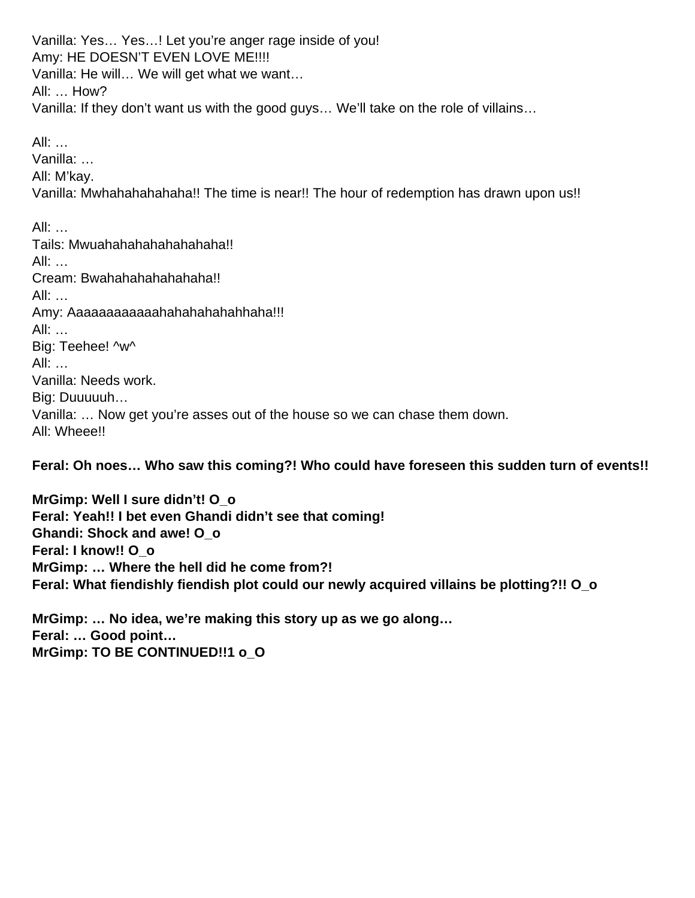Vanilla: Yes… Yes…! Let you’re anger rage inside of you!
Amy: HE DOESN’T EVEN LOVE ME!!!!
Vanilla: He will… We will get what we want…
All: … How?
Vanilla: If they don’t want us with the good guys… We’ll take on the role of villains…

All: …
Vanilla: …
All: M’kay.
Vanilla: Mwhahahahahaha!! The time is near!! The hour of redemption has drawn upon us!!

All: …
Tails: Mwuahahahahahahahaha!!
All: …
Cream: Bwahahahahahahaha!!
All: …
Amy: Aaaaaaaaaaaahahahahahahhaha!!!
All: …
Big: Teehee! ^w^
All: …
Vanilla: Needs work.
Big: Duuuuuh…
Vanilla: … Now get you’re asses out of the house so we can chase them down.
All: Wheee!!

**Feral: Oh noes… Who saw this coming?! Who could have foreseen this sudden turn of events!!**

**MrGimp: Well I sure didn’t! O_o**
**Feral: Yeah!! I bet even Ghandi didn’t see that coming!**
**Ghandi: Shock and awe! O_o**
**Feral: I know!! O_o**
**MrGimp: … Where the hell did he come from?!**
**Feral: What fiendishly fiendish plot could our newly acquired villains be plotting?!! O_o**

**MrGimp: … No idea, we’re making this story up as we go along…**
**Feral: … Good point…**
**MrGimp: TO BE CONTINUED!!1 o_O**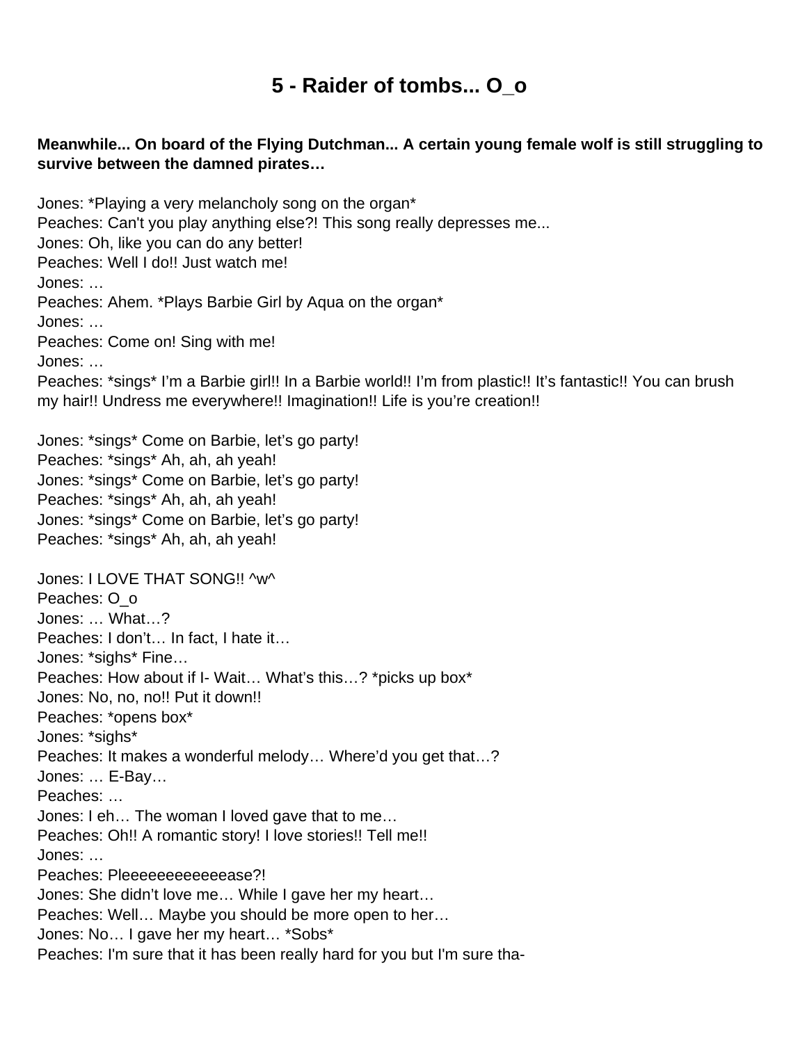# 5 - Raider of tombs... O_o

**Meanwhile... On board of the Flying Dutchman... A certain young female wolf is still struggling to survive between the damned pirates…**

Jones: *Playing a very melancholy song on the organ*
Peaches: Can't you play anything else?! This song really depresses me...
Jones: Oh, like you can do any better!
Peaches: Well I do!! Just watch me!
Jones: …
Peaches: Ahem. *Plays Barbie Girl by Aqua on the organ*
Jones: …
Peaches: Come on! Sing with me!
Jones: …
Peaches: *sings* I'm a Barbie girl!! In a Barbie world!! I'm from plastic!! It's fantastic!! You can brush my hair!! Undress me everywhere!! Imagination!! Life is you're creation!!

Jones: *sings* Come on Barbie, let's go party!
Peaches: *sings* Ah, ah, ah yeah!
Jones: *sings* Come on Barbie, let's go party!
Peaches: *sings* Ah, ah, ah yeah!
Jones: *sings* Come on Barbie, let's go party!
Peaches: *sings* Ah, ah, ah yeah!

Jones: I LOVE THAT SONG!! ^w^
Peaches: O_o
Jones: … What…?
Peaches: I don't… In fact, I hate it…
Jones: *sighs* Fine…
Peaches: How about if I- Wait… What's this…? *picks up box*
Jones: No, no, no!! Put it down!!
Peaches: *opens box*
Jones: *sighs*
Peaches: It makes a wonderful melody… Where'd you get that…?
Jones: … E-Bay…
Peaches: …
Jones: I eh… The woman I loved gave that to me…
Peaches: Oh!! A romantic story! I love stories!! Tell me!!
Jones: …
Peaches: Pleeeeeeeeeeeease?!
Jones: She didn't love me… While I gave her my heart…
Peaches: Well… Maybe you should be more open to her…
Jones: No… I gave her my heart… *Sobs*
Peaches: I'm sure that it has been really hard for you but I'm sure tha-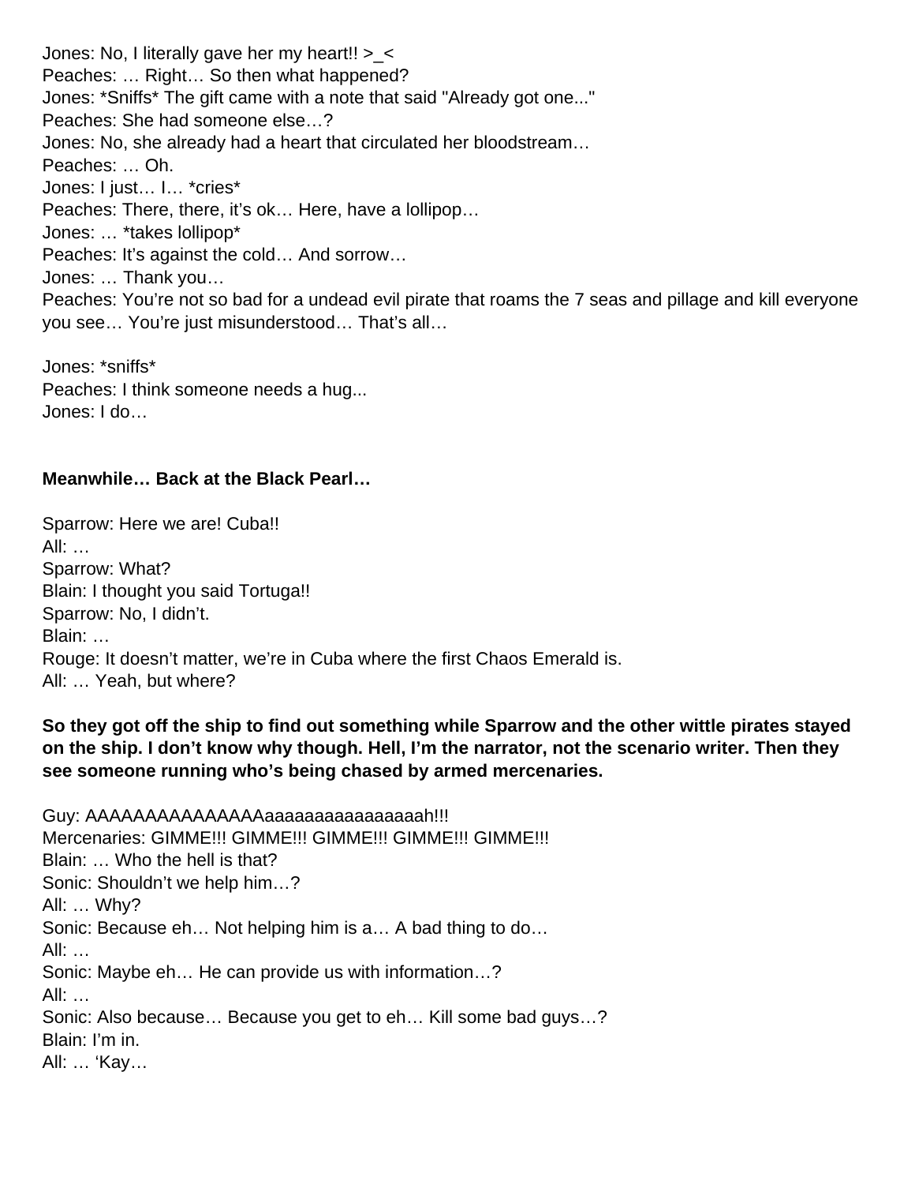Jones: No, I literally gave her my heart!! >_<
Peaches: … Right… So then what happened?
Jones: *Sniffs* The gift came with a note that said "Already got one..."
Peaches: She had someone else…?
Jones: No, she already had a heart that circulated her bloodstream…
Peaches: … Oh.
Jones: I just… I… *cries*
Peaches: There, there, it's ok… Here, have a lollipop…
Jones: … *takes lollipop*
Peaches: It's against the cold… And sorrow…
Jones: … Thank you…
Peaches: You're not so bad for a undead evil pirate that roams the 7 seas and pillage and kill everyone you see… You're just misunderstood… That's all…

Jones: *sniffs*
Peaches: I think someone needs a hug...
Jones: I do…

**Meanwhile… Back at the Black Pearl…**

Sparrow: Here we are! Cuba!!
All: …
Sparrow: What?
Blain: I thought you said Tortuga!!
Sparrow: No, I didn't.
Blain: …
Rouge: It doesn't matter, we're in Cuba where the first Chaos Emerald is.
All: … Yeah, but where?

**So they got off the ship to find out something while Sparrow and the other wittle pirates stayed on the ship. I don't know why though. Hell, I'm the narrator, not the scenario writer. Then they see someone running who's being chased by armed mercenaries.**

Guy: AAAAAAAAAAAAAAAaaaaaaaaaaaaaaaah!!!
Mercenaries: GIMME!!! GIMME!!! GIMME!!! GIMME!!! GIMME!!!
Blain: … Who the hell is that?
Sonic: Shouldn't we help him…?
All: … Why?
Sonic: Because eh… Not helping him is a… A bad thing to do…
All: …
Sonic: Maybe eh… He can provide us with information…?
All: …
Sonic: Also because… Because you get to eh… Kill some bad guys…?
Blain: I'm in.
All: … 'Kay…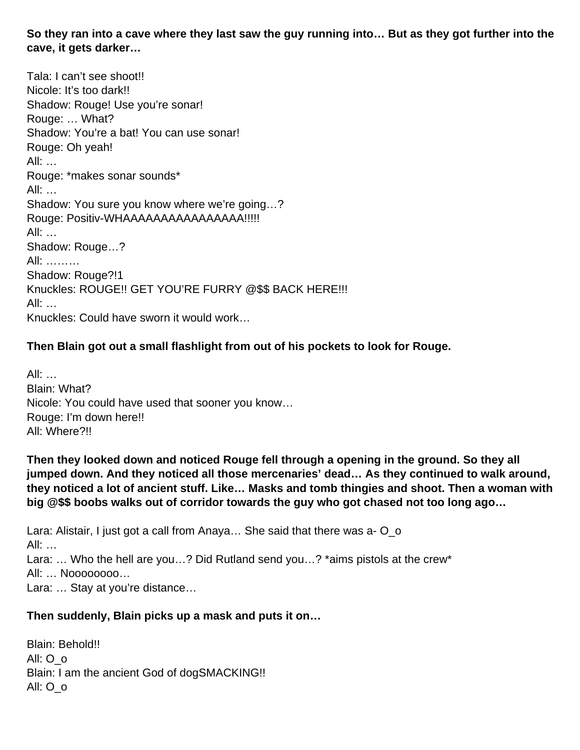**So they ran into a cave where they last saw the guy running into… But as they got further into the cave, it gets darker…**

Tala: I can’t see shoot!!
Nicole: It’s too dark!!
Shadow: Rouge! Use you’re sonar!
Rouge: … What?
Shadow: You’re a bat! You can use sonar!
Rouge: Oh yeah!
All: …
Rouge: *makes sonar sounds*
All: …
Shadow: You sure you know where we’re going…?
Rouge: Positiv-WHAAAAAAAAAAAAAAAA!!!!!
All: …
Shadow: Rouge…?
All: ………
Shadow: Rouge?!1
Knuckles: ROUGE!! GET YOU’RE FURRY @$$ BACK HERE!!!
All: …
Knuckles: Could have sworn it would work…

**Then Blain got out a small flashlight from out of his pockets to look for Rouge.**

All: …
Blain: What?
Nicole: You could have used that sooner you know…
Rouge: I’m down here!!
All: Where?!!

**Then they looked down and noticed Rouge fell through a opening in the ground. So they all jumped down. And they noticed all those mercenaries’ dead… As they continued to walk around, they noticed a lot of ancient stuff. Like… Masks and tomb thingies and shoot. Then a woman with big @$$ boobs walks out of corridor towards the guy who got chased not too long ago…**

Lara: Alistair, I just got a call from Anaya… She said that there was a- O_o
All: …
Lara: … Who the hell are you…? Did Rutland send you…? *aims pistols at the crew*
All: … Noooooooo…
Lara: … Stay at you’re distance…

**Then suddenly, Blain picks up a mask and puts it on…**

Blain: Behold!!
All: O_o
Blain: I am the ancient God of dogSMACKING!!
All: O_o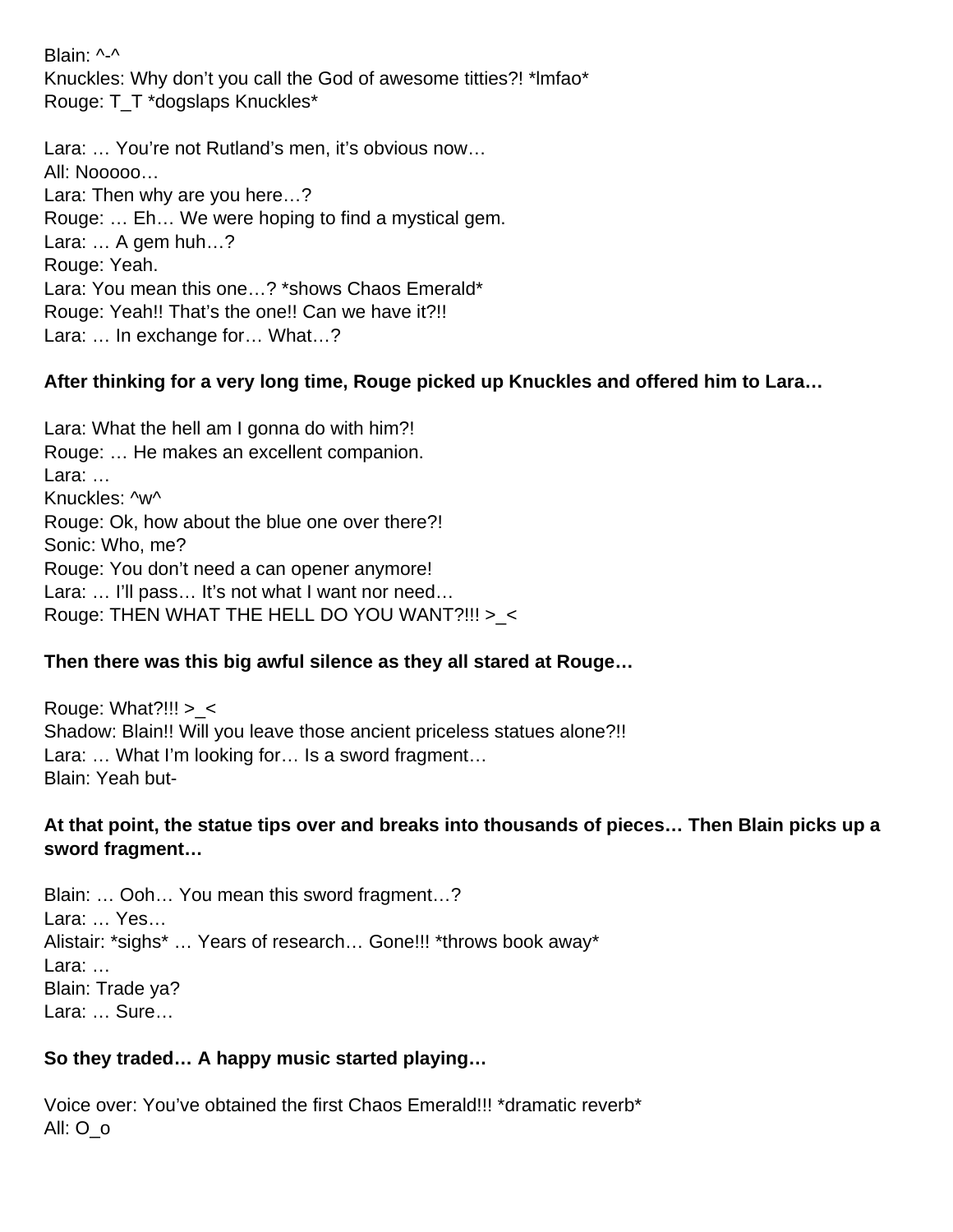Blain: ^-^
Knuckles: Why don’t you call the God of awesome titties?! *lmfao*
Rouge: T_T *dogslaps Knuckles*

Lara: … You’re not Rutland’s men, it’s obvious now…
All: Nooooo…
Lara: Then why are you here…?
Rouge: … Eh… We were hoping to find a mystical gem.
Lara: … A gem huh…?
Rouge: Yeah.
Lara: You mean this one…? *shows Chaos Emerald*
Rouge: Yeah!! That’s the one!! Can we have it?!!
Lara: … In exchange for… What…?

**After thinking for a very long time, Rouge picked up Knuckles and offered him to Lara…**

Lara: What the hell am I gonna do with him?!
Rouge: … He makes an excellent companion.
Lara: …
Knuckles: ^w^
Rouge: Ok, how about the blue one over there?!
Sonic: Who, me?
Rouge: You don’t need a can opener anymore!
Lara: … I’ll pass… It’s not what I want nor need…
Rouge: THEN WHAT THE HELL DO YOU WANT?!!! >_<

**Then there was this big awful silence as they all stared at Rouge…**

Rouge: What?!!! >_<
Shadow: Blain!! Will you leave those ancient priceless statues alone?!!
Lara: … What I’m looking for… Is a sword fragment…
Blain: Yeah but-

**At that point, the statue tips over and breaks into thousands of pieces… Then Blain picks up a sword fragment…**

Blain: … Ooh… You mean this sword fragment…?
Lara: … Yes…
Alistair: *sighs* … Years of research… Gone!!! *throws book away*
Lara: …
Blain: Trade ya?
Lara: … Sure…

**So they traded… A happy music started playing…**

Voice over: You’ve obtained the first Chaos Emerald!!! *dramatic reverb*
All: O_o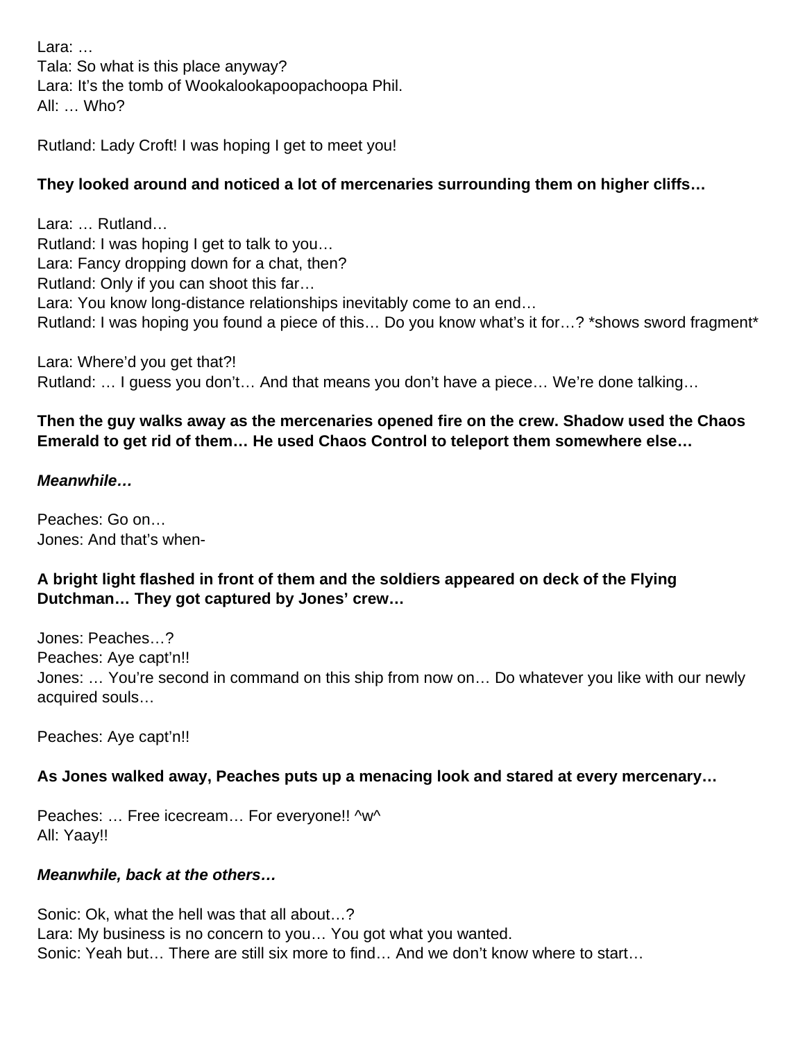Lara: …
Tala: So what is this place anyway?
Lara: It's the tomb of Wookalookapoopachoopa Phil.
All: … Who?

Rutland: Lady Croft! I was hoping I get to meet you!

**They looked around and noticed a lot of mercenaries surrounding them on higher cliffs…**

Lara: … Rutland…
Rutland: I was hoping I get to talk to you…
Lara: Fancy dropping down for a chat, then?
Rutland: Only if you can shoot this far…
Lara: You know long-distance relationships inevitably come to an end…
Rutland: I was hoping you found a piece of this… Do you know what's it for…? *shows sword fragment*

Lara: Where'd you get that?!
Rutland: … I guess you don't… And that means you don't have a piece… We're done talking…

**Then the guy walks away as the mercenaries opened fire on the crew. Shadow used the Chaos Emerald to get rid of them… He used Chaos Control to teleport them somewhere else…**

***Meanwhile…***

Peaches: Go on…
Jones: And that's when-

**A bright light flashed in front of them and the soldiers appeared on deck of the Flying Dutchman… They got captured by Jones' crew…**

Jones: Peaches…?
Peaches: Aye capt'n!!
Jones: … You're second in command on this ship from now on… Do whatever you like with our newly acquired souls…

Peaches: Aye capt'n!!

**As Jones walked away, Peaches puts up a menacing look and stared at every mercenary…**

Peaches: … Free icecream… For everyone!! ^w^
All: Yaay!!

***Meanwhile, back at the others…***

Sonic: Ok, what the hell was that all about…?
Lara: My business is no concern to you… You got what you wanted.
Sonic: Yeah but… There are still six more to find… And we don't know where to start…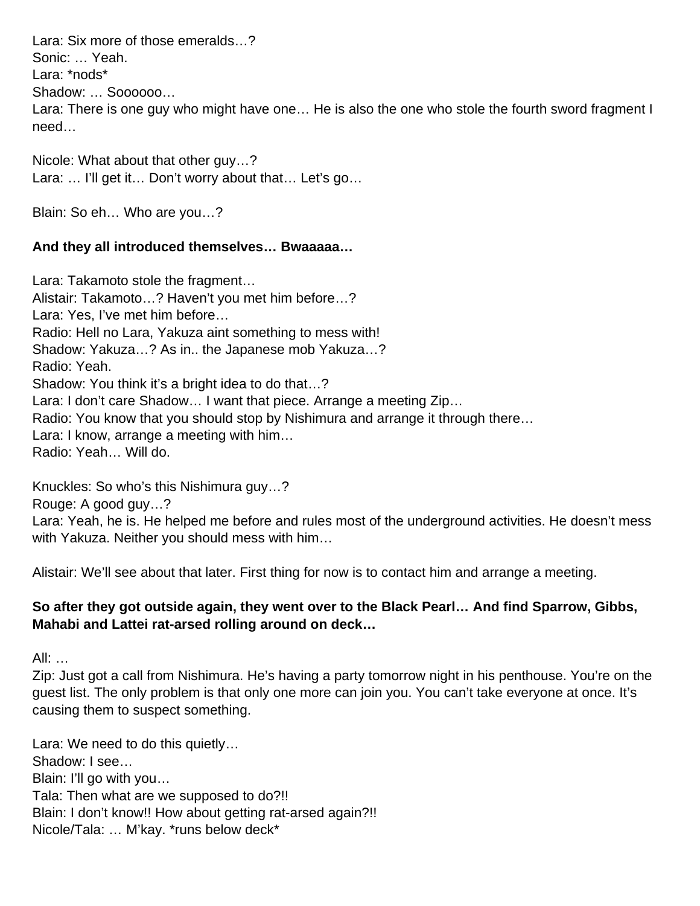Lara: Six more of those emeralds…?
Sonic: … Yeah.
Lara: *nods*
Shadow: … Soooooo…
Lara: There is one guy who might have one… He is also the one who stole the fourth sword fragment I need…

Nicole: What about that other guy…?
Lara: … I'll get it… Don't worry about that… Let's go…

Blain: So eh… Who are you…?

**And they all introduced themselves… Bwaaaaa…**

Lara: Takamoto stole the fragment…
Alistair: Takamoto…? Haven't you met him before…?
Lara: Yes, I've met him before…
Radio: Hell no Lara, Yakuza aint something to mess with!
Shadow: Yakuza…? As in.. the Japanese mob Yakuza…?
Radio: Yeah.
Shadow: You think it's a bright idea to do that…?
Lara: I don't care Shadow… I want that piece. Arrange a meeting Zip…
Radio: You know that you should stop by Nishimura and arrange it through there…
Lara: I know, arrange a meeting with him…
Radio: Yeah… Will do.

Knuckles: So who's this Nishimura guy…?
Rouge: A good guy…?
Lara: Yeah, he is. He helped me before and rules most of the underground activities. He doesn't mess with Yakuza. Neither you should mess with him…

Alistair: We'll see about that later. First thing for now is to contact him and arrange a meeting.

**So after they got outside again, they went over to the Black Pearl… And find Sparrow, Gibbs, Mahabi and Lattei rat-arsed rolling around on deck…**

All: …
Zip: Just got a call from Nishimura. He's having a party tomorrow night in his penthouse. You're on the guest list. The only problem is that only one more can join you. You can't take everyone at once. It's causing them to suspect something.

Lara: We need to do this quietly…
Shadow: I see…
Blain: I'll go with you…
Tala: Then what are we supposed to do?!!
Blain: I don't know!! How about getting rat-arsed again?!!
Nicole/Tala: … M'kay. *runs below deck*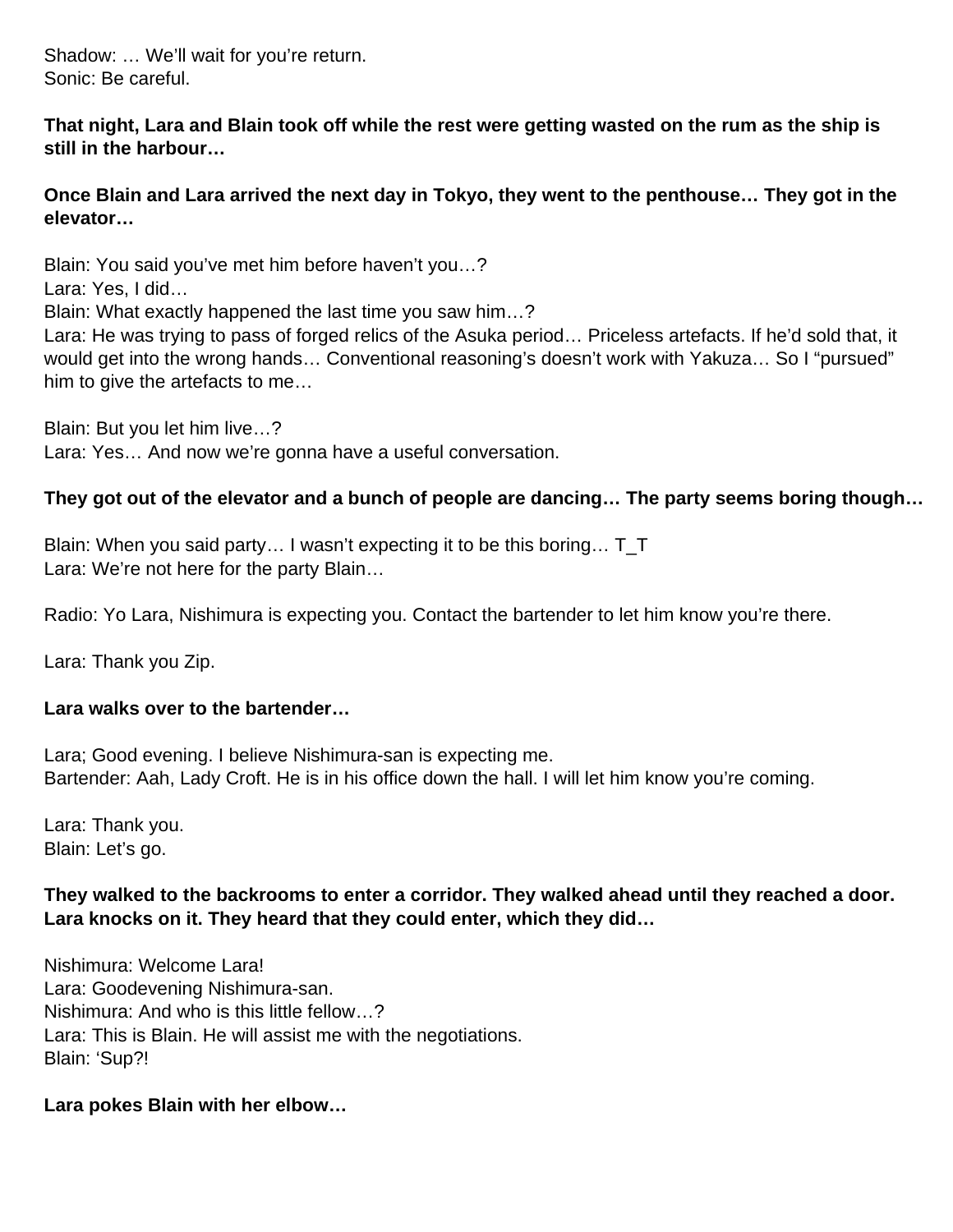Shadow: … We'll wait for you're return.
Sonic: Be careful.

**That night, Lara and Blain took off while the rest were getting wasted on the rum as the ship is still in the harbour…**

**Once Blain and Lara arrived the next day in Tokyo, they went to the penthouse… They got in the elevator…**

Blain: You said you've met him before haven't you…?
Lara: Yes, I did…
Blain: What exactly happened the last time you saw him…?
Lara: He was trying to pass of forged relics of the Asuka period… Priceless artefacts. If he'd sold that, it would get into the wrong hands… Conventional reasoning's doesn't work with Yakuza… So I "pursued" him to give the artefacts to me…

Blain: But you let him live…?
Lara: Yes… And now we're gonna have a useful conversation.

**They got out of the elevator and a bunch of people are dancing… The party seems boring though…**

Blain: When you said party… I wasn't expecting it to be this boring… T_T
Lara: We're not here for the party Blain…

Radio: Yo Lara, Nishimura is expecting you. Contact the bartender to let him know you're there.

Lara: Thank you Zip.

**Lara walks over to the bartender…**

Lara; Good evening. I believe Nishimura-san is expecting me.
Bartender: Aah, Lady Croft. He is in his office down the hall. I will let him know you're coming.

Lara: Thank you.
Blain: Let's go.

**They walked to the backrooms to enter a corridor. They walked ahead until they reached a door. Lara knocks on it. They heard that they could enter, which they did…**

Nishimura: Welcome Lara!
Lara: Goodevening Nishimura-san.
Nishimura: And who is this little fellow…?
Lara: This is Blain. He will assist me with the negotiations.
Blain: 'Sup?!

**Lara pokes Blain with her elbow…**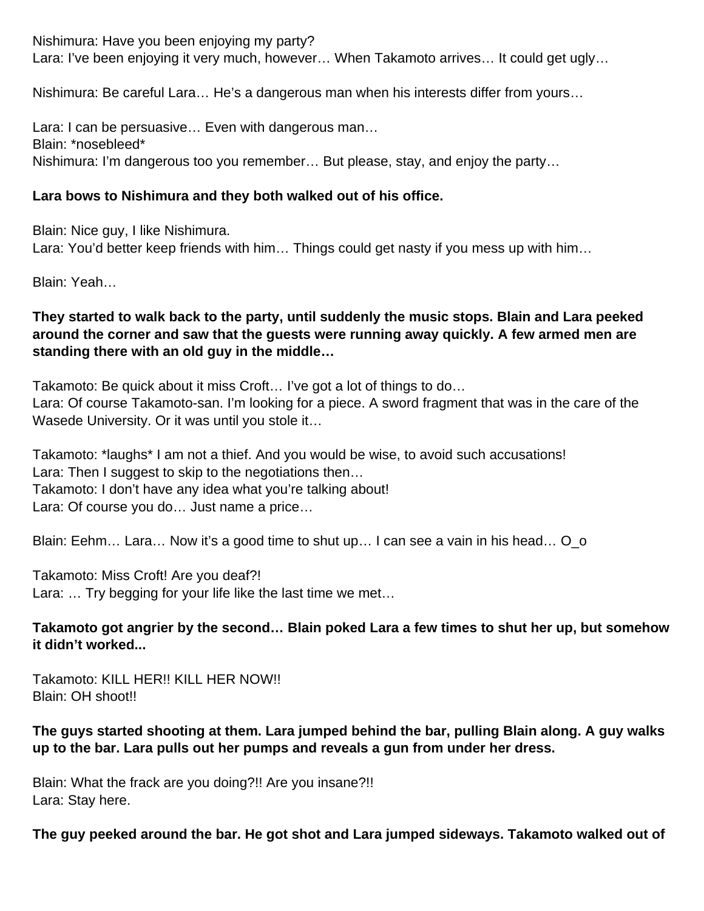Nishimura: Have you been enjoying my party?
Lara: I've been enjoying it very much, however… When Takamoto arrives… It could get ugly…

Nishimura: Be careful Lara… He's a dangerous man when his interests differ from yours…

Lara: I can be persuasive… Even with dangerous man…
Blain: *nosebleed*
Nishimura: I'm dangerous too you remember… But please, stay, and enjoy the party…

**Lara bows to Nishimura and they both walked out of his office.**

Blain: Nice guy, I like Nishimura.
Lara: You'd better keep friends with him… Things could get nasty if you mess up with him…

Blain: Yeah…

**They started to walk back to the party, until suddenly the music stops. Blain and Lara peeked around the corner and saw that the guests were running away quickly. A few armed men are standing there with an old guy in the middle…**

Takamoto: Be quick about it miss Croft… I've got a lot of things to do…
Lara: Of course Takamoto-san. I'm looking for a piece. A sword fragment that was in the care of the Wasede University. Or it was until you stole it…

Takamoto: *laughs* I am not a thief. And you would be wise, to avoid such accusations!
Lara: Then I suggest to skip to the negotiations then…
Takamoto: I don't have any idea what you're talking about!
Lara: Of course you do… Just name a price…

Blain: Eehm… Lara… Now it's a good time to shut up… I can see a vain in his head… O_o

Takamoto: Miss Croft! Are you deaf?!
Lara: … Try begging for your life like the last time we met…

**Takamoto got angrier by the second… Blain poked Lara a few times to shut her up, but somehow it didn't worked...**

Takamoto: KILL HER!! KILL HER NOW!!
Blain: OH shoot!!

**The guys started shooting at them. Lara jumped behind the bar, pulling Blain along. A guy walks up to the bar. Lara pulls out her pumps and reveals a gun from under her dress.**

Blain: What the frack are you doing?!! Are you insane?!!
Lara: Stay here.

**The guy peeked around the bar. He got shot and Lara jumped sideways. Takamoto walked out of**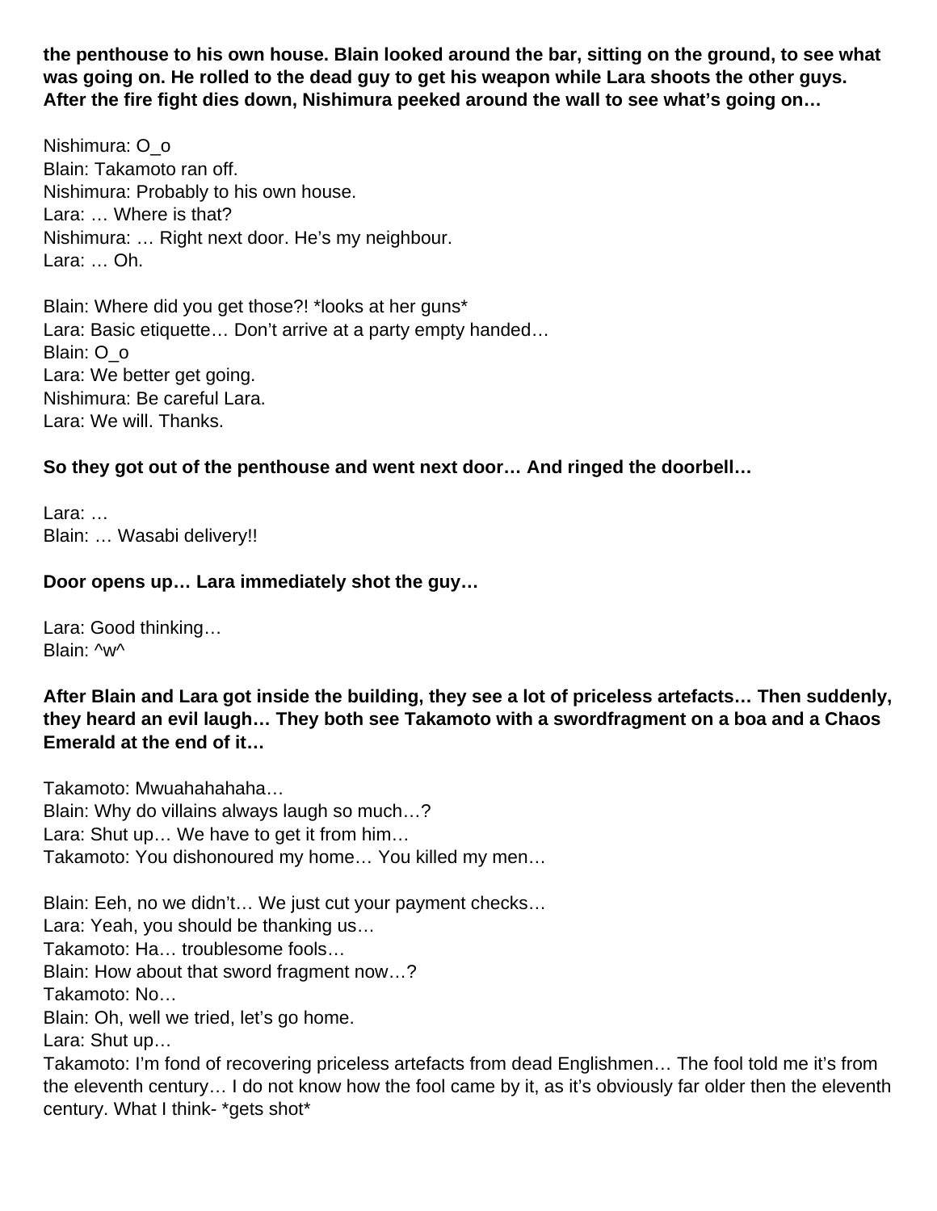**the penthouse to his own house. Blain looked around the bar, sitting on the ground, to see what was going on. He rolled to the dead guy to get his weapon while Lara shoots the other guys. After the fire fight dies down, Nishimura peeked around the wall to see what's going on…**

Nishimura: O_o
Blain: Takamoto ran off.
Nishimura: Probably to his own house.
Lara: … Where is that?
Nishimura: … Right next door. He's my neighbour.
Lara: … Oh.

Blain: Where did you get those?! *looks at her guns*
Lara: Basic etiquette… Don't arrive at a party empty handed…
Blain: O_o
Lara: We better get going.
Nishimura: Be careful Lara.
Lara: We will. Thanks.

**So they got out of the penthouse and went next door… And ringed the doorbell…**

Lara: …
Blain: … Wasabi delivery!!

**Door opens up… Lara immediately shot the guy…**

Lara: Good thinking…
Blain: ^w^

**After Blain and Lara got inside the building, they see a lot of priceless artefacts… Then suddenly, they heard an evil laugh… They both see Takamoto with a swordfragment on a boa and a Chaos Emerald at the end of it…**

Takamoto: Mwuahahahaha…
Blain: Why do villains always laugh so much…?
Lara: Shut up… We have to get it from him…
Takamoto: You dishonoured my home… You killed my men…

Blain: Eeh, no we didn't… We just cut your payment checks…
Lara: Yeah, you should be thanking us…
Takamoto: Ha… troublesome fools…
Blain: How about that sword fragment now…?
Takamoto: No…
Blain: Oh, well we tried, let's go home.
Lara: Shut up…
Takamoto: I'm fond of recovering priceless artefacts from dead Englishmen… The fool told me it's from the eleventh century… I do not know how the fool came by it, as it's obviously far older then the eleventh century. What I think- *gets shot*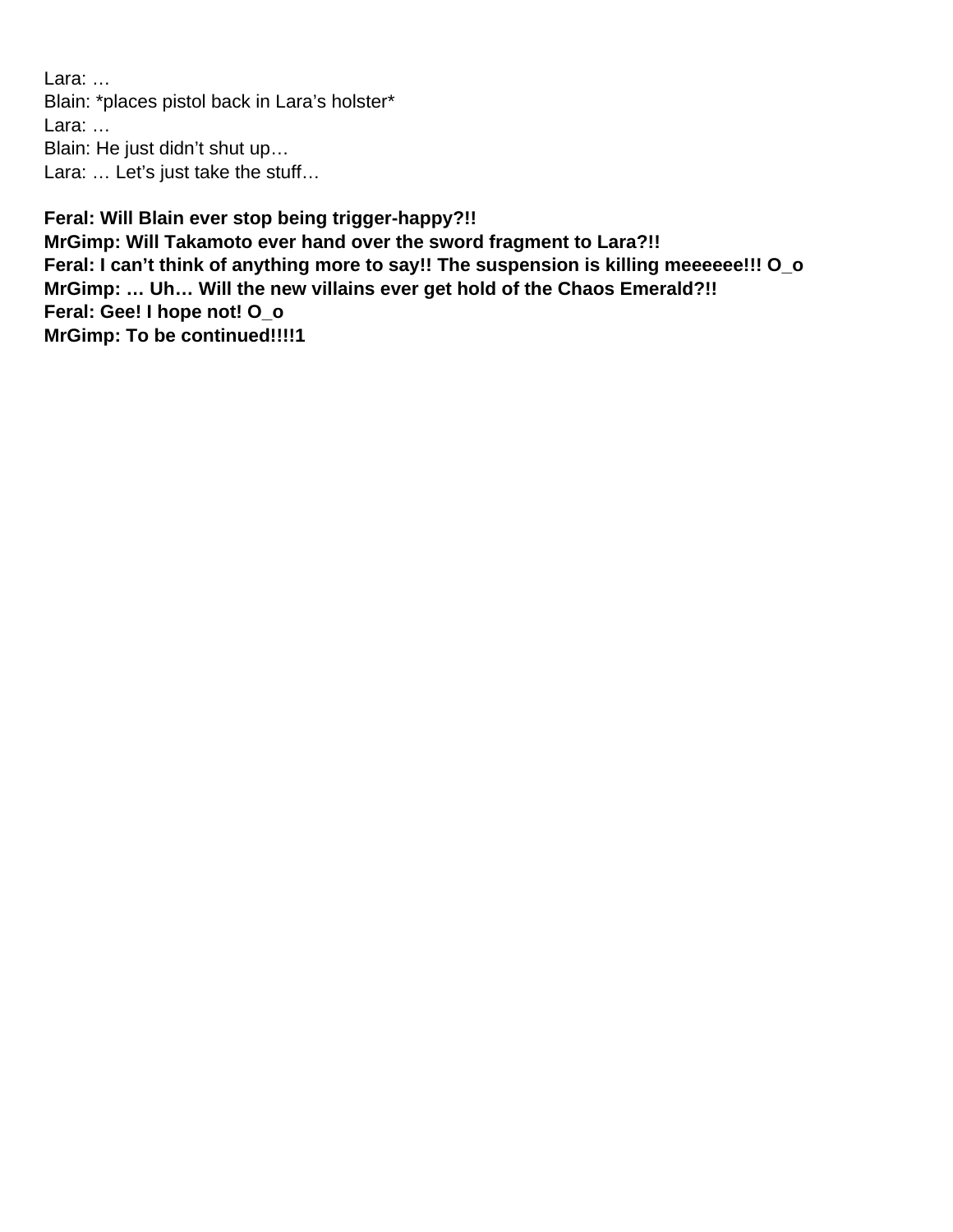Lara: …  
Blain: *places pistol back in Lara's holster*  
Lara: …  
Blain: He just didn't shut up…  
Lara: … Let's just take the stuff…

**Feral: Will Blain ever stop being trigger-happy?!!**  
**MrGimp: Will Takamoto ever hand over the sword fragment to Lara?!!**  
**Feral: I can't think of anything more to say!! The suspension is killing meeeeee!!! O_o**  
**MrGimp: … Uh… Will the new villains ever get hold of the Chaos Emerald?!!**  
**Feral: Gee! I hope not! O_o**  
**MrGimp: To be continued!!!!1**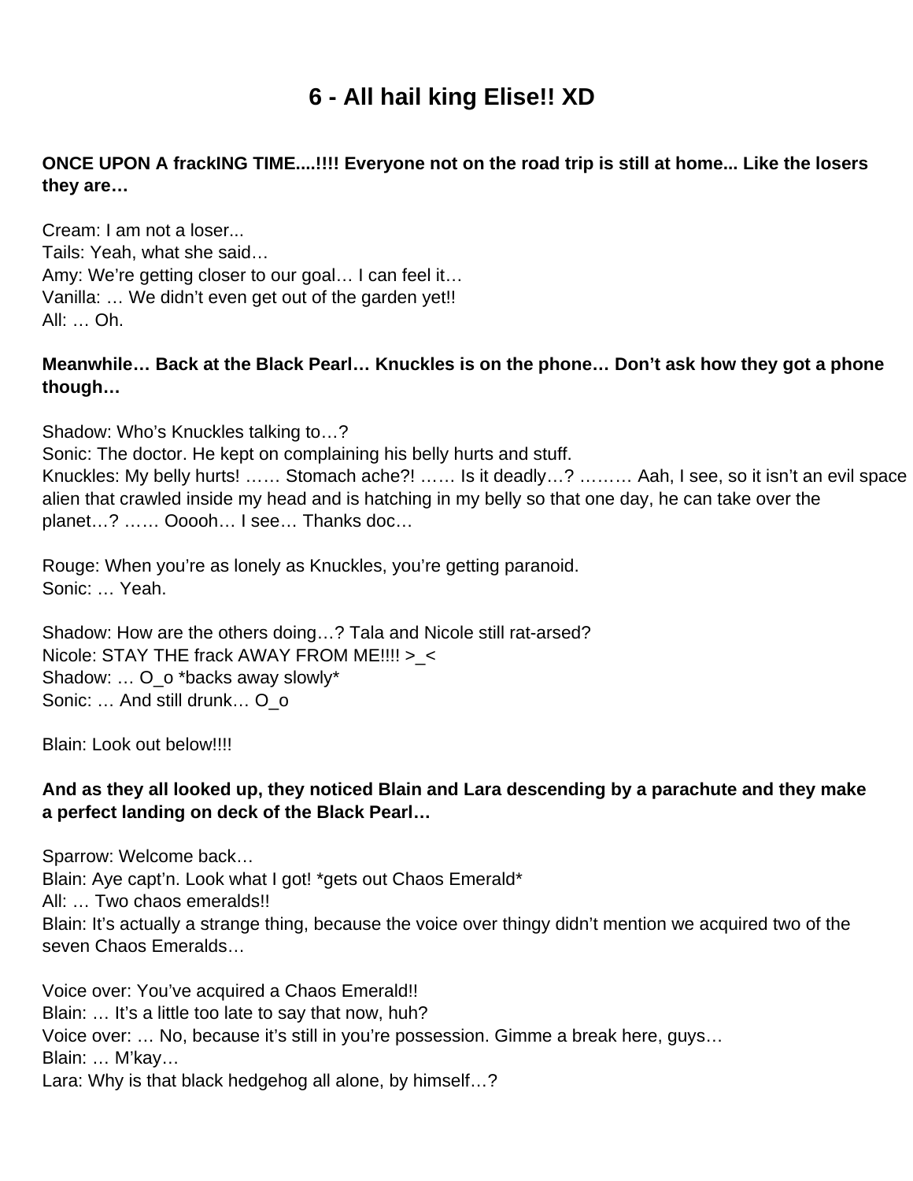# 6 - All hail king Elise!! XD

**ONCE UPON A frackING TIME....!!!! Everyone not on the road trip is still at home... Like the losers they are…**

Cream: I am not a loser...
Tails: Yeah, what she said…
Amy: We're getting closer to our goal… I can feel it…
Vanilla: … We didn't even get out of the garden yet!!
All: … Oh.

**Meanwhile… Back at the Black Pearl… Knuckles is on the phone… Don't ask how they got a phone though…**

Shadow: Who's Knuckles talking to…?
Sonic: The doctor. He kept on complaining his belly hurts and stuff.
Knuckles: My belly hurts! …… Stomach ache?! …… Is it deadly…? ……… Aah, I see, so it isn't an evil space alien that crawled inside my head and is hatching in my belly so that one day, he can take over the planet…? …… Ooooh… I see… Thanks doc…

Rouge: When you're as lonely as Knuckles, you're getting paranoid.
Sonic: … Yeah.

Shadow: How are the others doing…? Tala and Nicole still rat-arsed?
Nicole: STAY THE frack AWAY FROM ME!!!! >_<
Shadow: … O_o *backs away slowly*
Sonic: … And still drunk… O_o

Blain: Look out below!!!!

**And as they all looked up, they noticed Blain and Lara descending by a parachute and they make a perfect landing on deck of the Black Pearl…**

Sparrow: Welcome back…
Blain: Aye capt'n. Look what I got! *gets out Chaos Emerald*
All: … Two chaos emeralds!!
Blain: It's actually a strange thing, because the voice over thingy didn't mention we acquired two of the seven Chaos Emeralds…

Voice over: You've acquired a Chaos Emerald!!
Blain: … It's a little too late to say that now, huh?
Voice over: … No, because it's still in you're possession. Gimme a break here, guys…
Blain: … M'kay…
Lara: Why is that black hedgehog all alone, by himself…?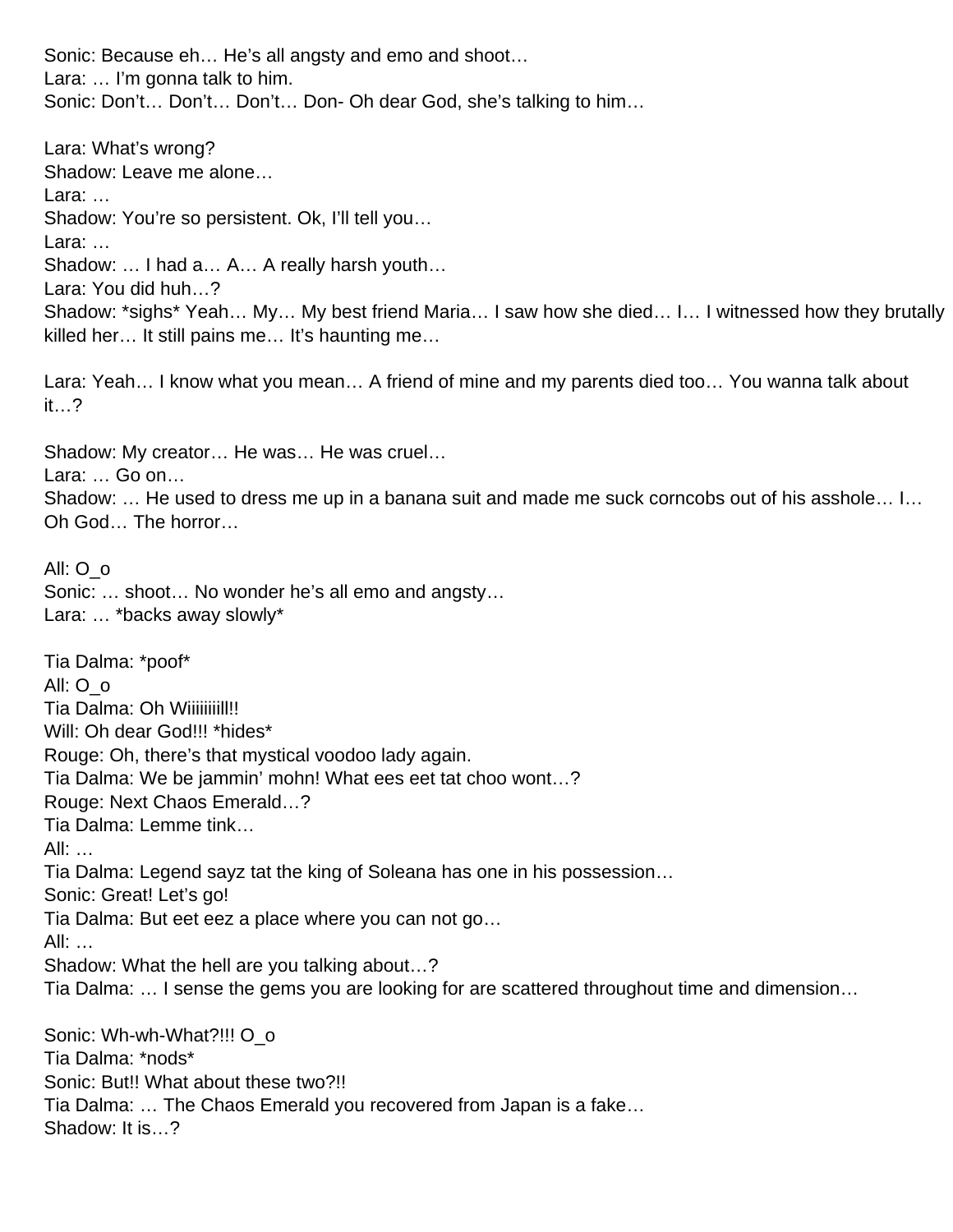Sonic: Because eh… He's all angsty and emo and shoot…
Lara: … I'm gonna talk to him.
Sonic: Don't… Don't… Don't… Don- Oh dear God, she's talking to him…

Lara: What's wrong?
Shadow: Leave me alone…
Lara: …
Shadow: You're so persistent. Ok, I'll tell you…
Lara: …
Shadow: … I had a… A… A really harsh youth…
Lara: You did huh…?
Shadow: *sighs* Yeah… My… My best friend Maria… I saw how she died… I… I witnessed how they brutally killed her… It still pains me… It's haunting me…

Lara: Yeah… I know what you mean… A friend of mine and my parents died too… You wanna talk about it…?

Shadow: My creator… He was… He was cruel…
Lara: … Go on…
Shadow: … He used to dress me up in a banana suit and made me suck corncobs out of his asshole… I… Oh God… The horror…

All: O_o
Sonic: … shoot… No wonder he's all emo and angsty…
Lara: … *backs away slowly*

Tia Dalma: *poof*
All: O_o
Tia Dalma: Oh Wiiiiiiiill!!
Will: Oh dear God!!! *hides*
Rouge: Oh, there's that mystical voodoo lady again.
Tia Dalma: We be jammin' mohn! What ees eet tat choo wont…?
Rouge: Next Chaos Emerald…?
Tia Dalma: Lemme tink…
All: …
Tia Dalma: Legend sayz tat the king of Soleana has one in his possession…
Sonic: Great! Let's go!
Tia Dalma: But eet eez a place where you can not go…
All: …
Shadow: What the hell are you talking about…?
Tia Dalma: … I sense the gems you are looking for are scattered throughout time and dimension…

Sonic: Wh-wh-What?!!! O_o
Tia Dalma: *nods*
Sonic: But!! What about these two?!!
Tia Dalma: … The Chaos Emerald you recovered from Japan is a fake…
Shadow: It is…?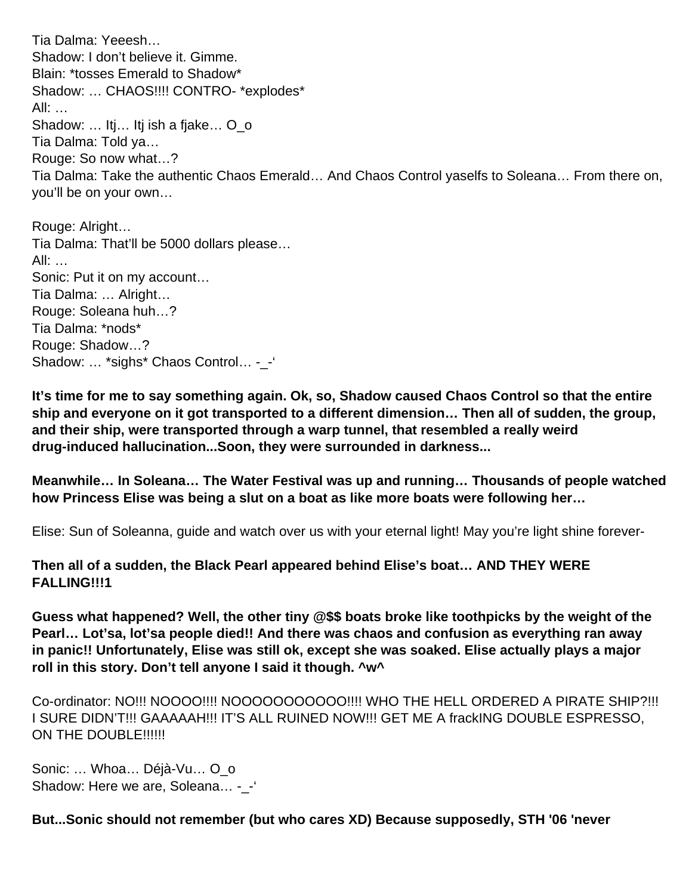Tia Dalma: Yeeesh…
Shadow: I don't believe it. Gimme.
Blain: *tosses Emerald to Shadow*
Shadow: … CHAOS!!!! CONTRO- *explodes*
All: …
Shadow: … Itj… Itj ish a fjake… O_o
Tia Dalma: Told ya…
Rouge: So now what…?
Tia Dalma: Take the authentic Chaos Emerald… And Chaos Control yaselfs to Soleana… From there on, you'll be on your own…

Rouge: Alright…
Tia Dalma: That'll be 5000 dollars please…
All: …
Sonic: Put it on my account…
Tia Dalma: … Alright…
Rouge: Soleana huh…?
Tia Dalma: *nods*
Rouge: Shadow…?
Shadow: … *sighs* Chaos Control… -_-'

**It's time for me to say something again. Ok, so, Shadow caused Chaos Control so that the entire ship and everyone on it got transported to a different dimension… Then all of sudden, the group, and their ship, were transported through a warp tunnel, that resembled a really weird drug-induced hallucination...Soon, they were surrounded in darkness...**

**Meanwhile… In Soleana… The Water Festival was up and running… Thousands of people watched how Princess Elise was being a slut on a boat as like more boats were following her…**

Elise: Sun of Soleanna, guide and watch over us with your eternal light! May you're light shine forever-

**Then all of a sudden, the Black Pearl appeared behind Elise's boat… AND THEY WERE FALLING!!!1**

**Guess what happened? Well, the other tiny @$$ boats broke like toothpicks by the weight of the Pearl… Lot'sa, lot'sa people died!! And there was chaos and confusion as everything ran away in panic!! Unfortunately, Elise was still ok, except she was soaked. Elise actually plays a major roll in this story. Don't tell anyone I said it though. ^w^**

Co-ordinator: NO!!! NOOOO!!!! NOOOOOOOOOOO!!!! WHO THE HELL ORDERED A PIRATE SHIP?!!! I SURE DIDN'T!!! GAAAAAH!!! IT'S ALL RUINED NOW!!! GET ME A frackING DOUBLE ESPRESSO, ON THE DOUBLE!!!!!!

Sonic: … Whoa… Déjà-Vu… O_o
Shadow: Here we are, Soleana… -_-'

**But...Sonic should not remember (but who cares XD) Because supposedly, STH '06 'never**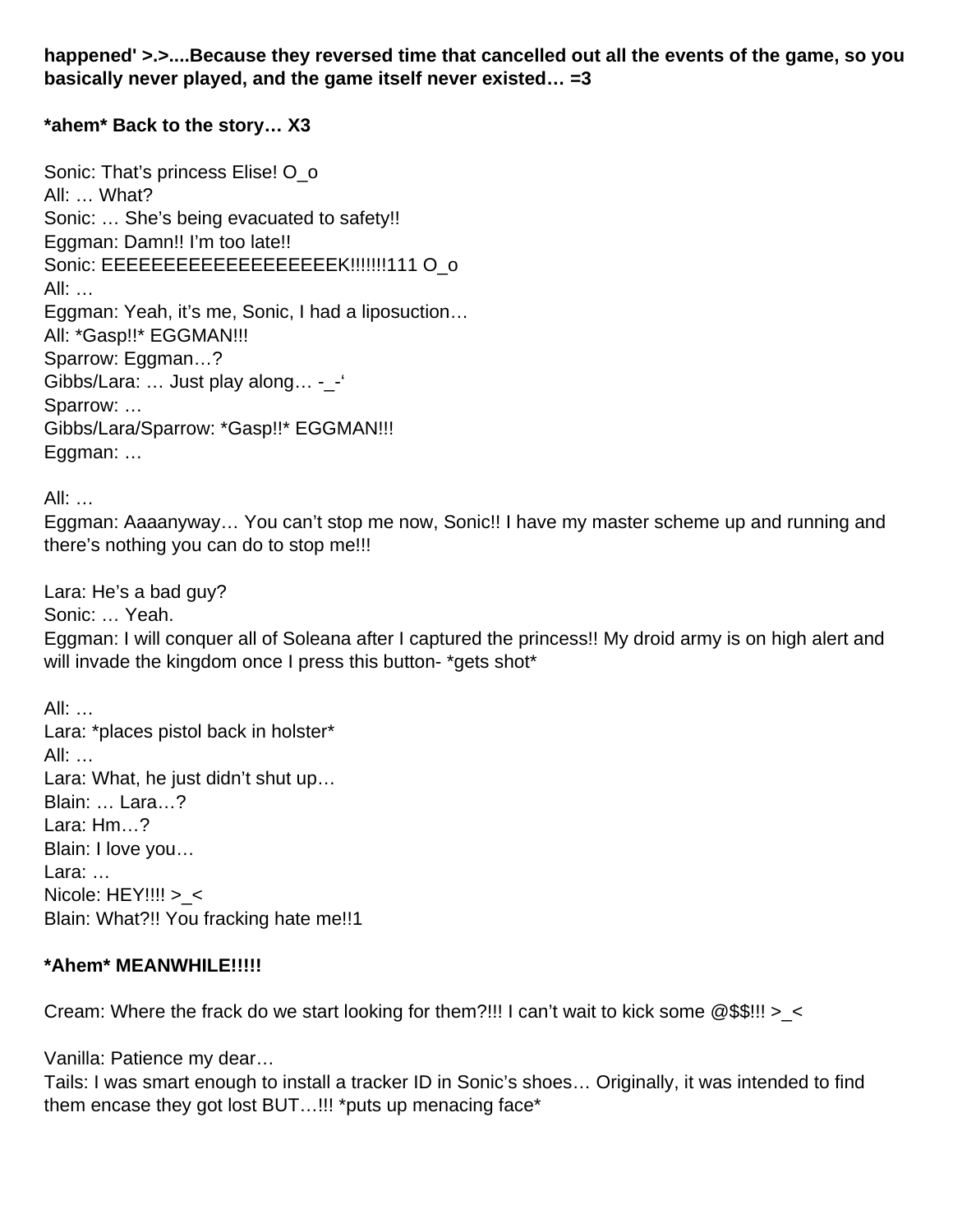**happened' >.>....Because they reversed time that cancelled out all the events of the game, so you basically never played, and the game itself never existed… =3**

***ahem* Back to the story… X3**

Sonic: That's princess Elise! O_o
All: … What?
Sonic: … She's being evacuated to safety!!
Eggman: Damn!! I'm too late!!
Sonic: EEEEEEEEEEEEEEEEEEEK!!!!!!!111 O_o
All: …
Eggman: Yeah, it's me, Sonic, I had a liposuction…
All: *Gasp!!* EGGMAN!!!
Sparrow: Eggman…?
Gibbs/Lara: … Just play along… -_-'
Sparrow: …
Gibbs/Lara/Sparrow: *Gasp!!* EGGMAN!!!
Eggman: …

All: …
Eggman: Aaaanyway… You can't stop me now, Sonic!! I have my master scheme up and running and there's nothing you can do to stop me!!!

Lara: He's a bad guy?
Sonic: … Yeah.
Eggman: I will conquer all of Soleana after I captured the princess!! My droid army is on high alert and will invade the kingdom once I press this button- *gets shot*

All: …
Lara: *places pistol back in holster*
All: …
Lara: What, he just didn't shut up…
Blain: … Lara…?
Lara: Hm…?
Blain: I love you…
Lara: …
Nicole: HEY!!!! >_<
Blain: What?!! You fracking hate me!!1

***Ahem* MEANWHILE!!!!!**

Cream: Where the frack do we start looking for them?!!! I can't wait to kick some @$$!!! >_<

Vanilla: Patience my dear…
Tails: I was smart enough to install a tracker ID in Sonic's shoes… Originally, it was intended to find them encase they got lost BUT…!!! *puts up menacing face*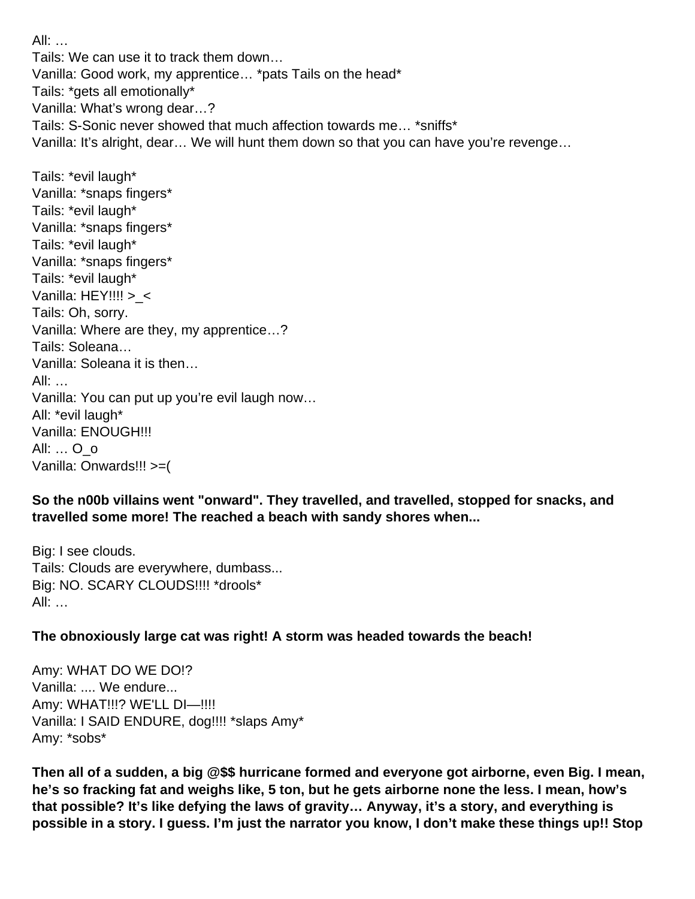All: …
Tails: We can use it to track them down…
Vanilla: Good work, my apprentice… *pats Tails on the head*
Tails: *gets all emotionally*
Vanilla: What's wrong dear…?
Tails: S-Sonic never showed that much affection towards me… *sniffs*
Vanilla: It's alright, dear… We will hunt them down so that you can have you're revenge…

Tails: *evil laugh*
Vanilla: *snaps fingers*
Tails: *evil laugh*
Vanilla: *snaps fingers*
Tails: *evil laugh*
Vanilla: *snaps fingers*
Tails: *evil laugh*
Vanilla: HEY!!!! >_<
Tails: Oh, sorry.
Vanilla: Where are they, my apprentice…?
Tails: Soleana…
Vanilla: Soleana it is then…
All: …
Vanilla: You can put up you're evil laugh now…
All: *evil laugh*
Vanilla: ENOUGH!!!
All: … O_o
Vanilla: Onwards!!! >=(

**So the n00b villains went "onward". They travelled, and travelled, stopped for snacks, and travelled some more! The reached a beach with sandy shores when...**

Big: I see clouds.
Tails: Clouds are everywhere, dumbass...
Big: NO. SCARY CLOUDS!!!! *drools*
All: …

**The obnoxiously large cat was right! A storm was headed towards the beach!**

Amy: WHAT DO WE DO!?
Vanilla: .... We endure...
Amy: WHAT!!!? WE'LL DI—!!!!
Vanilla: I SAID ENDURE, dog!!!! *slaps Amy*
Amy: *sobs*

**Then all of a sudden, a big @$$ hurricane formed and everyone got airborne, even Big. I mean, he's so fracking fat and weighs like, 5 ton, but he gets airborne none the less. I mean, how's that possible? It's like defying the laws of gravity… Anyway, it's a story, and everything is possible in a story. I guess. I'm just the narrator you know, I don't make these things up!! Stop**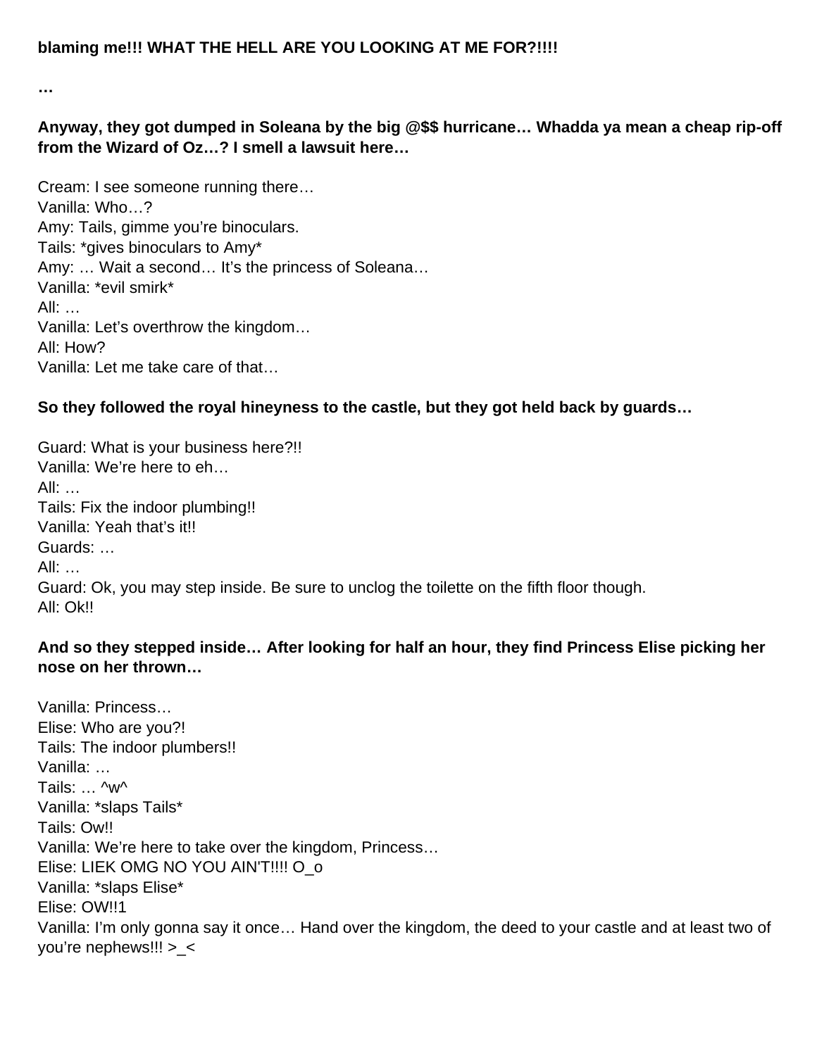**blaming me!!! WHAT THE HELL ARE YOU LOOKING AT ME FOR?!!!!**

**…**

**Anyway, they got dumped in Soleana by the big @$$ hurricane… Whadda ya mean a cheap rip-off from the Wizard of Oz…? I smell a lawsuit here…**

Cream: I see someone running there…
Vanilla: Who…?
Amy: Tails, gimme you're binoculars.
Tails: *gives binoculars to Amy*
Amy: … Wait a second… It's the princess of Soleana…
Vanilla: *evil smirk*
All: …
Vanilla: Let's overthrow the kingdom…
All: How?
Vanilla: Let me take care of that…

**So they followed the royal hineyness to the castle, but they got held back by guards…**

Guard: What is your business here?!!
Vanilla: We're here to eh…
All: …
Tails: Fix the indoor plumbing!!
Vanilla: Yeah that's it!!
Guards: …
All: …
Guard: Ok, you may step inside. Be sure to unclog the toilette on the fifth floor though.
All: Ok!!

**And so they stepped inside… After looking for half an hour, they find Princess Elise picking her nose on her thrown…**

Vanilla: Princess…
Elise: Who are you?!
Tails: The indoor plumbers!!
Vanilla: …
Tails: … ^w^
Vanilla: *slaps Tails*
Tails: Ow!!
Vanilla: We're here to take over the kingdom, Princess…
Elise: LIEK OMG NO YOU AIN'T!!!! O_o
Vanilla: *slaps Elise*
Elise: OW!!1
Vanilla: I'm only gonna say it once… Hand over the kingdom, the deed to your castle and at least two of you're nephews!!! >_<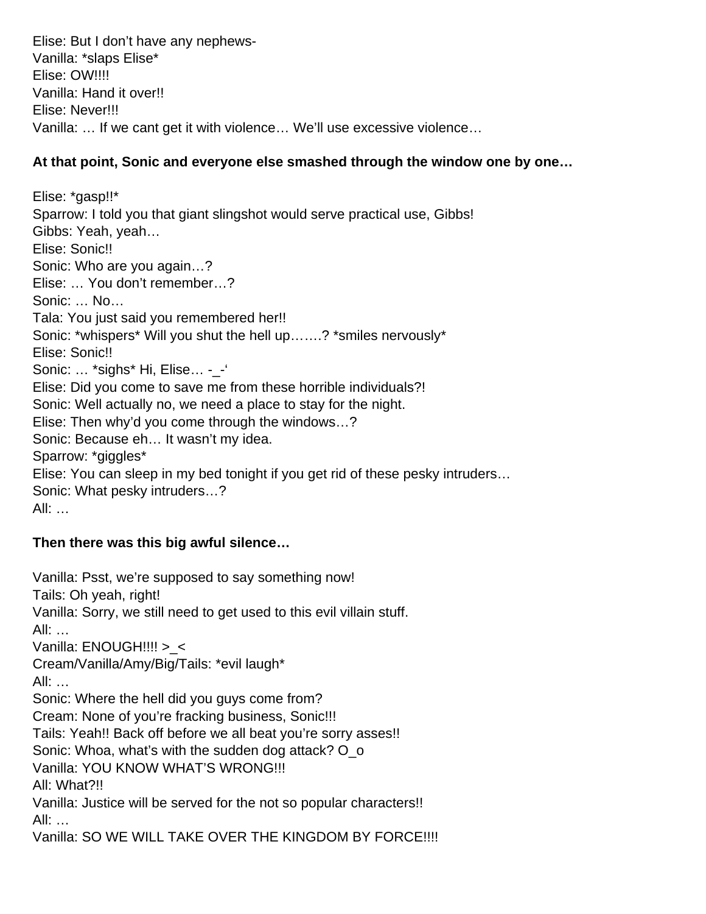Elise: But I don’t have any nephews-
Vanilla: *slaps Elise*
Elise: OW!!!!
Vanilla: Hand it over!!
Elise: Never!!!
Vanilla: … If we cant get it with violence… We’ll use excessive violence…

**At that point, Sonic and everyone else smashed through the window one by one…**

Elise: *gasp!!*
Sparrow: I told you that giant slingshot would serve practical use, Gibbs!
Gibbs: Yeah, yeah…
Elise: Sonic!!
Sonic: Who are you again…?
Elise: … You don’t remember…?
Sonic: … No…
Tala: You just said you remembered her!!
Sonic: *whispers* Will you shut the hell up…….? *smiles nervously*
Elise: Sonic!!
Sonic: … *sighs* Hi, Elise… -_-‘
Elise: Did you come to save me from these horrible individuals?!
Sonic: Well actually no, we need a place to stay for the night.
Elise: Then why’d you come through the windows…?
Sonic: Because eh… It wasn’t my idea.
Sparrow: *giggles*
Elise: You can sleep in my bed tonight if you get rid of these pesky intruders…
Sonic: What pesky intruders…?
All: …

**Then there was this big awful silence…**

Vanilla: Psst, we’re supposed to say something now!
Tails: Oh yeah, right!
Vanilla: Sorry, we still need to get used to this evil villain stuff.
All: …
Vanilla: ENOUGH!!!! >_<
Cream/Vanilla/Amy/Big/Tails: *evil laugh*
All: …
Sonic: Where the hell did you guys come from?
Cream: None of you’re fracking business, Sonic!!!
Tails: Yeah!! Back off before we all beat you’re sorry asses!!
Sonic: Whoa, what’s with the sudden dog attack? O_o
Vanilla: YOU KNOW WHAT’S WRONG!!!
All: What?!!
Vanilla: Justice will be served for the not so popular characters!!
All: …
Vanilla: SO WE WILL TAKE OVER THE KINGDOM BY FORCE!!!!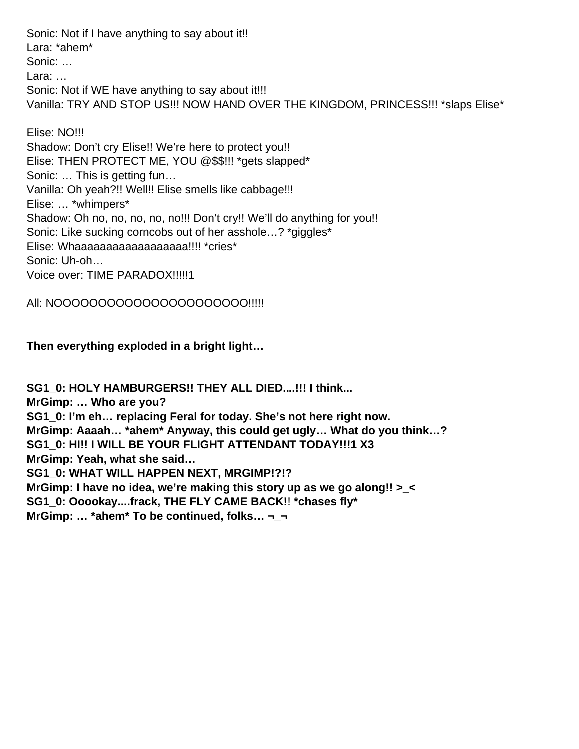Sonic: Not if I have anything to say about it!!
Lara: *ahem*
Sonic: …
Lara: …
Sonic: Not if WE have anything to say about it!!!
Vanilla: TRY AND STOP US!!! NOW HAND OVER THE KINGDOM, PRINCESS!!! *slaps Elise*

Elise: NO!!!
Shadow: Don't cry Elise!! We're here to protect you!!
Elise: THEN PROTECT ME, YOU @$$!!! *gets slapped*
Sonic: … This is getting fun…
Vanilla: Oh yeah?!! Well!! Elise smells like cabbage!!!
Elise: … *whimpers*
Shadow: Oh no, no, no, no, no!!! Don't cry!! We'll do anything for you!!
Sonic: Like sucking corncobs out of her asshole…? *giggles*
Elise: Whaaaaaaaaaaaaaaaaaa!!!! *cries*
Sonic: Uh-oh…
Voice over: TIME PARADOX!!!!!1

All: NOOOOOOOOOOOOOOOOOOOOOO!!!!!

**Then everything exploded in a bright light…**

**SG1_0: HOLY HAMBURGERS!! THEY ALL DIED....!!! I think...**
**MrGimp: … Who are you?**
**SG1_0: I'm eh… replacing Feral for today. She's not here right now.**
**MrGimp: Aaaah… *ahem* Anyway, this could get ugly… What do you think…?**
**SG1_0: HI!! I WILL BE YOUR FLIGHT ATTENDANT TODAY!!!1 X3**
**MrGimp: Yeah, what she said…**
**SG1_0: WHAT WILL HAPPEN NEXT, MRGIMP!?!?**
**MrGimp: I have no idea, we're making this story up as we go along!! >_<**
**SG1_0: Ooookay....frack, THE FLY CAME BACK!! *chases fly***
**MrGimp: … *ahem* To be continued, folks… ¬_¬**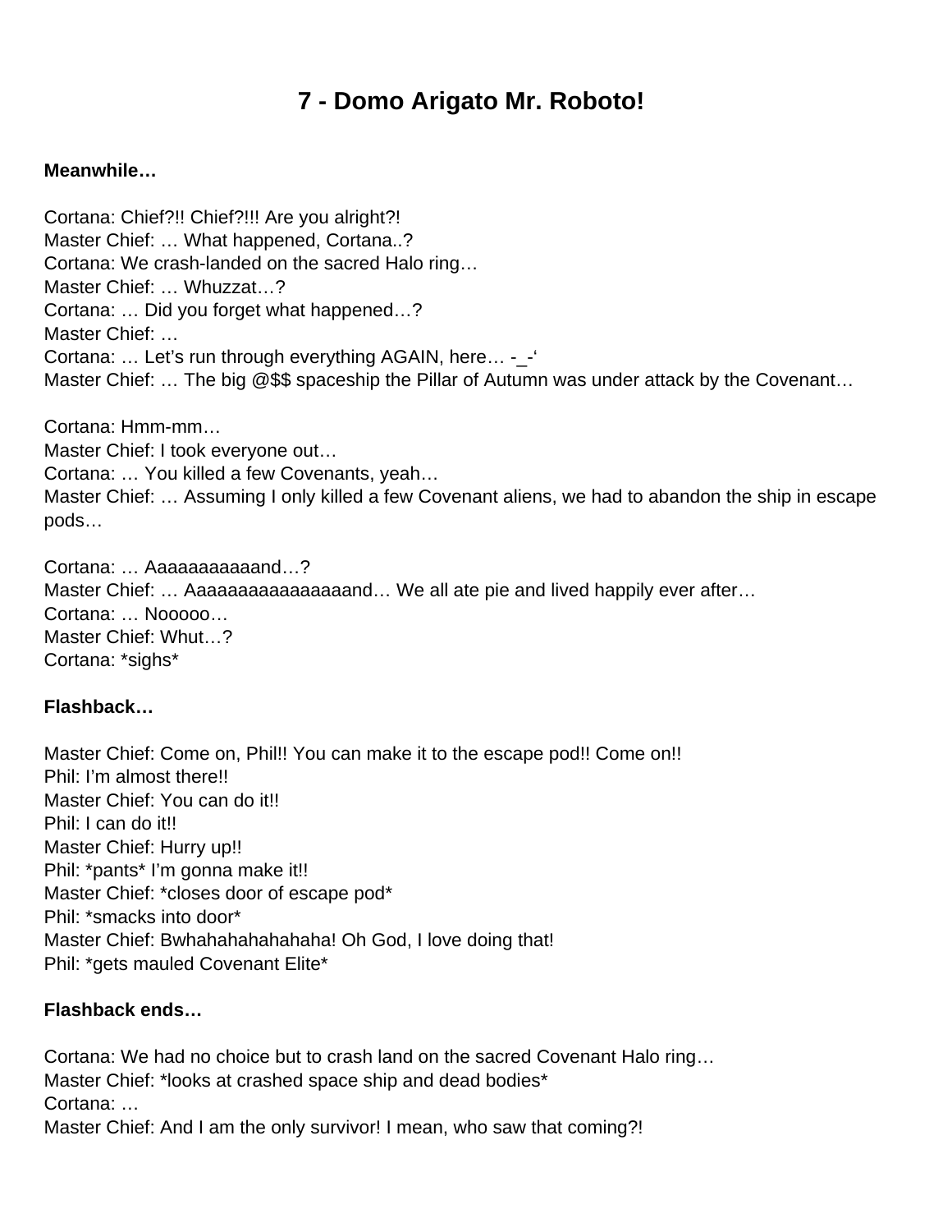# 7 - Domo Arigato Mr. Roboto!

**Meanwhile…**

Cortana: Chief?!! Chief?!!! Are you alright?!
Master Chief: … What happened, Cortana..?
Cortana: We crash-landed on the sacred Halo ring…
Master Chief: … Whuzzat…?
Cortana: … Did you forget what happened…?
Master Chief: …
Cortana: … Let's run through everything AGAIN, here… -_-'
Master Chief: … The big @$$ spaceship the Pillar of Autumn was under attack by the Covenant…

Cortana: Hmm-mm…
Master Chief: I took everyone out…
Cortana: … You killed a few Covenants, yeah…
Master Chief: … Assuming I only killed a few Covenant aliens, we had to abandon the ship in escape pods…

Cortana: … Aaaaaaaaaaand…?
Master Chief: … Aaaaaaaaaaaaaaaand… We all ate pie and lived happily ever after…
Cortana: … Nooooo…
Master Chief: Whut…?
Cortana: *sighs*

**Flashback…**

Master Chief: Come on, Phil!! You can make it to the escape pod!! Come on!!
Phil: I'm almost there!!
Master Chief: You can do it!!
Phil: I can do it!!
Master Chief: Hurry up!!
Phil: *pants* I'm gonna make it!!
Master Chief: *closes door of escape pod*
Phil: *smacks into door*
Master Chief: Bwhahahahahahaha! Oh God, I love doing that!
Phil: *gets mauled Covenant Elite*

**Flashback ends…**

Cortana: We had no choice but to crash land on the sacred Covenant Halo ring…
Master Chief: *looks at crashed space ship and dead bodies*
Cortana: …
Master Chief: And I am the only survivor! I mean, who saw that coming?!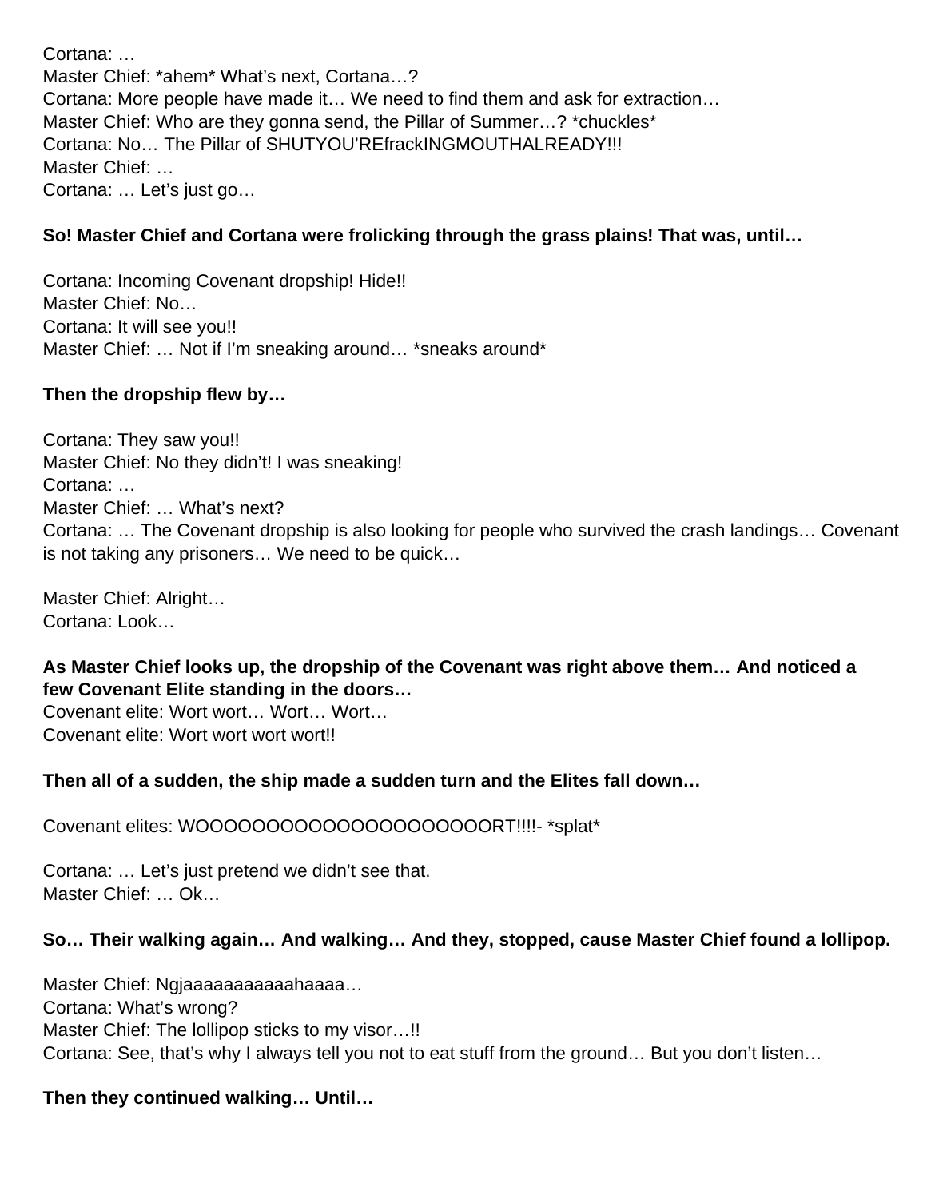Cortana: …
Master Chief: *ahem* What's next, Cortana…?
Cortana: More people have made it… We need to find them and ask for extraction…
Master Chief: Who are they gonna send, the Pillar of Summer…? *chuckles*
Cortana: No… The Pillar of SHUTYOU'REfrackINGMOUTHALREADY!!!
Master Chief: …
Cortana: … Let's just go…

**So! Master Chief and Cortana were frolicking through the grass plains! That was, until…**

Cortana: Incoming Covenant dropship! Hide!!
Master Chief: No…
Cortana: It will see you!!
Master Chief: … Not if I'm sneaking around… *sneaks around*

**Then the dropship flew by…**

Cortana: They saw you!!
Master Chief: No they didn't! I was sneaking!
Cortana: …
Master Chief: … What's next?
Cortana: … The Covenant dropship is also looking for people who survived the crash landings… Covenant is not taking any prisoners… We need to be quick…

Master Chief: Alright…
Cortana: Look…

**As Master Chief looks up, the dropship of the Covenant was right above them… And noticed a few Covenant Elite standing in the doors…**
Covenant elite: Wort wort… Wort… Wort…
Covenant elite: Wort wort wort wort!!

**Then all of a sudden, the ship made a sudden turn and the Elites fall down…**

Covenant elites: WOOOOOOOOOOOOOOOOOOOORT!!!!- *splat*

Cortana: … Let's just pretend we didn't see that.
Master Chief: … Ok…

**So… Their walking again… And walking… And they, stopped, cause Master Chief found a lollipop.**

Master Chief: Ngjaaaaaaaaaaaahaaaa…
Cortana: What's wrong?
Master Chief: The lollipop sticks to my visor…!!
Cortana: See, that's why I always tell you not to eat stuff from the ground… But you don't listen…

**Then they continued walking… Until…**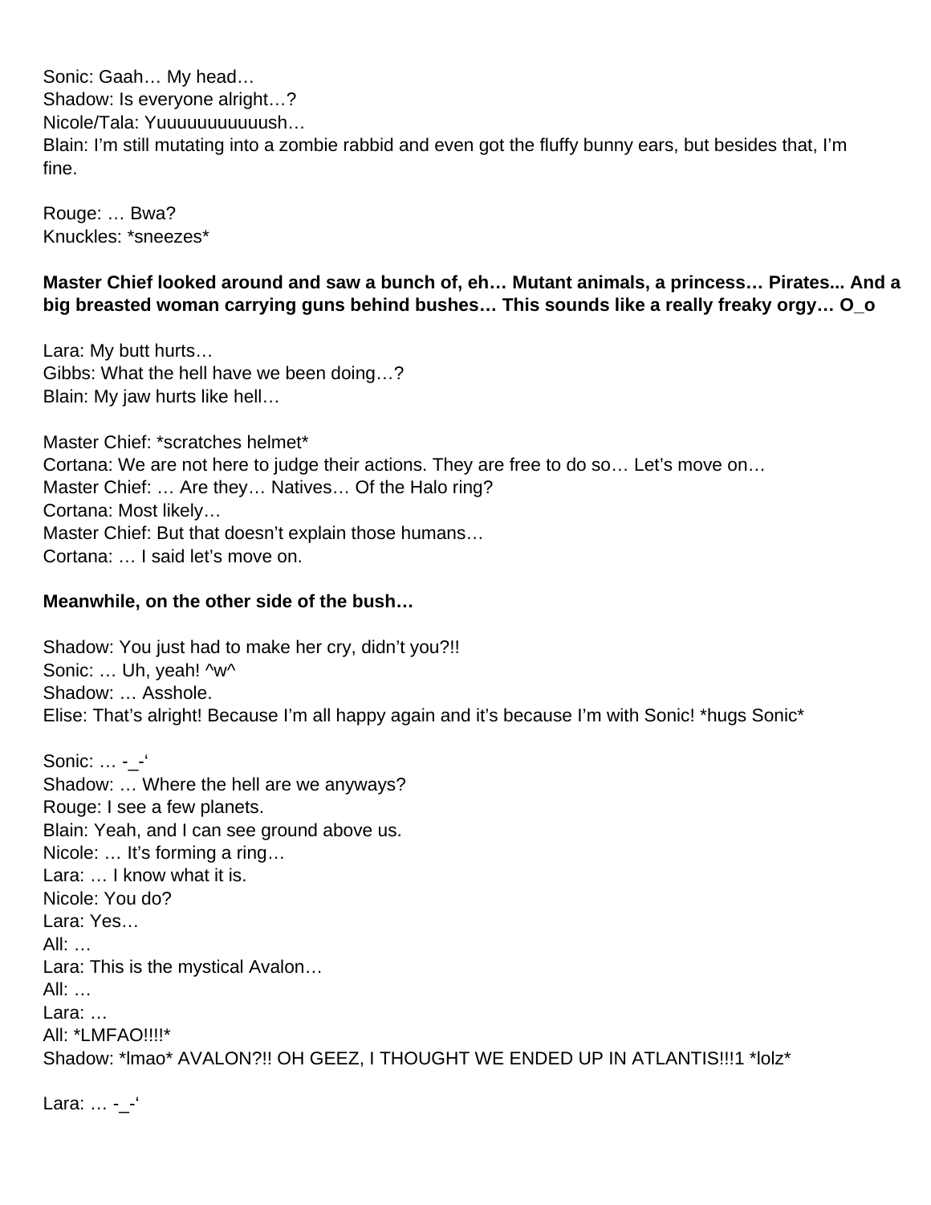Sonic: Gaah… My head…
Shadow: Is everyone alright…?
Nicole/Tala: Yuuuuuuuuuuush…
Blain: I'm still mutating into a zombie rabbid and even got the fluffy bunny ears, but besides that, I'm fine.

Rouge: … Bwa?
Knuckles: *sneezes*

**Master Chief looked around and saw a bunch of, eh… Mutant animals, a princess… Pirates... And a big breasted woman carrying guns behind bushes… This sounds like a really freaky orgy… O_o**

Lara: My butt hurts…
Gibbs: What the hell have we been doing…?
Blain: My jaw hurts like hell…

Master Chief: *scratches helmet*
Cortana: We are not here to judge their actions. They are free to do so… Let's move on…
Master Chief: … Are they… Natives… Of the Halo ring?
Cortana: Most likely…
Master Chief: But that doesn't explain those humans…
Cortana: … I said let's move on.

**Meanwhile, on the other side of the bush…**

Shadow: You just had to make her cry, didn't you?!!
Sonic: … Uh, yeah! ^w^
Shadow: … Asshole.
Elise: That's alright! Because I'm all happy again and it's because I'm with Sonic! *hugs Sonic*

Sonic: … -_-'
Shadow: … Where the hell are we anyways?
Rouge: I see a few planets.
Blain: Yeah, and I can see ground above us.
Nicole: … It's forming a ring…
Lara: … I know what it is.
Nicole: You do?
Lara: Yes…
All: …
Lara: This is the mystical Avalon…
All: …
Lara: …
All: *LMFAO!!!!*
Shadow: *lmao* AVALON?!! OH GEEZ, I THOUGHT WE ENDED UP IN ATLANTIS!!!1 *lolz*

Lara: … -_-'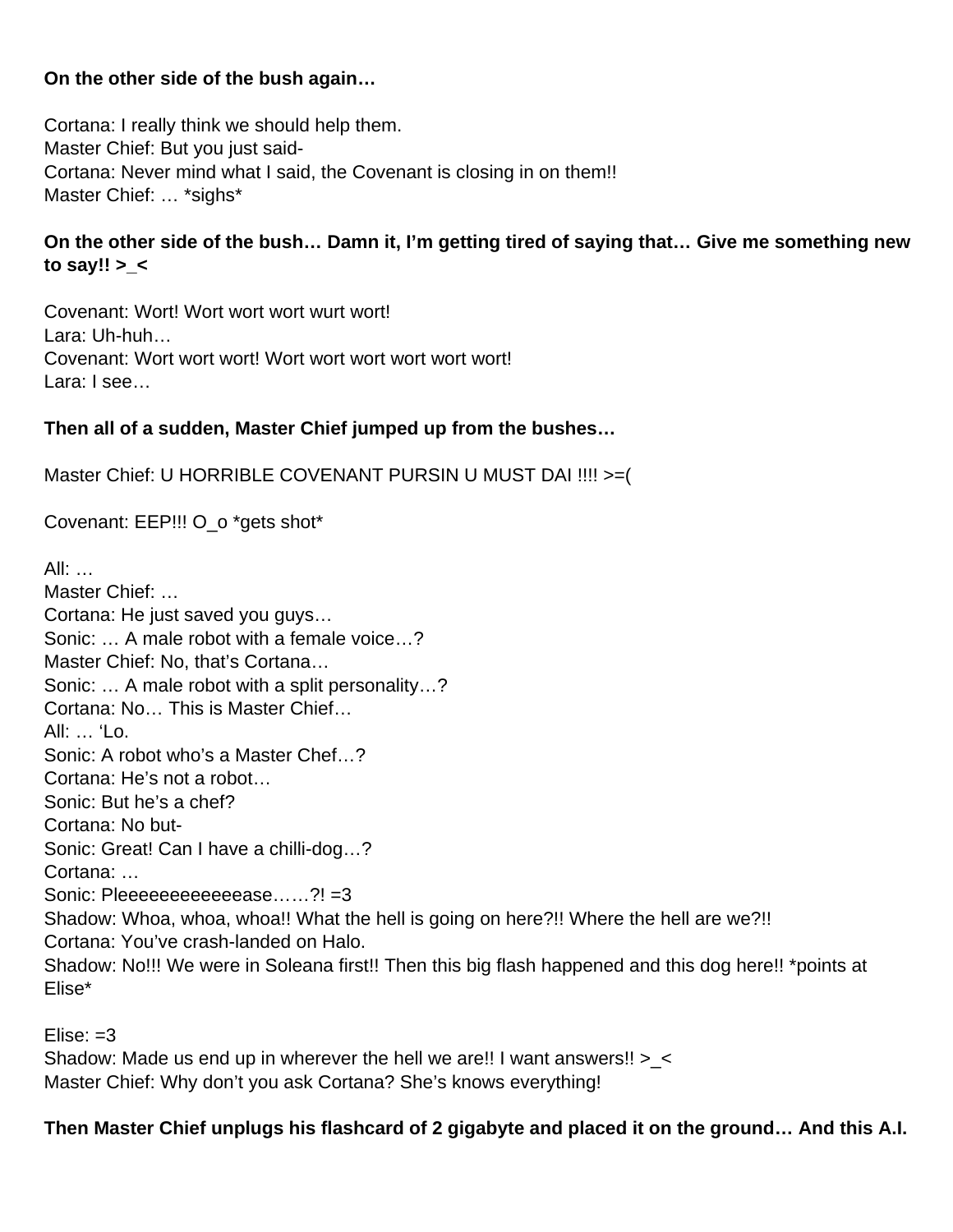**On the other side of the bush again…**

Cortana: I really think we should help them.
Master Chief: But you just said-
Cortana: Never mind what I said, the Covenant is closing in on them!!
Master Chief: … *sighs*

**On the other side of the bush… Damn it, I'm getting tired of saying that… Give me something new to say!! >_<**

Covenant: Wort! Wort wort wort wurt wort!
Lara: Uh-huh…
Covenant: Wort wort wort! Wort wort wort wort wort wort!
Lara: I see…

**Then all of a sudden, Master Chief jumped up from the bushes…**

Master Chief: U HORRIBLE COVENANT PURSIN U MUST DAI !!!! >=(

Covenant: EEP!!! O_o *gets shot*

All: …
Master Chief: …
Cortana: He just saved you guys…
Sonic: … A male robot with a female voice…?
Master Chief: No, that's Cortana…
Sonic: … A male robot with a split personality…?
Cortana: No… This is Master Chief…
All: … 'Lo.
Sonic: A robot who's a Master Chef…?
Cortana: He's not a robot…
Sonic: But he's a chef?
Cortana: No but-
Sonic: Great! Can I have a chilli-dog…?
Cortana: …
Sonic: Pleeeeeeeeeeeease……?! =3
Shadow: Whoa, whoa, whoa!! What the hell is going on here?!! Where the hell are we?!!
Cortana: You've crash-landed on Halo.
Shadow: No!!! We were in Soleana first!! Then this big flash happened and this dog here!! *points at Elise*

Elise: =3
Shadow: Made us end up in wherever the hell we are!! I want answers!! >_<
Master Chief: Why don't you ask Cortana? She's knows everything!

**Then Master Chief unplugs his flashcard of 2 gigabyte and placed it on the ground… And this A.I.**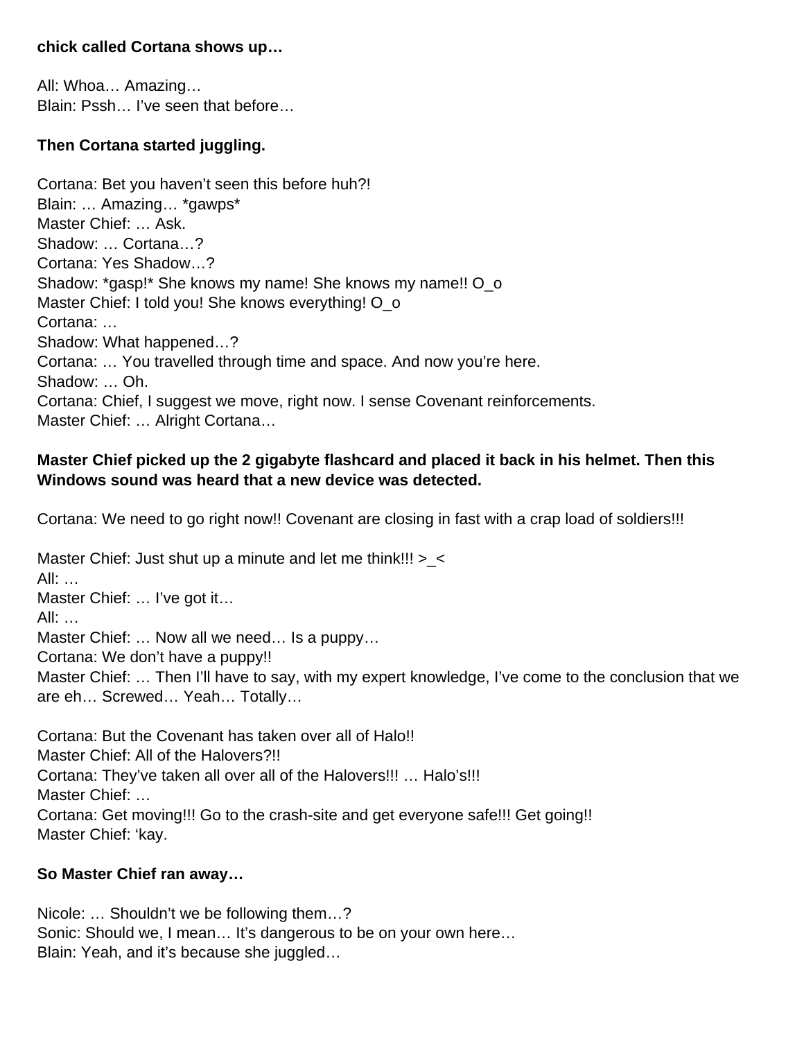**chick called Cortana shows up…**

All: Whoa… Amazing…
Blain: Pssh… I've seen that before…

**Then Cortana started juggling.**

Cortana: Bet you haven't seen this before huh?!
Blain: … Amazing… *gawps*
Master Chief: … Ask.
Shadow: … Cortana…?
Cortana: Yes Shadow…?
Shadow: *gasp!* She knows my name! She knows my name!! O_o
Master Chief: I told you! She knows everything! O_o
Cortana: …
Shadow: What happened…?
Cortana: … You travelled through time and space. And now you're here.
Shadow: … Oh.
Cortana: Chief, I suggest we move, right now. I sense Covenant reinforcements.
Master Chief: … Alright Cortana…

**Master Chief picked up the 2 gigabyte flashcard and placed it back in his helmet. Then this Windows sound was heard that a new device was detected.**

Cortana: We need to go right now!! Covenant are closing in fast with a crap load of soldiers!!!

Master Chief: Just shut up a minute and let me think!!! >_<
All: …
Master Chief: … I've got it…
All: …
Master Chief: … Now all we need… Is a puppy…
Cortana: We don't have a puppy!!
Master Chief: … Then I'll have to say, with my expert knowledge, I've come to the conclusion that we are eh… Screwed… Yeah… Totally…

Cortana: But the Covenant has taken over all of Halo!!
Master Chief: All of the Halovers?!!
Cortana: They've taken all over all of the Halovers!!! … Halo's!!!
Master Chief: …
Cortana: Get moving!!! Go to the crash-site and get everyone safe!!! Get going!!
Master Chief: 'kay.

**So Master Chief ran away…**

Nicole: … Shouldn't we be following them…?
Sonic: Should we, I mean… It's dangerous to be on your own here…
Blain: Yeah, and it's because she juggled…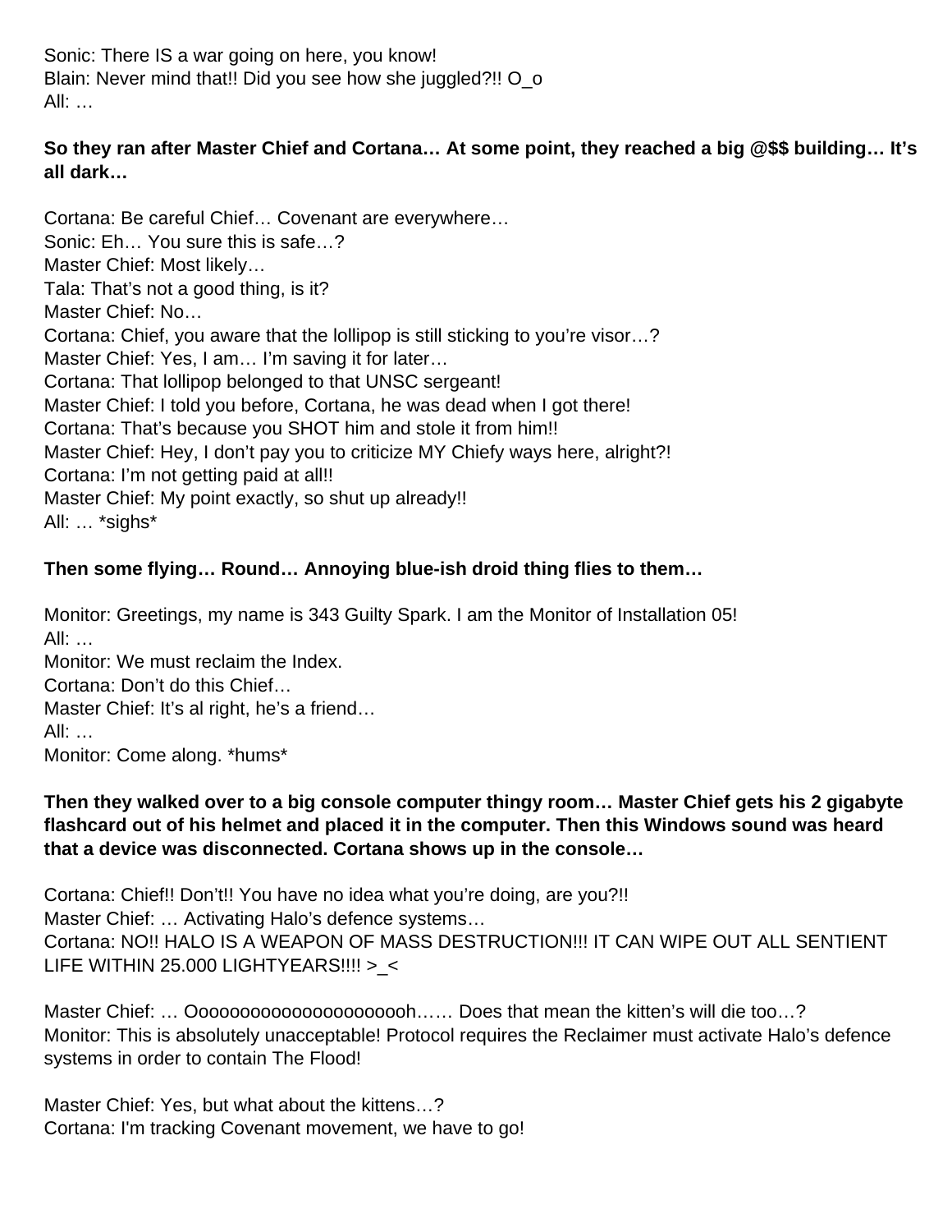Sonic: There IS a war going on here, you know!
Blain: Never mind that!! Did you see how she juggled?!! O_o
All: …

**So they ran after Master Chief and Cortana… At some point, they reached a big @$$ building… It's all dark…**

Cortana: Be careful Chief… Covenant are everywhere…
Sonic: Eh… You sure this is safe…?
Master Chief: Most likely…
Tala: That's not a good thing, is it?
Master Chief: No…
Cortana: Chief, you aware that the lollipop is still sticking to you're visor…?
Master Chief: Yes, I am… I'm saving it for later…
Cortana: That lollipop belonged to that UNSC sergeant!
Master Chief: I told you before, Cortana, he was dead when I got there!
Cortana: That's because you SHOT him and stole it from him!!
Master Chief: Hey, I don't pay you to criticize MY Chiefy ways here, alright?!
Cortana: I'm not getting paid at all!!
Master Chief: My point exactly, so shut up already!!
All: … *sighs*

**Then some flying… Round… Annoying blue-ish droid thing flies to them…**

Monitor: Greetings, my name is 343 Guilty Spark. I am the Monitor of Installation 05!
All: …
Monitor: We must reclaim the Index.
Cortana: Don't do this Chief…
Master Chief: It's al right, he's a friend…
All: …
Monitor: Come along. *hums*

**Then they walked over to a big console computer thingy room… Master Chief gets his 2 gigabyte flashcard out of his helmet and placed it in the computer. Then this Windows sound was heard that a device was disconnected. Cortana shows up in the console…**

Cortana: Chief!! Don't!! You have no idea what you're doing, are you?!!
Master Chief: … Activating Halo's defence systems…
Cortana: NO!! HALO IS A WEAPON OF MASS DESTRUCTION!!! IT CAN WIPE OUT ALL SENTIENT LIFE WITHIN 25.000 LIGHTYEARS!!!! >_<

Master Chief: … Oooooooooooooooooooooh…… Does that mean the kitten's will die too…?
Monitor: This is absolutely unacceptable! Protocol requires the Reclaimer must activate Halo's defence systems in order to contain The Flood!

Master Chief: Yes, but what about the kittens…?
Cortana: I'm tracking Covenant movement, we have to go!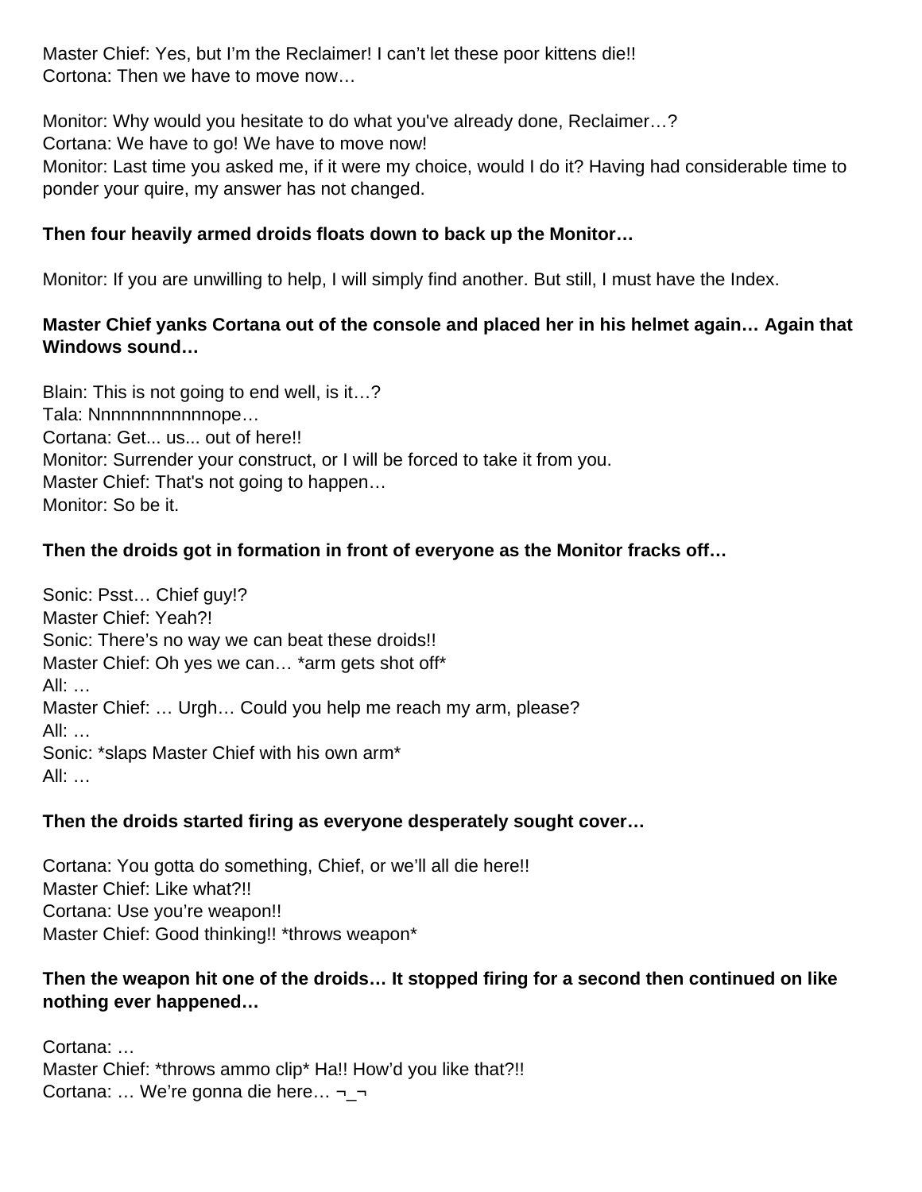Master Chief: Yes, but I'm the Reclaimer! I can't let these poor kittens die!!
Cortona: Then we have to move now…

Monitor: Why would you hesitate to do what you've already done, Reclaimer…?
Cortana: We have to go! We have to move now!
Monitor: Last time you asked me, if it were my choice, would I do it? Having had considerable time to ponder your quire, my answer has not changed.

**Then four heavily armed droids floats down to back up the Monitor…**

Monitor: If you are unwilling to help, I will simply find another. But still, I must have the Index.

**Master Chief yanks Cortana out of the console and placed her in his helmet again… Again that Windows sound…**

Blain: This is not going to end well, is it…?
Tala: Nnnnnnnnnnnnope…
Cortana: Get... us... out of here!!
Monitor: Surrender your construct, or I will be forced to take it from you.
Master Chief: That's not going to happen…
Monitor: So be it.

**Then the droids got in formation in front of everyone as the Monitor fracks off…**

Sonic: Psst… Chief guy!?
Master Chief: Yeah?!
Sonic: There's no way we can beat these droids!!
Master Chief: Oh yes we can… *arm gets shot off*
All: …
Master Chief: … Urgh… Could you help me reach my arm, please?
All: …
Sonic: *slaps Master Chief with his own arm*
All: …

**Then the droids started firing as everyone desperately sought cover…**

Cortana: You gotta do something, Chief, or we'll all die here!!
Master Chief: Like what?!!
Cortana: Use you're weapon!!
Master Chief: Good thinking!! *throws weapon*

**Then the weapon hit one of the droids… It stopped firing for a second then continued on like nothing ever happened…**

Cortana: …
Master Chief: *throws ammo clip* Ha!! How'd you like that?!!
Cortana: … We're gonna die here… ¬_¬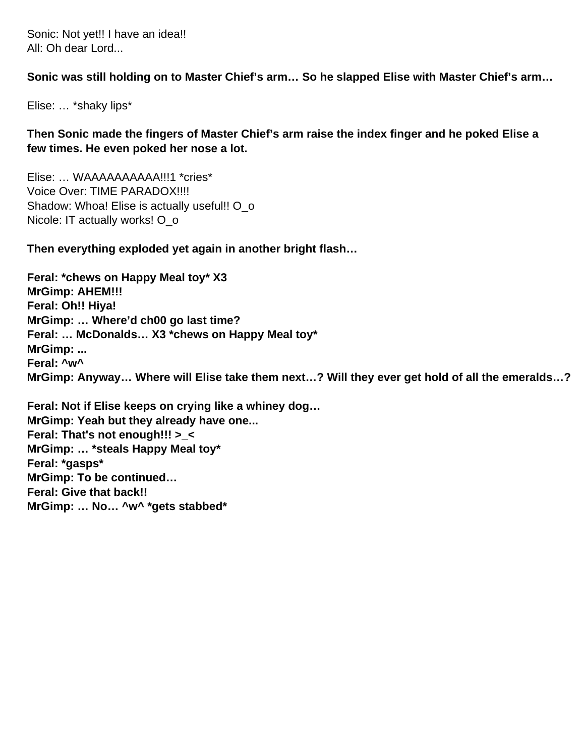Sonic: Not yet!! I have an idea!!
All: Oh dear Lord...

**Sonic was still holding on to Master Chief's arm… So he slapped Elise with Master Chief's arm…**

Elise: … *shaky lips*

**Then Sonic made the fingers of Master Chief's arm raise the index finger and he poked Elise a few times. He even poked her nose a lot.**

Elise: … WAAAAAAAAAA!!!1 *cries*
Voice Over: TIME PARADOX!!!!
Shadow: Whoa! Elise is actually useful!! O_o
Nicole: IT actually works! O_o

**Then everything exploded yet again in another bright flash…**

**Feral: *chews on Happy Meal toy* X3**
**MrGimp: AHEM!!!**
**Feral: Oh!! Hiya!**
**MrGimp: … Where'd ch00 go last time?**
**Feral: … McDonalds… X3 *chews on Happy Meal toy***
**MrGimp: ...**
**Feral: ^w^**
**MrGimp: Anyway… Where will Elise take them next…? Will they ever get hold of all the emeralds…?**

**Feral: Not if Elise keeps on crying like a whiney dog…**
**MrGimp: Yeah but they already have one...**
**Feral: That's not enough!!! >_<**
**MrGimp: … *steals Happy Meal toy***
**Feral: *gasps***
**MrGimp: To be continued…**
**Feral: Give that back!!**
**MrGimp: … No… ^w^ *gets stabbed***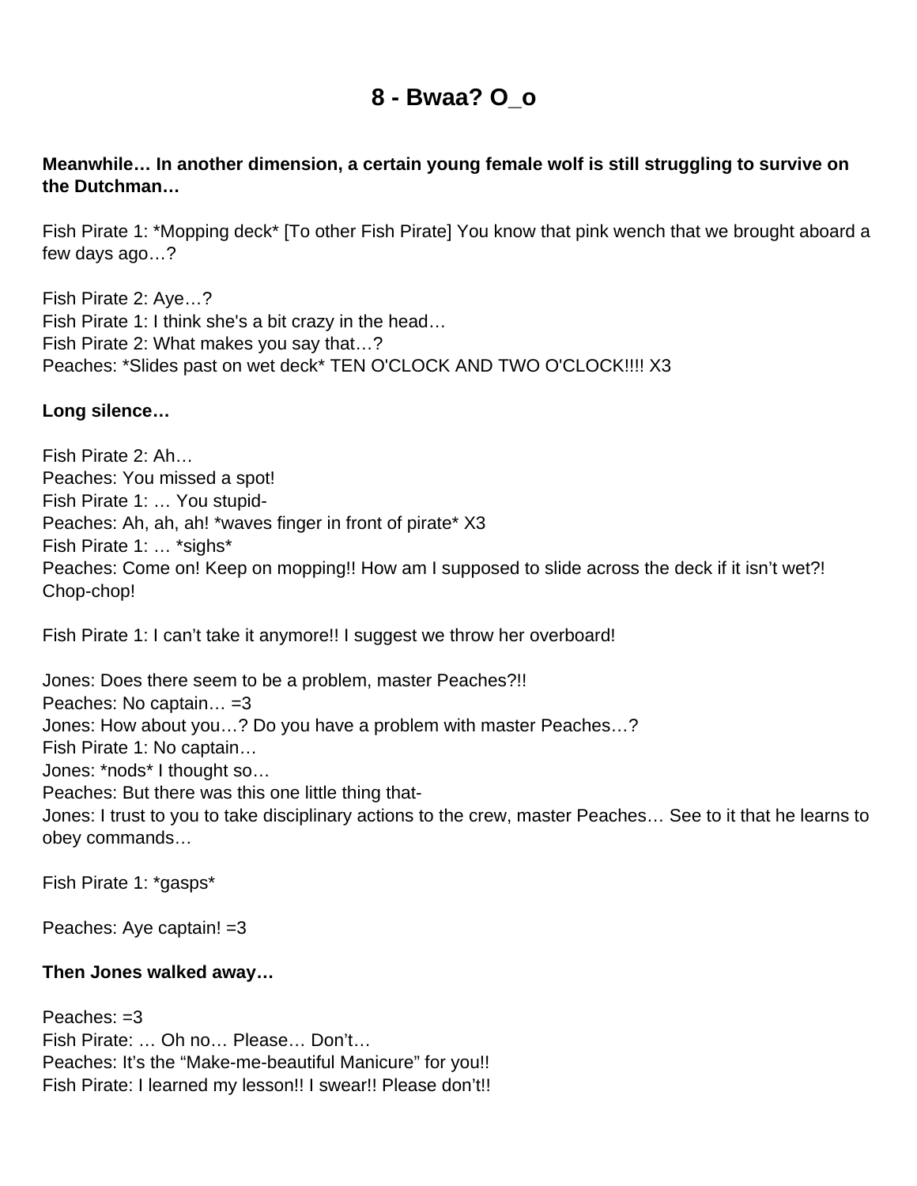# 8 - Bwaa? O_o

**Meanwhile… In another dimension, a certain young female wolf is still struggling to survive on the Dutchman…**

Fish Pirate 1: *Mopping deck* [To other Fish Pirate] You know that pink wench that we brought aboard a few days ago…?

Fish Pirate 2: Aye…?
Fish Pirate 1: I think she's a bit crazy in the head…
Fish Pirate 2: What makes you say that…?
Peaches: *Slides past on wet deck* TEN O'CLOCK AND TWO O'CLOCK!!!! X3

**Long silence…**

Fish Pirate 2: Ah…
Peaches: You missed a spot!
Fish Pirate 1: … You stupid-
Peaches: Ah, ah, ah! *waves finger in front of pirate* X3
Fish Pirate 1: … *sighs*
Peaches: Come on! Keep on mopping!! How am I supposed to slide across the deck if it isn't wet?! Chop-chop!

Fish Pirate 1: I can't take it anymore!! I suggest we throw her overboard!

Jones: Does there seem to be a problem, master Peaches?!!
Peaches: No captain… =3
Jones: How about you…? Do you have a problem with master Peaches…?
Fish Pirate 1: No captain…
Jones: *nods* I thought so…
Peaches: But there was this one little thing that-
Jones: I trust to you to take disciplinary actions to the crew, master Peaches… See to it that he learns to obey commands…

Fish Pirate 1: *gasps*

Peaches: Aye captain! =3

**Then Jones walked away…**

Peaches: =3
Fish Pirate: … Oh no… Please… Don't…
Peaches: It's the "Make-me-beautiful Manicure" for you!!
Fish Pirate: I learned my lesson!! I swear!! Please don't!!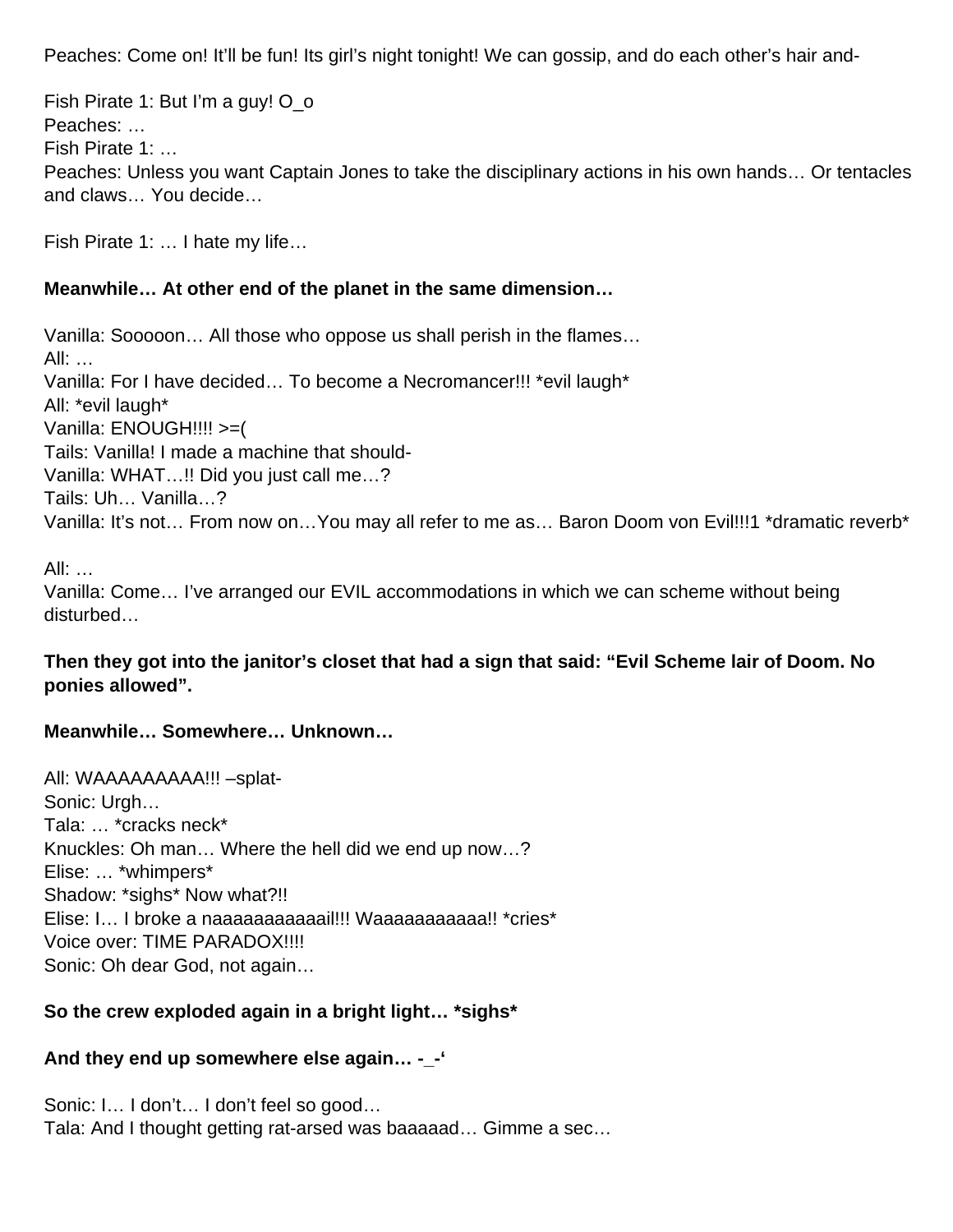Peaches: Come on! It'll be fun! Its girl's night tonight! We can gossip, and do each other's hair and-

Fish Pirate 1: But I'm a guy! O_o
Peaches: …
Fish Pirate 1: …
Peaches: Unless you want Captain Jones to take the disciplinary actions in his own hands… Or tentacles and claws… You decide…

Fish Pirate 1: … I hate my life…

**Meanwhile… At other end of the planet in the same dimension…**

Vanilla: Sooooon… All those who oppose us shall perish in the flames…
All: …
Vanilla: For I have decided… To become a Necromancer!!! *evil laugh*
All: *evil laugh*
Vanilla: ENOUGH!!!! >=(
Tails: Vanilla! I made a machine that should-
Vanilla: WHAT…!! Did you just call me…?
Tails: Uh… Vanilla…?
Vanilla: It's not… From now on…You may all refer to me as… Baron Doom von Evil!!!1 *dramatic reverb*

All: …
Vanilla: Come… I've arranged our EVIL accommodations in which we can scheme without being disturbed…

**Then they got into the janitor's closet that had a sign that said: "Evil Scheme lair of Doom. No ponies allowed".**

**Meanwhile… Somewhere… Unknown…**

All: WAAAAAAAAA!!! –splat-
Sonic: Urgh…
Tala: … *cracks neck*
Knuckles: Oh man… Where the hell did we end up now…?
Elise: … *whimpers*
Shadow: *sighs* Now what?!!
Elise: I… I broke a naaaaaaaaaaail!!! Waaaaaaaaaaa!! *cries*
Voice over: TIME PARADOX!!!!
Sonic: Oh dear God, not again…

**So the crew exploded again in a bright light… *sighs***

**And they end up somewhere else again… -_-'**

Sonic: I… I don't… I don't feel so good…
Tala: And I thought getting rat-arsed was baaaaad… Gimme a sec…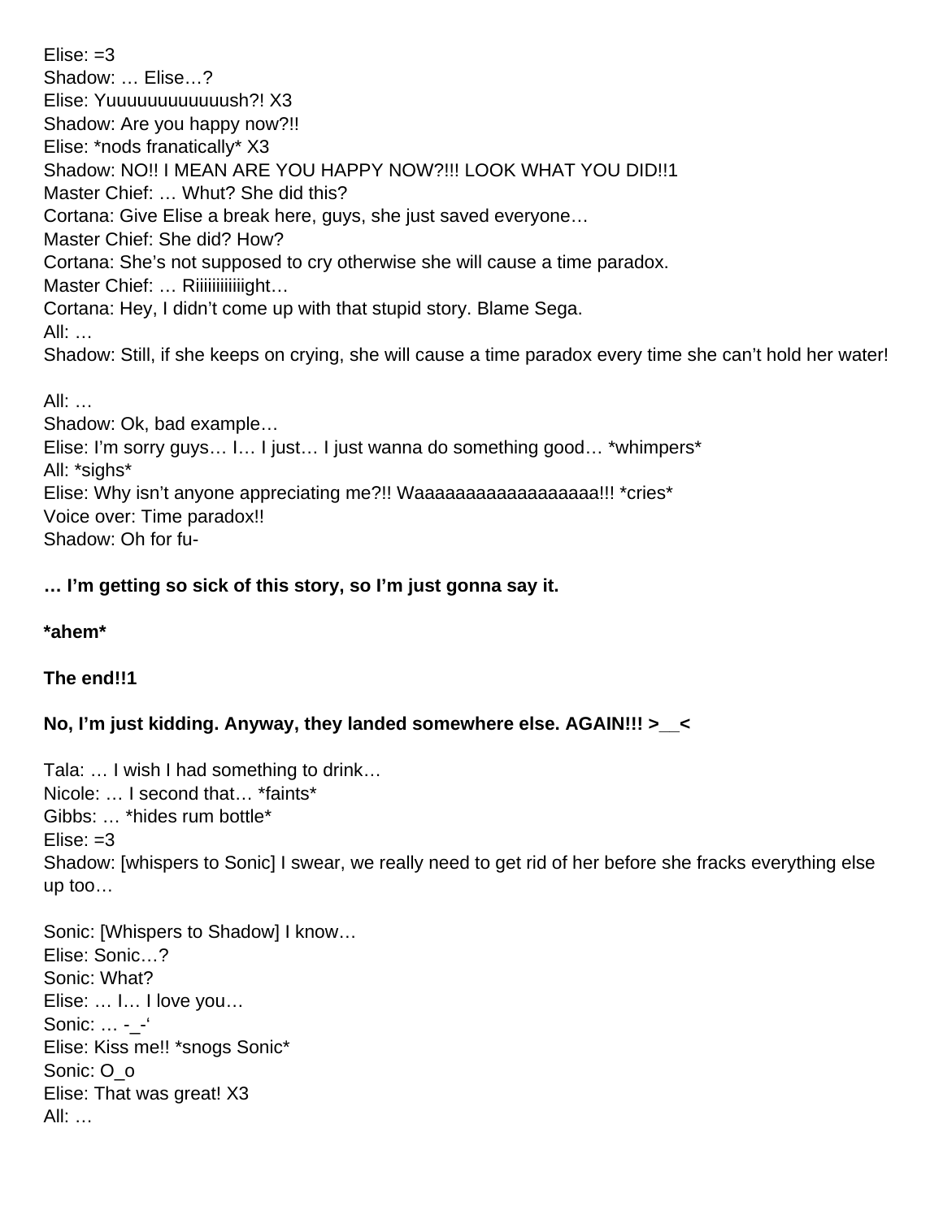Elise: =3
Shadow: … Elise…?
Elise: Yuuuuuuuuuuuush?! X3
Shadow: Are you happy now?!!
Elise: *nods franatically* X3
Shadow: NO!! I MEAN ARE YOU HAPPY NOW?!!! LOOK WHAT YOU DID!!1
Master Chief: … Whut? She did this?
Cortana: Give Elise a break here, guys, she just saved everyone…
Master Chief: She did? How?
Cortana: She's not supposed to cry otherwise she will cause a time paradox.
Master Chief: … Riiiiiiiiiiiight…
Cortana: Hey, I didn't come up with that stupid story. Blame Sega.
All: …
Shadow: Still, if she keeps on crying, she will cause a time paradox every time she can't hold her water!

All: …
Shadow: Ok, bad example…
Elise: I'm sorry guys… I… I just… I just wanna do something good… *whimpers*
All: *sighs*
Elise: Why isn't anyone appreciating me?!! Waaaaaaaaaaaaaaaaa!!! *cries*
Voice over: Time paradox!!
Shadow: Oh for fu-

**… I'm getting so sick of this story, so I'm just gonna say it.**

***ahem***

**The end!!1**

**No, I'm just kidding. Anyway, they landed somewhere else. AGAIN!!! >__<**

Tala: … I wish I had something to drink…
Nicole: … I second that… *faints*
Gibbs: … *hides rum bottle*
Elise: =3
Shadow: [whispers to Sonic] I swear, we really need to get rid of her before she fracks everything else up too…

Sonic: [Whispers to Shadow] I know…
Elise: Sonic…?
Sonic: What?
Elise: … I… I love you…
Sonic: … -_-'
Elise: Kiss me!! *snogs Sonic*
Sonic: O_o
Elise: That was great! X3
All: …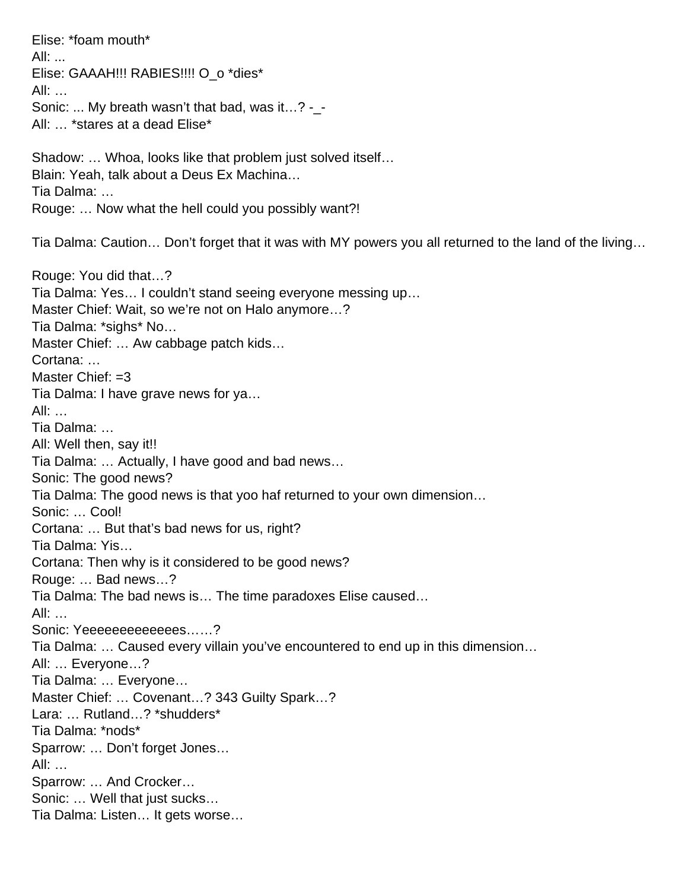Elise: *foam mouth*
All: ...
Elise: GAAAH!!! RABIES!!!! O_o *dies*
All: …
Sonic: ... My breath wasn't that bad, was it…? -_-
All: … *stares at a dead Elise*

Shadow: … Whoa, looks like that problem just solved itself…
Blain: Yeah, talk about a Deus Ex Machina…
Tia Dalma: …
Rouge: … Now what the hell could you possibly want?!

Tia Dalma: Caution… Don't forget that it was with MY powers you all returned to the land of the living…

Rouge: You did that…?
Tia Dalma: Yes… I couldn't stand seeing everyone messing up…
Master Chief: Wait, so we're not on Halo anymore…?
Tia Dalma: *sighs* No…
Master Chief: … Aw cabbage patch kids…
Cortana: …
Master Chief: =3
Tia Dalma: I have grave news for ya…
All: …
Tia Dalma: …
All: Well then, say it!!
Tia Dalma: … Actually, I have good and bad news…
Sonic: The good news?
Tia Dalma: The good news is that yoo haf returned to your own dimension…
Sonic: … Cool!
Cortana: … But that's bad news for us, right?
Tia Dalma: Yis…
Cortana: Then why is it considered to be good news?
Rouge: … Bad news…?
Tia Dalma: The bad news is… The time paradoxes Elise caused…
All: …
Sonic: Yeeeeeeeeeeees……?
Tia Dalma: … Caused every villain you've encountered to end up in this dimension…
All: … Everyone…?
Tia Dalma: … Everyone…
Master Chief: … Covenant…? 343 Guilty Spark…?
Lara: … Rutland…? *shudders*
Tia Dalma: *nods*
Sparrow: … Don't forget Jones…
All: …
Sparrow: … And Crocker…
Sonic: … Well that just sucks…
Tia Dalma: Listen… It gets worse…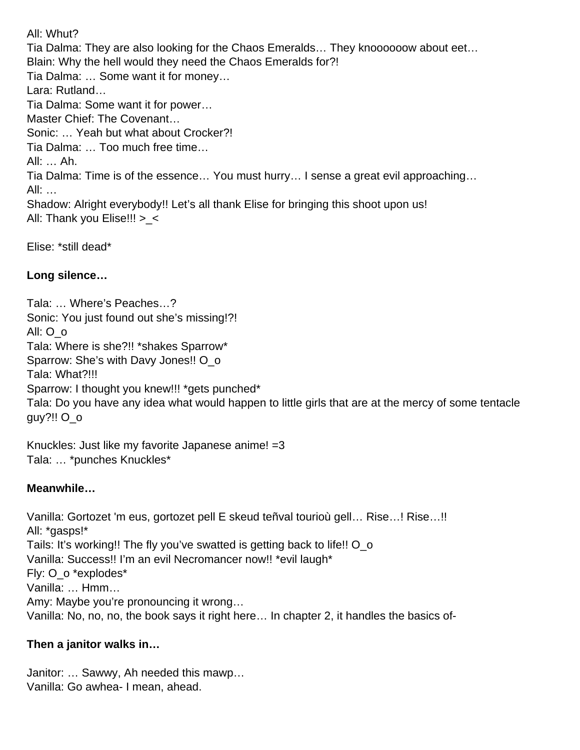All: Whut?
Tia Dalma: They are also looking for the Chaos Emeralds… They knoooooow about eet…
Blain: Why the hell would they need the Chaos Emeralds for?!
Tia Dalma: … Some want it for money…
Lara: Rutland…
Tia Dalma: Some want it for power…
Master Chief: The Covenant…
Sonic: … Yeah but what about Crocker?!
Tia Dalma: … Too much free time…
All: … Ah.
Tia Dalma: Time is of the essence… You must hurry… I sense a great evil approaching…
All: …
Shadow: Alright everybody!! Let's all thank Elise for bringing this shoot upon us!
All: Thank you Elise!!! >_<

Elise: *still dead*

**Long silence…**

Tala: … Where's Peaches…?
Sonic: You just found out she's missing!?!
All: O_o
Tala: Where is she?!! *shakes Sparrow*
Sparrow: She's with Davy Jones!! O_o
Tala: What?!!!
Sparrow: I thought you knew!!! *gets punched*
Tala: Do you have any idea what would happen to little girls that are at the mercy of some tentacle guy?!! O_o

Knuckles: Just like my favorite Japanese anime! =3
Tala: … *punches Knuckles*

**Meanwhile…**

Vanilla: Gortozet 'm eus, gortozet pell E skeud teñval tourioù gell… Rise…! Rise…!!
All: *gasps!*
Tails: It's working!! The fly you've swatted is getting back to life!! O_o
Vanilla: Success!! I'm an evil Necromancer now!! *evil laugh*
Fly: O_o *explodes*
Vanilla: … Hmm…
Amy: Maybe you're pronouncing it wrong…
Vanilla: No, no, no, the book says it right here… In chapter 2, it handles the basics of-

**Then a janitor walks in…**

Janitor: … Sawwy, Ah needed this mawp…
Vanilla: Go awhea- I mean, ahead.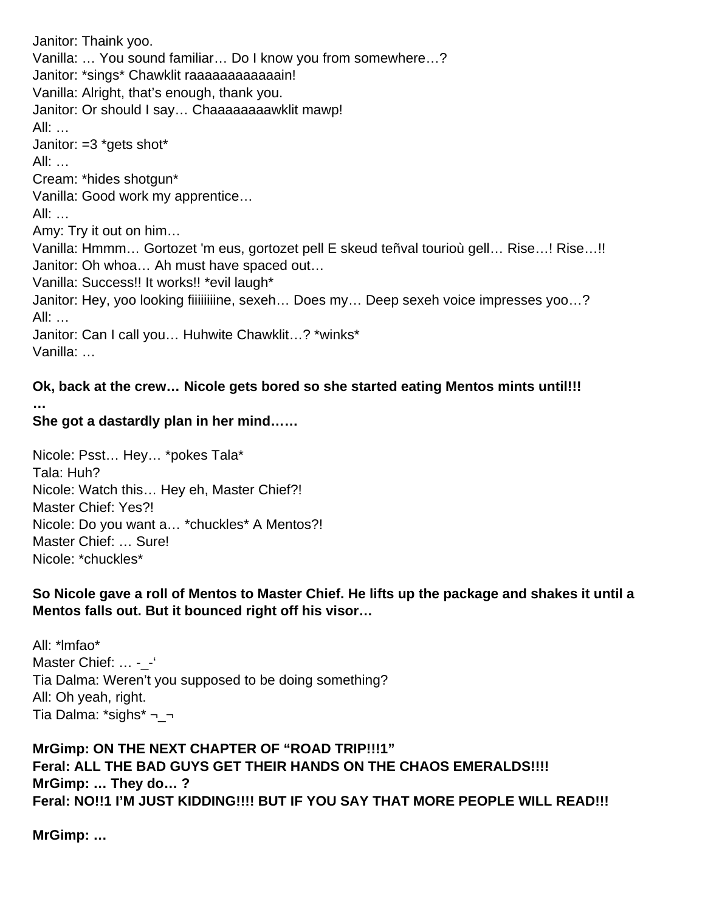Janitor: Thaink yoo.
Vanilla: … You sound familiar… Do I know you from somewhere…?
Janitor: *sings* Chawklit raaaaaaaaaaaain!
Vanilla: Alright, that's enough, thank you.
Janitor: Or should I say… Chaaaaaaaawklit mawp!
All: …
Janitor: =3 *gets shot*
All: …
Cream: *hides shotgun*
Vanilla: Good work my apprentice…
All: …
Amy: Try it out on him…
Vanilla: Hmmm… Gortozet 'm eus, gortozet pell E skeud teñval tourioù gell… Rise…! Rise…!!
Janitor: Oh whoa… Ah must have spaced out…
Vanilla: Success!! It works!! *evil laugh*
Janitor: Hey, yoo looking fiiiiiiiine, sexeh… Does my… Deep sexeh voice impresses yoo…?
All: …
Janitor: Can I call you… Huhwite Chawklit…? *winks*
Vanilla: …

**Ok, back at the crew… Nicole gets bored so she started eating Mentos mints until!!!**
**…**
**She got a dastardly plan in her mind……**

Nicole: Psst… Hey… *pokes Tala*
Tala: Huh?
Nicole: Watch this… Hey eh, Master Chief?!
Master Chief: Yes?!
Nicole: Do you want a… *chuckles* A Mentos?!
Master Chief: … Sure!
Nicole: *chuckles*

**So Nicole gave a roll of Mentos to Master Chief. He lifts up the package and shakes it until a Mentos falls out. But it bounced right off his visor…**

All: *lmfao*
Master Chief: … -_-'
Tia Dalma: Weren't you supposed to be doing something?
All: Oh yeah, right.
Tia Dalma: *sighs* ¬_¬

**MrGimp: ON THE NEXT CHAPTER OF "ROAD TRIP!!!1"**
**Feral: ALL THE BAD GUYS GET THEIR HANDS ON THE CHAOS EMERALDS!!!!**
**MrGimp: … They do… ?**
**Feral: NO!!1 I'M JUST KIDDING!!!! BUT IF YOU SAY THAT MORE PEOPLE WILL READ!!!**

**MrGimp: …**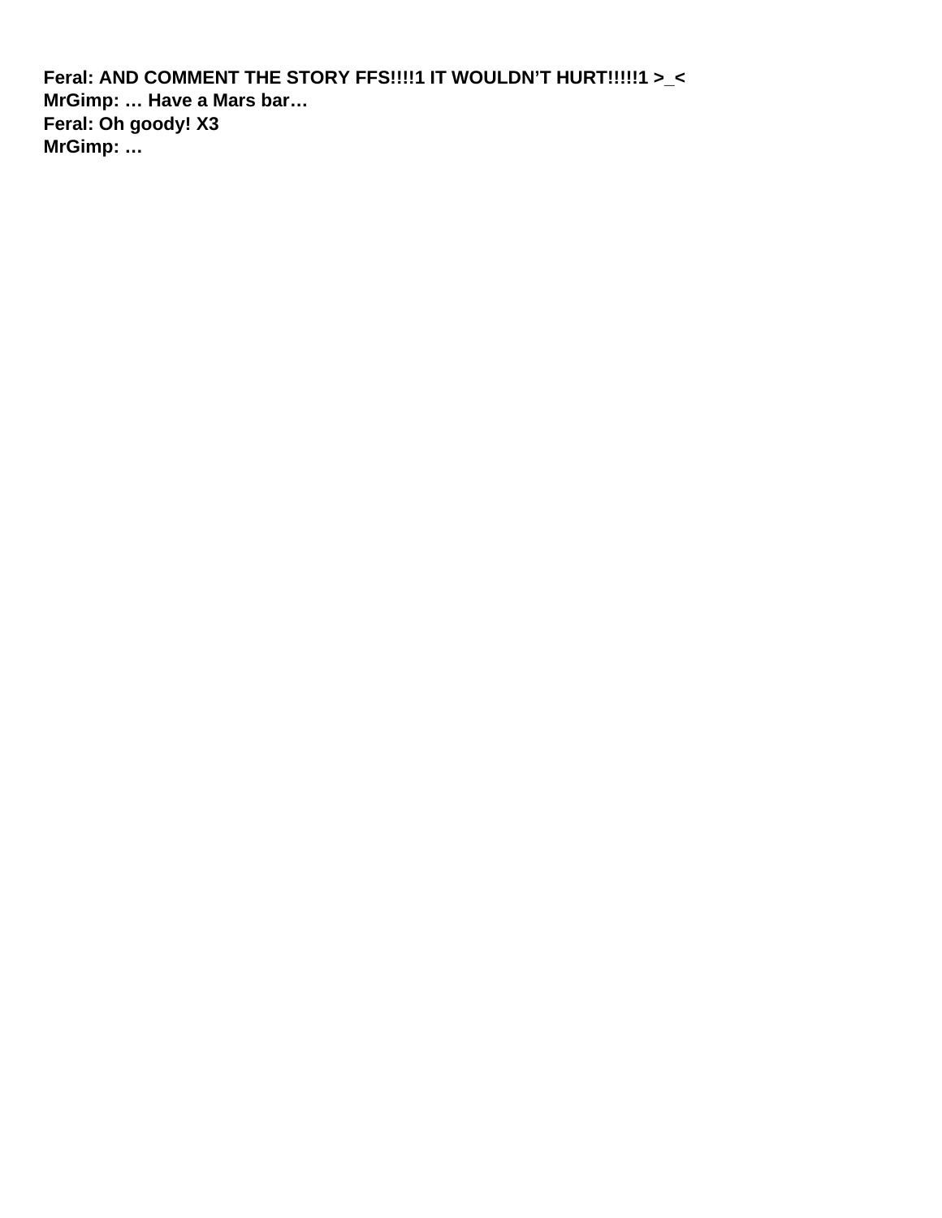**Feral: AND COMMENT THE STORY FFS!!!!1 IT WOULDN’T HURT!!!!!1 >_<**
**MrGimp: … Have a Mars bar…**
**Feral: Oh goody! X3**
**MrGimp: …**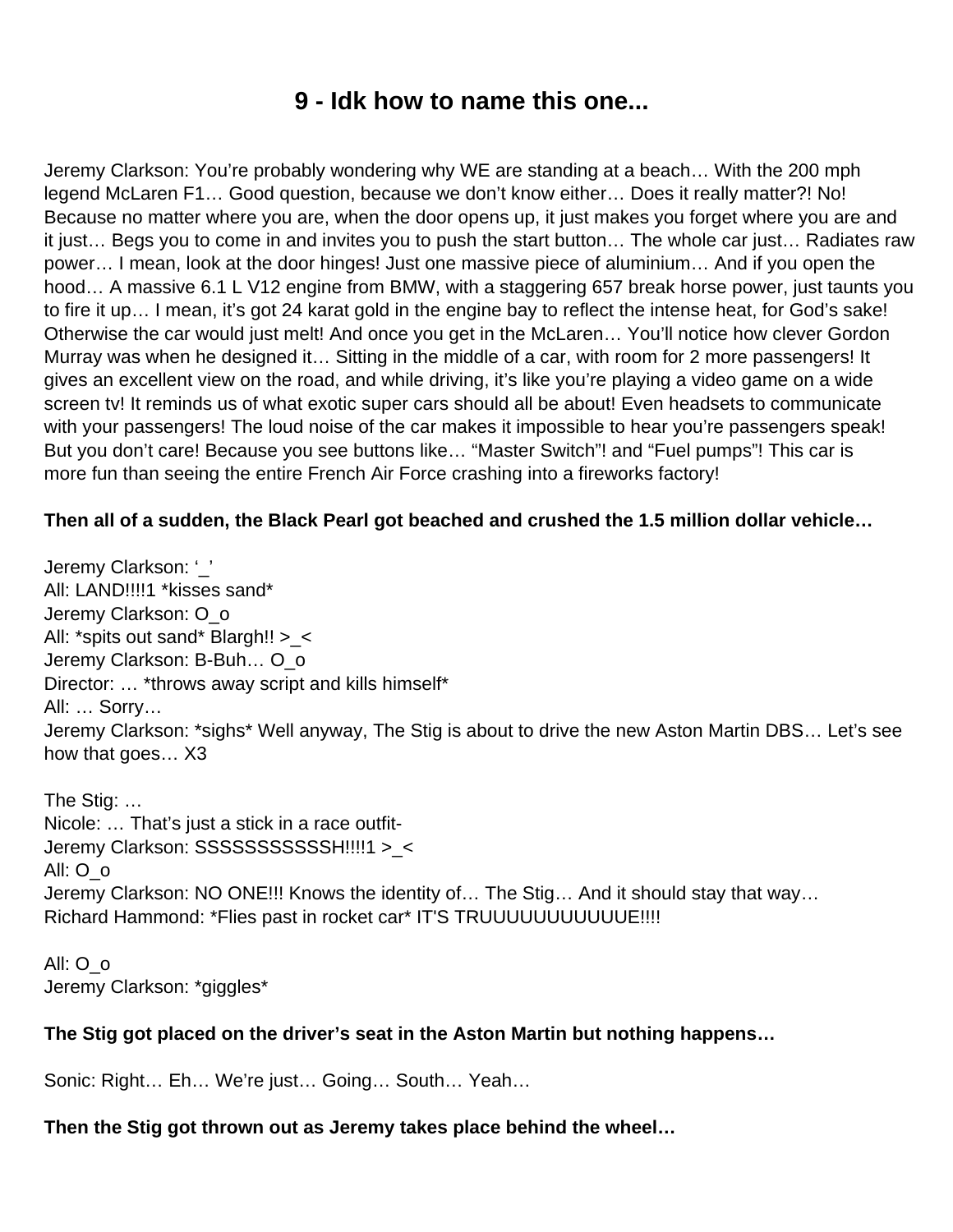# 9 - Idk how to name this one...

Jeremy Clarkson: You're probably wondering why WE are standing at a beach… With the 200 mph legend McLaren F1… Good question, because we don't know either… Does it really matter?! No! Because no matter where you are, when the door opens up, it just makes you forget where you are and it just… Begs you to come in and invites you to push the start button… The whole car just… Radiates raw power… I mean, look at the door hinges! Just one massive piece of aluminium… And if you open the hood… A massive 6.1 L V12 engine from BMW, with a staggering 657 break horse power, just taunts you to fire it up… I mean, it's got 24 karat gold in the engine bay to reflect the intense heat, for God's sake! Otherwise the car would just melt! And once you get in the McLaren… You'll notice how clever Gordon Murray was when he designed it… Sitting in the middle of a car, with room for 2 more passengers! It gives an excellent view on the road, and while driving, it's like you're playing a video game on a wide screen tv! It reminds us of what exotic super cars should all be about! Even headsets to communicate with your passengers! The loud noise of the car makes it impossible to hear you're passengers speak! But you don't care! Because you see buttons like… "Master Switch"! and "Fuel pumps"! This car is more fun than seeing the entire French Air Force crashing into a fireworks factory!

**Then all of a sudden, the Black Pearl got beached and crushed the 1.5 million dollar vehicle…**

Jeremy Clarkson: '_'
All: LAND!!!!1 *kisses sand*
Jeremy Clarkson: O_o
All: *spits out sand* Blargh!! >_<
Jeremy Clarkson: B-Buh… O_o
Director: … *throws away script and kills himself*
All: … Sorry…
Jeremy Clarkson: *sighs* Well anyway, The Stig is about to drive the new Aston Martin DBS… Let's see how that goes… X3

The Stig: …
Nicole: … That's just a stick in a race outfit-
Jeremy Clarkson: SSSSSSSSSSSH!!!!1 >_<
All: O_o
Jeremy Clarkson: NO ONE!!! Knows the identity of… The Stig… And it should stay that way…
Richard Hammond: *Flies past in rocket car* IT'S TRUUUUUUUUUUUE!!!!

All: O_o
Jeremy Clarkson: *giggles*

**The Stig got placed on the driver's seat in the Aston Martin but nothing happens…**

Sonic: Right… Eh… We're just… Going… South… Yeah…

**Then the Stig got thrown out as Jeremy takes place behind the wheel…**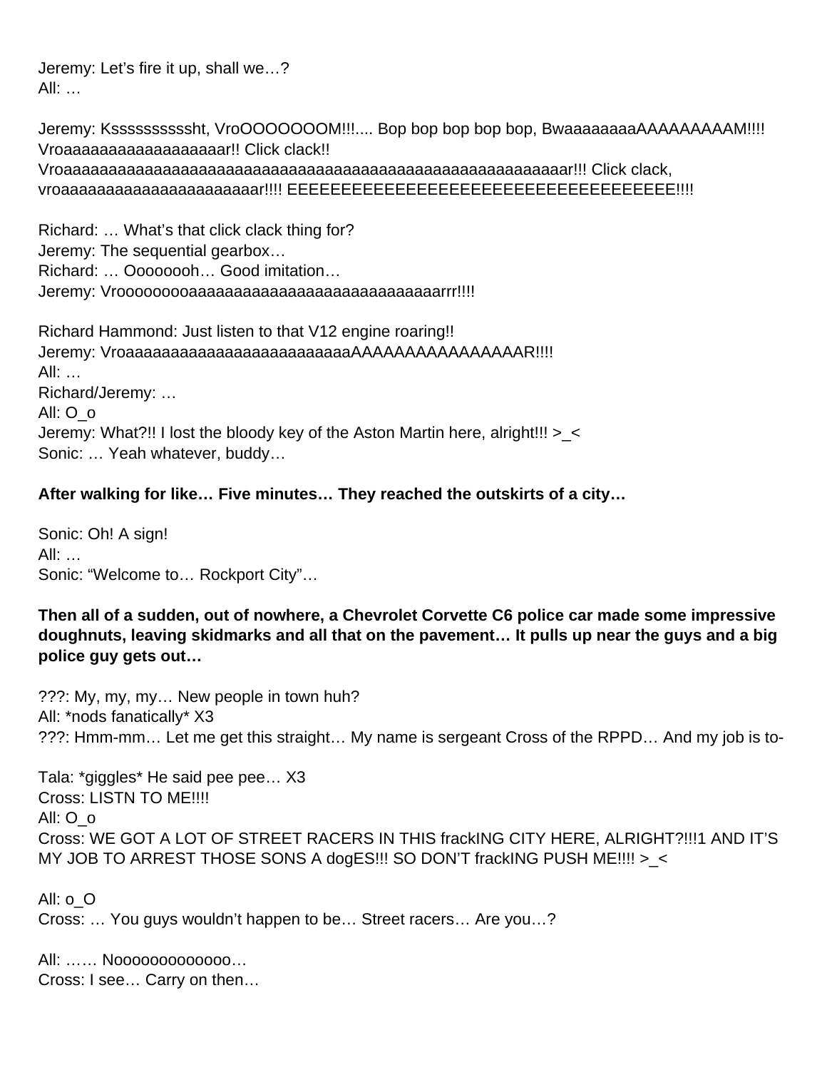Jeremy: Let's fire it up, shall we…?
All: …

Jeremy: Ksssssssssht, VroOOOOOOOM!!!.... Bop bop bop bop bop, BwaaaaaaaaAAAAAAAAAM!!!!
Vroaaaaaaaaaaaaaaaaaar!! Click clack!!
Vroaaaaaaaaaaaaaaaaaaaaaaaaaaaaaaaaaaaaaaaaaaaaaaaaaaaaaar!!! Click clack,
vroaaaaaaaaaaaaaaaaaaaaaaar!!!! EEEEEEEEEEEEEEEEEEEEEEEEEEEEEEEEEE!!!!

Richard: … What's that click clack thing for?
Jeremy: The sequential gearbox…
Richard: … Oooooooh… Good imitation…
Jeremy: Vroooooooaaaaaaaaaaaaaaaaaaaaaaaaaaaaaarrr!!!!

Richard Hammond: Just listen to that V12 engine roaring!!
Jeremy: VroaaaaaaaaaaaaaaaaaaaaaaaaaAAAAAAAAAAAAAAAAR!!!!
All: …
Richard/Jeremy: …
All: O_o
Jeremy: What?!! I lost the bloody key of the Aston Martin here, alright!!! >_<
Sonic: … Yeah whatever, buddy…

**After walking for like… Five minutes… They reached the outskirts of a city…**

Sonic: Oh! A sign!
All: …
Sonic: "Welcome to… Rockport City"…

**Then all of a sudden, out of nowhere, a Chevrolet Corvette C6 police car made some impressive doughnuts, leaving skidmarks and all that on the pavement… It pulls up near the guys and a big police guy gets out…**

???: My, my, my… New people in town huh?
All: *nods fanatically* X3
???: Hmm-mm… Let me get this straight… My name is sergeant Cross of the RPPD… And my job is to-

Tala: *giggles* He said pee pee… X3
Cross: LISTN TO ME!!!!
All: O_o
Cross: WE GOT A LOT OF STREET RACERS IN THIS frackING CITY HERE, ALRIGHT?!!!1 AND IT'S MY JOB TO ARREST THOSE SONS A dogES!!! SO DON'T frackING PUSH ME!!!! >_<

All: o_O
Cross: … You guys wouldn't happen to be… Street racers… Are you…?

All: …… Nooooooooooooo…
Cross: I see… Carry on then…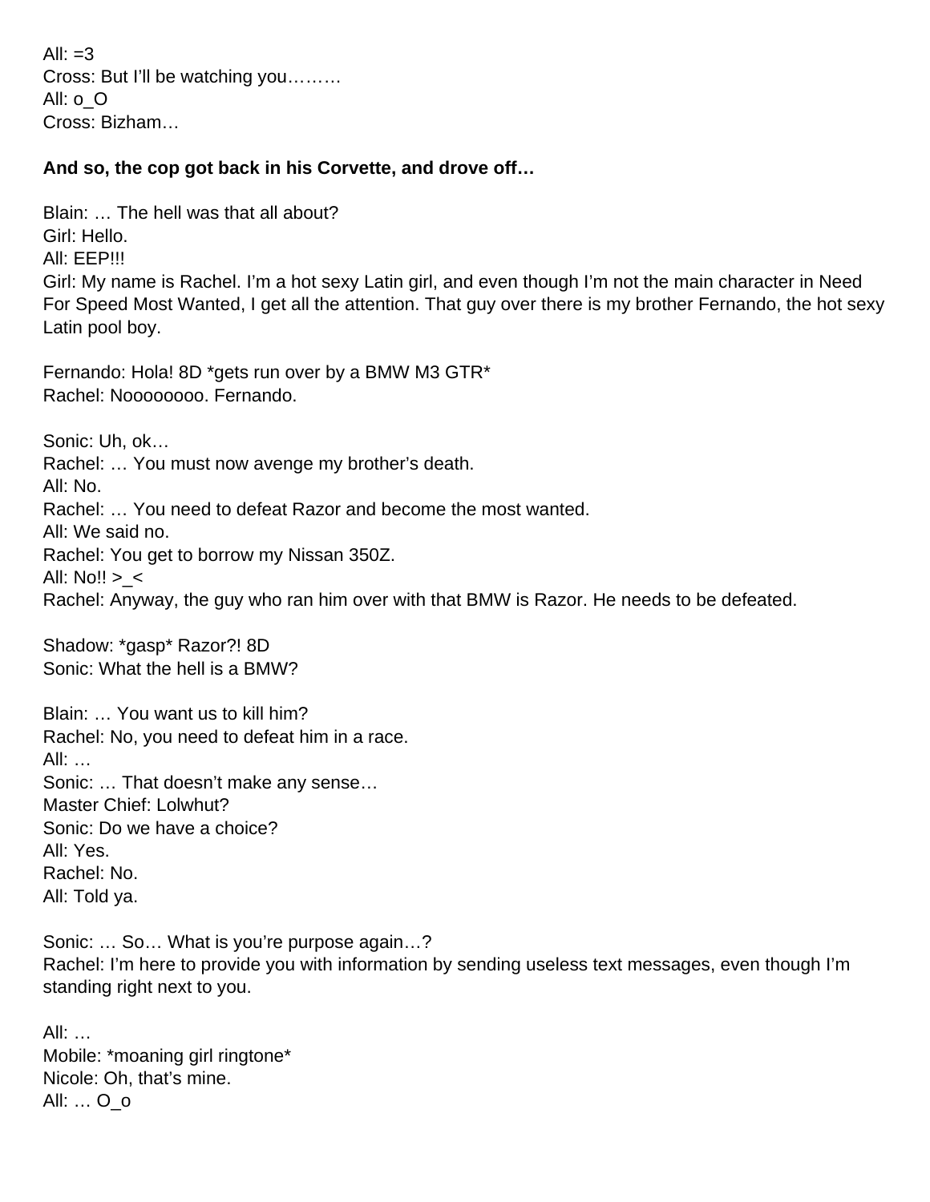All: =3
Cross: But I'll be watching you………
All: o_O
Cross: Bizham…

**And so, the cop got back in his Corvette, and drove off…**

Blain: … The hell was that all about?
Girl: Hello.
All: EEP!!!
Girl: My name is Rachel. I'm a hot sexy Latin girl, and even though I'm not the main character in Need For Speed Most Wanted, I get all the attention. That guy over there is my brother Fernando, the hot sexy Latin pool boy.

Fernando: Hola! 8D *gets run over by a BMW M3 GTR*
Rachel: Noooooooo. Fernando.

Sonic: Uh, ok…
Rachel: … You must now avenge my brother's death.
All: No.
Rachel: … You need to defeat Razor and become the most wanted.
All: We said no.
Rachel: You get to borrow my Nissan 350Z.
All: No!! >_<
Rachel: Anyway, the guy who ran him over with that BMW is Razor. He needs to be defeated.

Shadow: *gasp* Razor?! 8D
Sonic: What the hell is a BMW?

Blain: … You want us to kill him?
Rachel: No, you need to defeat him in a race.
All: …
Sonic: … That doesn't make any sense…
Master Chief: Lolwhut?
Sonic: Do we have a choice?
All: Yes.
Rachel: No.
All: Told ya.

Sonic: … So… What is you're purpose again…?
Rachel: I'm here to provide you with information by sending useless text messages, even though I'm standing right next to you.

All: …
Mobile: *moaning girl ringtone*
Nicole: Oh, that's mine.
All: … O_o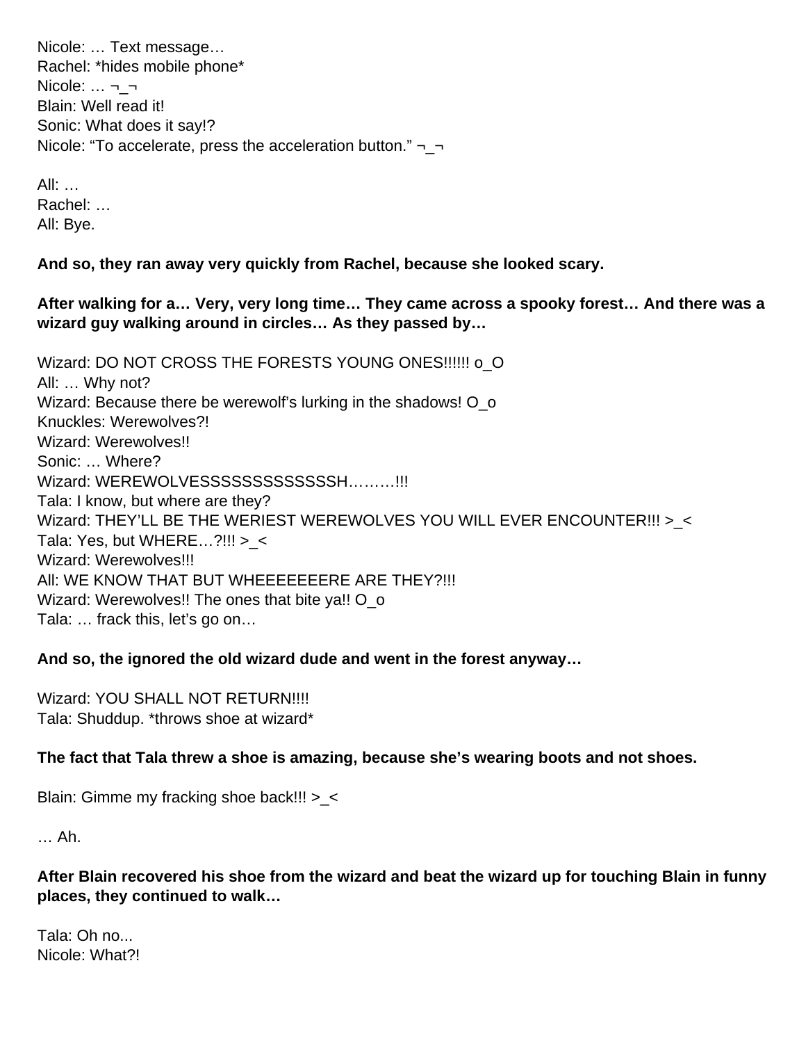Nicole: … Text message…
Rachel: *hides mobile phone*
Nicole: … ¬_¬
Blain: Well read it!
Sonic: What does it say!?
Nicole: "To accelerate, press the acceleration button." ¬_¬

All: …
Rachel: …
All: Bye.

**And so, they ran away very quickly from Rachel, because she looked scary.**

**After walking for a… Very, very long time… They came across a spooky forest… And there was a wizard guy walking around in circles… As they passed by…**

Wizard: DO NOT CROSS THE FORESTS YOUNG ONES!!!!!! o_O
All: … Why not?
Wizard: Because there be werewolf's lurking in the shadows! O_o
Knuckles: Werewolves?!
Wizard: Werewolves!!
Sonic: … Where?
Wizard: WEREWOLVESSSSSSSSSSSSSH………!!!
Tala: I know, but where are they?
Wizard: THEY'LL BE THE WERIEST WEREWOLVES YOU WILL EVER ENCOUNTER!!! >_<
Tala: Yes, but WHERE…?!!! >_<
Wizard: Werewolves!!!
All: WE KNOW THAT BUT WHEEEEEEEERE ARE THEY?!!!
Wizard: Werewolves!! The ones that bite ya!! O_o
Tala: … frack this, let's go on…

**And so, the ignored the old wizard dude and went in the forest anyway…**

Wizard: YOU SHALL NOT RETURN!!!!
Tala: Shuddup. *throws shoe at wizard*

**The fact that Tala threw a shoe is amazing, because she's wearing boots and not shoes.**

Blain: Gimme my fracking shoe back!!! >_<

… Ah.

**After Blain recovered his shoe from the wizard and beat the wizard up for touching Blain in funny places, they continued to walk…**

Tala: Oh no...
Nicole: What?!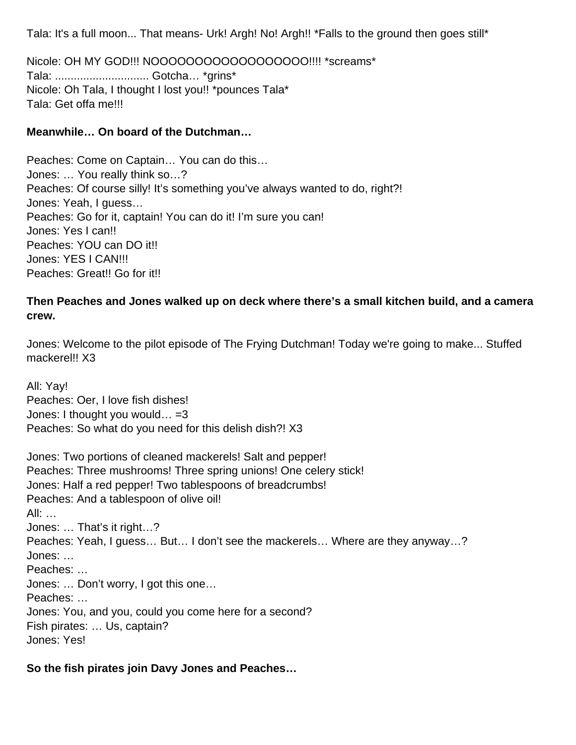Tala: It's a full moon... That means- Urk! Argh! No! Argh!! *Falls to the ground then goes still*

Nicole: OH MY GOD!!! NOOOOOOOOOOOOOOOOOO!!!! *screams*
Tala: .............................. Gotcha… *grins*
Nicole: Oh Tala, I thought I lost you!! *pounces Tala*
Tala: Get offa me!!!

**Meanwhile… On board of the Dutchman…**

Peaches: Come on Captain… You can do this…
Jones: … You really think so…?
Peaches: Of course silly! It's something you've always wanted to do, right?!
Jones: Yeah, I guess…
Peaches: Go for it, captain! You can do it! I'm sure you can!
Jones: Yes I can!!
Peaches: YOU can DO it!!
Jones: YES I CAN!!!
Peaches: Great!! Go for it!!

**Then Peaches and Jones walked up on deck where there's a small kitchen build, and a camera crew.**

Jones: Welcome to the pilot episode of The Frying Dutchman! Today we're going to make... Stuffed mackerel!! X3

All: Yay!
Peaches: Oer, I love fish dishes!
Jones: I thought you would… =3
Peaches: So what do you need for this delish dish?! X3

Jones: Two portions of cleaned mackerels! Salt and pepper!
Peaches: Three mushrooms! Three spring unions! One celery stick!
Jones: Half a red pepper! Two tablespoons of breadcrumbs!
Peaches: And a tablespoon of olive oil!
All: …
Jones: … That's it right…?
Peaches: Yeah, I guess… But… I don't see the mackerels… Where are they anyway…?
Jones: …
Peaches: …
Jones: … Don't worry, I got this one…
Peaches: …
Jones: You, and you, could you come here for a second?
Fish pirates: … Us, captain?
Jones: Yes!

**So the fish pirates join Davy Jones and Peaches…**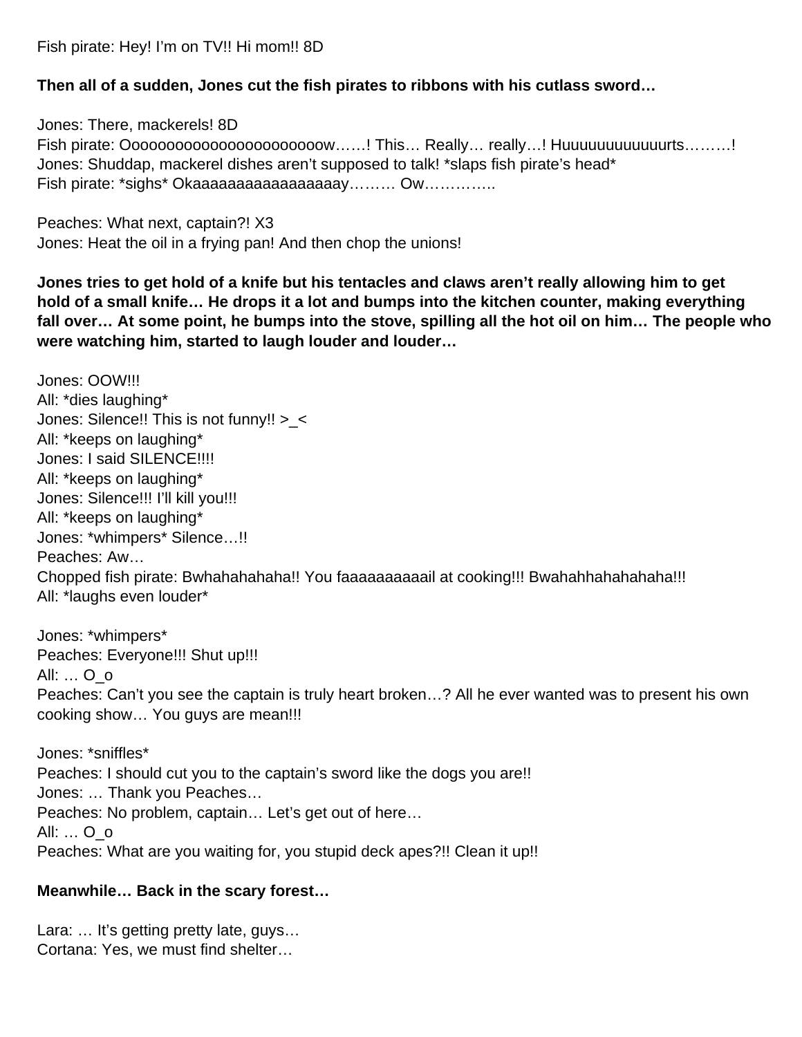Fish pirate: Hey! I'm on TV!! Hi mom!! 8D

**Then all of a sudden, Jones cut the fish pirates to ribbons with his cutlass sword…**

Jones: There, mackerels! 8D
Fish pirate: Oooooooooooooooooooooow……! This… Really… really…! Huuuuuuuuuuuurts………!
Jones: Shuddap, mackerel dishes aren't supposed to talk! *slaps fish pirate's head*
Fish pirate: *sighs* Okaaaaaaaaaaaaaaaaay……… Ow…………..

Peaches: What next, captain?! X3
Jones: Heat the oil in a frying pan! And then chop the unions!

**Jones tries to get hold of a knife but his tentacles and claws aren't really allowing him to get hold of a small knife… He drops it a lot and bumps into the kitchen counter, making everything fall over… At some point, he bumps into the stove, spilling all the hot oil on him… The people who were watching him, started to laugh louder and louder…**

Jones: OOW!!!
All: *dies laughing*
Jones: Silence!! This is not funny!! >_<
All: *keeps on laughing*
Jones: I said SILENCE!!!!
All: *keeps on laughing*
Jones: Silence!!! I'll kill you!!!
All: *keeps on laughing*
Jones: *whimpers* Silence…!!
Peaches: Aw…
Chopped fish pirate: Bwhahahahaha!! You faaaaaaaaaail at cooking!!! Bwahahhahahahaha!!!
All: *laughs even louder*

Jones: *whimpers*
Peaches: Everyone!!! Shut up!!!
All: … O_o
Peaches: Can't you see the captain is truly heart broken…? All he ever wanted was to present his own cooking show… You guys are mean!!!

Jones: *sniffles*
Peaches: I should cut you to the captain's sword like the dogs you are!!
Jones: … Thank you Peaches…
Peaches: No problem, captain… Let's get out of here…
All: … O_o
Peaches: What are you waiting for, you stupid deck apes?!! Clean it up!!

**Meanwhile… Back in the scary forest…**

Lara: … It's getting pretty late, guys…
Cortana: Yes, we must find shelter…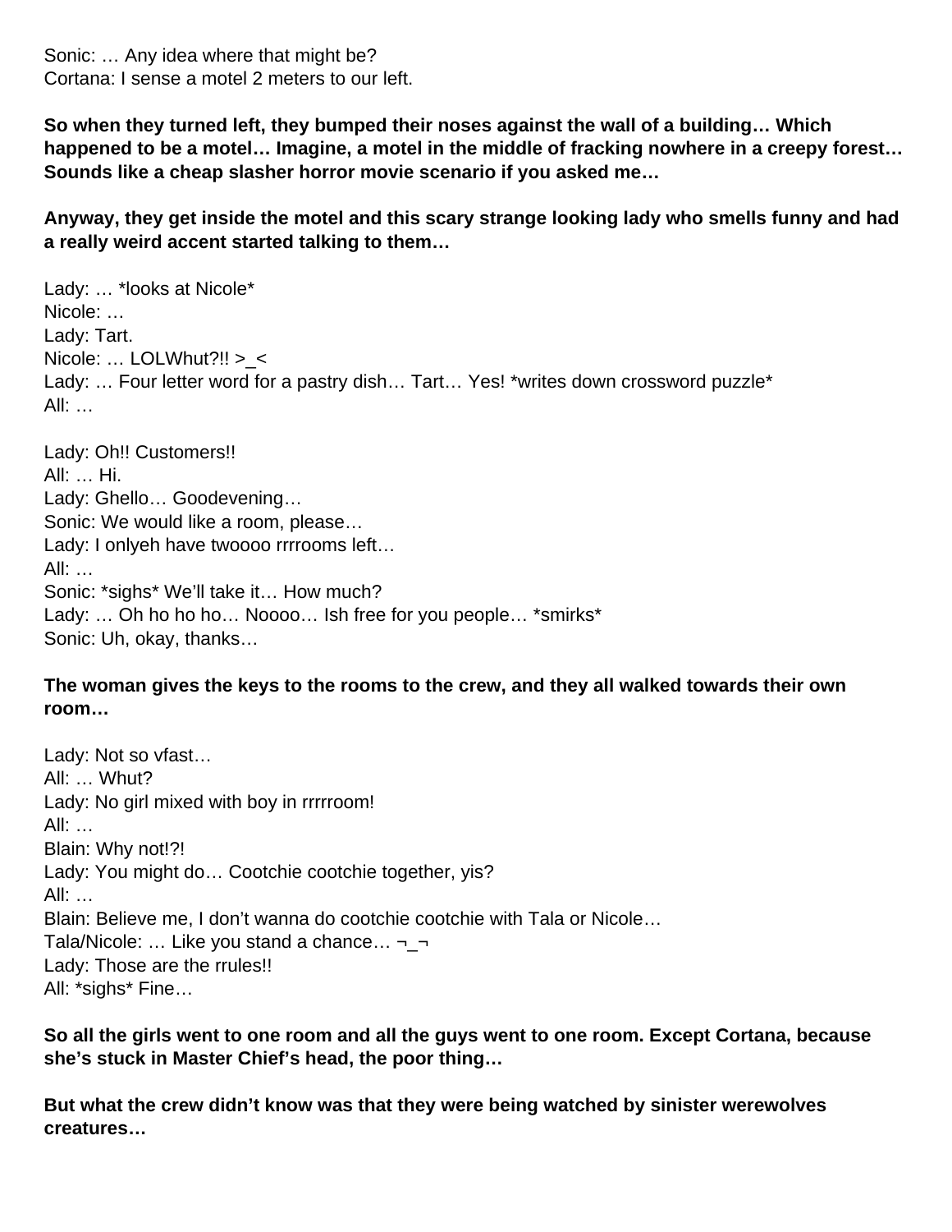Sonic: … Any idea where that might be?
Cortana: I sense a motel 2 meters to our left.

**So when they turned left, they bumped their noses against the wall of a building… Which happened to be a motel… Imagine, a motel in the middle of fracking nowhere in a creepy forest… Sounds like a cheap slasher horror movie scenario if you asked me…**

**Anyway, they get inside the motel and this scary strange looking lady who smells funny and had a really weird accent started talking to them…**

Lady: … *looks at Nicole*
Nicole: …
Lady: Tart.
Nicole: … LOLWhut?!! >_<
Lady: … Four letter word for a pastry dish… Tart… Yes! *writes down crossword puzzle*
All: …

Lady: Oh!! Customers!!
All: … Hi.
Lady: Ghello… Goodevening…
Sonic: We would like a room, please…
Lady: I onlyeh have twoooo rrrrooms left…
All: …
Sonic: *sighs* We'll take it… How much?
Lady: … Oh ho ho ho… Noooo… Ish free for you people… *smirks*
Sonic: Uh, okay, thanks…

**The woman gives the keys to the rooms to the crew, and they all walked towards their own room…**

Lady: Not so vfast…
All: … Whut?
Lady: No girl mixed with boy in rrrrroom!
All: …
Blain: Why not!?!
Lady: You might do… Cootchie cootchie together, yis?
All: …
Blain: Believe me, I don't wanna do cootchie cootchie with Tala or Nicole…
Tala/Nicole: … Like you stand a chance… ¬_¬
Lady: Those are the rrules!!
All: *sighs* Fine…

**So all the girls went to one room and all the guys went to one room. Except Cortana, because she's stuck in Master Chief's head, the poor thing…**

**But what the crew didn't know was that they were being watched by sinister werewolves creatures…**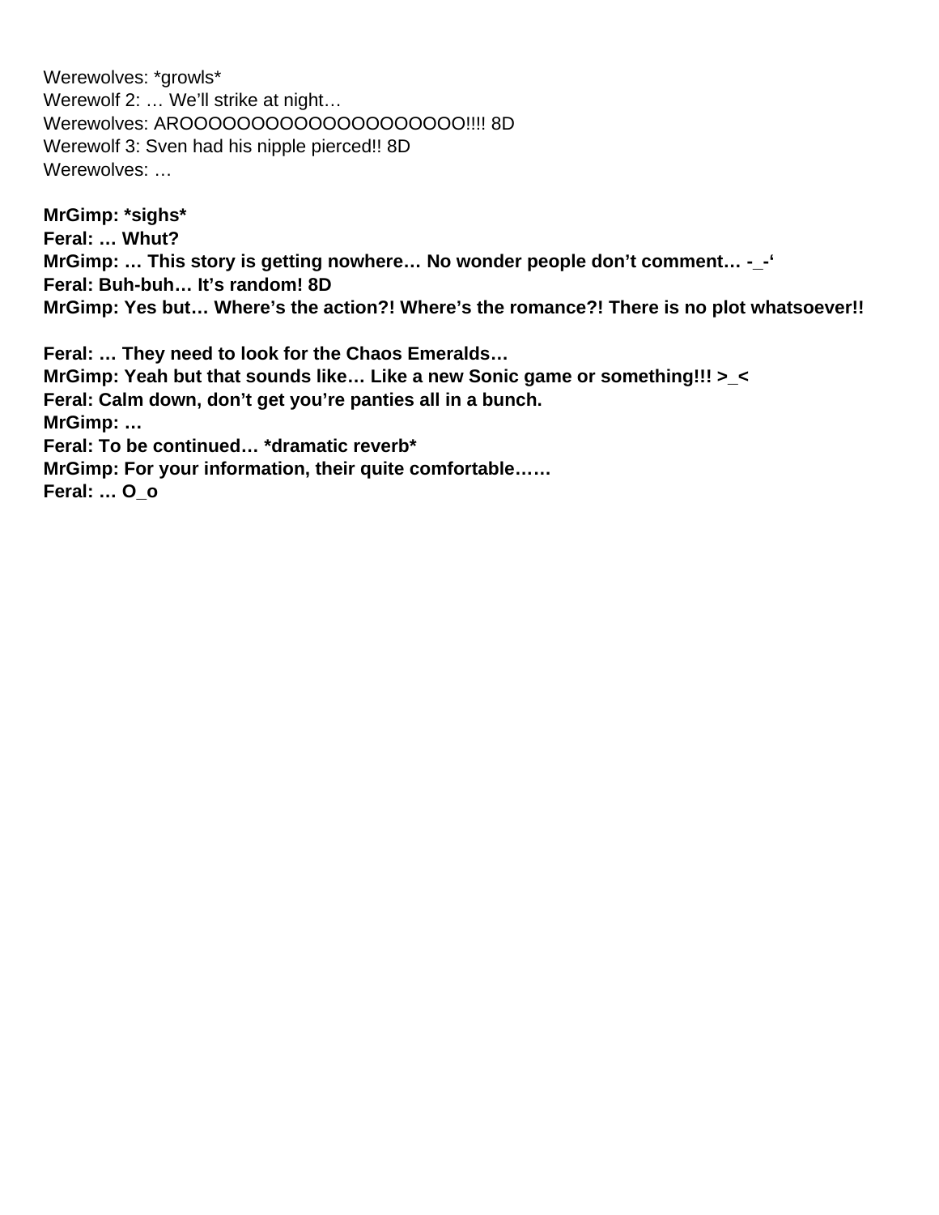Werewolves: *growls*
Werewolf 2: … We'll strike at night…
Werewolves: AROOOOOOOOOOOOOOOOOOOO!!!! 8D
Werewolf 3: Sven had his nipple pierced!! 8D
Werewolves: …

**MrGimp: *sighs***
**Feral: … Whut?**
**MrGimp: … This story is getting nowhere… No wonder people don't comment… -_-'**
**Feral: Buh-buh… It's random! 8D**
**MrGimp: Yes but… Where's the action?! Where's the romance?! There is no plot whatsoever!!**

**Feral: … They need to look for the Chaos Emeralds…**
**MrGimp: Yeah but that sounds like… Like a new Sonic game or something!!! >_<**
**Feral: Calm down, don't get you're panties all in a bunch.**
**MrGimp: …**
**Feral: To be continued… *dramatic reverb***
**MrGimp: For your information, their quite comfortable……**
**Feral: … O_o**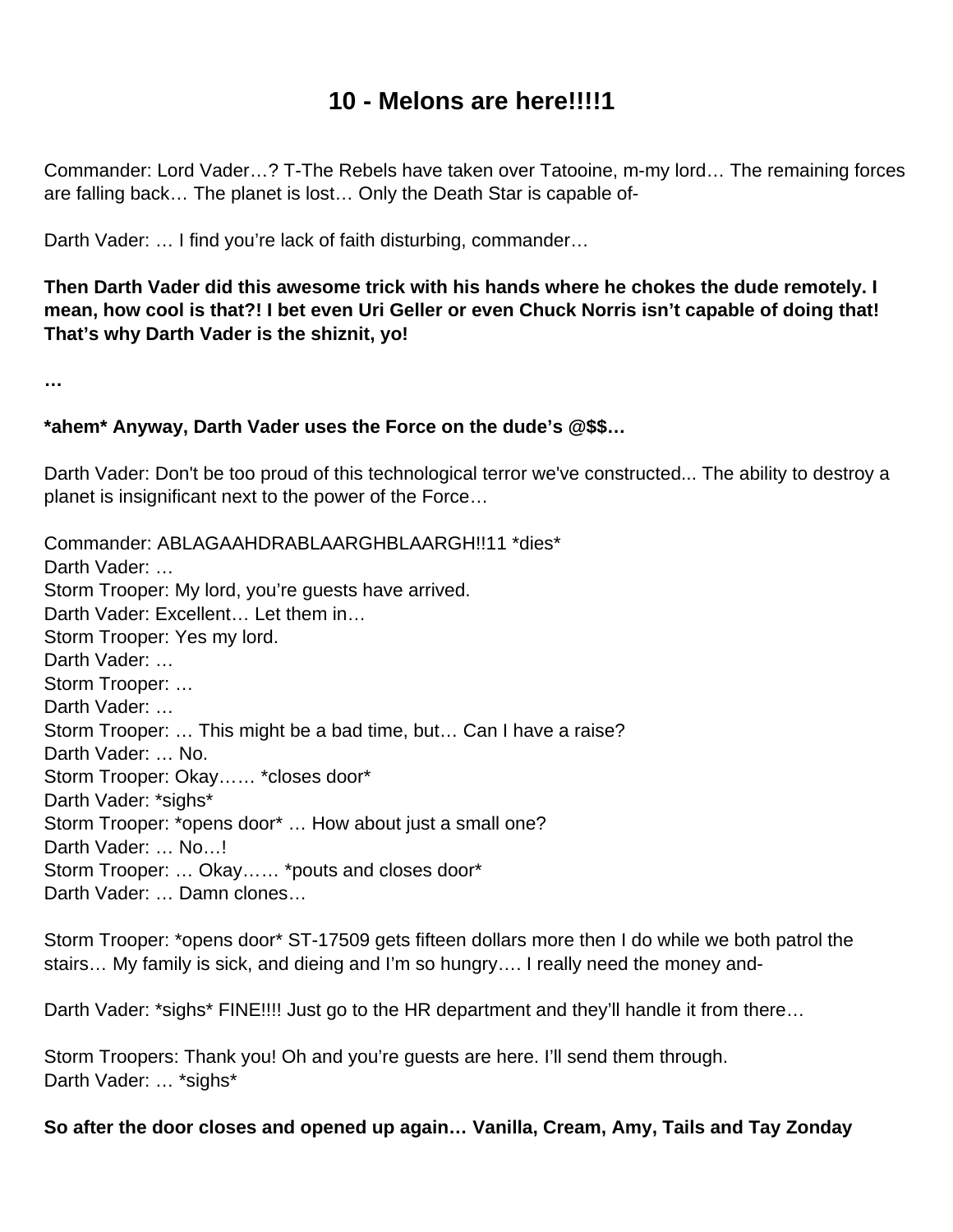# 10 - Melons are here!!!!1

Commander: Lord Vader…? T-The Rebels have taken over Tatooine, m-my lord… The remaining forces are falling back… The planet is lost… Only the Death Star is capable of-

Darth Vader: … I find you're lack of faith disturbing, commander…

**Then Darth Vader did this awesome trick with his hands where he chokes the dude remotely. I mean, how cool is that?! I bet even Uri Geller or even Chuck Norris isn't capable of doing that! That's why Darth Vader is the shiznit, yo!**

**…**

***ahem* Anyway, Darth Vader uses the Force on the dude's @$$…**

Darth Vader: Don't be too proud of this technological terror we've constructed... The ability to destroy a planet is insignificant next to the power of the Force…

Commander: ABLAGAAHDRABLAARGHBLAARGH!!11 *dies*
Darth Vader: …
Storm Trooper: My lord, you're guests have arrived.
Darth Vader: Excellent… Let them in…
Storm Trooper: Yes my lord.
Darth Vader: …
Storm Trooper: …
Darth Vader: …
Storm Trooper: … This might be a bad time, but… Can I have a raise?
Darth Vader: … No.
Storm Trooper: Okay…… *closes door*
Darth Vader: *sighs*
Storm Trooper: *opens door* … How about just a small one?
Darth Vader: … No…!
Storm Trooper: … Okay…… *pouts and closes door*
Darth Vader: … Damn clones…

Storm Trooper: *opens door* ST-17509 gets fifteen dollars more then I do while we both patrol the stairs… My family is sick, and dieing and I'm so hungry…. I really need the money and-

Darth Vader: *sighs* FINE!!!! Just go to the HR department and they'll handle it from there…

Storm Troopers: Thank you! Oh and you're guests are here. I'll send them through.
Darth Vader: … *sighs*

**So after the door closes and opened up again… Vanilla, Cream, Amy, Tails and Tay Zonday**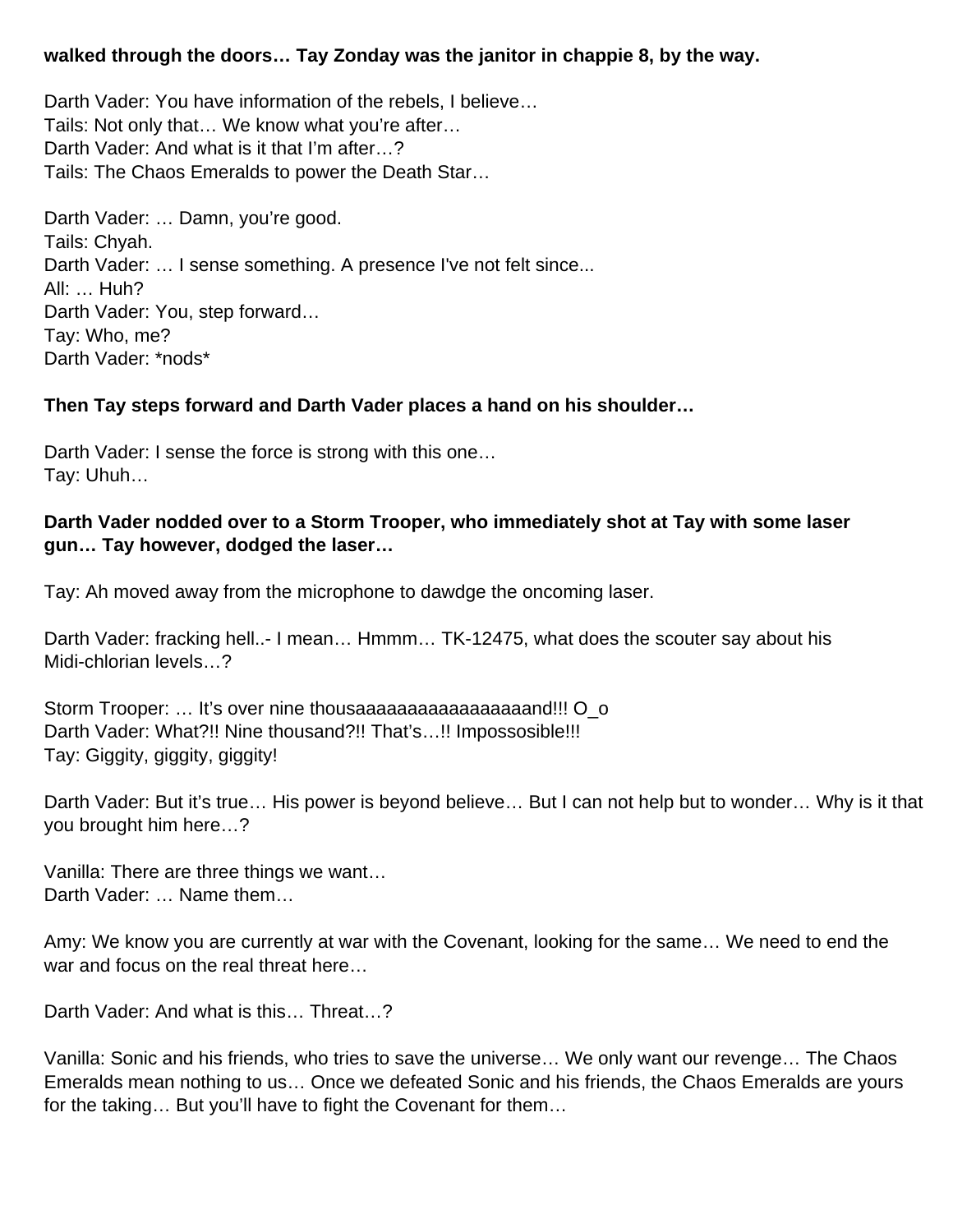**walked through the doors… Tay Zonday was the janitor in chappie 8, by the way.**

Darth Vader: You have information of the rebels, I believe…
Tails: Not only that… We know what you're after…
Darth Vader: And what is it that I'm after…?
Tails: The Chaos Emeralds to power the Death Star…

Darth Vader: … Damn, you're good.
Tails: Chyah.
Darth Vader: … I sense something. A presence I've not felt since...
All: … Huh?
Darth Vader: You, step forward…
Tay: Who, me?
Darth Vader: *nods*

**Then Tay steps forward and Darth Vader places a hand on his shoulder…**

Darth Vader: I sense the force is strong with this one…
Tay: Uhuh…

**Darth Vader nodded over to a Storm Trooper, who immediately shot at Tay with some laser gun… Tay however, dodged the laser…**

Tay: Ah moved away from the microphone to dawdge the oncoming laser.

Darth Vader: fracking hell..- I mean… Hmmm… TK-12475, what does the scouter say about his Midi-chlorian levels…?

Storm Trooper: … It's over nine thousaaaaaaaaaaaaaaaaaand!!! O_o
Darth Vader: What?!! Nine thousand?!! That's…!! Impossosible!!!
Tay: Giggity, giggity, giggity!

Darth Vader: But it's true… His power is beyond believe… But I can not help but to wonder… Why is it that you brought him here…?

Vanilla: There are three things we want…
Darth Vader: … Name them…

Amy: We know you are currently at war with the Covenant, looking for the same… We need to end the war and focus on the real threat here…

Darth Vader: And what is this… Threat…?

Vanilla: Sonic and his friends, who tries to save the universe… We only want our revenge… The Chaos Emeralds mean nothing to us… Once we defeated Sonic and his friends, the Chaos Emeralds are yours for the taking… But you'll have to fight the Covenant for them…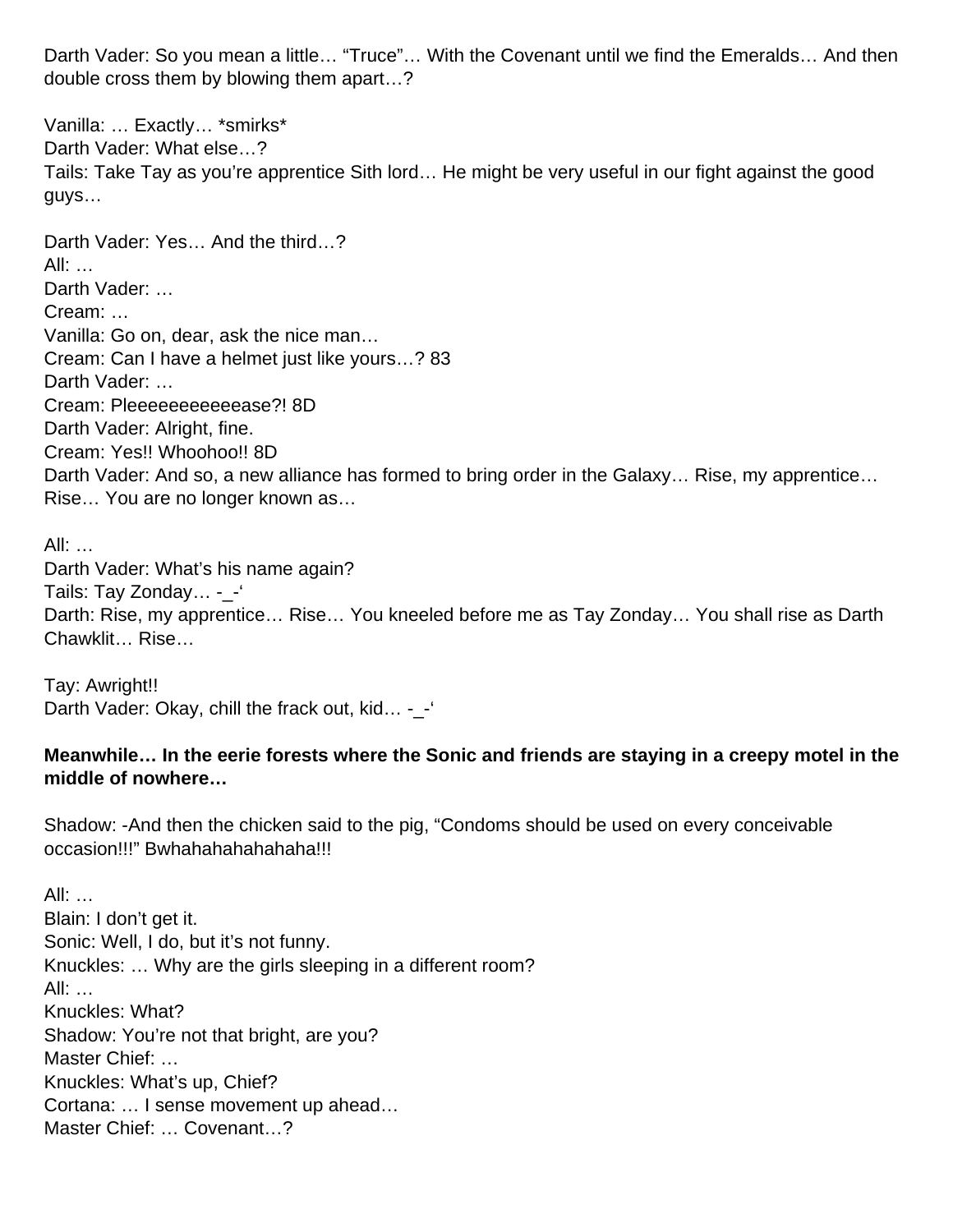Darth Vader: So you mean a little… "Truce"… With the Covenant until we find the Emeralds… And then double cross them by blowing them apart…?

Vanilla: … Exactly… *smirks*
Darth Vader: What else…?
Tails: Take Tay as you're apprentice Sith lord… He might be very useful in our fight against the good guys…

Darth Vader: Yes… And the third…?
All: …
Darth Vader: …
Cream: …
Vanilla: Go on, dear, ask the nice man…
Cream: Can I have a helmet just like yours…? 83
Darth Vader: …
Cream: Pleeeeeeeeeeeease?! 8D
Darth Vader: Alright, fine.
Cream: Yes!! Whoohoo!! 8D
Darth Vader: And so, a new alliance has formed to bring order in the Galaxy… Rise, my apprentice… Rise… You are no longer known as…

All: …
Darth Vader: What's his name again?
Tails: Tay Zonday… -_-'
Darth: Rise, my apprentice… Rise… You kneeled before me as Tay Zonday… You shall rise as Darth Chawklit… Rise…

Tay: Awright!!
Darth Vader: Okay, chill the frack out, kid… -_-'

**Meanwhile… In the eerie forests where the Sonic and friends are staying in a creepy motel in the middle of nowhere…**

Shadow: -And then the chicken said to the pig, "Condoms should be used on every conceivable occasion!!!" Bwhahahahahahaha!!!

All: …
Blain: I don't get it.
Sonic: Well, I do, but it's not funny.
Knuckles: … Why are the girls sleeping in a different room?
All: …
Knuckles: What?
Shadow: You're not that bright, are you?
Master Chief: …
Knuckles: What's up, Chief?
Cortana: … I sense movement up ahead…
Master Chief: … Covenant…?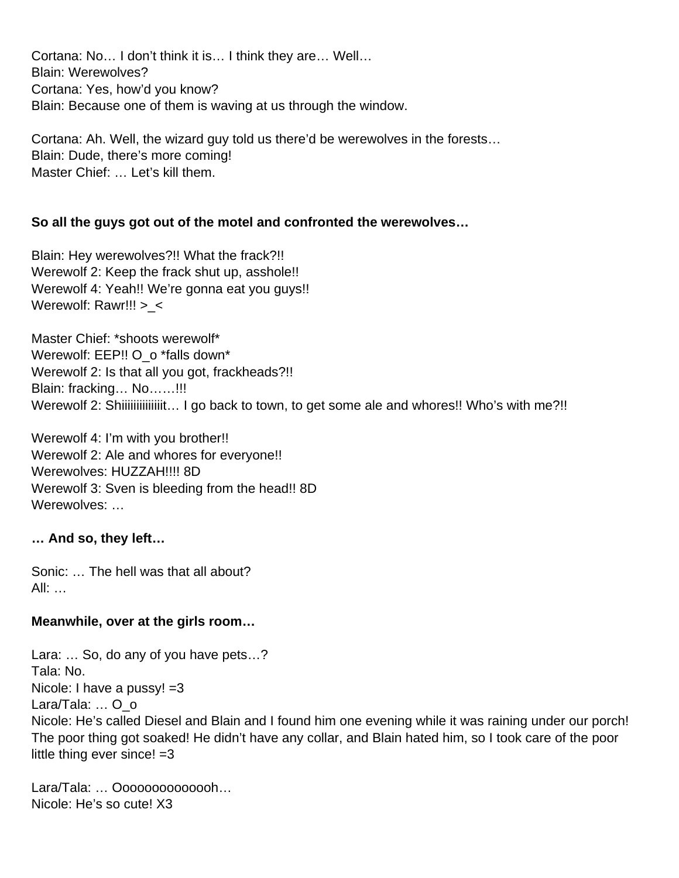Cortana: No… I don't think it is… I think they are… Well…
Blain: Werewolves?
Cortana: Yes, how'd you know?
Blain: Because one of them is waving at us through the window.

Cortana: Ah. Well, the wizard guy told us there'd be werewolves in the forests…
Blain: Dude, there's more coming!
Master Chief: … Let's kill them.

**So all the guys got out of the motel and confronted the werewolves…**

Blain: Hey werewolves?!! What the frack?!!
Werewolf 2: Keep the frack shut up, asshole!!
Werewolf 4: Yeah!! We're gonna eat you guys!!
Werewolf: Rawr!!! >_<

Master Chief: *shoots werewolf*
Werewolf: EEP!! O_o *falls down*
Werewolf 2: Is that all you got, frackheads?!!
Blain: fracking… No……!!!
Werewolf 2: Shiiiiiiiiiiiiiit… I go back to town, to get some ale and whores!! Who's with me?!!

Werewolf 4: I'm with you brother!!
Werewolf 2: Ale and whores for everyone!!
Werewolves: HUZZAH!!!! 8D
Werewolf 3: Sven is bleeding from the head!! 8D
Werewolves: …

**… And so, they left…**

Sonic: … The hell was that all about?
All: …

**Meanwhile, over at the girls room…**

Lara: … So, do any of you have pets…?
Tala: No.
Nicole: I have a pussy! =3
Lara/Tala: … O_o
Nicole: He's called Diesel and Blain and I found him one evening while it was raining under our porch! The poor thing got soaked! He didn't have any collar, and Blain hated him, so I took care of the poor little thing ever since! =3

Lara/Tala: … Ooooooooooooh…
Nicole: He's so cute! X3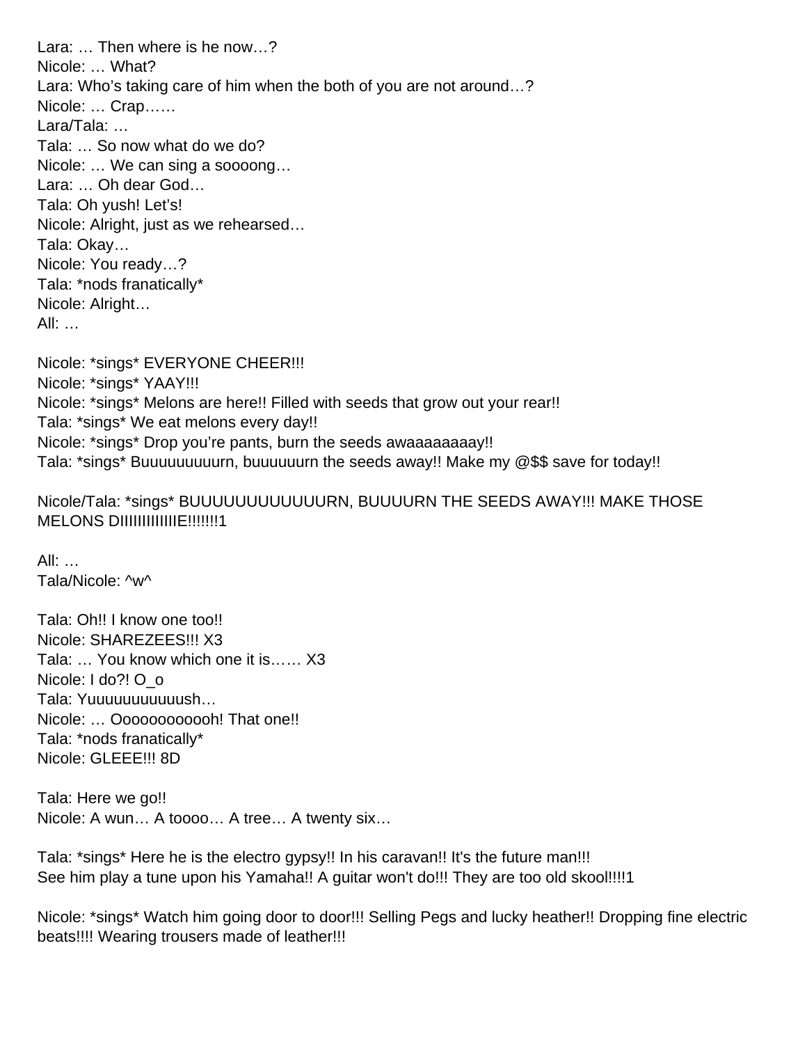Lara: … Then where is he now…?
Nicole: … What?
Lara: Who's taking care of him when the both of you are not around…?
Nicole: … Crap……
Lara/Tala: …
Tala: … So now what do we do?
Nicole: … We can sing a soooong…
Lara: … Oh dear God…
Tala: Oh yush! Let's!
Nicole: Alright, just as we rehearsed…
Tala: Okay…
Nicole: You ready…?
Tala: *nods franatically*
Nicole: Alright…
All: …

Nicole: *sings* EVERYONE CHEER!!!
Nicole: *sings* YAAY!!!
Nicole: *sings* Melons are here!! Filled with seeds that grow out your rear!!
Tala: *sings* We eat melons every day!!
Nicole: *sings* Drop you're pants, burn the seeds awaaaaaaaay!!
Tala: *sings* Buuuuuuuuurn, buuuuuurn the seeds away!! Make my @$$ save for today!!

Nicole/Tala: *sings* BUUUUUUUUUUUURN, BUUUURN THE SEEDS AWAY!!! MAKE THOSE MELONS DIIIIIIIIIIIIIE!!!!!!!1

All: …
Tala/Nicole: ^w^

Tala: Oh!! I know one too!!
Nicole: SHAREZEES!!! X3
Tala: … You know which one it is…… X3
Nicole: I do?! O_o
Tala: Yuuuuuuuuuuush…
Nicole: … Oooooooooooh! That one!!
Tala: *nods franatically*
Nicole: GLEEE!!! 8D

Tala: Here we go!!
Nicole: A wun… A toooo… A tree… A twenty six…

Tala: *sings* Here he is the electro gypsy!! In his caravan!! It's the future man!!!
See him play a tune upon his Yamaha!! A guitar won't do!!! They are too old skool!!!!1

Nicole: *sings* Watch him going door to door!!! Selling Pegs and lucky heather!! Dropping fine electric beats!!!! Wearing trousers made of leather!!!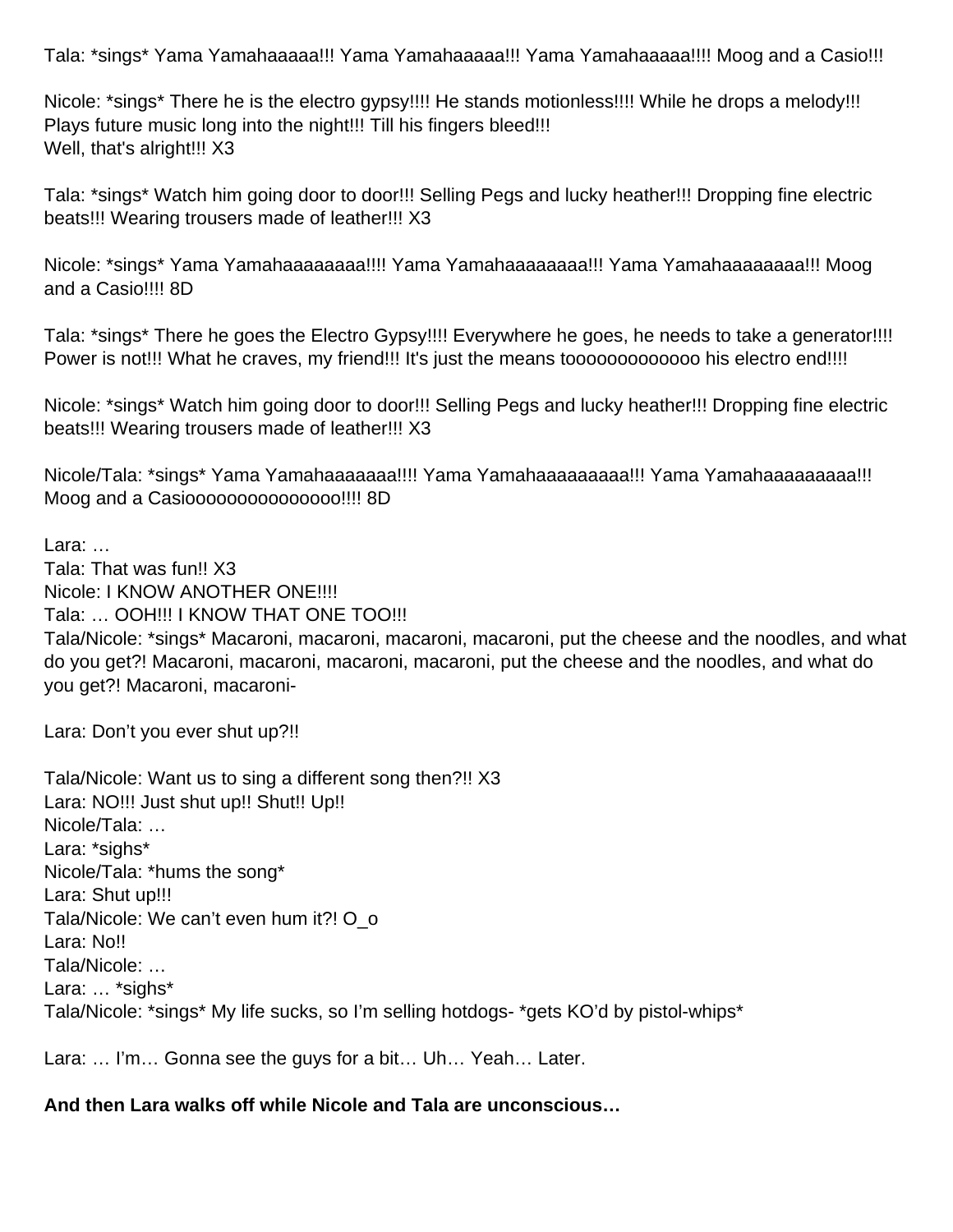Tala: *sings* Yama Yamahaaaaa!!! Yama Yamahaaaaa!!! Yama Yamahaaaaa!!!! Moog and a Casio!!!

Nicole: *sings* There he is the electro gypsy!!!! He stands motionless!!!! While he drops a melody!!! Plays future music long into the night!!! Till his fingers bleed!!!
Well, that's alright!!! X3

Tala: *sings* Watch him going door to door!!! Selling Pegs and lucky heather!!! Dropping fine electric beats!!! Wearing trousers made of leather!!! X3

Nicole: *sings* Yama Yamahaaaaaaaa!!!! Yama Yamahaaaaaaaa!!! Yama Yamahaaaaaaaa!!! Moog and a Casio!!!! 8D

Tala: *sings* There he goes the Electro Gypsy!!!! Everywhere he goes, he needs to take a generator!!!! Power is not!!! What he craves, my friend!!! It's just the means tooooooooooooo his electro end!!!!

Nicole: *sings* Watch him going door to door!!! Selling Pegs and lucky heather!!! Dropping fine electric beats!!! Wearing trousers made of leather!!! X3

Nicole/Tala: *sings* Yama Yamahaaaaaaa!!!! Yama Yamahaaaaaaaaa!!! Yama Yamahaaaaaaaaa!!! Moog and a Casiooooooooooooooo!!!! 8D

Lara: …
Tala: That was fun!! X3
Nicole: I KNOW ANOTHER ONE!!!!
Tala: … OOH!!! I KNOW THAT ONE TOO!!!
Tala/Nicole: *sings* Macaroni, macaroni, macaroni, macaroni, put the cheese and the noodles, and what do you get?! Macaroni, macaroni, macaroni, macaroni, put the cheese and the noodles, and what do you get?! Macaroni, macaroni-

Lara: Don't you ever shut up?!!

Tala/Nicole: Want us to sing a different song then?!! X3
Lara: NO!!! Just shut up!! Shut!! Up!!
Nicole/Tala: …
Lara: *sighs*
Nicole/Tala: *hums the song*
Lara: Shut up!!!
Tala/Nicole: We can't even hum it?! O_o
Lara: No!!
Tala/Nicole: …
Lara: … *sighs*
Tala/Nicole: *sings* My life sucks, so I'm selling hotdogs- *gets KO'd by pistol-whips*

Lara: … I'm… Gonna see the guys for a bit… Uh… Yeah… Later.

**And then Lara walks off while Nicole and Tala are unconscious…**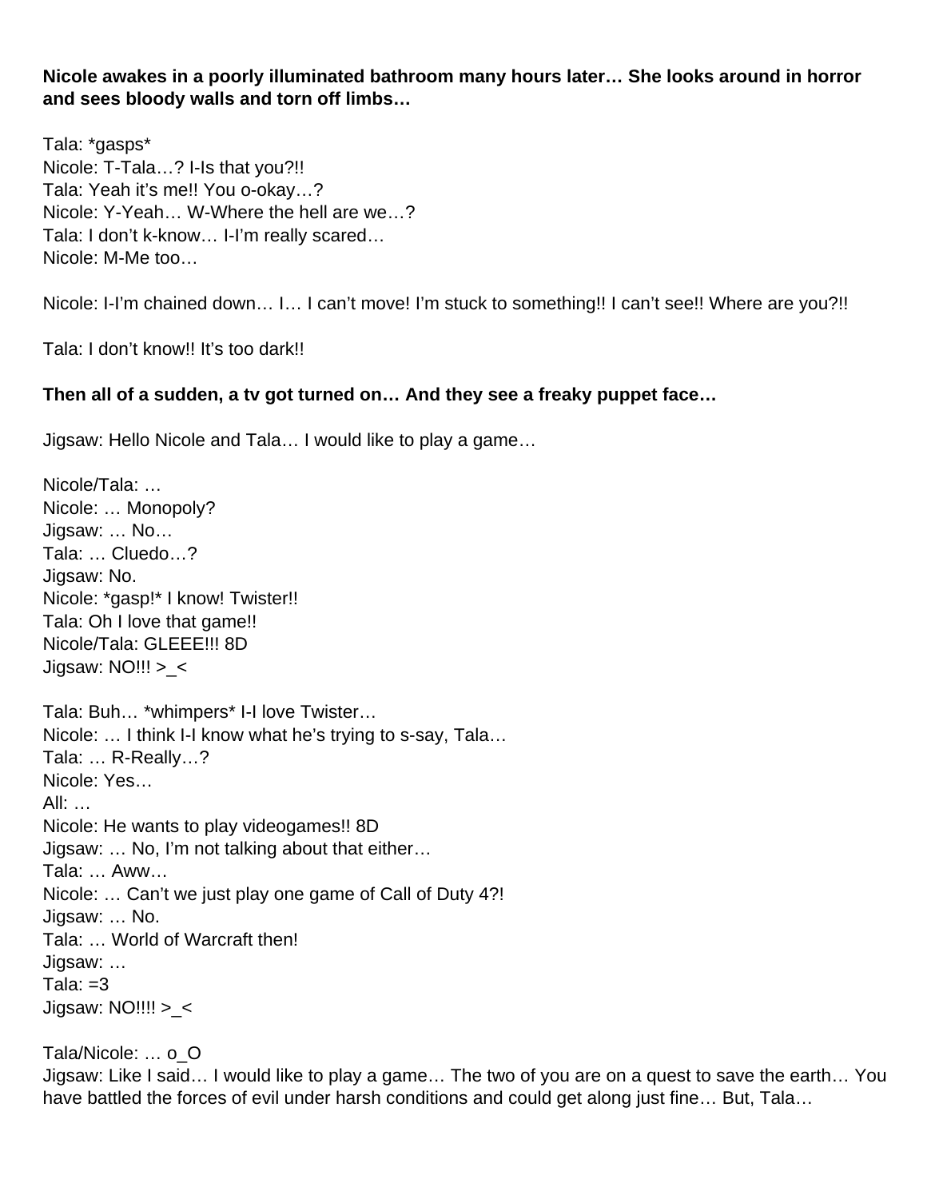**Nicole awakes in a poorly illuminated bathroom many hours later… She looks around in horror and sees bloody walls and torn off limbs…**

Tala: *gasps*
Nicole: T-Tala…? I-Is that you?!!
Tala: Yeah it's me!! You o-okay…?
Nicole: Y-Yeah… W-Where the hell are we…?
Tala: I don't k-know… I-I'm really scared…
Nicole: M-Me too…

Nicole: I-I'm chained down… I… I can't move! I'm stuck to something!! I can't see!! Where are you?!!

Tala: I don't know!! It's too dark!!

**Then all of a sudden, a tv got turned on… And they see a freaky puppet face…**

Jigsaw: Hello Nicole and Tala… I would like to play a game…

Nicole/Tala: …
Nicole: … Monopoly?
Jigsaw: … No…
Tala: … Cluedo…?
Jigsaw: No.
Nicole: *gasp!* I know! Twister!!
Tala: Oh I love that game!!
Nicole/Tala: GLEEE!!! 8D
Jigsaw: NO!!! >_<

Tala: Buh… *whimpers* I-I love Twister…
Nicole: … I think I-I know what he's trying to s-say, Tala…
Tala: … R-Really…?
Nicole: Yes…
All: …
Nicole: He wants to play videogames!! 8D
Jigsaw: … No, I'm not talking about that either…
Tala: … Aww…
Nicole: … Can't we just play one game of Call of Duty 4?!
Jigsaw: … No.
Tala: … World of Warcraft then!
Jigsaw: …
Tala: =3
Jigsaw: NO!!!! >_<

Tala/Nicole: … o_O
Jigsaw: Like I said… I would like to play a game… The two of you are on a quest to save the earth… You have battled the forces of evil under harsh conditions and could get along just fine… But, Tala…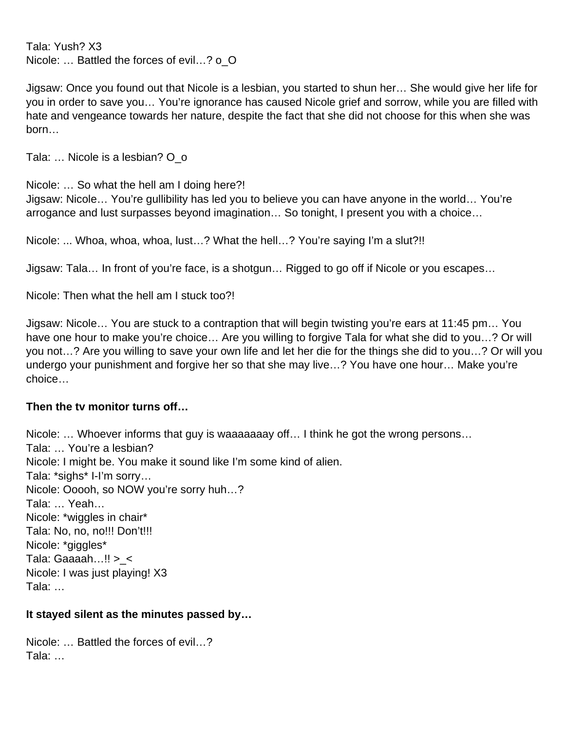Tala: Yush? X3
Nicole: … Battled the forces of evil…? o_O

Jigsaw: Once you found out that Nicole is a lesbian, you started to shun her… She would give her life for you in order to save you… You're ignorance has caused Nicole grief and sorrow, while you are filled with hate and vengeance towards her nature, despite the fact that she did not choose for this when she was born…

Tala: … Nicole is a lesbian? O_o

Nicole: … So what the hell am I doing here?!
Jigsaw: Nicole… You're gullibility has led you to believe you can have anyone in the world… You're arrogance and lust surpasses beyond imagination… So tonight, I present you with a choice…

Nicole: ... Whoa, whoa, whoa, lust…? What the hell…? You're saying I'm a slut?!!

Jigsaw: Tala… In front of you're face, is a shotgun… Rigged to go off if Nicole or you escapes…

Nicole: Then what the hell am I stuck too?!

Jigsaw: Nicole… You are stuck to a contraption that will begin twisting you're ears at 11:45 pm… You have one hour to make you're choice… Are you willing to forgive Tala for what she did to you…? Or will you not…? Are you willing to save your own life and let her die for the things she did to you…? Or will you undergo your punishment and forgive her so that she may live…? You have one hour… Make you're choice…

**Then the tv monitor turns off…**

Nicole: … Whoever informs that guy is waaaaaaay off… I think he got the wrong persons…
Tala: … You're a lesbian?
Nicole: I might be. You make it sound like I'm some kind of alien.
Tala: *sighs* I-I'm sorry…
Nicole: Ooooh, so NOW you're sorry huh…?
Tala: … Yeah…
Nicole: *wiggles in chair*
Tala: No, no, no!!! Don't!!!
Nicole: *giggles*
Tala: Gaaaah…!! >_<
Nicole: I was just playing! X3
Tala: …

**It stayed silent as the minutes passed by…**

Nicole: … Battled the forces of evil…?
Tala: …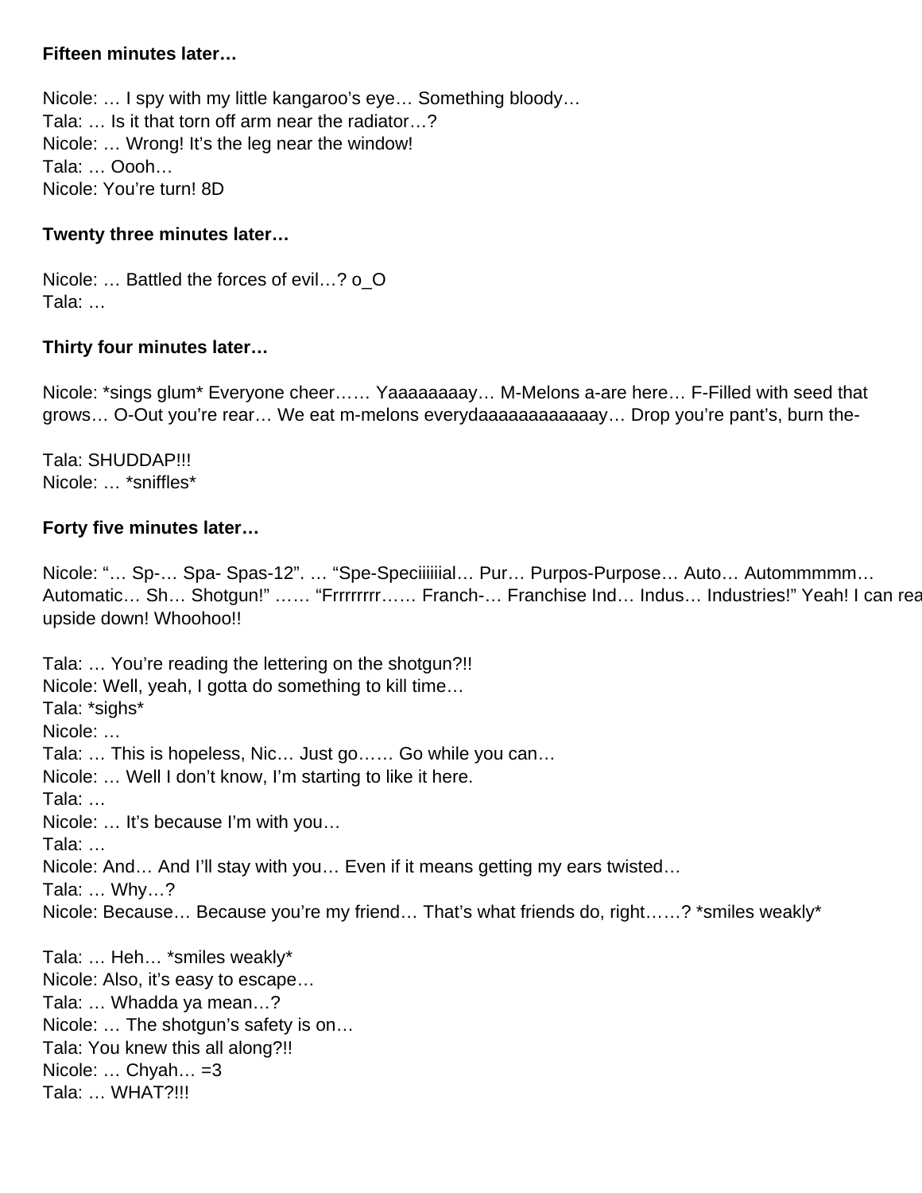**Fifteen minutes later…**

Nicole: … I spy with my little kangaroo's eye… Something bloody…
Tala: … Is it that torn off arm near the radiator…?
Nicole: … Wrong! It's the leg near the window!
Tala: … Oooh…
Nicole: You're turn! 8D

**Twenty three minutes later…**

Nicole: … Battled the forces of evil…? o_O
Tala: …

**Thirty four minutes later…**

Nicole: *sings glum* Everyone cheer…… Yaaaaaaaay… M-Melons a-are here… F-Filled with seed that grows… O-Out you're rear… We eat m-melons everydaaaaaaaaaaaay… Drop you're pant's, burn the-

Tala: SHUDDAP!!!
Nicole: … *sniffles*

**Forty five minutes later…**

Nicole: "… Sp-… Spa- Spas-12". … "Spe-Speciiiiiial… Pur… Purpos-Purpose… Auto… Autommmmm… Automatic… Sh… Shotgun!" …… "Frrrrrrrr…… Franch-… Franchise Ind… Indus… Industries!" Yeah! I can read upside down! Whoohoo!!

Tala: … You're reading the lettering on the shotgun?!!
Nicole: Well, yeah, I gotta do something to kill time…
Tala: *sighs*
Nicole: …
Tala: … This is hopeless, Nic… Just go…… Go while you can…
Nicole: … Well I don't know, I'm starting to like it here.
Tala: …
Nicole: … It's because I'm with you…
Tala: …
Nicole: And… And I'll stay with you… Even if it means getting my ears twisted…
Tala: … Why…?
Nicole: Because… Because you're my friend… That's what friends do, right……? *smiles weakly*

Tala: … Heh… *smiles weakly*
Nicole: Also, it's easy to escape…
Tala: … Whadda ya mean…?
Nicole: … The shotgun's safety is on…
Tala: You knew this all along?!!
Nicole: … Chyah… =3
Tala: … WHAT?!!!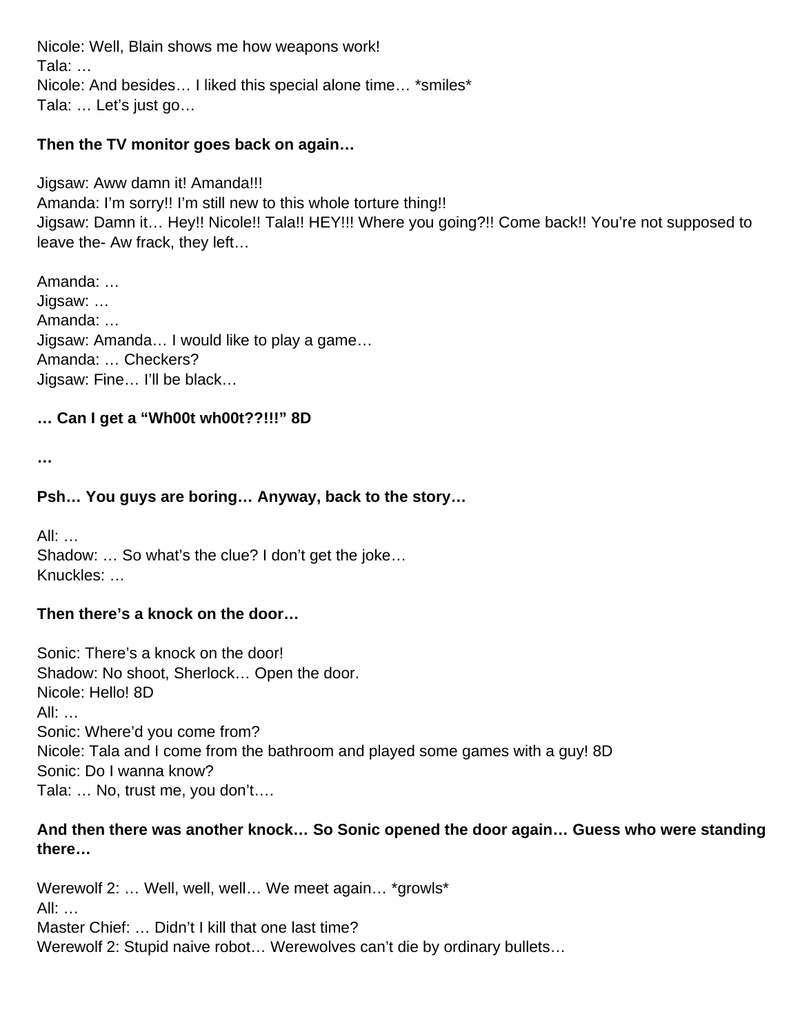Nicole: Well, Blain shows me how weapons work!
Tala: …
Nicole: And besides… I liked this special alone time… *smiles*
Tala: … Let's just go…

**Then the TV monitor goes back on again…**

Jigsaw: Aww damn it! Amanda!!!
Amanda: I'm sorry!! I'm still new to this whole torture thing!!
Jigsaw: Damn it… Hey!! Nicole!! Tala!! HEY!!! Where you going?!! Come back!! You're not supposed to leave the- Aw frack, they left…

Amanda: …
Jigsaw: …
Amanda: …
Jigsaw: Amanda… I would like to play a game…
Amanda: … Checkers?
Jigsaw: Fine… I'll be black…

**… Can I get a "Wh00t wh00t??!!!" 8D**

**…**

**Psh… You guys are boring… Anyway, back to the story…**

All: …
Shadow: … So what's the clue? I don't get the joke…
Knuckles: …

**Then there's a knock on the door…**

Sonic: There's a knock on the door!
Shadow: No shoot, Sherlock… Open the door.
Nicole: Hello! 8D
All: …
Sonic: Where'd you come from?
Nicole: Tala and I come from the bathroom and played some games with a guy! 8D
Sonic: Do I wanna know?
Tala: … No, trust me, you don't….

**And then there was another knock… So Sonic opened the door again… Guess who were standing there…**

Werewolf 2: … Well, well, well… We meet again… *growls*
All: …
Master Chief: … Didn't I kill that one last time?
Werewolf 2: Stupid naive robot… Werewolves can't die by ordinary bullets…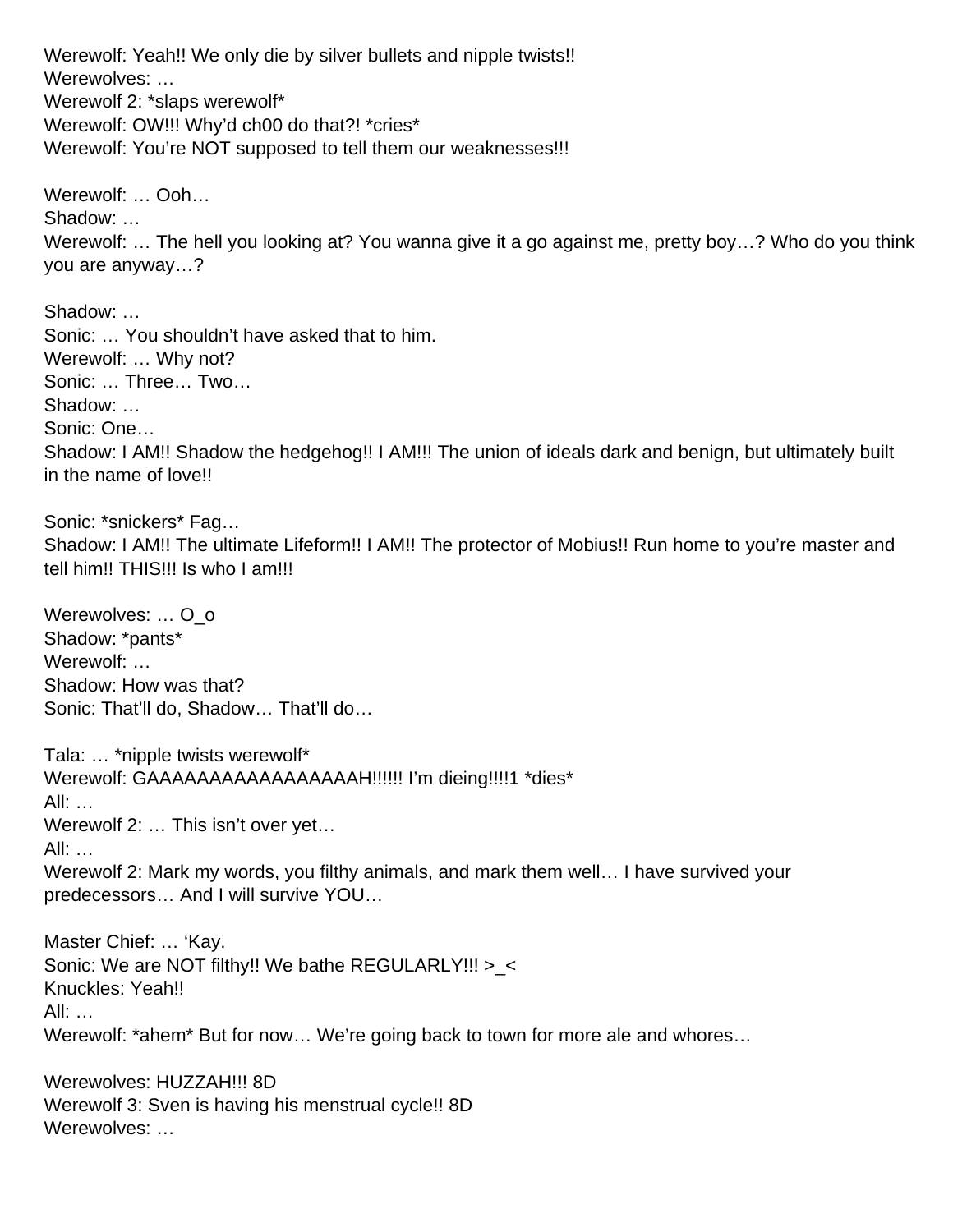Werewolf: Yeah!! We only die by silver bullets and nipple twists!!
Werewolves: …
Werewolf 2: *slaps werewolf*
Werewolf: OW!!! Why'd ch00 do that?! *cries*
Werewolf: You're NOT supposed to tell them our weaknesses!!!

Werewolf: … Ooh…
Shadow: …
Werewolf: … The hell you looking at? You wanna give it a go against me, pretty boy…? Who do you think you are anyway…?

Shadow: …
Sonic: … You shouldn't have asked that to him.
Werewolf: … Why not?
Sonic: … Three… Two…
Shadow: …
Sonic: One…
Shadow: I AM!! Shadow the hedgehog!! I AM!!! The union of ideals dark and benign, but ultimately built in the name of love!!

Sonic: *snickers* Fag…
Shadow: I AM!! The ultimate Lifeform!! I AM!! The protector of Mobius!! Run home to you're master and tell him!! THIS!!! Is who I am!!!

Werewolves: … O_o
Shadow: *pants*
Werewolf: …
Shadow: How was that?
Sonic: That'll do, Shadow… That'll do…

Tala: … *nipple twists werewolf*
Werewolf: GAAAAAAAAAAAAAAAAAH!!!!!! I'm dieing!!!!1 *dies*
All: …
Werewolf 2: … This isn't over yet…
All: …
Werewolf 2: Mark my words, you filthy animals, and mark them well… I have survived your predecessors… And I will survive YOU…

Master Chief: … 'Kay.
Sonic: We are NOT filthy!! We bathe REGULARLY!!! >_<
Knuckles: Yeah!!
All: …
Werewolf: *ahem* But for now… We're going back to town for more ale and whores…

Werewolves: HUZZAH!!! 8D
Werewolf 3: Sven is having his menstrual cycle!! 8D
Werewolves: …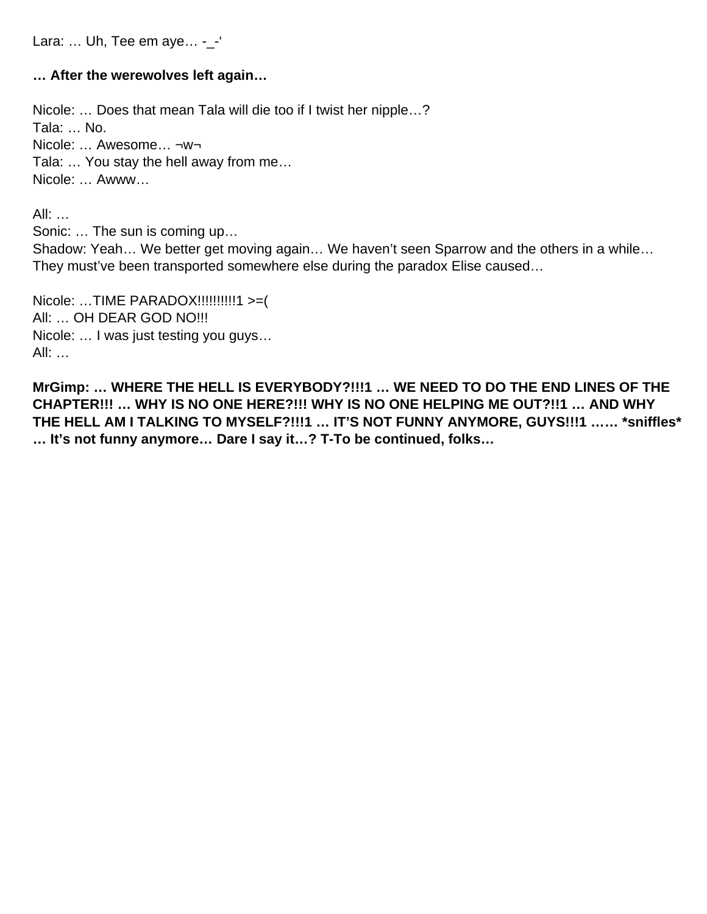Lara: … Uh, Tee em aye… -_-‘

**… After the werewolves left again…**

Nicole: … Does that mean Tala will die too if I twist her nipple…?
Tala: … No.
Nicole: … Awesome… ¬w¬
Tala: … You stay the hell away from me…
Nicole: … Awww…

All: …
Sonic: … The sun is coming up…
Shadow: Yeah… We better get moving again… We haven’t seen Sparrow and the others in a while… They must’ve been transported somewhere else during the paradox Elise caused…

Nicole: …TIME PARADOX!!!!!!!!!!1 >=(
All: … OH DEAR GOD NO!!!
Nicole: … I was just testing you guys…
All: …

**MrGimp: … WHERE THE HELL IS EVERYBODY?!!!1 … WE NEED TO DO THE END LINES OF THE CHAPTER!!! … WHY IS NO ONE HERE?!!! WHY IS NO ONE HELPING ME OUT?!!1 … AND WHY THE HELL AM I TALKING TO MYSELF?!!!1 … IT’S NOT FUNNY ANYMORE, GUYS!!!1 …… *sniffles* … It’s not funny anymore… Dare I say it…? T-To be continued, folks…**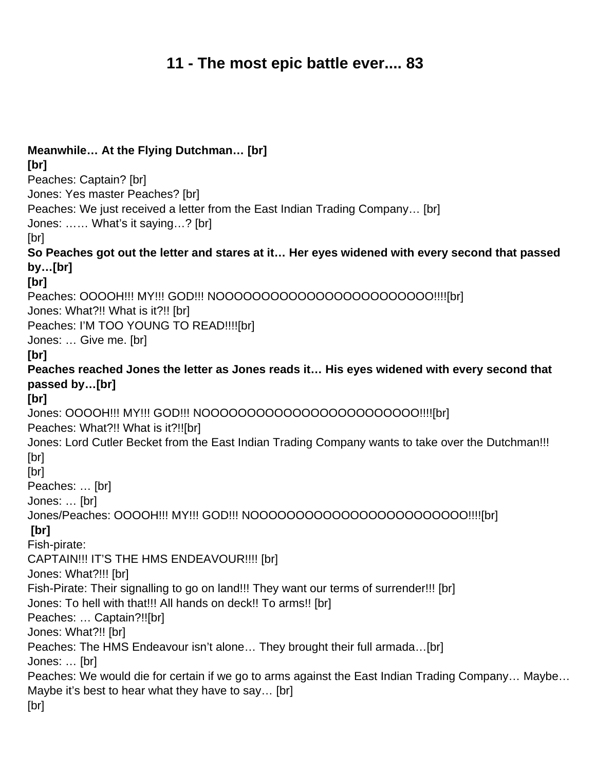# 11 - The most epic battle ever.... 83

**Meanwhile… At the Flying Dutchman… [br]**
**[br]**
Peaches: Captain? [br]
Jones: Yes master Peaches? [br]
Peaches: We just received a letter from the East Indian Trading Company… [br]
Jones: …… What's it saying…? [br]
[br]
**So Peaches got out the letter and stares at it… Her eyes widened with every second that passed by…[br]**
**[br]**
Peaches: OOOOH!!! MY!!! GOD!!! NOOOOOOOOOOOOOOOOOOOOOOOO!!!![br]
Jones: What?!! What is it?!! [br]
Peaches: I'M TOO YOUNG TO READ!!!![br]
Jones: … Give me. [br]
**[br]**
**Peaches reached Jones the letter as Jones reads it… His eyes widened with every second that passed by…[br]**
**[br]**
Jones: OOOOH!!! MY!!! GOD!!! NOOOOOOOOOOOOOOOOOOOOOOOO!!!![br]
Peaches: What?!! What is it?!![br]
Jones: Lord Cutler Becket from the East Indian Trading Company wants to take over the Dutchman!!! [br]
[br]
Peaches: … [br]
Jones: … [br]
Jones/Peaches: OOOOH!!! MY!!! GOD!!! NOOOOOOOOOOOOOOOOOOOOOOOO!!!![br]
**[br]**
Fish-pirate:
CAPTAIN!!! IT'S THE HMS ENDEAVOUR!!!! [br]
Jones: What?!!! [br]
Fish-Pirate: Their signalling to go on land!!! They want our terms of surrender!!! [br]
Jones: To hell with that!!! All hands on deck!! To arms!! [br]
Peaches: … Captain?!![br]
Jones: What?!! [br]
Peaches: The HMS Endeavour isn't alone… They brought their full armada…[br]
Jones: … [br]
Peaches: We would die for certain if we go to arms against the East Indian Trading Company… Maybe… Maybe it's best to hear what they have to say… [br]
[br]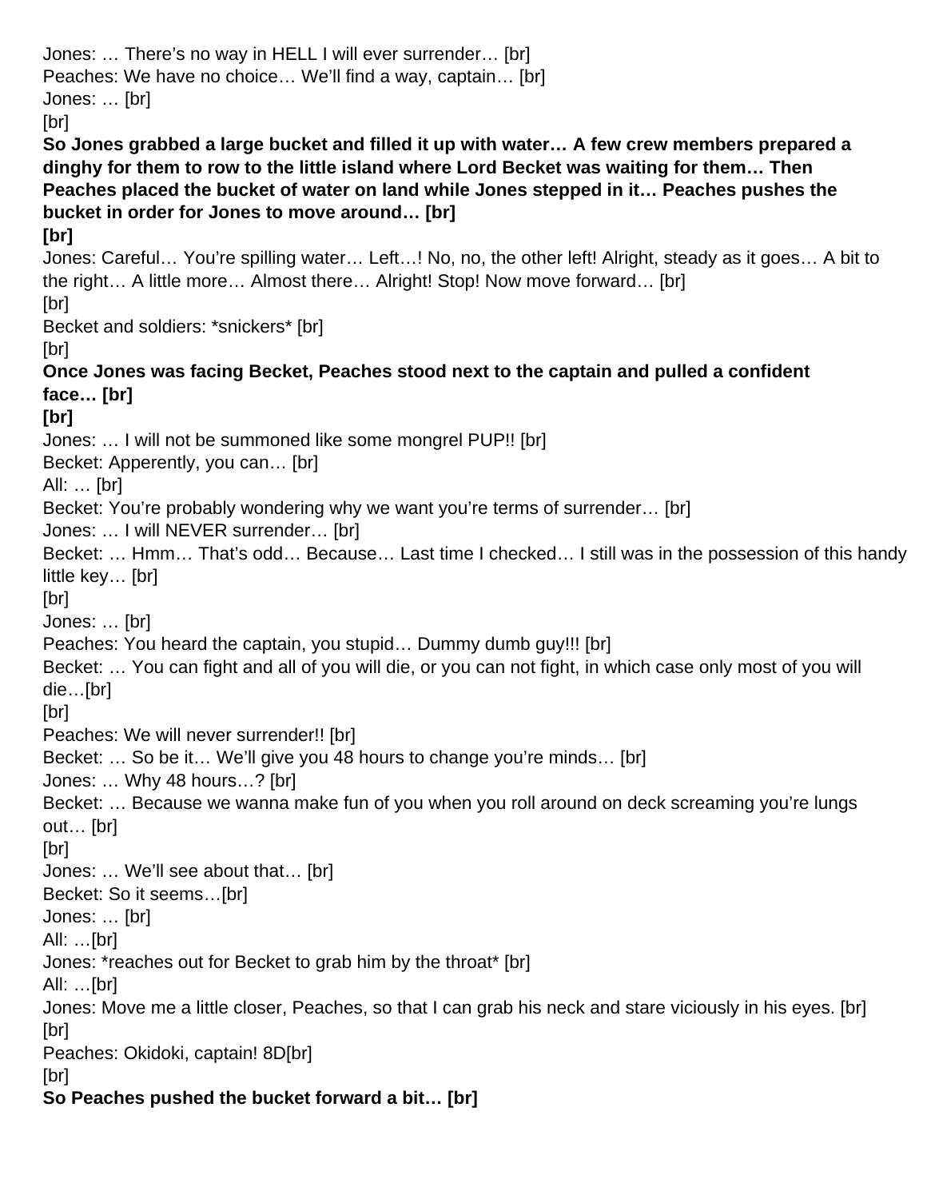Jones: … There's no way in HELL I will ever surrender… [br]
Peaches: We have no choice… We'll find a way, captain… [br]
Jones: … [br]
[br]
**So Jones grabbed a large bucket and filled it up with water… A few crew members prepared a dinghy for them to row to the little island where Lord Becket was waiting for them… Then Peaches placed the bucket of water on land while Jones stepped in it… Peaches pushes the bucket in order for Jones to move around… [br]**
**[br]**
Jones: Careful… You're spilling water… Left…! No, no, the other left! Alright, steady as it goes… A bit to the right… A little more… Almost there… Alright! Stop! Now move forward… [br]
[br]
Becket and soldiers: *snickers* [br]
[br]
**Once Jones was facing Becket, Peaches stood next to the captain and pulled a confident face… [br]**
**[br]**
Jones: … I will not be summoned like some mongrel PUP!! [br]
Becket: Apperently, you can… [br]
All: … [br]
Becket: You're probably wondering why we want you're terms of surrender… [br]
Jones: … I will NEVER surrender… [br]
Becket: … Hmm… That's odd… Because… Last time I checked… I still was in the possession of this handy little key… [br]
[br]
Jones: … [br]
Peaches: You heard the captain, you stupid… Dummy dumb guy!!! [br]
Becket: … You can fight and all of you will die, or you can not fight, in which case only most of you will die…[br]
[br]
Peaches: We will never surrender!! [br]
Becket: … So be it… We'll give you 48 hours to change you're minds… [br]
Jones: … Why 48 hours…? [br]
Becket: … Because we wanna make fun of you when you roll around on deck screaming you're lungs out… [br]
[br]
Jones: … We'll see about that… [br]
Becket: So it seems…[br]
Jones: … [br]
All: …[br]
Jones: *reaches out for Becket to grab him by the throat* [br]
All: …[br]
Jones: Move me a little closer, Peaches, so that I can grab his neck and stare viciously in his eyes. [br]
[br]
Peaches: Okidoki, captain! 8D[br]
[br]
**So Peaches pushed the bucket forward a bit… [br]**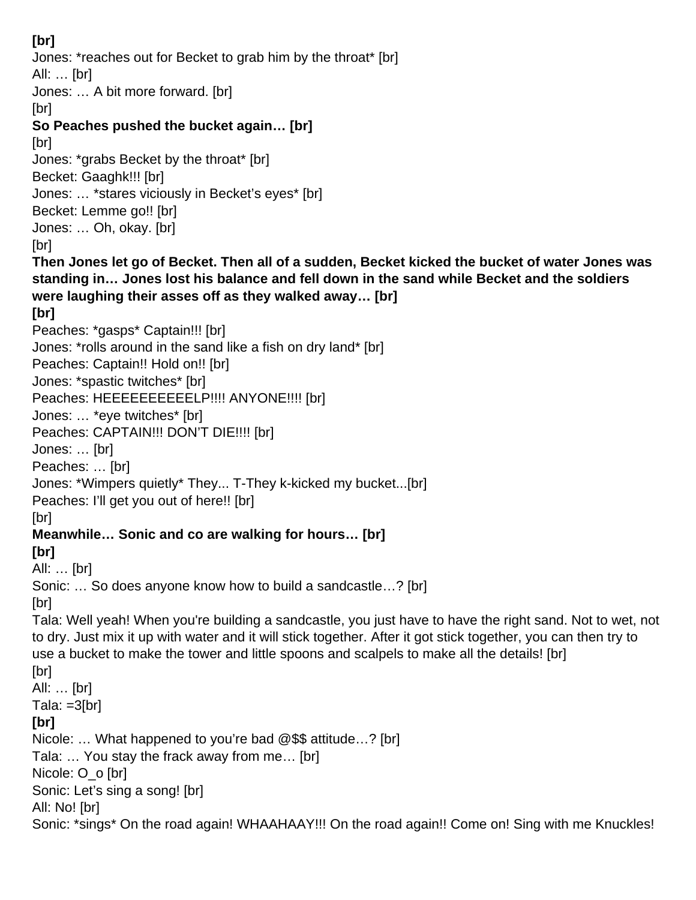**[br]**
Jones: *reaches out for Becket to grab him by the throat* [br]
All: … [br]
Jones: … A bit more forward. [br]
[br]
**So Peaches pushed the bucket again… [br]**
[br]
Jones: *grabs Becket by the throat* [br]
Becket: Gaaghk!!! [br]
Jones: … *stares viciously in Becket's eyes* [br]
Becket: Lemme go!! [br]
Jones: … Oh, okay. [br]
[br]
**Then Jones let go of Becket. Then all of a sudden, Becket kicked the bucket of water Jones was standing in… Jones lost his balance and fell down in the sand while Becket and the soldiers were laughing their asses off as they walked away… [br]**
**[br]**
Peaches: *gasps* Captain!!! [br]
Jones: *rolls around in the sand like a fish on dry land* [br]
Peaches: Captain!! Hold on!! [br]
Jones: *spastic twitches* [br]
Peaches: HEEEEEEEEEELP!!!! ANYONE!!!! [br]
Jones: … *eye twitches* [br]
Peaches: CAPTAIN!!! DON'T DIE!!!! [br]
Jones: … [br]
Peaches: … [br]
Jones: *Wimpers quietly* They... T-They k-kicked my bucket...[br]
Peaches: I'll get you out of here!! [br]
[br]
**Meanwhile… Sonic and co are walking for hours… [br]**
**[br]**
All: … [br]
Sonic: … So does anyone know how to build a sandcastle…? [br]
[br]
Tala: Well yeah! When you're building a sandcastle, you just have to have the right sand. Not to wet, not to dry. Just mix it up with water and it will stick together. After it got stick together, you can then try to use a bucket to make the tower and little spoons and scalpels to make all the details! [br]
[br]
All: … [br]
Tala: =3[br]
**[br]**
Nicole: … What happened to you're bad @$$ attitude…? [br]
Tala: … You stay the frack away from me… [br]
Nicole: O_o [br]
Sonic: Let's sing a song! [br]
All: No! [br]
Sonic: *sings* On the road again! WHAAHAAY!!! On the road again!! Come on! Sing with me Knuckles!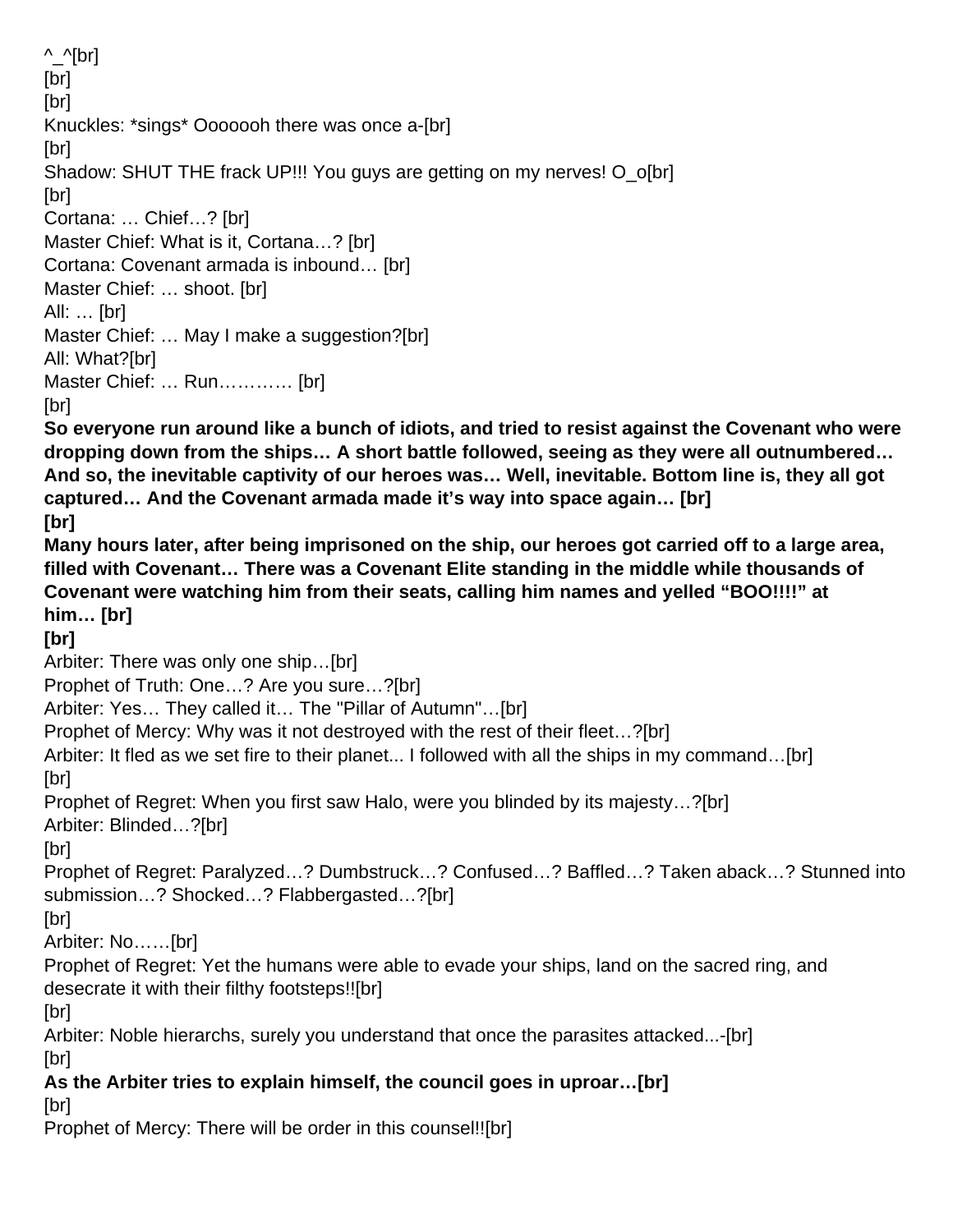^_^[br]
[br]
[br]
Knuckles: *sings* Ooooooh there was once a-[br]
[br]
Shadow: SHUT THE frack UP!!! You guys are getting on my nerves! O_o[br]
[br]
Cortana: … Chief…? [br]
Master Chief: What is it, Cortana…? [br]
Cortana: Covenant armada is inbound… [br]
Master Chief: … shoot. [br]
All: … [br]
Master Chief: … May I make a suggestion?[br]
All: What?[br]
Master Chief: … Run………… [br]
[br]
**So everyone run around like a bunch of idiots, and tried to resist against the Covenant who were dropping down from the ships… A short battle followed, seeing as they were all outnumbered… And so, the inevitable captivity of our heroes was… Well, inevitable. Bottom line is, they all got captured… And the Covenant armada made it's way into space again… [br]**
**[br]**
**Many hours later, after being imprisoned on the ship, our heroes got carried off to a large area, filled with Covenant… There was a Covenant Elite standing in the middle while thousands of Covenant were watching him from their seats, calling him names and yelled "BOO!!!!" at him… [br]**
**[br]**
Arbiter: There was only one ship…[br]
Prophet of Truth: One…? Are you sure…?[br]
Arbiter: Yes… They called it… The "Pillar of Autumn"…[br]
Prophet of Mercy: Why was it not destroyed with the rest of their fleet…?[br]
Arbiter: It fled as we set fire to their planet... I followed with all the ships in my command…[br]
[br]
Prophet of Regret: When you first saw Halo, were you blinded by its majesty…?[br]
Arbiter: Blinded…?[br]
[br]
Prophet of Regret: Paralyzed…? Dumbstruck…? Confused…? Baffled…? Taken aback…? Stunned into submission…? Shocked…? Flabbergasted…?[br]
[br]
Arbiter: No……[br]
Prophet of Regret: Yet the humans were able to evade your ships, land on the sacred ring, and desecrate it with their filthy footsteps!![br]
[br]
Arbiter: Noble hierarchs, surely you understand that once the parasites attacked...-[br]
[br]
**As the Arbiter tries to explain himself, the council goes in uproar…[br]**
[br]
Prophet of Mercy: There will be order in this counsel!![br]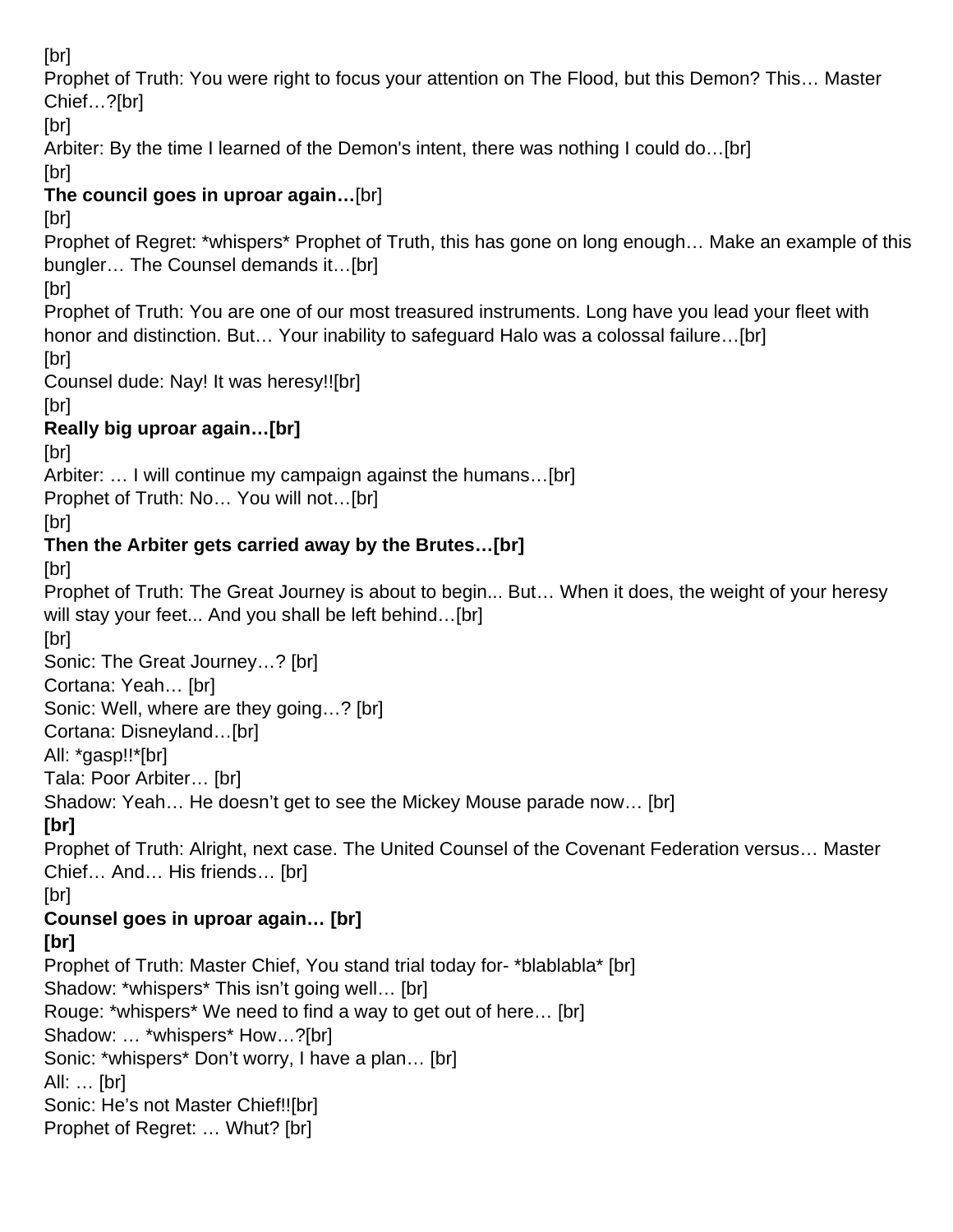[br]
Prophet of Truth: You were right to focus your attention on The Flood, but this Demon? This… Master Chief…?[br]
[br]
Arbiter: By the time I learned of the Demon's intent, there was nothing I could do…[br]
[br]
**The council goes in uproar again…**[br]
[br]
Prophet of Regret: *whispers* Prophet of Truth, this has gone on long enough… Make an example of this bungler… The Counsel demands it…[br]
[br]
Prophet of Truth: You are one of our most treasured instruments. Long have you lead your fleet with honor and distinction. But… Your inability to safeguard Halo was a colossal failure…[br]
[br]
Counsel dude: Nay! It was heresy!![br]
[br]
**Really big uproar again…[br]**
[br]
Arbiter: … I will continue my campaign against the humans…[br]
Prophet of Truth: No… You will not…[br]
[br]
**Then the Arbiter gets carried away by the Brutes…[br]**
[br]
Prophet of Truth: The Great Journey is about to begin... But… When it does, the weight of your heresy will stay your feet... And you shall be left behind…[br]
[br]
Sonic: The Great Journey…? [br]
Cortana: Yeah… [br]
Sonic: Well, where are they going…? [br]
Cortana: Disneyland…[br]
All: *gasp!!*[br]
Tala: Poor Arbiter… [br]
Shadow: Yeah… He doesn't get to see the Mickey Mouse parade now… [br]
**[br]**
Prophet of Truth: Alright, next case. The United Counsel of the Covenant Federation versus… Master Chief… And… His friends… [br]
[br]
**Counsel goes in uproar again… [br]**
**[br]**
Prophet of Truth: Master Chief, You stand trial today for- *blablabla* [br]
Shadow: *whispers* This isn't going well… [br]
Rouge: *whispers* We need to find a way to get out of here… [br]
Shadow: … *whispers* How…?[br]
Sonic: *whispers* Don't worry, I have a plan… [br]
All: … [br]
Sonic: He's not Master Chief!![br]
Prophet of Regret: … Whut? [br]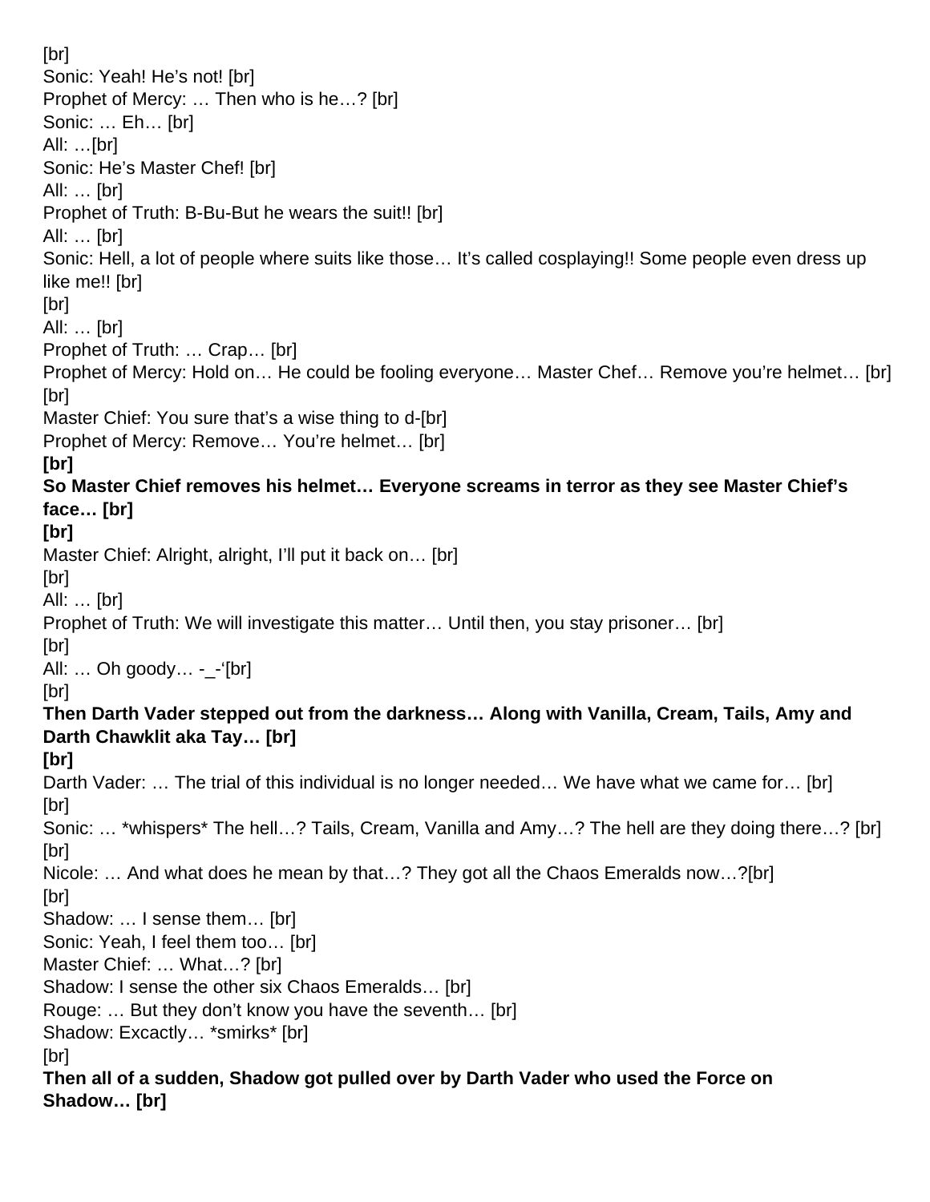[br]
Sonic: Yeah! He's not! [br]
Prophet of Mercy: … Then who is he…? [br]
Sonic: … Eh… [br]
All: …[br]
Sonic: He's Master Chef! [br]
All: … [br]
Prophet of Truth: B-Bu-But he wears the suit!! [br]
All: … [br]
Sonic: Hell, a lot of people where suits like those… It's called cosplaying!! Some people even dress up like me!! [br]
[br]
All: … [br]
Prophet of Truth: … Crap… [br]
Prophet of Mercy: Hold on… He could be fooling everyone… Master Chef… Remove you're helmet… [br]
[br]
Master Chief: You sure that's a wise thing to d-[br]
Prophet of Mercy: Remove… You're helmet… [br]
**[br]**
**So Master Chief removes his helmet… Everyone screams in terror as they see Master Chief's face… [br]**
**[br]**
Master Chief: Alright, alright, I'll put it back on… [br]
[br]
All: … [br]
Prophet of Truth: We will investigate this matter… Until then, you stay prisoner… [br]
[br]
All: … Oh goody… -_-'[br]
[br]
**Then Darth Vader stepped out from the darkness… Along with Vanilla, Cream, Tails, Amy and Darth Chawklit aka Tay… [br]**
**[br]**
Darth Vader: … The trial of this individual is no longer needed… We have what we came for… [br]
[br]
Sonic: … *whispers* The hell…? Tails, Cream, Vanilla and Amy…? The hell are they doing there…? [br]
[br]
Nicole: … And what does he mean by that…? They got all the Chaos Emeralds now…?[br]
[br]
Shadow: … I sense them… [br]
Sonic: Yeah, I feel them too… [br]
Master Chief: … What…? [br]
Shadow: I sense the other six Chaos Emeralds… [br]
Rouge: … But they don't know you have the seventh… [br]
Shadow: Excactly… *smirks* [br]
[br]
**Then all of a sudden, Shadow got pulled over by Darth Vader who used the Force on Shadow… [br]**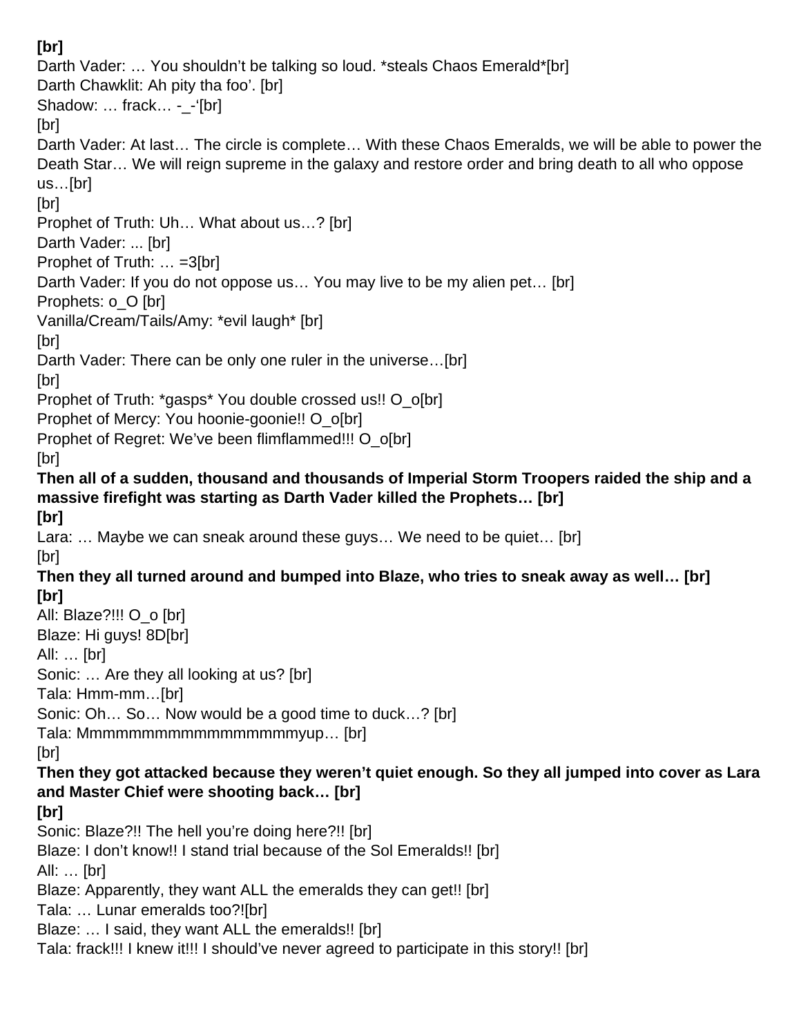**[br]**
Darth Vader: … You shouldn't be talking so loud. *steals Chaos Emerald*[br]
Darth Chawklit: Ah pity tha foo'. [br]
Shadow: … frack… -_-'[br]
[br]
Darth Vader: At last… The circle is complete… With these Chaos Emeralds, we will be able to power the Death Star… We will reign supreme in the galaxy and restore order and bring death to all who oppose us…[br]
[br]
Prophet of Truth: Uh… What about us…? [br]
Darth Vader: ... [br]
Prophet of Truth: … =3[br]
Darth Vader: If you do not oppose us… You may live to be my alien pet… [br]
Prophets: o_O [br]
Vanilla/Cream/Tails/Amy: *evil laugh* [br]
[br]
Darth Vader: There can be only one ruler in the universe…[br]
[br]
Prophet of Truth: *gasps* You double crossed us!! O_o[br]
Prophet of Mercy: You hoonie-goonie!! O_o[br]
Prophet of Regret: We've been flimflammed!!! O_o[br]
[br]
**Then all of a sudden, thousand and thousands of Imperial Storm Troopers raided the ship and a massive firefight was starting as Darth Vader killed the Prophets… [br]**
**[br]**
Lara: … Maybe we can sneak around these guys… We need to be quiet… [br]
[br]
**Then they all turned around and bumped into Blaze, who tries to sneak away as well… [br]**
**[br]**
All: Blaze?!!! O_o [br]
Blaze: Hi guys! 8D[br]
All: … [br]
Sonic: … Are they all looking at us? [br]
Tala: Hmm-mm…[br]
Sonic: Oh… So… Now would be a good time to duck…? [br]
Tala: Mmmmmmmmmmmmmmmmmyup… [br]
[br]
**Then they got attacked because they weren't quiet enough. So they all jumped into cover as Lara and Master Chief were shooting back… [br]**
**[br]**
Sonic: Blaze?!! The hell you're doing here?!! [br]
Blaze: I don't know!! I stand trial because of the Sol Emeralds!! [br]
All: … [br]
Blaze: Apparently, they want ALL the emeralds they can get!! [br]
Tala: … Lunar emeralds too?![br]
Blaze: … I said, they want ALL the emeralds!! [br]
Tala: frack!!! I knew it!!! I should've never agreed to participate in this story!! [br]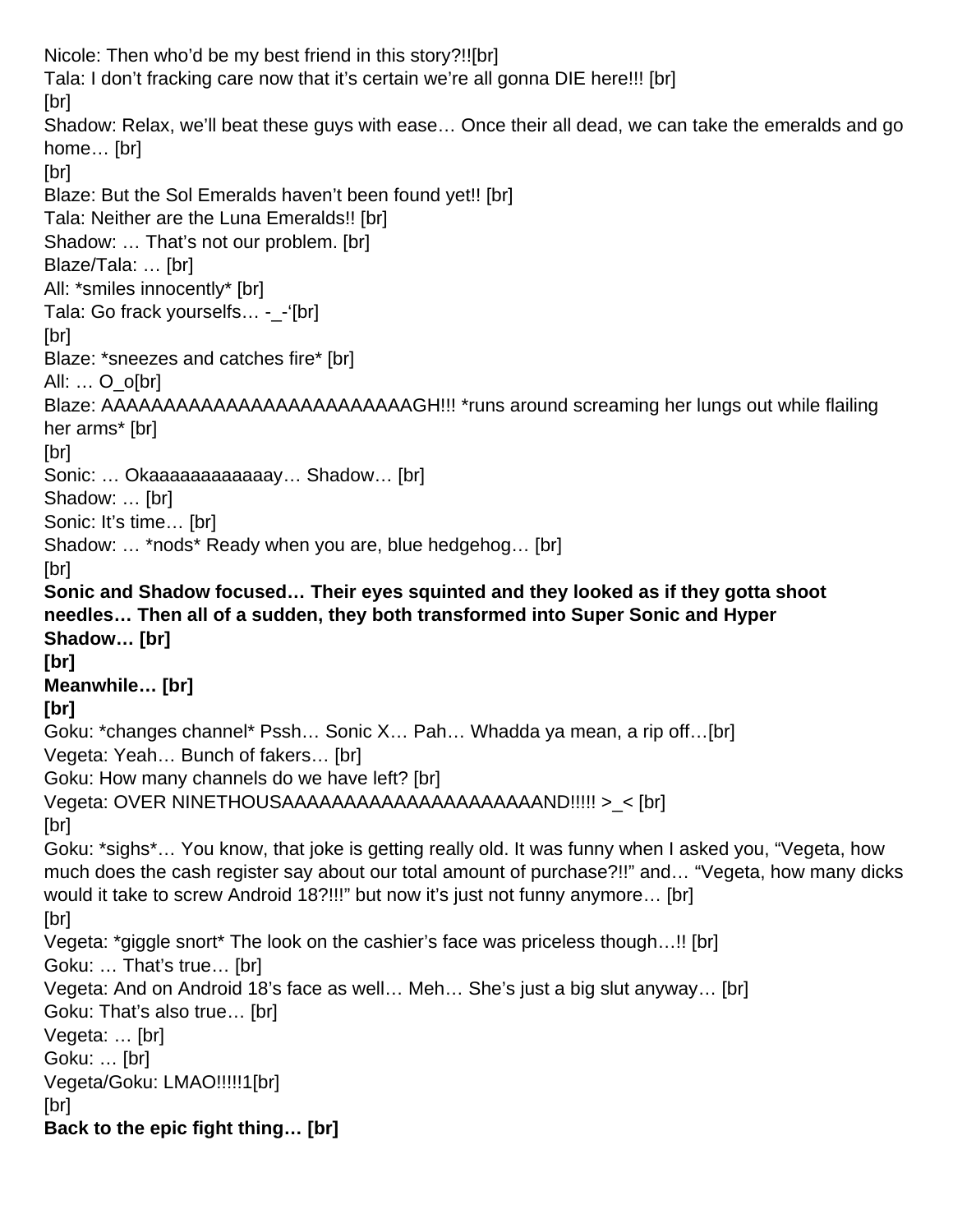Nicole: Then who'd be my best friend in this story?!![br]
Tala: I don't fracking care now that it's certain we're all gonna DIE here!!! [br]
[br]
Shadow: Relax, we'll beat these guys with ease… Once their all dead, we can take the emeralds and go home… [br]
[br]
Blaze: But the Sol Emeralds haven't been found yet!! [br]
Tala: Neither are the Luna Emeralds!! [br]
Shadow: … That's not our problem. [br]
Blaze/Tala: … [br]
All: *smiles innocently* [br]
Tala: Go frack yourselfs… -_-'[br]
[br]
Blaze: *sneezes and catches fire* [br]
All: … O_o[br]
Blaze: AAAAAAAAAAAAAAAAAAAAAAAAAGH!!! *runs around screaming her lungs out while flailing her arms* [br]
[br]
Sonic: … Okaaaaaaaaaaaay… Shadow… [br]
Shadow: … [br]
Sonic: It's time… [br]
Shadow: … *nods* Ready when you are, blue hedgehog… [br]
[br]
**Sonic and Shadow focused… Their eyes squinted and they looked as if they gotta shoot needles… Then all of a sudden, they both transformed into Super Sonic and Hyper Shadow… [br]**
**[br]**
**Meanwhile… [br]**
**[br]**
Goku: *changes channel* Pssh… Sonic X… Pah… Whadda ya mean, a rip off…[br]
Vegeta: Yeah… Bunch of fakers… [br]
Goku: How many channels do we have left? [br]
Vegeta: OVER NINETHOUSAAAAAAAAAAAAAAAAAAAAAND!!!!! >_< [br]
[br]
Goku: *sighs*… You know, that joke is getting really old. It was funny when I asked you, "Vegeta, how much does the cash register say about our total amount of purchase?!!" and… "Vegeta, how many dicks would it take to screw Android 18?!!!" but now it's just not funny anymore… [br]
[br]
Vegeta: *giggle snort* The look on the cashier's face was priceless though…!! [br]
Goku: … That's true… [br]
Vegeta: And on Android 18's face as well… Meh… She's just a big slut anyway… [br]
Goku: That's also true… [br]
Vegeta: … [br]
Goku: … [br]
Vegeta/Goku: LMAO!!!!!1[br]
[br]
**Back to the epic fight thing… [br]**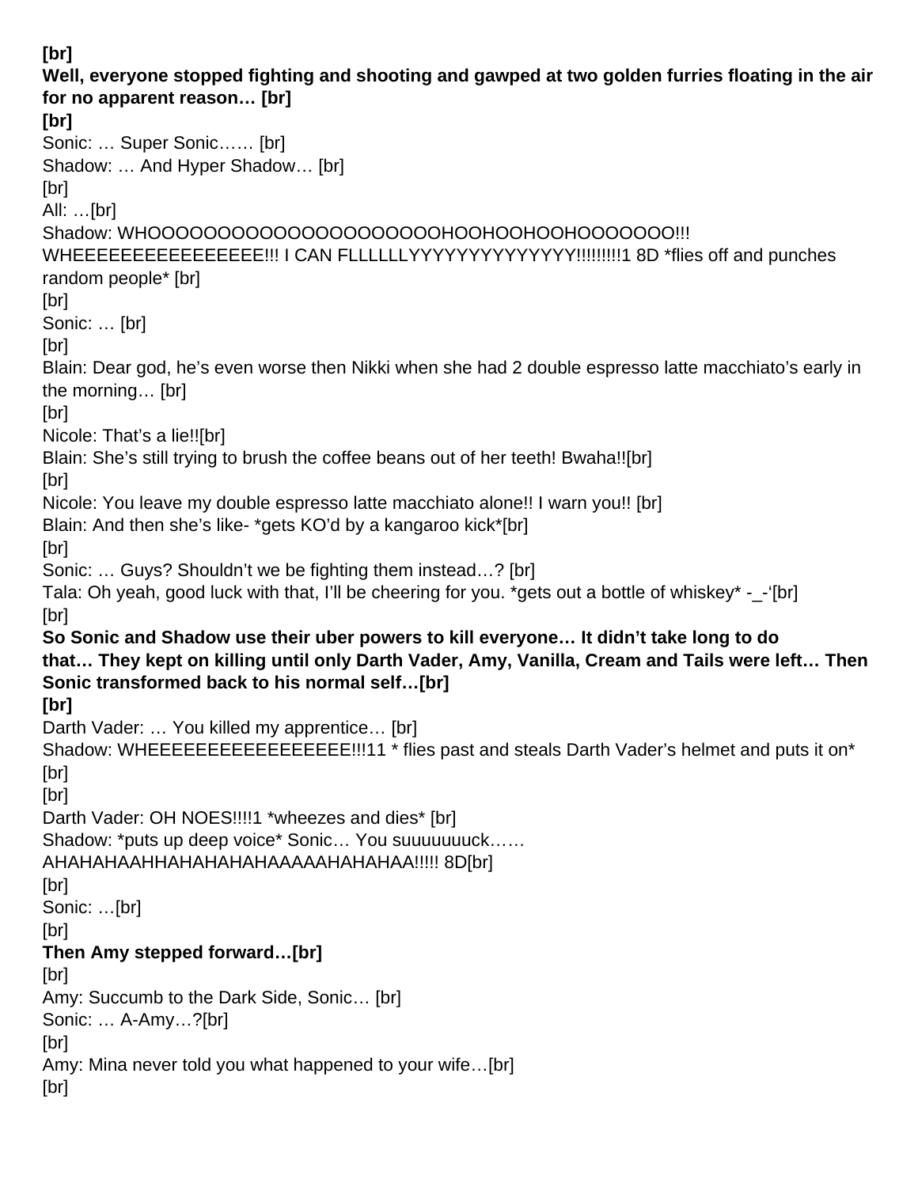**[br]**
**Well, everyone stopped fighting and shooting and gawped at two golden furries floating in the air for no apparent reason… [br]**
**[br]**
Sonic: … Super Sonic…… [br]
Shadow: … And Hyper Shadow… [br]
[br]
All: …[br]
Shadow: WHOOOOOOOOOOOOOOOOOOOOOHOOHOOHOOHOOOOOOO!!! WHEEEEEEEEEEEEEEEE!!! I CAN FLLLLLLYYYYYYYYYYYYYY!!!!!!!!!1 8D *flies off and punches random people* [br]
[br]
Sonic: … [br]
[br]
Blain: Dear god, he's even worse then Nikki when she had 2 double espresso latte macchiato's early in the morning… [br]
[br]
Nicole: That's a lie!![br]
Blain: She's still trying to brush the coffee beans out of her teeth! Bwaha!![br]
[br]
Nicole: You leave my double espresso latte macchiato alone!! I warn you!! [br]
Blain: And then she's like- *gets KO'd by a kangaroo kick*[br]
[br]
Sonic: … Guys? Shouldn't we be fighting them instead…? [br]
Tala: Oh yeah, good luck with that, I'll be cheering for you. *gets out a bottle of whiskey* -_-'[br]
[br]
**So Sonic and Shadow use their uber powers to kill everyone… It didn't take long to do that… They kept on killing until only Darth Vader, Amy, Vanilla, Cream and Tails were left… Then Sonic transformed back to his normal self…[br]**
**[br]**
Darth Vader: … You killed my apprentice… [br]
Shadow: WHEEEEEEEEEEEEEEEEE!!!11 * flies past and steals Darth Vader's helmet and puts it on* [br]
[br]
Darth Vader: OH NOES!!!!1 *wheezes and dies* [br]
Shadow: *puts up deep voice* Sonic… You suuuuuuuck…… AHAHAHAAHHAHAHAHAHAAAAAHAHAHAA!!!!! 8D[br]
[br]
Sonic: …[br]
[br]
**Then Amy stepped forward…[br]**
[br]
Amy: Succumb to the Dark Side, Sonic… [br]
Sonic: … A-Amy…?[br]
[br]
Amy: Mina never told you what happened to your wife…[br]
[br]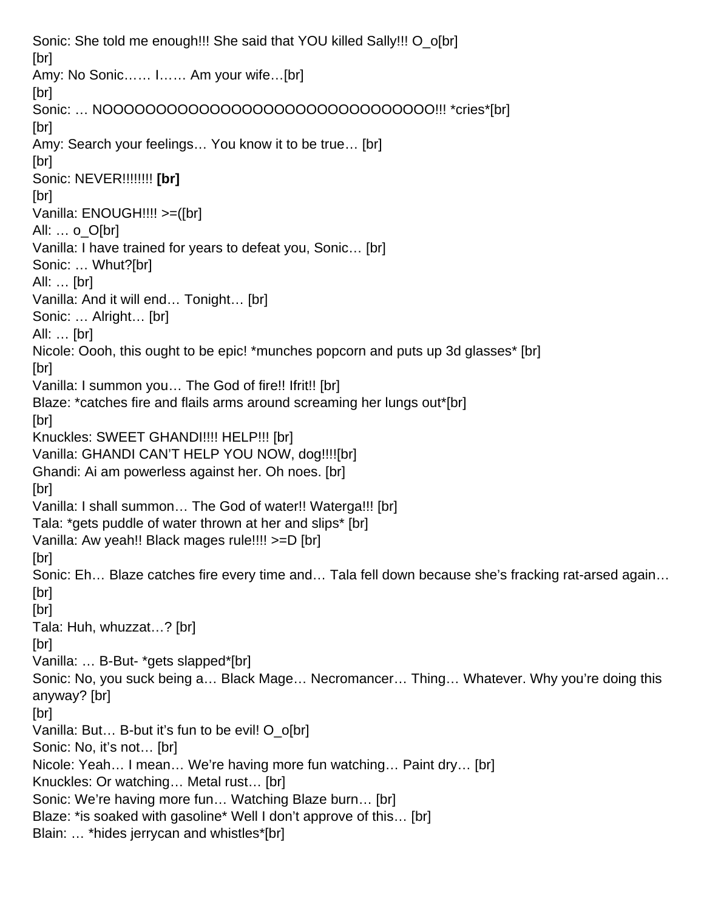Sonic: She told me enough!!! She said that YOU killed Sally!!! O_o[br]
[br]
Amy: No Sonic…… I…… Am your wife…[br]
[br]
Sonic: … NOOOOOOOOOOOOOOOOOOOOOOOOOOOOOO!!! *cries*[br]
[br]
Amy: Search your feelings… You know it to be true… [br]
[br]
Sonic: NEVER!!!!!!!! **[br]**
[br]
Vanilla: ENOUGH!!!! >=([br]
All: … o_O[br]
Vanilla: I have trained for years to defeat you, Sonic… [br]
Sonic: … Whut?[br]
All: … [br]
Vanilla: And it will end… Tonight… [br]
Sonic: … Alright… [br]
All: … [br]
Nicole: Oooh, this ought to be epic! *munches popcorn and puts up 3d glasses* [br]
[br]
Vanilla: I summon you… The God of fire!! Ifrit!! [br]
Blaze: *catches fire and flails arms around screaming her lungs out*[br]
[br]
Knuckles: SWEET GHANDI!!!! HELP!!! [br]
Vanilla: GHANDI CAN'T HELP YOU NOW, dog!!!![br]
Ghandi: Ai am powerless against her. Oh noes. [br]
[br]
Vanilla: I shall summon… The God of water!! Waterga!!! [br]
Tala: *gets puddle of water thrown at her and slips* [br]
Vanilla: Aw yeah!! Black mages rule!!!! >=D [br]
[br]
Sonic: Eh… Blaze catches fire every time and… Tala fell down because she's fracking rat-arsed again… [br]
[br]
Tala: Huh, whuzzat…? [br]
[br]
Vanilla: … B-But- *gets slapped*[br]
Sonic: No, you suck being a… Black Mage… Necromancer… Thing… Whatever. Why you're doing this anyway? [br]
[br]
Vanilla: But… B-but it's fun to be evil! O_o[br]
Sonic: No, it's not… [br]
Nicole: Yeah… I mean… We're having more fun watching… Paint dry… [br]
Knuckles: Or watching… Metal rust… [br]
Sonic: We're having more fun… Watching Blaze burn… [br]
Blaze: *is soaked with gasoline* Well I don't approve of this… [br]
Blain: … *hides jerrycan and whistles*[br]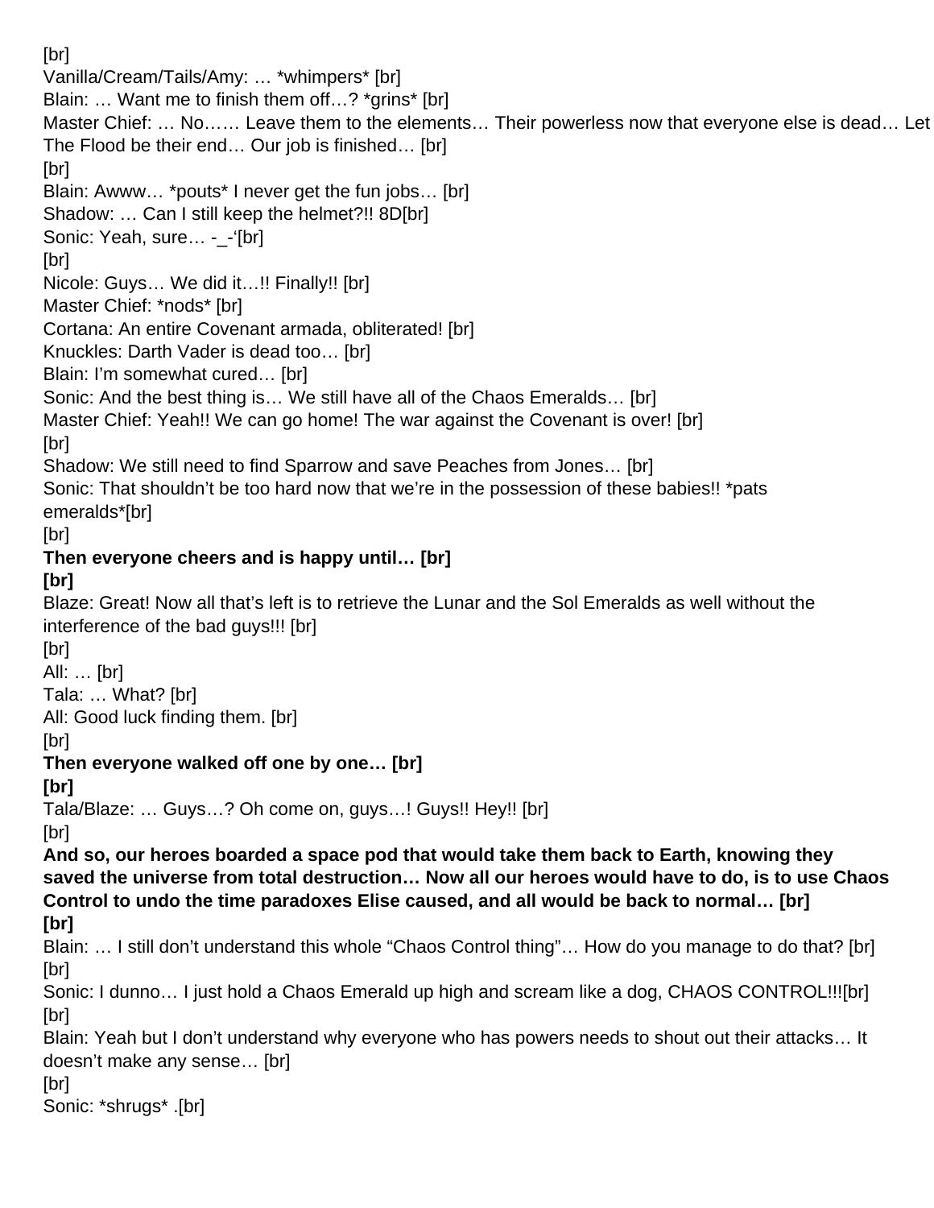[br]
Vanilla/Cream/Tails/Amy: … *whimpers* [br]
Blain: … Want me to finish them off…? *grins* [br]
Master Chief: … No…… Leave them to the elements… Their powerless now that everyone else is dead… Let The Flood be their end… Our job is finished… [br]
[br]
Blain: Awww… *pouts* I never get the fun jobs… [br]
Shadow: … Can I still keep the helmet?!! 8D[br]
Sonic: Yeah, sure… -_-'[br]
[br]
Nicole: Guys… We did it…!! Finally!! [br]
Master Chief: *nods* [br]
Cortana: An entire Covenant armada, obliterated! [br]
Knuckles: Darth Vader is dead too… [br]
Blain: I'm somewhat cured… [br]
Sonic: And the best thing is… We still have all of the Chaos Emeralds… [br]
Master Chief: Yeah!! We can go home! The war against the Covenant is over! [br]
[br]
Shadow: We still need to find Sparrow and save Peaches from Jones… [br]
Sonic: That shouldn't be too hard now that we're in the possession of these babies!! *pats emeralds*[br]
[br]
**Then everyone cheers and is happy until… [br]**
**[br]**
Blaze: Great! Now all that's left is to retrieve the Lunar and the Sol Emeralds as well without the interference of the bad guys!!! [br]
[br]
All: … [br]
Tala: … What? [br]
All: Good luck finding them. [br]
[br]
**Then everyone walked off one by one… [br]**
**[br]**
Tala/Blaze: … Guys…? Oh come on, guys…! Guys!! Hey!! [br]
[br]
**And so, our heroes boarded a space pod that would take them back to Earth, knowing they saved the universe from total destruction… Now all our heroes would have to do, is to use Chaos Control to undo the time paradoxes Elise caused, and all would be back to normal… [br]**
**[br]**
Blain: … I still don't understand this whole "Chaos Control thing"… How do you manage to do that? [br]
[br]
Sonic: I dunno… I just hold a Chaos Emerald up high and scream like a dog, CHAOS CONTROL!!![br]
[br]
Blain: Yeah but I don't understand why everyone who has powers needs to shout out their attacks… It doesn't make any sense… [br]
[br]
Sonic: *shrugs* .[br]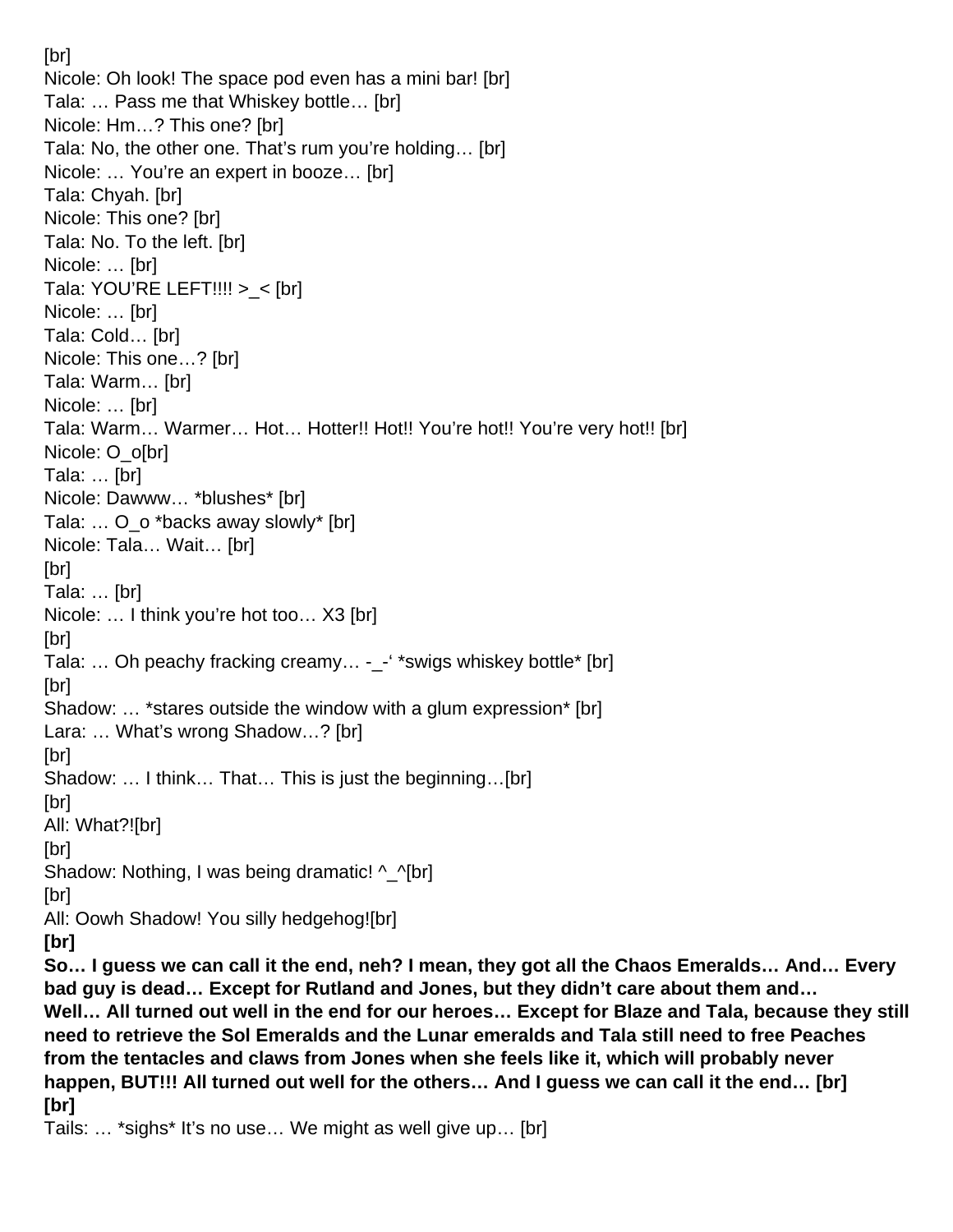[br]
Nicole: Oh look! The space pod even has a mini bar! [br]
Tala: … Pass me that Whiskey bottle… [br]
Nicole: Hm…? This one? [br]
Tala: No, the other one. That's rum you're holding… [br]
Nicole: … You're an expert in booze… [br]
Tala: Chyah. [br]
Nicole: This one? [br]
Tala: No. To the left. [br]
Nicole: … [br]
Tala: YOU'RE LEFT!!!! >_< [br]
Nicole: … [br]
Tala: Cold… [br]
Nicole: This one…? [br]
Tala: Warm… [br]
Nicole: … [br]
Tala: Warm… Warmer… Hot… Hotter!! Hot!! You're hot!! You're very hot!! [br]
Nicole: O_o[br]
Tala: … [br]
Nicole: Dawww… *blushes* [br]
Tala: … O_o *backs away slowly* [br]
Nicole: Tala… Wait… [br]
[br]
Tala: … [br]
Nicole: … I think you're hot too… X3 [br]
[br]
Tala: … Oh peachy fracking creamy… -_-' *swigs whiskey bottle* [br]
[br]
Shadow: … *stares outside the window with a glum expression* [br]
Lara: … What's wrong Shadow…? [br]
[br]
Shadow: … I think… That… This is just the beginning…[br]
[br]
All: What?![br]
[br]
Shadow: Nothing, I was being dramatic! ^_^[br]
[br]
All: Oowh Shadow! You silly hedgehog![br]
**[br]**
**So… I guess we can call it the end, neh? I mean, they got all the Chaos Emeralds… And… Every bad guy is dead… Except for Rutland and Jones, but they didn't care about them and… Well… All turned out well in the end for our heroes… Except for Blaze and Tala, because they still need to retrieve the Sol Emeralds and the Lunar emeralds and Tala still need to free Peaches from the tentacles and claws from Jones when she feels like it, which will probably never happen, BUT!!! All turned out well for the others… And I guess we can call it the end… [br]**
**[br]**
Tails: … *sighs* It's no use… We might as well give up… [br]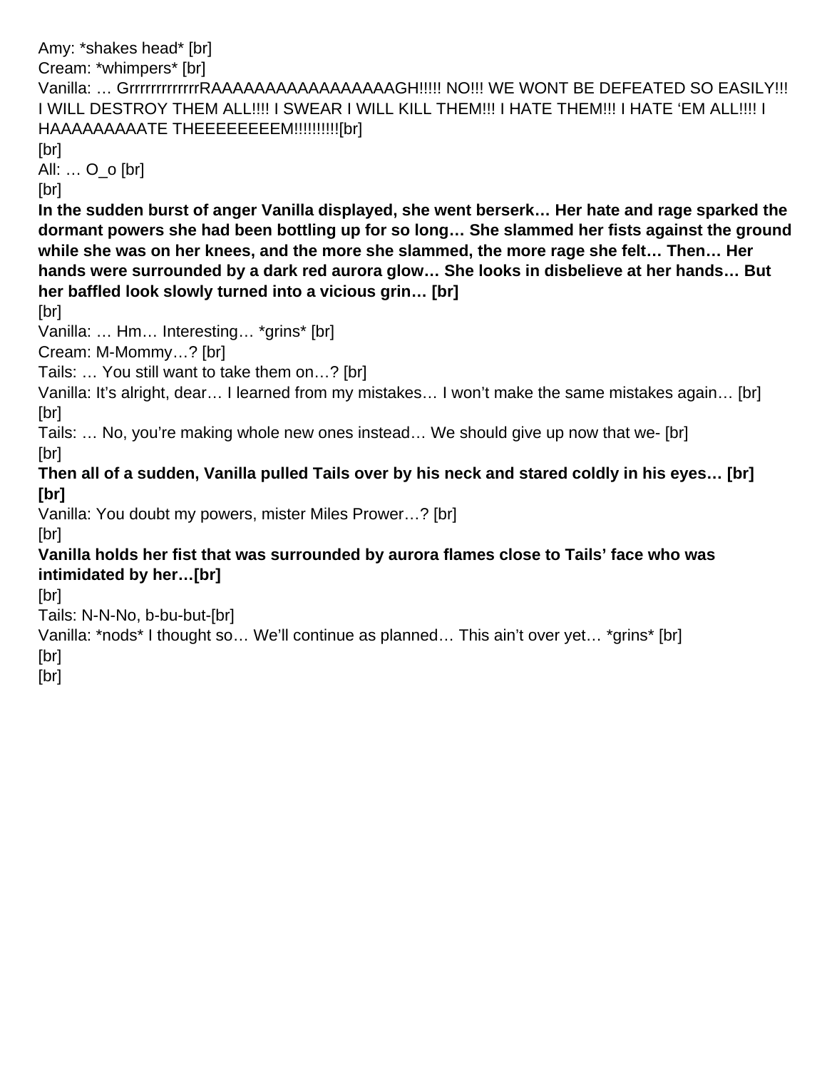Amy: *shakes head* [br]
Cream: *whimpers* [br]
Vanilla: … GrrrrrrrrrrrrRAAAAAAAAAAAAAAAAAGH!!!!! NO!!! WE WONT BE DEFEATED SO EASILY!!! I WILL DESTROY THEM ALL!!!! I SWEAR I WILL KILL THEM!!! I HATE THEM!!! I HATE 'EM ALL!!!! I HAAAAAAAAATE THEEEEEEEEM!!!!!!!!!![br]
[br]
All: … O_o [br]
[br]
**In the sudden burst of anger Vanilla displayed, she went berserk… Her hate and rage sparked the dormant powers she had been bottling up for so long… She slammed her fists against the ground while she was on her knees, and the more she slammed, the more rage she felt… Then… Her hands were surrounded by a dark red aurora glow… She looks in disbelieve at her hands… But her baffled look slowly turned into a vicious grin… [br]**
[br]
Vanilla: … Hm… Interesting… *grins* [br]
Cream: M-Mommy…? [br]
Tails: … You still want to take them on…? [br]
Vanilla: It's alright, dear… I learned from my mistakes… I won't make the same mistakes again… [br]
[br]
Tails: … No, you're making whole new ones instead… We should give up now that we- [br]
[br]
**Then all of a sudden, Vanilla pulled Tails over by his neck and stared coldly in his eyes… [br]**
**[br]**
Vanilla: You doubt my powers, mister Miles Prower…? [br]
[br]
**Vanilla holds her fist that was surrounded by aurora flames close to Tails' face who was intimidated by her…[br]**
[br]
Tails: N-N-No, b-bu-but-[br]
Vanilla: *nods* I thought so… We'll continue as planned… This ain't over yet… *grins* [br]
[br]
[br]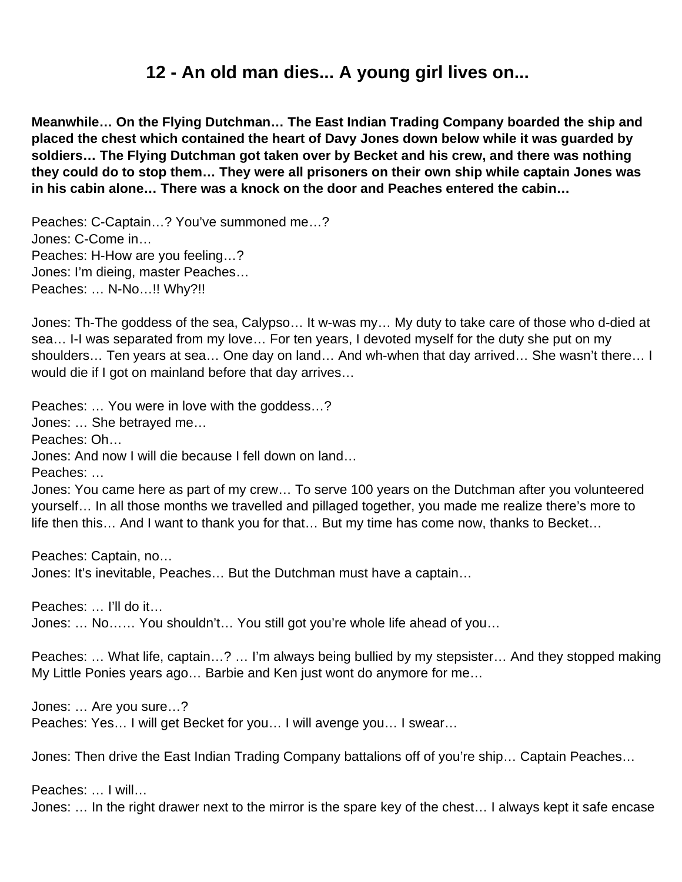# 12 - An old man dies... A young girl lives on...

**Meanwhile… On the Flying Dutchman… The East Indian Trading Company boarded the ship and placed the chest which contained the heart of Davy Jones down below while it was guarded by soldiers… The Flying Dutchman got taken over by Becket and his crew, and there was nothing they could do to stop them… They were all prisoners on their own ship while captain Jones was in his cabin alone… There was a knock on the door and Peaches entered the cabin…**

Peaches: C-Captain…? You've summoned me…?
Jones: C-Come in…
Peaches: H-How are you feeling…?
Jones: I'm dieing, master Peaches…
Peaches: … N-No…!! Why?!!

Jones: Th-The goddess of the sea, Calypso… It w-was my… My duty to take care of those who d-died at sea… I-I was separated from my love… For ten years, I devoted myself for the duty she put on my shoulders… Ten years at sea… One day on land… And wh-when that day arrived… She wasn't there… I would die if I got on mainland before that day arrives…

Peaches: … You were in love with the goddess…?
Jones: … She betrayed me…
Peaches: Oh…
Jones: And now I will die because I fell down on land…
Peaches: …
Jones: You came here as part of my crew… To serve 100 years on the Dutchman after you volunteered yourself… In all those months we travelled and pillaged together, you made me realize there's more to life then this… And I want to thank you for that… But my time has come now, thanks to Becket…

Peaches: Captain, no…
Jones: It's inevitable, Peaches… But the Dutchman must have a captain…

Peaches: … I'll do it…
Jones: … No…… You shouldn't… You still got you're whole life ahead of you…

Peaches: … What life, captain…? … I'm always being bullied by my stepsister… And they stopped making My Little Ponies years ago… Barbie and Ken just wont do anymore for me…

Jones: … Are you sure…?
Peaches: Yes… I will get Becket for you… I will avenge you… I swear…

Jones: Then drive the East Indian Trading Company battalions off of you're ship… Captain Peaches…

Peaches: … I will…
Jones: … In the right drawer next to the mirror is the spare key of the chest… I always kept it safe encase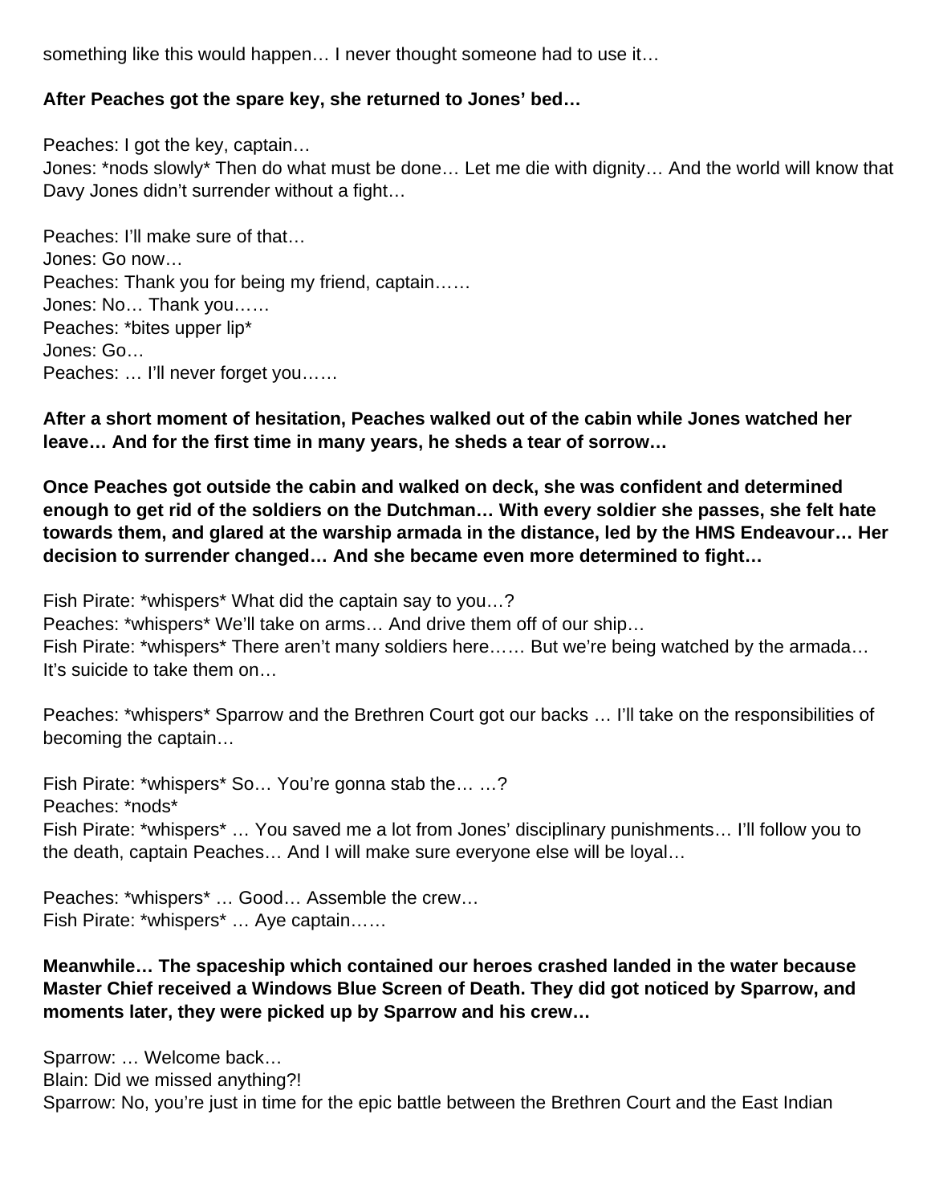something like this would happen… I never thought someone had to use it…

**After Peaches got the spare key, she returned to Jones' bed…**

Peaches: I got the key, captain…
Jones: *nods slowly* Then do what must be done… Let me die with dignity… And the world will know that Davy Jones didn't surrender without a fight…

Peaches: I'll make sure of that…
Jones: Go now…
Peaches: Thank you for being my friend, captain……
Jones: No… Thank you……
Peaches: *bites upper lip*
Jones: Go…
Peaches: … I'll never forget you……

**After a short moment of hesitation, Peaches walked out of the cabin while Jones watched her leave… And for the first time in many years, he sheds a tear of sorrow…**

**Once Peaches got outside the cabin and walked on deck, she was confident and determined enough to get rid of the soldiers on the Dutchman… With every soldier she passes, she felt hate towards them, and glared at the warship armada in the distance, led by the HMS Endeavour… Her decision to surrender changed… And she became even more determined to fight…**

Fish Pirate: *whispers* What did the captain say to you…?
Peaches: *whispers* We'll take on arms… And drive them off of our ship…
Fish Pirate: *whispers* There aren't many soldiers here…… But we're being watched by the armada… It's suicide to take them on…

Peaches: *whispers* Sparrow and the Brethren Court got our backs … I'll take on the responsibilities of becoming the captain…

Fish Pirate: *whispers* So… You're gonna stab the… …?
Peaches: *nods*
Fish Pirate: *whispers* … You saved me a lot from Jones' disciplinary punishments… I'll follow you to the death, captain Peaches… And I will make sure everyone else will be loyal…

Peaches: *whispers* … Good… Assemble the crew…
Fish Pirate: *whispers* … Aye captain……

**Meanwhile… The spaceship which contained our heroes crashed landed in the water because Master Chief received a Windows Blue Screen of Death. They did got noticed by Sparrow, and moments later, they were picked up by Sparrow and his crew…**

Sparrow: … Welcome back…
Blain: Did we missed anything?!
Sparrow: No, you're just in time for the epic battle between the Brethren Court and the East Indian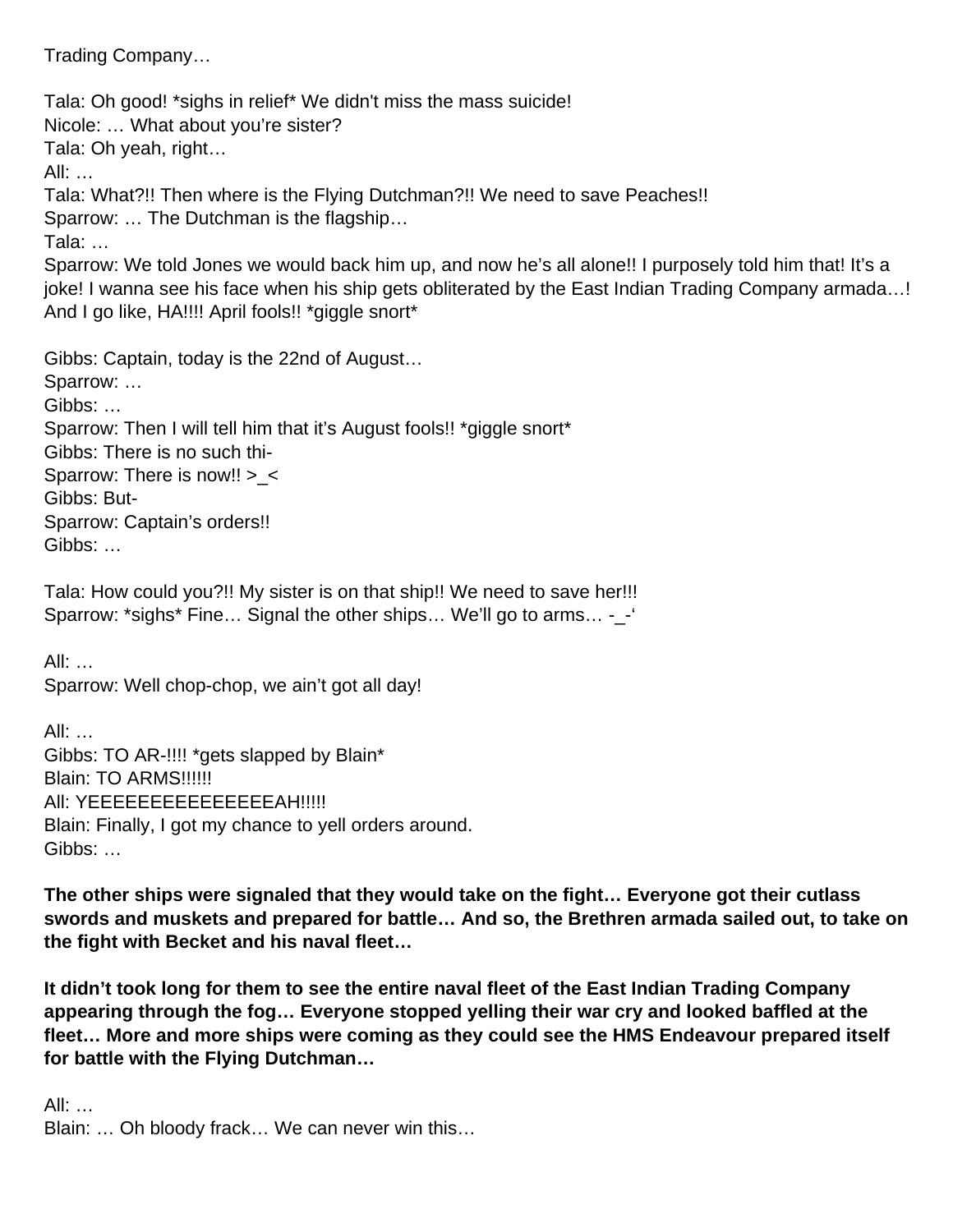Trading Company…

Tala: Oh good! *sighs in relief* We didn't miss the mass suicide!
Nicole: … What about you're sister?
Tala: Oh yeah, right…
All: …
Tala: What?!! Then where is the Flying Dutchman?!! We need to save Peaches!!
Sparrow: … The Dutchman is the flagship…
Tala: …
Sparrow: We told Jones we would back him up, and now he's all alone!! I purposely told him that! It's a joke! I wanna see his face when his ship gets obliterated by the East Indian Trading Company armada…! And I go like, HA!!!! April fools!! *giggle snort*

Gibbs: Captain, today is the 22nd of August…
Sparrow: …
Gibbs: …
Sparrow: Then I will tell him that it's August fools!! *giggle snort*
Gibbs: There is no such thi-
Sparrow: There is now!! >_<
Gibbs: But-
Sparrow: Captain's orders!!
Gibbs: …

Tala: How could you?!! My sister is on that ship!! We need to save her!!!
Sparrow: *sighs* Fine… Signal the other ships… We'll go to arms… -_-'

All: …
Sparrow: Well chop-chop, we ain't got all day!

All: …
Gibbs: TO AR-!!!! *gets slapped by Blain*
Blain: TO ARMS!!!!!!
All: YEEEEEEEEEEEEEEEAH!!!!!
Blain: Finally, I got my chance to yell orders around.
Gibbs: …

**The other ships were signaled that they would take on the fight… Everyone got their cutlass swords and muskets and prepared for battle… And so, the Brethren armada sailed out, to take on the fight with Becket and his naval fleet…**

**It didn't took long for them to see the entire naval fleet of the East Indian Trading Company appearing through the fog… Everyone stopped yelling their war cry and looked baffled at the fleet… More and more ships were coming as they could see the HMS Endeavour prepared itself for battle with the Flying Dutchman…**

All: …
Blain: … Oh bloody frack… We can never win this…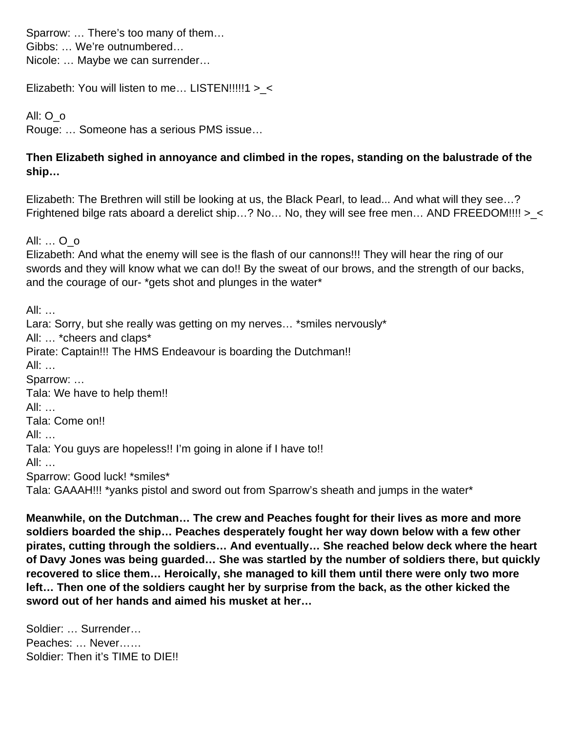Sparrow: … There's too many of them…
Gibbs: … We're outnumbered…
Nicole: … Maybe we can surrender…

Elizabeth: You will listen to me… LISTEN!!!!!1 >_<

All: O_o
Rouge: … Someone has a serious PMS issue…

**Then Elizabeth sighed in annoyance and climbed in the ropes, standing on the balustrade of the ship…**

Elizabeth: The Brethren will still be looking at us, the Black Pearl, to lead... And what will they see…? Frightened bilge rats aboard a derelict ship…? No… No, they will see free men… AND FREEDOM!!!! >_<

All: … O_o
Elizabeth: And what the enemy will see is the flash of our cannons!!! They will hear the ring of our swords and they will know what we can do!! By the sweat of our brows, and the strength of our backs, and the courage of our- *gets shot and plunges in the water*

All: …
Lara: Sorry, but she really was getting on my nerves… *smiles nervously*
All: … *cheers and claps*
Pirate: Captain!!! The HMS Endeavour is boarding the Dutchman!!
All: …
Sparrow: …
Tala: We have to help them!!
All: …
Tala: Come on!!
All: …
Tala: You guys are hopeless!! I'm going in alone if I have to!!
All: …
Sparrow: Good luck! *smiles*
Tala: GAAAH!!! *yanks pistol and sword out from Sparrow's sheath and jumps in the water*

**Meanwhile, on the Dutchman… The crew and Peaches fought for their lives as more and more soldiers boarded the ship… Peaches desperately fought her way down below with a few other pirates, cutting through the soldiers… And eventually… She reached below deck where the heart of Davy Jones was being guarded… She was startled by the number of soldiers there, but quickly recovered to slice them… Heroically, she managed to kill them until there were only two more left… Then one of the soldiers caught her by surprise from the back, as the other kicked the sword out of her hands and aimed his musket at her…**

Soldier: … Surrender…
Peaches: … Never……
Soldier: Then it's TIME to DIE!!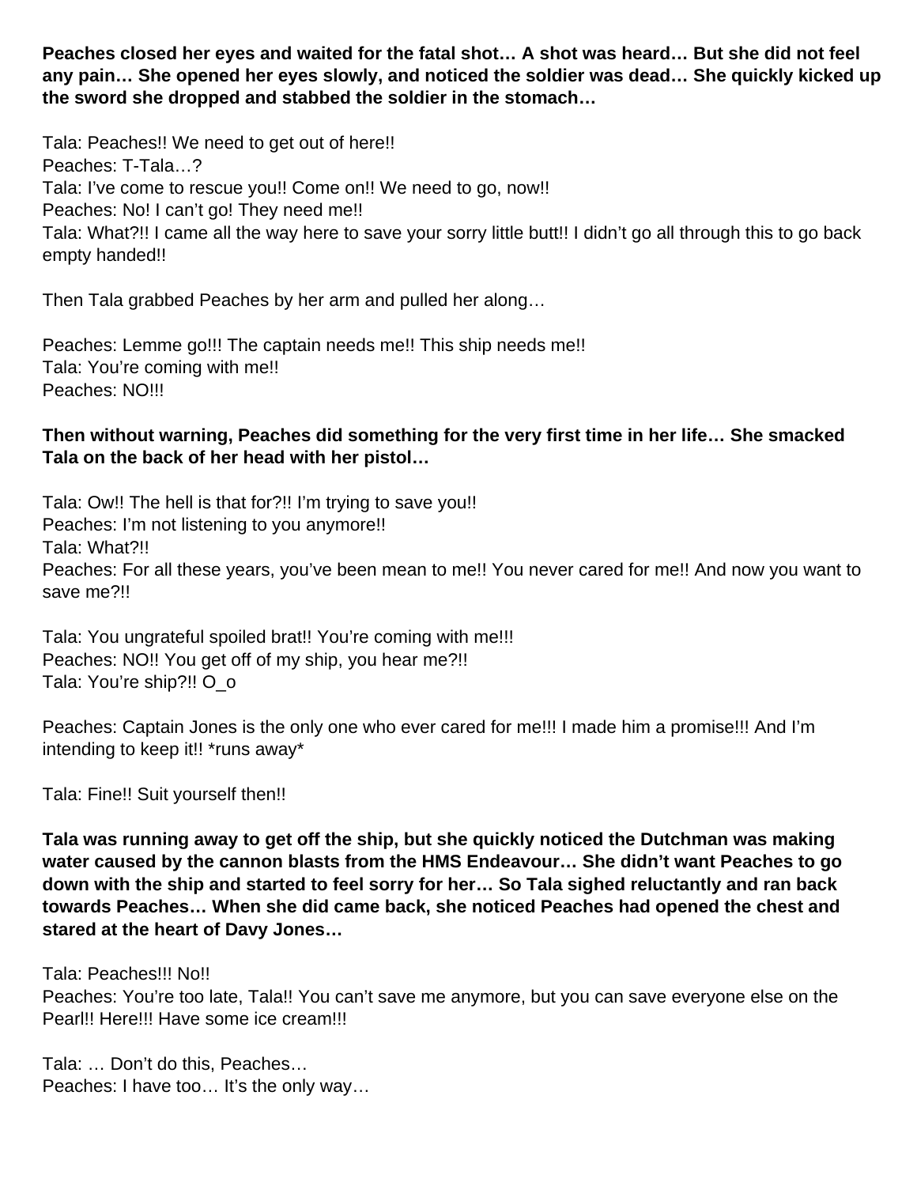**Peaches closed her eyes and waited for the fatal shot… A shot was heard… But she did not feel any pain… She opened her eyes slowly, and noticed the soldier was dead… She quickly kicked up the sword she dropped and stabbed the soldier in the stomach…**

Tala: Peaches!! We need to get out of here!!
Peaches: T-Tala…?
Tala: I've come to rescue you!! Come on!! We need to go, now!!
Peaches: No! I can't go! They need me!!
Tala: What?!! I came all the way here to save your sorry little butt!! I didn't go all through this to go back empty handed!!

Then Tala grabbed Peaches by her arm and pulled her along…

Peaches: Lemme go!!! The captain needs me!! This ship needs me!!
Tala: You're coming with me!!
Peaches: NO!!!

**Then without warning, Peaches did something for the very first time in her life… She smacked Tala on the back of her head with her pistol…**

Tala: Ow!! The hell is that for?!! I'm trying to save you!!
Peaches: I'm not listening to you anymore!!
Tala: What?!!
Peaches: For all these years, you've been mean to me!! You never cared for me!! And now you want to save me?!!

Tala: You ungrateful spoiled brat!! You're coming with me!!!
Peaches: NO!! You get off of my ship, you hear me?!!
Tala: You're ship?!! O_o

Peaches: Captain Jones is the only one who ever cared for me!!! I made him a promise!!! And I'm intending to keep it!! *runs away*

Tala: Fine!! Suit yourself then!!

**Tala was running away to get off the ship, but she quickly noticed the Dutchman was making water caused by the cannon blasts from the HMS Endeavour… She didn't want Peaches to go down with the ship and started to feel sorry for her… So Tala sighed reluctantly and ran back towards Peaches… When she did came back, she noticed Peaches had opened the chest and stared at the heart of Davy Jones…**

Tala: Peaches!!! No!!
Peaches: You're too late, Tala!! You can't save me anymore, but you can save everyone else on the Pearl!! Here!!! Have some ice cream!!!

Tala: … Don't do this, Peaches…
Peaches: I have too… It's the only way…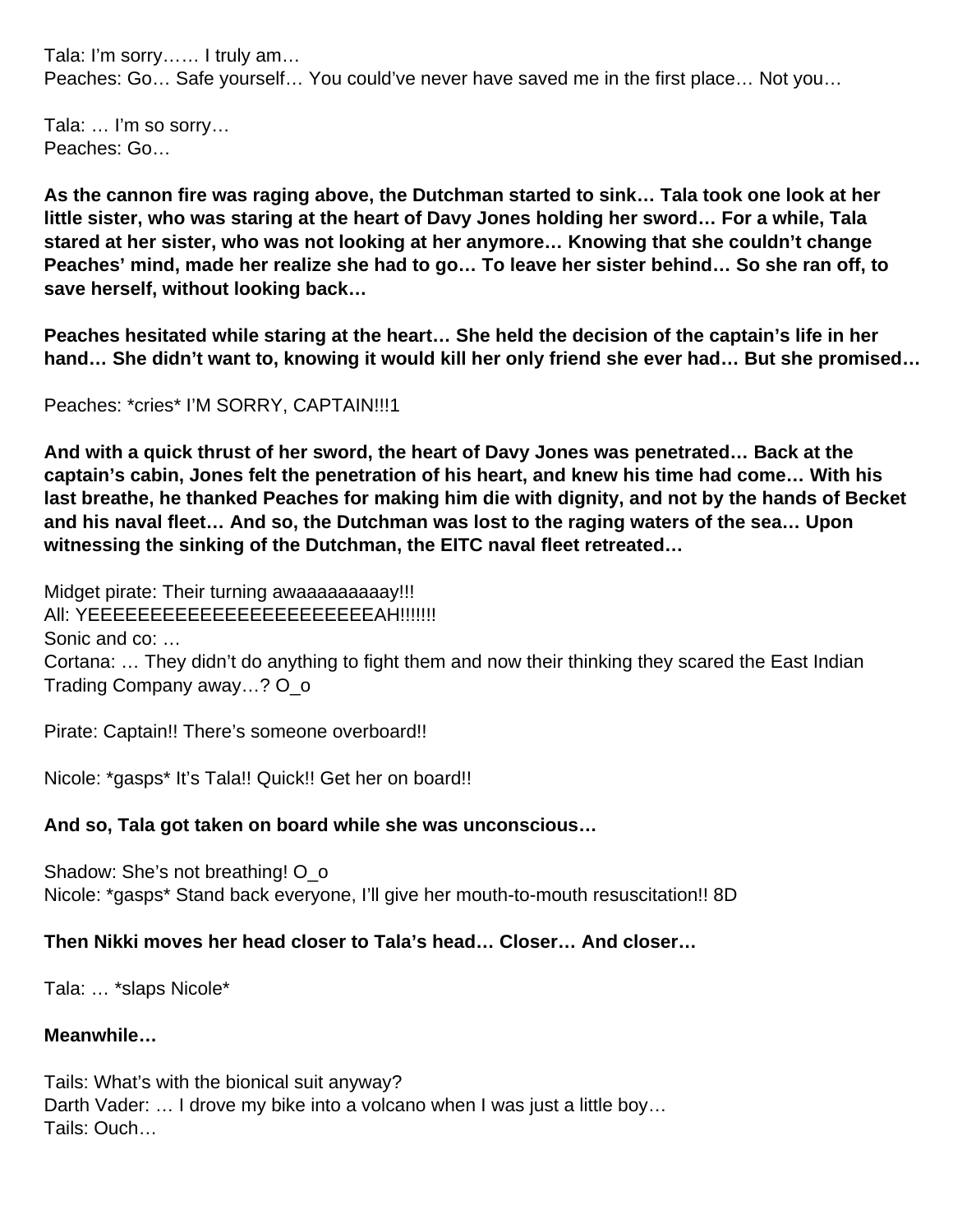Tala: I'm sorry…… I truly am…
Peaches: Go… Safe yourself… You could've never have saved me in the first place… Not you…

Tala: … I'm so sorry…
Peaches: Go…

**As the cannon fire was raging above, the Dutchman started to sink… Tala took one look at her little sister, who was staring at the heart of Davy Jones holding her sword… For a while, Tala stared at her sister, who was not looking at her anymore… Knowing that she couldn't change Peaches' mind, made her realize she had to go… To leave her sister behind… So she ran off, to save herself, without looking back…**

**Peaches hesitated while staring at the heart… She held the decision of the captain's life in her hand… She didn't want to, knowing it would kill her only friend she ever had… But she promised…**

Peaches: *cries* I'M SORRY, CAPTAIN!!!1

**And with a quick thrust of her sword, the heart of Davy Jones was penetrated… Back at the captain's cabin, Jones felt the penetration of his heart, and knew his time had come… With his last breathe, he thanked Peaches for making him die with dignity, and not by the hands of Becket and his naval fleet… And so, the Dutchman was lost to the raging waters of the sea… Upon witnessing the sinking of the Dutchman, the EITC naval fleet retreated…**

Midget pirate: Their turning awaaaaaaaaay!!!
All: YEEEEEEEEEEEEEEEEEEEEEEEAH!!!!!!!
Sonic and co: …
Cortana: … They didn't do anything to fight them and now their thinking they scared the East Indian Trading Company away…? O_o

Pirate: Captain!! There's someone overboard!!

Nicole: *gasps* It's Tala!! Quick!! Get her on board!!

**And so, Tala got taken on board while she was unconscious…**

Shadow: She's not breathing! O_o
Nicole: *gasps* Stand back everyone, I'll give her mouth-to-mouth resuscitation!! 8D

**Then Nikki moves her head closer to Tala's head… Closer… And closer…**

Tala: … *slaps Nicole*

**Meanwhile…**

Tails: What's with the bionical suit anyway?
Darth Vader: … I drove my bike into a volcano when I was just a little boy…
Tails: Ouch…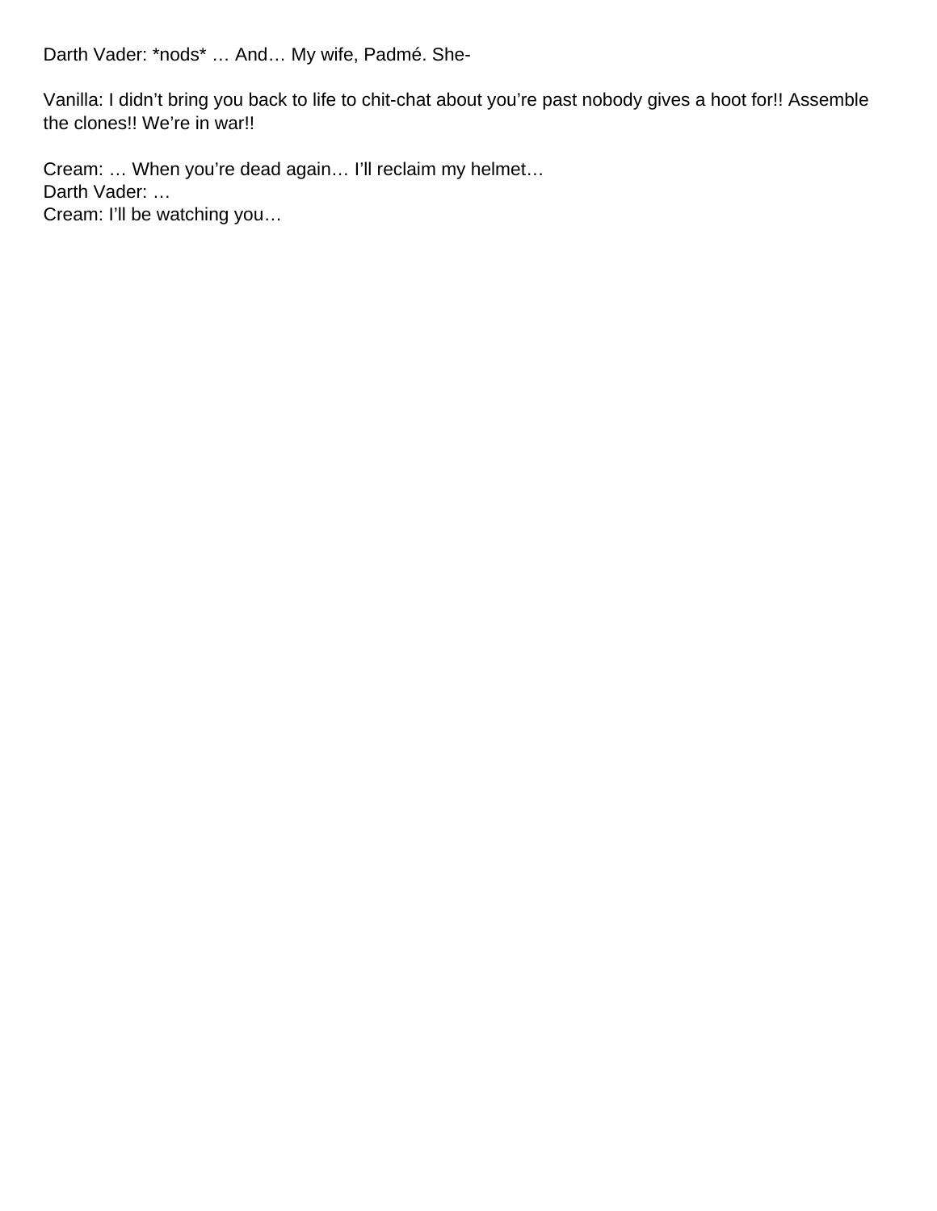Darth Vader: *nods* … And… My wife, Padmé. She-

Vanilla: I didn't bring you back to life to chit-chat about you're past nobody gives a hoot for!! Assemble the clones!! We're in war!!

Cream: … When you're dead again… I'll reclaim my helmet…
Darth Vader: …
Cream: I'll be watching you…